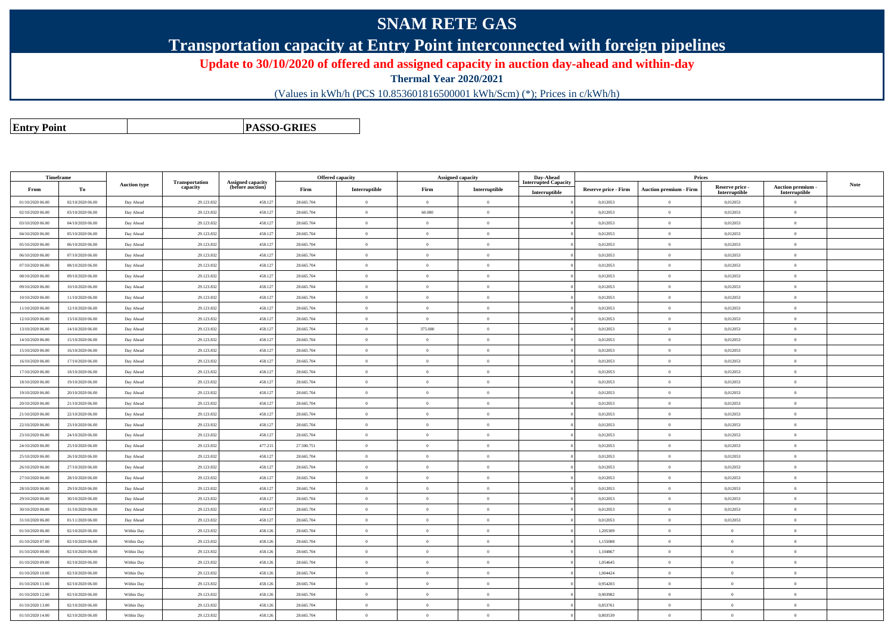# SNAM RETE GAS

## Transportation capacity at Entry Point interconnected with foreign pipelines

### Update to 30/10/2020 of offered and assigned capacity in auction day-ahead and within-day

**Thermal Year 2020/2021**

(Values in kWh/h (PCS 10.853601816500001 kWh/Scm) (*); Prices in c/kWh/h)

| **Entry Point** | **PASSO-GRIES** |
|---|---|

| Timeframe | | Auction type | Transportation capacity | Assigned capacity (before auction) | Offered capacity | | Assigned capacity | | Day-Ahead Interrupted Capacity | Prices | | | | Note |
|---|---|---|---|---|---|---|---|---|---|---|---|---|---|---|
| From | To | | | | Firm | Interruptible | Firm | Interruptible | Interruptible | Reserve price - Firm | Auction premium - Firm | Reserve price - Interruptible | Auction premium - Interruptible | |
| 01/10/2020 06.00 | 02/10/2020 06.00 | Day Ahead | 29.123.832 | 458.127 | 28.665.704 | 0 | 0 | 0 | 0 | 0,012053 | 0 | 0,012053 | 0 | |
| 02/10/2020 06.00 | 03/10/2020 06.00 | Day Ahead | 29.123.832 | 458.127 | 28.665.704 | 0 | 60.000 | 0 | 0 | 0,012053 | 0 | 0,012053 | 0 | |
| 03/10/2020 06.00 | 04/10/2020 06.00 | Day Ahead | 29.123.832 | 458.127 | 28.665.704 | 0 | 0 | 0 | 0 | 0,012053 | 0 | 0,012053 | 0 | |
| 04/10/2020 06.00 | 05/10/2020 06.00 | Day Ahead | 29.123.832 | 458.127 | 28.665.704 | 0 | 0 | 0 | 0 | 0,012053 | 0 | 0,012053 | 0 | |
| 05/10/2020 06.00 | 06/10/2020 06.00 | Day Ahead | 29.123.832 | 458.127 | 28.665.704 | 0 | 0 | 0 | 0 | 0,012053 | 0 | 0,012053 | 0 | |
| 06/10/2020 06.00 | 07/10/2020 06.00 | Day Ahead | 29.123.832 | 458.127 | 28.665.704 | 0 | 0 | 0 | 0 | 0,012053 | 0 | 0,012053 | 0 | |
| 07/10/2020 06.00 | 08/10/2020 06.00 | Day Ahead | 29.123.832 | 458.127 | 28.665.704 | 0 | 0 | 0 | 0 | 0,012053 | 0 | 0,012053 | 0 | |
| 08/10/2020 06.00 | 09/10/2020 06.00 | Day Ahead | 29.123.832 | 458.127 | 28.665.704 | 0 | 0 | 0 | 0 | 0,012053 | 0 | 0,012053 | 0 | |
| 09/10/2020 06.00 | 10/10/2020 06.00 | Day Ahead | 29.123.832 | 458.127 | 28.665.704 | 0 | 0 | 0 | 0 | 0,012053 | 0 | 0,012053 | 0 | |
| 10/10/2020 06.00 | 11/10/2020 06.00 | Day Ahead | 29.123.832 | 458.127 | 28.665.704 | 0 | 0 | 0 | 0 | 0,012053 | 0 | 0,012053 | 0 | |
| 11/10/2020 06.00 | 12/10/2020 06.00 | Day Ahead | 29.123.832 | 458.127 | 28.665.704 | 0 | 0 | 0 | 0 | 0,012053 | 0 | 0,012053 | 0 | |
| 12/10/2020 06.00 | 13/10/2020 06.00 | Day Ahead | 29.123.832 | 458.127 | 28.665.704 | 0 | 0 | 0 | 0 | 0,012053 | 0 | 0,012053 | 0 | |
| 13/10/2020 06.00 | 14/10/2020 06.00 | Day Ahead | 29.123.832 | 458.127 | 28.665.704 | 0 | 375.000 | 0 | 0 | 0,012053 | 0 | 0,012053 | 0 | |
| 14/10/2020 06.00 | 15/10/2020 06.00 | Day Ahead | 29.123.832 | 458.127 | 28.665.704 | 0 | 0 | 0 | 0 | 0,012053 | 0 | 0,012053 | 0 | |
| 15/10/2020 06.00 | 16/10/2020 06.00 | Day Ahead | 29.123.832 | 458.127 | 28.665.704 | 0 | 0 | 0 | 0 | 0,012053 | 0 | 0,012053 | 0 | |
| 16/10/2020 06.00 | 17/10/2020 06.00 | Day Ahead | 29.123.832 | 458.127 | 28.665.704 | 0 | 0 | 0 | 0 | 0,012053 | 0 | 0,012053 | 0 | |
| 17/10/2020 06.00 | 18/10/2020 06.00 | Day Ahead | 29.123.832 | 458.127 | 28.665.704 | 0 | 0 | 0 | 0 | 0,012053 | 0 | 0,012053 | 0 | |
| 18/10/2020 06.00 | 19/10/2020 06.00 | Day Ahead | 29.123.832 | 458.127 | 28.665.704 | 0 | 0 | 0 | 0 | 0,012053 | 0 | 0,012053 | 0 | |
| 19/10/2020 06.00 | 20/10/2020 06.00 | Day Ahead | 29.123.832 | 458.127 | 28.665.704 | 0 | 0 | 0 | 0 | 0,012053 | 0 | 0,012053 | 0 | |
| 20/10/2020 06.00 | 21/10/2020 06.00 | Day Ahead | 29.123.832 | 458.127 | 28.665.704 | 0 | 0 | 0 | 0 | 0,012053 | 0 | 0,012053 | 0 | |
| 21/10/2020 06.00 | 22/10/2020 06.00 | Day Ahead | 29.123.832 | 458.127 | 28.665.704 | 0 | 0 | 0 | 0 | 0,012053 | 0 | 0,012053 | 0 | |
| 22/10/2020 06.00 | 23/10/2020 06.00 | Day Ahead | 29.123.832 | 458.127 | 28.665.704 | 0 | 0 | 0 | 0 | 0,012053 | 0 | 0,012053 | 0 | |
| 23/10/2020 06.00 | 24/10/2020 06.00 | Day Ahead | 29.123.832 | 458.127 | 28.665.704 | 0 | 0 | 0 | 0 | 0,012053 | 0 | 0,012053 | 0 | |
| 24/10/2020 06.00 | 25/10/2020 06.00 | Day Ahead | 29.123.832 | 477.215 | 27.500.751 | 0 | 0 | 0 | 0 | 0,012053 | 0 | 0,012053 | 0 | |
| 25/10/2020 06.00 | 26/10/2020 06.00 | Day Ahead | 29.123.832 | 458.127 | 28.665.704 | 0 | 0 | 0 | 0 | 0,012053 | 0 | 0,012053 | 0 | |
| 26/10/2020 06.00 | 27/10/2020 06.00 | Day Ahead | 29.123.832 | 458.127 | 28.665.704 | 0 | 0 | 0 | 0 | 0,012053 | 0 | 0,012053 | 0 | |
| 27/10/2020 06.00 | 28/10/2020 06.00 | Day Ahead | 29.123.832 | 458.127 | 28.665.704 | 0 | 0 | 0 | 0 | 0,012053 | 0 | 0,012053 | 0 | |
| 28/10/2020 06.00 | 29/10/2020 06.00 | Day Ahead | 29.123.832 | 458.127 | 28.665.704 | 0 | 0 | 0 | 0 | 0,012053 | 0 | 0,012053 | 0 | |
| 29/10/2020 06.00 | 30/10/2020 06.00 | Day Ahead | 29.123.832 | 458.127 | 28.665.704 | 0 | 0 | 0 | 0 | 0,012053 | 0 | 0,012053 | 0 | |
| 30/10/2020 06.00 | 31/10/2020 06.00 | Day Ahead | 29.123.832 | 458.127 | 28.665.704 | 0 | 0 | 0 | 0 | 0,012053 | 0 | 0,012053 | 0 | |
| 31/10/2020 06.00 | 01/11/2020 06.00 | Day Ahead | 29.123.832 | 458.127 | 28.665.704 | 0 | 0 | 0 | 0 | 0,012053 | 0 | 0,012053 | 0 | |
| 01/10/2020 06.00 | 02/10/2020 06.00 | Within Day | 29.123.832 | 458.126 | 28.665.704 | 0 | 0 | 0 | 0 | 1,205309 | 0 | 0 | 0 | |
| 01/10/2020 07.00 | 02/10/2020 06.00 | Within Day | 29.123.832 | 458.126 | 28.665.704 | 0 | 0 | 0 | 0 | 1,155088 | 0 | 0 | 0 | |
| 01/10/2020 08.00 | 02/10/2020 06.00 | Within Day | 29.123.832 | 458.126 | 28.665.704 | 0 | 0 | 0 | 0 | 1,104867 | 0 | 0 | 0 | |
| 01/10/2020 09.00 | 02/10/2020 06.00 | Within Day | 29.123.832 | 458.126 | 28.665.704 | 0 | 0 | 0 | 0 | 1,054645 | 0 | 0 | 0 | |
| 01/10/2020 10.00 | 02/10/2020 06.00 | Within Day | 29.123.832 | 458.126 | 28.665.704 | 0 | 0 | 0 | 0 | 1,004424 | 0 | 0 | 0 | |
| 01/10/2020 11.00 | 02/10/2020 06.00 | Within Day | 29.123.832 | 458.126 | 28.665.704 | 0 | 0 | 0 | 0 | 0,954203 | 0 | 0 | 0 | |
| 01/10/2020 12.00 | 02/10/2020 06.00 | Within Day | 29.123.832 | 458.126 | 28.665.704 | 0 | 0 | 0 | 0 | 0,903982 | 0 | 0 | 0 | |
| 01/10/2020 13.00 | 02/10/2020 06.00 | Within Day | 29.123.832 | 458.126 | 28.665.704 | 0 | 0 | 0 | 0 | 0,853761 | 0 | 0 | 0 | |
| 01/10/2020 14.00 | 02/10/2020 06.00 | Within Day | 29.123.832 | 458.126 | 28.665.704 | 0 | 0 | 0 | 0 | 0,803539 | 0 | 0 | 0 | |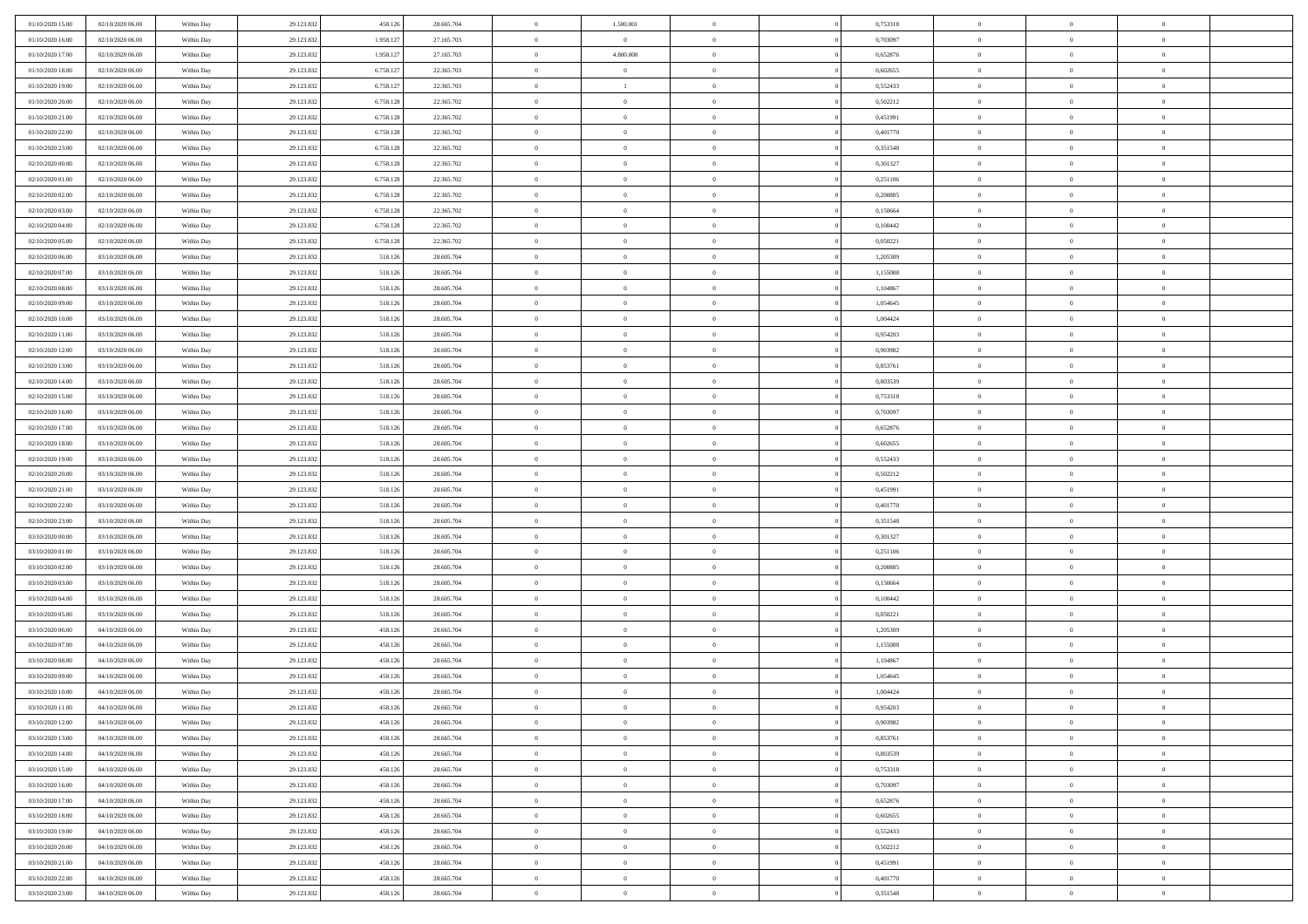| | | | | | | | | | | | | | | |
|---|---|---|---|---|---|---|---|---|---|---|---|---|---|---|
| 01/10/2020 15.00 | 02/10/2020 06.00 | Within Day | 29.123.832 | 458.126 | 28.665.704 | 0 | 1.500.001 | 0 | | 0 | 0,753318 | 0 | 0 | 0 |
| 01/10/2020 16.00 | 02/10/2020 06.00 | Within Day | 29.123.832 | 1.958.127 | 27.165.703 | 0 | 0 | 0 | | 0 | 0,703097 | 0 | 0 | 0 |
| 01/10/2020 17.00 | 02/10/2020 06.00 | Within Day | 29.123.832 | 1.958.127 | 27.165.703 | 0 | 4.800.000 | 0 | | 0 | 0,652876 | 0 | 0 | 0 |
| 01/10/2020 18.00 | 02/10/2020 06.00 | Within Day | 29.123.832 | 6.758.127 | 22.365.703 | 0 | 0 | 0 | | 0 | 0,602655 | 0 | 0 | 0 |
| 01/10/2020 19.00 | 02/10/2020 06.00 | Within Day | 29.123.832 | 6.758.127 | 22.365.703 | 0 | 1 | 0 | | 0 | 0,552433 | 0 | 0 | 0 |
| 01/10/2020 20.00 | 02/10/2020 06.00 | Within Day | 29.123.832 | 6.758.128 | 22.365.702 | 0 | 0 | 0 | | 0 | 0,502212 | 0 | 0 | 0 |
| 01/10/2020 21.00 | 02/10/2020 06.00 | Within Day | 29.123.832 | 6.758.128 | 22.365.702 | 0 | 0 | 0 | | 0 | 0,451991 | 0 | 0 | 0 |
| 01/10/2020 22.00 | 02/10/2020 06.00 | Within Day | 29.123.832 | 6.758.128 | 22.365.702 | 0 | 0 | 0 | | 0 | 0,401770 | 0 | 0 | 0 |
| 01/10/2020 23.00 | 02/10/2020 06.00 | Within Day | 29.123.832 | 6.758.128 | 22.365.702 | 0 | 0 | 0 | | 0 | 0,351548 | 0 | 0 | 0 |
| 02/10/2020 00.00 | 02/10/2020 06.00 | Within Day | 29.123.832 | 6.758.128 | 22.365.702 | 0 | 0 | 0 | | 0 | 0,301327 | 0 | 0 | 0 |
| 02/10/2020 01.00 | 02/10/2020 06.00 | Within Day | 29.123.832 | 6.758.128 | 22.365.702 | 0 | 0 | 0 | | 0 | 0,251106 | 0 | 0 | 0 |
| 02/10/2020 02.00 | 02/10/2020 06.00 | Within Day | 29.123.832 | 6.758.128 | 22.365.702 | 0 | 0 | 0 | | 0 | 0,200885 | 0 | 0 | 0 |
| 02/10/2020 03.00 | 02/10/2020 06.00 | Within Day | 29.123.832 | 6.758.128 | 22.365.702 | 0 | 0 | 0 | | 0 | 0,150664 | 0 | 0 | 0 |
| 02/10/2020 04.00 | 02/10/2020 06.00 | Within Day | 29.123.832 | 6.758.128 | 22.365.702 | 0 | 0 | 0 | | 0 | 0,100442 | 0 | 0 | 0 |
| 02/10/2020 05.00 | 02/10/2020 06.00 | Within Day | 29.123.832 | 6.758.128 | 22.365.702 | 0 | 0 | 0 | | 0 | 0,050221 | 0 | 0 | 0 |
| 02/10/2020 06.00 | 03/10/2020 06.00 | Within Day | 29.123.832 | 518.126 | 28.605.704 | 0 | 0 | 0 | | 0 | 1,205309 | 0 | 0 | 0 |
| 02/10/2020 07.00 | 03/10/2020 06.00 | Within Day | 29.123.832 | 518.126 | 28.605.704 | 0 | 0 | 0 | | 0 | 1,155088 | 0 | 0 | 0 |
| 02/10/2020 08.00 | 03/10/2020 06.00 | Within Day | 29.123.832 | 518.126 | 28.605.704 | 0 | 0 | 0 | | 0 | 1,104867 | 0 | 0 | 0 |
| 02/10/2020 09.00 | 03/10/2020 06.00 | Within Day | 29.123.832 | 518.126 | 28.605.704 | 0 | 0 | 0 | | 0 | 1,054645 | 0 | 0 | 0 |
| 02/10/2020 10.00 | 03/10/2020 06.00 | Within Day | 29.123.832 | 518.126 | 28.605.704 | 0 | 0 | 0 | | 0 | 1,004424 | 0 | 0 | 0 |
| 02/10/2020 11.00 | 03/10/2020 06.00 | Within Day | 29.123.832 | 518.126 | 28.605.704 | 0 | 0 | 0 | | 0 | 0,954203 | 0 | 0 | 0 |
| 02/10/2020 12.00 | 03/10/2020 06.00 | Within Day | 29.123.832 | 518.126 | 28.605.704 | 0 | 0 | 0 | | 0 | 0,903982 | 0 | 0 | 0 |
| 02/10/2020 13.00 | 03/10/2020 06.00 | Within Day | 29.123.832 | 518.126 | 28.605.704 | 0 | 0 | 0 | | 0 | 0,853761 | 0 | 0 | 0 |
| 02/10/2020 14.00 | 03/10/2020 06.00 | Within Day | 29.123.832 | 518.126 | 28.605.704 | 0 | 0 | 0 | | 0 | 0,803539 | 0 | 0 | 0 |
| 02/10/2020 15.00 | 03/10/2020 06.00 | Within Day | 29.123.832 | 518.126 | 28.605.704 | 0 | 0 | 0 | | 0 | 0,753318 | 0 | 0 | 0 |
| 02/10/2020 16.00 | 03/10/2020 06.00 | Within Day | 29.123.832 | 518.126 | 28.605.704 | 0 | 0 | 0 | | 0 | 0,703097 | 0 | 0 | 0 |
| 02/10/2020 17.00 | 03/10/2020 06.00 | Within Day | 29.123.832 | 518.126 | 28.605.704 | 0 | 0 | 0 | | 0 | 0,652876 | 0 | 0 | 0 |
| 02/10/2020 18.00 | 03/10/2020 06.00 | Within Day | 29.123.832 | 518.126 | 28.605.704 | 0 | 0 | 0 | | 0 | 0,602655 | 0 | 0 | 0 |
| 02/10/2020 19.00 | 03/10/2020 06.00 | Within Day | 29.123.832 | 518.126 | 28.605.704 | 0 | 0 | 0 | | 0 | 0,552433 | 0 | 0 | 0 |
| 02/10/2020 20.00 | 03/10/2020 06.00 | Within Day | 29.123.832 | 518.126 | 28.605.704 | 0 | 0 | 0 | | 0 | 0,502212 | 0 | 0 | 0 |
| 02/10/2020 21.00 | 03/10/2020 06.00 | Within Day | 29.123.832 | 518.126 | 28.605.704 | 0 | 0 | 0 | | 0 | 0,451991 | 0 | 0 | 0 |
| 02/10/2020 22.00 | 03/10/2020 06.00 | Within Day | 29.123.832 | 518.126 | 28.605.704 | 0 | 0 | 0 | | 0 | 0,401770 | 0 | 0 | 0 |
| 02/10/2020 23.00 | 03/10/2020 06.00 | Within Day | 29.123.832 | 518.126 | 28.605.704 | 0 | 0 | 0 | | 0 | 0,351548 | 0 | 0 | 0 |
| 03/10/2020 00.00 | 03/10/2020 06.00 | Within Day | 29.123.832 | 518.126 | 28.605.704 | 0 | 0 | 0 | | 0 | 0,301327 | 0 | 0 | 0 |
| 03/10/2020 01.00 | 03/10/2020 06.00 | Within Day | 29.123.832 | 518.126 | 28.605.704 | 0 | 0 | 0 | | 0 | 0,251106 | 0 | 0 | 0 |
| 03/10/2020 02.00 | 03/10/2020 06.00 | Within Day | 29.123.832 | 518.126 | 28.605.704 | 0 | 0 | 0 | | 0 | 0,200885 | 0 | 0 | 0 |
| 03/10/2020 03.00 | 03/10/2020 06.00 | Within Day | 29.123.832 | 518.126 | 28.605.704 | 0 | 0 | 0 | | 0 | 0,150664 | 0 | 0 | 0 |
| 03/10/2020 04.00 | 03/10/2020 06.00 | Within Day | 29.123.832 | 518.126 | 28.605.704 | 0 | 0 | 0 | | 0 | 0,100442 | 0 | 0 | 0 |
| 03/10/2020 05.00 | 03/10/2020 06.00 | Within Day | 29.123.832 | 518.126 | 28.605.704 | 0 | 0 | 0 | | 0 | 0,050221 | 0 | 0 | 0 |
| 03/10/2020 06.00 | 04/10/2020 06.00 | Within Day | 29.123.832 | 458.126 | 28.665.704 | 0 | 0 | 0 | | 0 | 1,205309 | 0 | 0 | 0 |
| 03/10/2020 07.00 | 04/10/2020 06.00 | Within Day | 29.123.832 | 458.126 | 28.665.704 | 0 | 0 | 0 | | 0 | 1,155088 | 0 | 0 | 0 |
| 03/10/2020 08.00 | 04/10/2020 06.00 | Within Day | 29.123.832 | 458.126 | 28.665.704 | 0 | 0 | 0 | | 0 | 1,104867 | 0 | 0 | 0 |
| 03/10/2020 09.00 | 04/10/2020 06.00 | Within Day | 29.123.832 | 458.126 | 28.665.704 | 0 | 0 | 0 | | 0 | 1,054645 | 0 | 0 | 0 |
| 03/10/2020 10.00 | 04/10/2020 06.00 | Within Day | 29.123.832 | 458.126 | 28.665.704 | 0 | 0 | 0 | | 0 | 1,004424 | 0 | 0 | 0 |
| 03/10/2020 11.00 | 04/10/2020 06.00 | Within Day | 29.123.832 | 458.126 | 28.665.704 | 0 | 0 | 0 | | 0 | 0,954203 | 0 | 0 | 0 |
| 03/10/2020 12.00 | 04/10/2020 06.00 | Within Day | 29.123.832 | 458.126 | 28.665.704 | 0 | 0 | 0 | | 0 | 0,903982 | 0 | 0 | 0 |
| 03/10/2020 13.00 | 04/10/2020 06.00 | Within Day | 29.123.832 | 458.126 | 28.665.704 | 0 | 0 | 0 | | 0 | 0,853761 | 0 | 0 | 0 |
| 03/10/2020 14.00 | 04/10/2020 06.00 | Within Day | 29.123.832 | 458.126 | 28.665.704 | 0 | 0 | 0 | | 0 | 0,803539 | 0 | 0 | 0 |
| 03/10/2020 15.00 | 04/10/2020 06.00 | Within Day | 29.123.832 | 458.126 | 28.665.704 | 0 | 0 | 0 | | 0 | 0,753318 | 0 | 0 | 0 |
| 03/10/2020 16.00 | 04/10/2020 06.00 | Within Day | 29.123.832 | 458.126 | 28.665.704 | 0 | 0 | 0 | | 0 | 0,703097 | 0 | 0 | 0 |
| 03/10/2020 17.00 | 04/10/2020 06.00 | Within Day | 29.123.832 | 458.126 | 28.665.704 | 0 | 0 | 0 | | 0 | 0,652876 | 0 | 0 | 0 |
| 03/10/2020 18.00 | 04/10/2020 06.00 | Within Day | 29.123.832 | 458.126 | 28.665.704 | 0 | 0 | 0 | | 0 | 0,602655 | 0 | 0 | 0 |
| 03/10/2020 19.00 | 04/10/2020 06.00 | Within Day | 29.123.832 | 458.126 | 28.665.704 | 0 | 0 | 0 | | 0 | 0,552433 | 0 | 0 | 0 |
| 03/10/2020 20.00 | 04/10/2020 06.00 | Within Day | 29.123.832 | 458.126 | 28.665.704 | 0 | 0 | 0 | | 0 | 0,502212 | 0 | 0 | 0 |
| 03/10/2020 21.00 | 04/10/2020 06.00 | Within Day | 29.123.832 | 458.126 | 28.665.704 | 0 | 0 | 0 | | 0 | 0,451991 | 0 | 0 | 0 |
| 03/10/2020 22.00 | 04/10/2020 06.00 | Within Day | 29.123.832 | 458.126 | 28.665.704 | 0 | 0 | 0 | | 0 | 0,401770 | 0 | 0 | 0 |
| 03/10/2020 23.00 | 04/10/2020 06.00 | Within Day | 29.123.832 | 458.126 | 28.665.704 | 0 | 0 | 0 | | 0 | 0,351548 | 0 | 0 | 0 |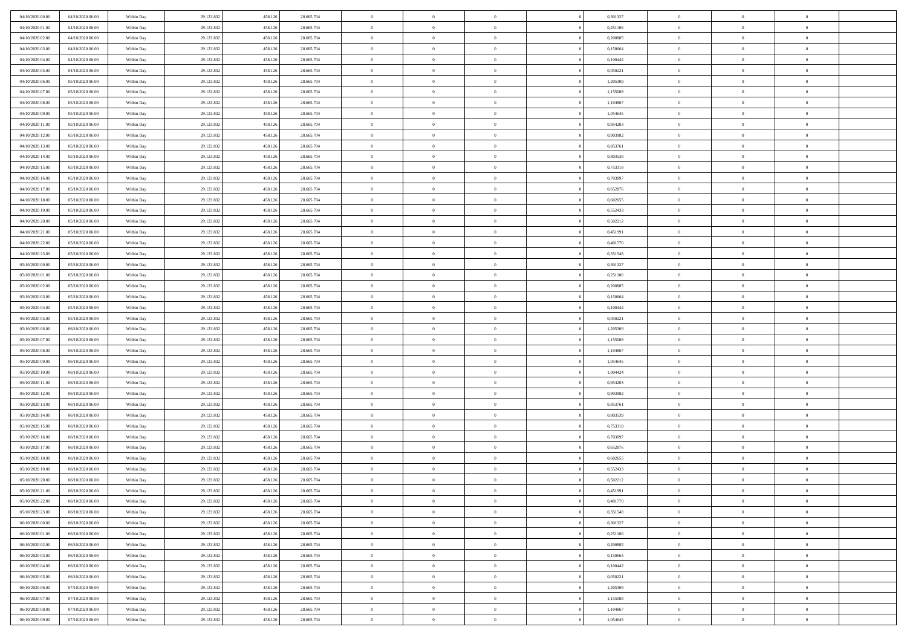| | | | | | | | | | | | | | | |
|---|---|---|---|---|---|---|---|---|---|---|---|---|---|---|
| 04/10/2020 00.00 | 04/10/2020 06.00 | Within Day | 29.123.832 | 458.126 | 28.665.704 | 0 | 0 | 0 | | 0,301327 | 0 | 0 | 0 | |
| 04/10/2020 01.00 | 04/10/2020 06.00 | Within Day | 29.123.832 | 458.126 | 28.665.704 | 0 | 0 | 0 | | 0,251106 | 0 | 0 | 0 | |
| 04/10/2020 02.00 | 04/10/2020 06.00 | Within Day | 29.123.832 | 458.126 | 28.665.704 | 0 | 0 | 0 | | 0,200885 | 0 | 0 | 0 | |
| 04/10/2020 03.00 | 04/10/2020 06.00 | Within Day | 29.123.832 | 458.126 | 28.665.704 | 0 | 0 | 0 | | 0,150664 | 0 | 0 | 0 | |
| 04/10/2020 04.00 | 04/10/2020 06.00 | Within Day | 29.123.832 | 458.126 | 28.665.704 | 0 | 0 | 0 | | 0,100442 | 0 | 0 | 0 | |
| 04/10/2020 05.00 | 04/10/2020 06.00 | Within Day | 29.123.832 | 458.126 | 28.665.704 | 0 | 0 | 0 | | 0,050221 | 0 | 0 | 0 | |
| 04/10/2020 06.00 | 05/10/2020 06.00 | Within Day | 29.123.832 | 458.126 | 28.665.704 | 0 | 0 | 0 | | 1,205309 | 0 | 0 | 0 | |
| 04/10/2020 07.00 | 05/10/2020 06.00 | Within Day | 29.123.832 | 458.126 | 28.665.704 | 0 | 0 | 0 | | 1,155088 | 0 | 0 | 0 | |
| 04/10/2020 08.00 | 05/10/2020 06.00 | Within Day | 29.123.832 | 458.126 | 28.665.704 | 0 | 0 | 0 | | 1,104867 | 0 | 0 | 0 | |
| 04/10/2020 09.00 | 05/10/2020 06.00 | Within Day | 29.123.832 | 458.126 | 28.665.704 | 0 | 0 | 0 | | 1,054645 | 0 | 0 | 0 | |
| 04/10/2020 11.00 | 05/10/2020 06.00 | Within Day | 29.123.832 | 458.126 | 28.665.704 | 0 | 0 | 0 | | 0,954203 | 0 | 0 | 0 | |
| 04/10/2020 12.00 | 05/10/2020 06.00 | Within Day | 29.123.832 | 458.126 | 28.665.704 | 0 | 0 | 0 | | 0,903982 | 0 | 0 | 0 | |
| 04/10/2020 13.00 | 05/10/2020 06.00 | Within Day | 29.123.832 | 458.126 | 28.665.704 | 0 | 0 | 0 | | 0,853761 | 0 | 0 | 0 | |
| 04/10/2020 14.00 | 05/10/2020 06.00 | Within Day | 29.123.832 | 458.126 | 28.665.704 | 0 | 0 | 0 | | 0,803539 | 0 | 0 | 0 | |
| 04/10/2020 15.00 | 05/10/2020 06.00 | Within Day | 29.123.832 | 458.126 | 28.665.704 | 0 | 0 | 0 | | 0,753318 | 0 | 0 | 0 | |
| 04/10/2020 16.00 | 05/10/2020 06.00 | Within Day | 29.123.832 | 458.126 | 28.665.704 | 0 | 0 | 0 | | 0,703097 | 0 | 0 | 0 | |
| 04/10/2020 17.00 | 05/10/2020 06.00 | Within Day | 29.123.832 | 458.126 | 28.665.704 | 0 | 0 | 0 | | 0,652876 | 0 | 0 | 0 | |
| 04/10/2020 18.00 | 05/10/2020 06.00 | Within Day | 29.123.832 | 458.126 | 28.665.704 | 0 | 0 | 0 | | 0,602655 | 0 | 0 | 0 | |
| 04/10/2020 19.00 | 05/10/2020 06.00 | Within Day | 29.123.832 | 458.126 | 28.665.704 | 0 | 0 | 0 | | 0,552433 | 0 | 0 | 0 | |
| 04/10/2020 20.00 | 05/10/2020 06.00 | Within Day | 29.123.832 | 458.126 | 28.665.704 | 0 | 0 | 0 | | 0,502212 | 0 | 0 | 0 | |
| 04/10/2020 21.00 | 05/10/2020 06.00 | Within Day | 29.123.832 | 458.126 | 28.665.704 | 0 | 0 | 0 | | 0,451991 | 0 | 0 | 0 | |
| 04/10/2020 22.00 | 05/10/2020 06.00 | Within Day | 29.123.832 | 458.126 | 28.665.704 | 0 | 0 | 0 | | 0,401770 | 0 | 0 | 0 | |
| 04/10/2020 23.00 | 05/10/2020 06.00 | Within Day | 29.123.832 | 458.126 | 28.665.704 | 0 | 0 | 0 | | 0,351548 | 0 | 0 | 0 | |
| 05/10/2020 00.00 | 05/10/2020 06.00 | Within Day | 29.123.832 | 458.126 | 28.665.704 | 0 | 0 | 0 | | 0,301327 | 0 | 0 | 0 | |
| 05/10/2020 01.00 | 05/10/2020 06.00 | Within Day | 29.123.832 | 458.126 | 28.665.704 | 0 | 0 | 0 | | 0,251106 | 0 | 0 | 0 | |
| 05/10/2020 02.00 | 05/10/2020 06.00 | Within Day | 29.123.832 | 458.126 | 28.665.704 | 0 | 0 | 0 | | 0,200885 | 0 | 0 | 0 | |
| 05/10/2020 03.00 | 05/10/2020 06.00 | Within Day | 29.123.832 | 458.126 | 28.665.704 | 0 | 0 | 0 | | 0,150664 | 0 | 0 | 0 | |
| 05/10/2020 04.00 | 05/10/2020 06.00 | Within Day | 29.123.832 | 458.126 | 28.665.704 | 0 | 0 | 0 | | 0,100442 | 0 | 0 | 0 | |
| 05/10/2020 05.00 | 05/10/2020 06.00 | Within Day | 29.123.832 | 458.126 | 28.665.704 | 0 | 0 | 0 | | 0,050221 | 0 | 0 | 0 | |
| 05/10/2020 06.00 | 06/10/2020 06.00 | Within Day | 29.123.832 | 458.126 | 28.665.704 | 0 | 0 | 0 | | 1,205309 | 0 | 0 | 0 | |
| 05/10/2020 07.00 | 06/10/2020 06.00 | Within Day | 29.123.832 | 458.126 | 28.665.704 | 0 | 0 | 0 | | 1,155088 | 0 | 0 | 0 | |
| 05/10/2020 08.00 | 06/10/2020 06.00 | Within Day | 29.123.832 | 458.126 | 28.665.704 | 0 | 0 | 0 | | 1,104867 | 0 | 0 | 0 | |
| 05/10/2020 09.00 | 06/10/2020 06.00 | Within Day | 29.123.832 | 458.126 | 28.665.704 | 0 | 0 | 0 | | 1,054645 | 0 | 0 | 0 | |
| 05/10/2020 10.00 | 06/10/2020 06.00 | Within Day | 29.123.832 | 458.126 | 28.665.704 | 0 | 0 | 0 | | 1,004424 | 0 | 0 | 0 | |
| 05/10/2020 11.00 | 06/10/2020 06.00 | Within Day | 29.123.832 | 458.126 | 28.665.704 | 0 | 0 | 0 | | 0,954203 | 0 | 0 | 0 | |
| 05/10/2020 12.00 | 06/10/2020 06.00 | Within Day | 29.123.832 | 458.126 | 28.665.704 | 0 | 0 | 0 | | 0,903982 | 0 | 0 | 0 | |
| 05/10/2020 13.00 | 06/10/2020 06.00 | Within Day | 29.123.832 | 458.126 | 28.665.704 | 0 | 0 | 0 | | 0,853761 | 0 | 0 | 0 | |
| 05/10/2020 14.00 | 06/10/2020 06.00 | Within Day | 29.123.832 | 458.126 | 28.665.704 | 0 | 0 | 0 | | 0,803539 | 0 | 0 | 0 | |
| 05/10/2020 15.00 | 06/10/2020 06.00 | Within Day | 29.123.832 | 458.126 | 28.665.704 | 0 | 0 | 0 | | 0,753318 | 0 | 0 | 0 | |
| 05/10/2020 16.00 | 06/10/2020 06.00 | Within Day | 29.123.832 | 458.126 | 28.665.704 | 0 | 0 | 0 | | 0,703097 | 0 | 0 | 0 | |
| 05/10/2020 17.00 | 06/10/2020 06.00 | Within Day | 29.123.832 | 458.126 | 28.665.704 | 0 | 0 | 0 | | 0,652876 | 0 | 0 | 0 | |
| 05/10/2020 18.00 | 06/10/2020 06.00 | Within Day | 29.123.832 | 458.126 | 28.665.704 | 0 | 0 | 0 | | 0,602655 | 0 | 0 | 0 | |
| 05/10/2020 19.00 | 06/10/2020 06.00 | Within Day | 29.123.832 | 458.126 | 28.665.704 | 0 | 0 | 0 | | 0,552433 | 0 | 0 | 0 | |
| 05/10/2020 20.00 | 06/10/2020 06.00 | Within Day | 29.123.832 | 458.126 | 28.665.704 | 0 | 0 | 0 | | 0,502212 | 0 | 0 | 0 | |
| 05/10/2020 21.00 | 06/10/2020 06.00 | Within Day | 29.123.832 | 458.126 | 28.665.704 | 0 | 0 | 0 | | 0,451991 | 0 | 0 | 0 | |
| 05/10/2020 22.00 | 06/10/2020 06.00 | Within Day | 29.123.832 | 458.126 | 28.665.704 | 0 | 0 | 0 | | 0,401770 | 0 | 0 | 0 | |
| 05/10/2020 23.00 | 06/10/2020 06.00 | Within Day | 29.123.832 | 458.126 | 28.665.704 | 0 | 0 | 0 | | 0,351548 | 0 | 0 | 0 | |
| 06/10/2020 00.00 | 06/10/2020 06.00 | Within Day | 29.123.832 | 458.126 | 28.665.704 | 0 | 0 | 0 | | 0,301327 | 0 | 0 | 0 | |
| 06/10/2020 01.00 | 06/10/2020 06.00 | Within Day | 29.123.832 | 458.126 | 28.665.704 | 0 | 0 | 0 | | 0,251106 | 0 | 0 | 0 | |
| 06/10/2020 02.00 | 06/10/2020 06.00 | Within Day | 29.123.832 | 458.126 | 28.665.704 | 0 | 0 | 0 | | 0,200885 | 0 | 0 | 0 | |
| 06/10/2020 03.00 | 06/10/2020 06.00 | Within Day | 29.123.832 | 458.126 | 28.665.704 | 0 | 0 | 0 | | 0,150664 | 0 | 0 | 0 | |
| 06/10/2020 04.00 | 06/10/2020 06.00 | Within Day | 29.123.832 | 458.126 | 28.665.704 | 0 | 0 | 0 | | 0,100442 | 0 | 0 | 0 | |
| 06/10/2020 05.00 | 06/10/2020 06.00 | Within Day | 29.123.832 | 458.126 | 28.665.704 | 0 | 0 | 0 | | 0,050221 | 0 | 0 | 0 | |
| 06/10/2020 06.00 | 07/10/2020 06.00 | Within Day | 29.123.832 | 458.126 | 28.665.704 | 0 | 0 | 0 | | 1,205309 | 0 | 0 | 0 | |
| 06/10/2020 07.00 | 07/10/2020 06.00 | Within Day | 29.123.832 | 458.126 | 28.665.704 | 0 | 0 | 0 | | 1,155088 | 0 | 0 | 0 | |
| 06/10/2020 08.00 | 07/10/2020 06.00 | Within Day | 29.123.832 | 458.126 | 28.665.704 | 0 | 0 | 0 | | 1,104867 | 0 | 0 | 0 | |
| 06/10/2020 09.00 | 07/10/2020 06.00 | Within Day | 29.123.832 | 458.126 | 28.665.704 | 0 | 0 | 0 | | 1,054645 | 0 | 0 | 0 | |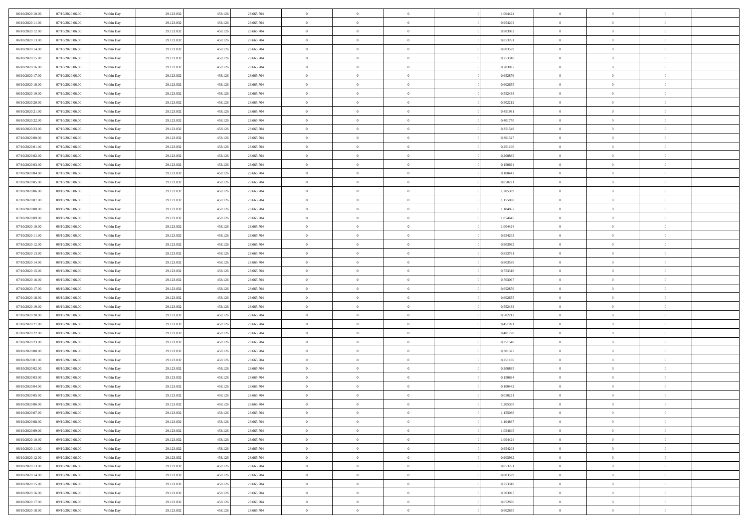| 06/10/2020 10:00 | 07/10/2020 06:00 | Within Day | 29.123.832 | 458.126 | 28.665.704 | 0 | 0 | 0 | | 1,004424 | 0 | 0 | 0 | |
|---|---|---|---|---|---|---|---|---|---|---|---|---|---|---|
| 06/10/2020 11:00 | 07/10/2020 06:00 | Within Day | 29.123.832 | 458.126 | 28.665.704 | 0 | 0 | 0 | | 0,954203 | 0 | 0 | 0 | |
| 06/10/2020 12:00 | 07/10/2020 06:00 | Within Day | 29.123.832 | 458.126 | 28.665.704 | 0 | 0 | 0 | | 0,903982 | 0 | 0 | 0 | |
| 06/10/2020 13:00 | 07/10/2020 06:00 | Within Day | 29.123.832 | 458.126 | 28.665.704 | 0 | 0 | 0 | | 0,853761 | 0 | 0 | 0 | |
| 06/10/2020 14:00 | 07/10/2020 06:00 | Within Day | 29.123.832 | 458.126 | 28.665.704 | 0 | 0 | 0 | | 0,803539 | 0 | 0 | 0 | |
| 06/10/2020 15:00 | 07/10/2020 06:00 | Within Day | 29.123.832 | 458.126 | 28.665.704 | 0 | 0 | 0 | | 0,753318 | 0 | 0 | 0 | |
| 06/10/2020 16:00 | 07/10/2020 06:00 | Within Day | 29.123.832 | 458.126 | 28.665.704 | 0 | 0 | 0 | | 0,703097 | 0 | 0 | 0 | |
| 06/10/2020 17:00 | 07/10/2020 06:00 | Within Day | 29.123.832 | 458.126 | 28.665.704 | 0 | 0 | 0 | | 0,652876 | 0 | 0 | 0 | |
| 06/10/2020 18:00 | 07/10/2020 06:00 | Within Day | 29.123.832 | 458.126 | 28.665.704 | 0 | 0 | 0 | | 0,602655 | 0 | 0 | 0 | |
| 06/10/2020 19:00 | 07/10/2020 06:00 | Within Day | 29.123.832 | 458.126 | 28.665.704 | 0 | 0 | 0 | | 0,552433 | 0 | 0 | 0 | |
| 06/10/2020 20:00 | 07/10/2020 06:00 | Within Day | 29.123.832 | 458.126 | 28.665.704 | 0 | 0 | 0 | | 0,502212 | 0 | 0 | 0 | |
| 06/10/2020 21:00 | 07/10/2020 06:00 | Within Day | 29.123.832 | 458.126 | 28.665.704 | 0 | 0 | 0 | | 0,451991 | 0 | 0 | 0 | |
| 06/10/2020 22:00 | 07/10/2020 06:00 | Within Day | 29.123.832 | 458.126 | 28.665.704 | 0 | 0 | 0 | | 0,401770 | 0 | 0 | 0 | |
| 06/10/2020 23:00 | 07/10/2020 06:00 | Within Day | 29.123.832 | 458.126 | 28.665.704 | 0 | 0 | 0 | | 0,351548 | 0 | 0 | 0 | |
| 07/10/2020 00:00 | 07/10/2020 06:00 | Within Day | 29.123.832 | 458.126 | 28.665.704 | 0 | 0 | 0 | | 0,301327 | 0 | 0 | 0 | |
| 07/10/2020 01:00 | 07/10/2020 06:00 | Within Day | 29.123.832 | 458.126 | 28.665.704 | 0 | 0 | 0 | | 0,251106 | 0 | 0 | 0 | |
| 07/10/2020 02:00 | 07/10/2020 06:00 | Within Day | 29.123.832 | 458.126 | 28.665.704 | 0 | 0 | 0 | | 0,200885 | 0 | 0 | 0 | |
| 07/10/2020 03:00 | 07/10/2020 06:00 | Within Day | 29.123.832 | 458.126 | 28.665.704 | 0 | 0 | 0 | | 0,150664 | 0 | 0 | 0 | |
| 07/10/2020 04:00 | 07/10/2020 06:00 | Within Day | 29.123.832 | 458.126 | 28.665.704 | 0 | 0 | 0 | | 0,100442 | 0 | 0 | 0 | |
| 07/10/2020 05:00 | 07/10/2020 06:00 | Within Day | 29.123.832 | 458.126 | 28.665.704 | 0 | 0 | 0 | | 0,050221 | 0 | 0 | 0 | |
| 07/10/2020 06:00 | 08/10/2020 06:00 | Within Day | 29.123.832 | 458.126 | 28.665.704 | 0 | 0 | 0 | | 1,205309 | 0 | 0 | 0 | |
| 07/10/2020 07:00 | 08/10/2020 06:00 | Within Day | 29.123.832 | 458.126 | 28.665.704 | 0 | 0 | 0 | | 1,155088 | 0 | 0 | 0 | |
| 07/10/2020 08:00 | 08/10/2020 06:00 | Within Day | 29.123.832 | 458.126 | 28.665.704 | 0 | 0 | 0 | | 1,104867 | 0 | 0 | 0 | |
| 07/10/2020 09:00 | 08/10/2020 06:00 | Within Day | 29.123.832 | 458.126 | 28.665.704 | 0 | 0 | 0 | | 1,054645 | 0 | 0 | 0 | |
| 07/10/2020 10:00 | 08/10/2020 06:00 | Within Day | 29.123.832 | 458.126 | 28.665.704 | 0 | 0 | 0 | | 1,004424 | 0 | 0 | 0 | |
| 07/10/2020 11:00 | 08/10/2020 06:00 | Within Day | 29.123.832 | 458.126 | 28.665.704 | 0 | 0 | 0 | | 0,954203 | 0 | 0 | 0 | |
| 07/10/2020 12:00 | 08/10/2020 06:00 | Within Day | 29.123.832 | 458.126 | 28.665.704 | 0 | 0 | 0 | | 0,903982 | 0 | 0 | 0 | |
| 07/10/2020 13:00 | 08/10/2020 06:00 | Within Day | 29.123.832 | 458.126 | 28.665.704 | 0 | 0 | 0 | | 0,853761 | 0 | 0 | 0 | |
| 07/10/2020 14:00 | 08/10/2020 06:00 | Within Day | 29.123.832 | 458.126 | 28.665.704 | 0 | 0 | 0 | | 0,803539 | 0 | 0 | 0 | |
| 07/10/2020 15:00 | 08/10/2020 06:00 | Within Day | 29.123.832 | 458.126 | 28.665.704 | 0 | 0 | 0 | | 0,753318 | 0 | 0 | 0 | |
| 07/10/2020 16:00 | 08/10/2020 06:00 | Within Day | 29.123.832 | 458.126 | 28.665.704 | 0 | 0 | 0 | | 0,703097 | 0 | 0 | 0 | |
| 07/10/2020 17:00 | 08/10/2020 06:00 | Within Day | 29.123.832 | 458.126 | 28.665.704 | 0 | 0 | 0 | | 0,652876 | 0 | 0 | 0 | |
| 07/10/2020 18:00 | 08/10/2020 06:00 | Within Day | 29.123.832 | 458.126 | 28.665.704 | 0 | 0 | 0 | | 0,602655 | 0 | 0 | 0 | |
| 07/10/2020 19:00 | 08/10/2020 06:00 | Within Day | 29.123.832 | 458.126 | 28.665.704 | 0 | 0 | 0 | | 0,552433 | 0 | 0 | 0 | |
| 07/10/2020 20:00 | 08/10/2020 06:00 | Within Day | 29.123.832 | 458.126 | 28.665.704 | 0 | 0 | 0 | | 0,502212 | 0 | 0 | 0 | |
| 07/10/2020 21:00 | 08/10/2020 06:00 | Within Day | 29.123.832 | 458.126 | 28.665.704 | 0 | 0 | 0 | | 0,451991 | 0 | 0 | 0 | |
| 07/10/2020 22:00 | 08/10/2020 06:00 | Within Day | 29.123.832 | 458.126 | 28.665.704 | 0 | 0 | 0 | | 0,401770 | 0 | 0 | 0 | |
| 07/10/2020 23:00 | 08/10/2020 06:00 | Within Day | 29.123.832 | 458.126 | 28.665.704 | 0 | 0 | 0 | | 0,351548 | 0 | 0 | 0 | |
| 08/10/2020 00:00 | 08/10/2020 06:00 | Within Day | 29.123.832 | 458.126 | 28.665.704 | 0 | 0 | 0 | | 0,301327 | 0 | 0 | 0 | |
| 08/10/2020 01:00 | 08/10/2020 06:00 | Within Day | 29.123.832 | 458.126 | 28.665.704 | 0 | 0 | 0 | | 0,251106 | 0 | 0 | 0 | |
| 08/10/2020 02:00 | 08/10/2020 06:00 | Within Day | 29.123.832 | 458.126 | 28.665.704 | 0 | 0 | 0 | | 0,200885 | 0 | 0 | 0 | |
| 08/10/2020 03:00 | 08/10/2020 06:00 | Within Day | 29.123.832 | 458.126 | 28.665.704 | 0 | 0 | 0 | | 0,150664 | 0 | 0 | 0 | |
| 08/10/2020 04:00 | 08/10/2020 06:00 | Within Day | 29.123.832 | 458.126 | 28.665.704 | 0 | 0 | 0 | | 0,100442 | 0 | 0 | 0 | |
| 08/10/2020 05:00 | 08/10/2020 06:00 | Within Day | 29.123.832 | 458.126 | 28.665.704 | 0 | 0 | 0 | | 0,050221 | 0 | 0 | 0 | |
| 08/10/2020 06:00 | 09/10/2020 06:00 | Within Day | 29.123.832 | 458.126 | 28.665.704 | 0 | 0 | 0 | | 1,205309 | 0 | 0 | 0 | |
| 08/10/2020 07:00 | 09/10/2020 06:00 | Within Day | 29.123.832 | 458.126 | 28.665.704 | 0 | 0 | 0 | | 1,155088 | 0 | 0 | 0 | |
| 08/10/2020 08:00 | 09/10/2020 06:00 | Within Day | 29.123.832 | 458.126 | 28.665.704 | 0 | 0 | 0 | | 1,104867 | 0 | 0 | 0 | |
| 08/10/2020 09:00 | 09/10/2020 06:00 | Within Day | 29.123.832 | 458.126 | 28.665.704 | 0 | 0 | 0 | | 1,054645 | 0 | 0 | 0 | |
| 08/10/2020 10:00 | 09/10/2020 06:00 | Within Day | 29.123.832 | 458.126 | 28.665.704 | 0 | 0 | 0 | | 1,004424 | 0 | 0 | 0 | |
| 08/10/2020 11:00 | 09/10/2020 06:00 | Within Day | 29.123.832 | 458.126 | 28.665.704 | 0 | 0 | 0 | | 0,954203 | 0 | 0 | 0 | |
| 08/10/2020 12:00 | 09/10/2020 06:00 | Within Day | 29.123.832 | 458.126 | 28.665.704 | 0 | 0 | 0 | | 0,903982 | 0 | 0 | 0 | |
| 08/10/2020 13:00 | 09/10/2020 06:00 | Within Day | 29.123.832 | 458.126 | 28.665.704 | 0 | 0 | 0 | | 0,853761 | 0 | 0 | 0 | |
| 08/10/2020 14:00 | 09/10/2020 06:00 | Within Day | 29.123.832 | 458.126 | 28.665.704 | 0 | 0 | 0 | | 0,803539 | 0 | 0 | 0 | |
| 08/10/2020 15:00 | 09/10/2020 06:00 | Within Day | 29.123.832 | 458.126 | 28.665.704 | 0 | 0 | 0 | | 0,753318 | 0 | 0 | 0 | |
| 08/10/2020 16:00 | 09/10/2020 06:00 | Within Day | 29.123.832 | 458.126 | 28.665.704 | 0 | 0 | 0 | | 0,703097 | 0 | 0 | 0 | |
| 08/10/2020 17:00 | 09/10/2020 06:00 | Within Day | 29.123.832 | 458.126 | 28.665.704 | 0 | 0 | 0 | | 0,652876 | 0 | 0 | 0 | |
| 08/10/2020 18:00 | 09/10/2020 06:00 | Within Day | 29.123.832 | 458.126 | 28.665.704 | 0 | 0 | 0 | | 0,602655 | 0 | 0 | 0 | |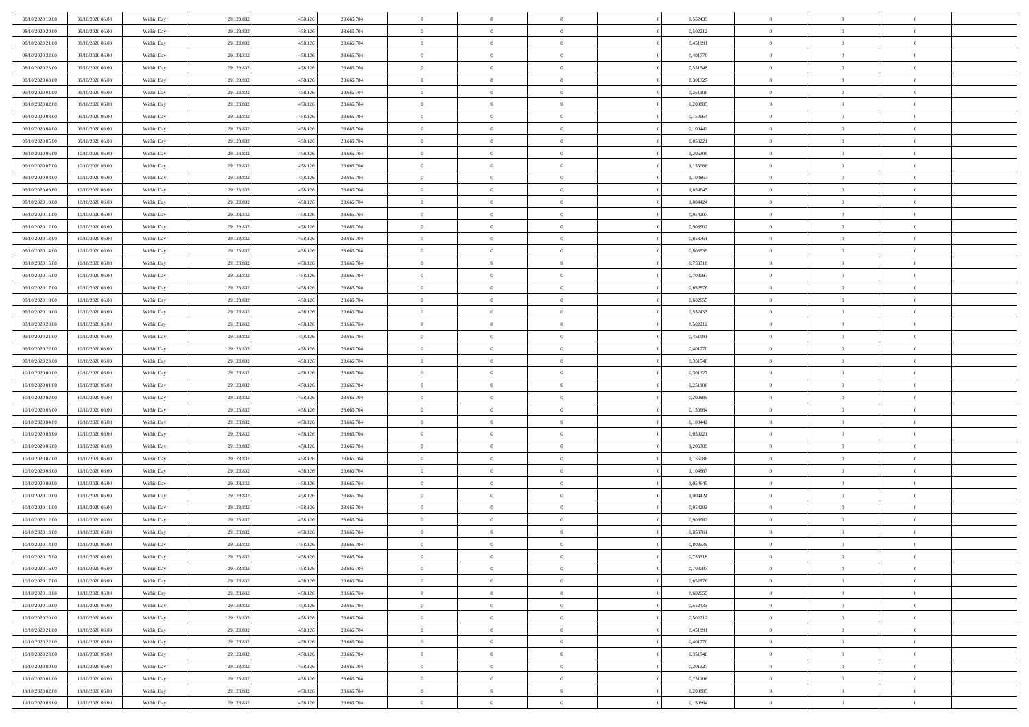| | | | | | | | | | | | | | | |
|---|---|---|---|---|---|---|---|---|---|---|---|---|---|---|
| 08/10/2020 19:00 | 09/10/2020 06:00 | Within Day | 29.123.832 | 458.126 | 28.665.704 | 0 | 0 | 0 | | 0,552433 | 0 | 0 | 0 | |
| 08/10/2020 20:00 | 09/10/2020 06:00 | Within Day | 29.123.832 | 458.126 | 28.665.704 | 0 | 0 | 0 | | 0,502212 | 0 | 0 | 0 | |
| 08/10/2020 21:00 | 09/10/2020 06:00 | Within Day | 29.123.832 | 458.126 | 28.665.704 | 0 | 0 | 0 | | 0,451991 | 0 | 0 | 0 | |
| 08/10/2020 22:00 | 09/10/2020 06:00 | Within Day | 29.123.832 | 458.126 | 28.665.704 | 0 | 0 | 0 | | 0,401770 | 0 | 0 | 0 | |
| 08/10/2020 23:00 | 09/10/2020 06:00 | Within Day | 29.123.832 | 458.126 | 28.665.704 | 0 | 0 | 0 | | 0,351548 | 0 | 0 | 0 | |
| 09/10/2020 00:00 | 09/10/2020 06:00 | Within Day | 29.123.832 | 458.126 | 28.665.704 | 0 | 0 | 0 | | 0,301327 | 0 | 0 | 0 | |
| 09/10/2020 01:00 | 09/10/2020 06:00 | Within Day | 29.123.832 | 458.126 | 28.665.704 | 0 | 0 | 0 | | 0,251106 | 0 | 0 | 0 | |
| 09/10/2020 02:00 | 09/10/2020 06:00 | Within Day | 29.123.832 | 458.126 | 28.665.704 | 0 | 0 | 0 | | 0,200885 | 0 | 0 | 0 | |
| 09/10/2020 03:00 | 09/10/2020 06:00 | Within Day | 29.123.832 | 458.126 | 28.665.704 | 0 | 0 | 0 | | 0,150664 | 0 | 0 | 0 | |
| 09/10/2020 04:00 | 09/10/2020 06:00 | Within Day | 29.123.832 | 458.126 | 28.665.704 | 0 | 0 | 0 | | 0,100442 | 0 | 0 | 0 | |
| 09/10/2020 05:00 | 09/10/2020 06:00 | Within Day | 29.123.832 | 458.126 | 28.665.704 | 0 | 0 | 0 | | 0,050221 | 0 | 0 | 0 | |
| 09/10/2020 06:00 | 10/10/2020 06:00 | Within Day | 29.123.832 | 458.126 | 28.665.704 | 0 | 0 | 0 | | 1,205309 | 0 | 0 | 0 | |
| 09/10/2020 07:00 | 10/10/2020 06:00 | Within Day | 29.123.832 | 458.126 | 28.665.704 | 0 | 0 | 0 | | 1,155088 | 0 | 0 | 0 | |
| 09/10/2020 08:00 | 10/10/2020 06:00 | Within Day | 29.123.832 | 458.126 | 28.665.704 | 0 | 0 | 0 | | 1,104867 | 0 | 0 | 0 | |
| 09/10/2020 09:00 | 10/10/2020 06:00 | Within Day | 29.123.832 | 458.126 | 28.665.704 | 0 | 0 | 0 | | 1,054645 | 0 | 0 | 0 | |
| 09/10/2020 10:00 | 10/10/2020 06:00 | Within Day | 29.123.832 | 458.126 | 28.665.704 | 0 | 0 | 0 | | 1,004424 | 0 | 0 | 0 | |
| 09/10/2020 11:00 | 10/10/2020 06:00 | Within Day | 29.123.832 | 458.126 | 28.665.704 | 0 | 0 | 0 | | 0,954203 | 0 | 0 | 0 | |
| 09/10/2020 12:00 | 10/10/2020 06:00 | Within Day | 29.123.832 | 458.126 | 28.665.704 | 0 | 0 | 0 | | 0,903982 | 0 | 0 | 0 | |
| 09/10/2020 13:00 | 10/10/2020 06:00 | Within Day | 29.123.832 | 458.126 | 28.665.704 | 0 | 0 | 0 | | 0,853761 | 0 | 0 | 0 | |
| 09/10/2020 14:00 | 10/10/2020 06:00 | Within Day | 29.123.832 | 458.126 | 28.665.704 | 0 | 0 | 0 | | 0,803539 | 0 | 0 | 0 | |
| 09/10/2020 15:00 | 10/10/2020 06:00 | Within Day | 29.123.832 | 458.126 | 28.665.704 | 0 | 0 | 0 | | 0,753318 | 0 | 0 | 0 | |
| 09/10/2020 16:00 | 10/10/2020 06:00 | Within Day | 29.123.832 | 458.126 | 28.665.704 | 0 | 0 | 0 | | 0,703097 | 0 | 0 | 0 | |
| 09/10/2020 17:00 | 10/10/2020 06:00 | Within Day | 29.123.832 | 458.126 | 28.665.704 | 0 | 0 | 0 | | 0,652876 | 0 | 0 | 0 | |
| 09/10/2020 18:00 | 10/10/2020 06:00 | Within Day | 29.123.832 | 458.126 | 28.665.704 | 0 | 0 | 0 | | 0,602655 | 0 | 0 | 0 | |
| 09/10/2020 19:00 | 10/10/2020 06:00 | Within Day | 29.123.832 | 458.126 | 28.665.704 | 0 | 0 | 0 | | 0,552433 | 0 | 0 | 0 | |
| 09/10/2020 20:00 | 10/10/2020 06:00 | Within Day | 29.123.832 | 458.126 | 28.665.704 | 0 | 0 | 0 | | 0,502212 | 0 | 0 | 0 | |
| 09/10/2020 21:00 | 10/10/2020 06:00 | Within Day | 29.123.832 | 458.126 | 28.665.704 | 0 | 0 | 0 | | 0,451991 | 0 | 0 | 0 | |
| 09/10/2020 22:00 | 10/10/2020 06:00 | Within Day | 29.123.832 | 458.126 | 28.665.704 | 0 | 0 | 0 | | 0,401770 | 0 | 0 | 0 | |
| 09/10/2020 23:00 | 10/10/2020 06:00 | Within Day | 29.123.832 | 458.126 | 28.665.704 | 0 | 0 | 0 | | 0,351548 | 0 | 0 | 0 | |
| 10/10/2020 00:00 | 10/10/2020 06:00 | Within Day | 29.123.832 | 458.126 | 28.665.704 | 0 | 0 | 0 | | 0,301327 | 0 | 0 | 0 | |
| 10/10/2020 01:00 | 10/10/2020 06:00 | Within Day | 29.123.832 | 458.126 | 28.665.704 | 0 | 0 | 0 | | 0,251106 | 0 | 0 | 0 | |
| 10/10/2020 02:00 | 10/10/2020 06:00 | Within Day | 29.123.832 | 458.126 | 28.665.704 | 0 | 0 | 0 | | 0,200885 | 0 | 0 | 0 | |
| 10/10/2020 03:00 | 10/10/2020 06:00 | Within Day | 29.123.832 | 458.126 | 28.665.704 | 0 | 0 | 0 | | 0,150664 | 0 | 0 | 0 | |
| 10/10/2020 04:00 | 10/10/2020 06:00 | Within Day | 29.123.832 | 458.126 | 28.665.704 | 0 | 0 | 0 | | 0,100442 | 0 | 0 | 0 | |
| 10/10/2020 05:00 | 10/10/2020 06:00 | Within Day | 29.123.832 | 458.126 | 28.665.704 | 0 | 0 | 0 | | 0,050221 | 0 | 0 | 0 | |
| 10/10/2020 06:00 | 11/10/2020 06:00 | Within Day | 29.123.832 | 458.126 | 28.665.704 | 0 | 0 | 0 | | 1,205309 | 0 | 0 | 0 | |
| 10/10/2020 07:00 | 11/10/2020 06:00 | Within Day | 29.123.832 | 458.126 | 28.665.704 | 0 | 0 | 0 | | 1,155088 | 0 | 0 | 0 | |
| 10/10/2020 08:00 | 11/10/2020 06:00 | Within Day | 29.123.832 | 458.126 | 28.665.704 | 0 | 0 | 0 | | 1,104867 | 0 | 0 | 0 | |
| 10/10/2020 09:00 | 11/10/2020 06:00 | Within Day | 29.123.832 | 458.126 | 28.665.704 | 0 | 0 | 0 | | 1,054645 | 0 | 0 | 0 | |
| 10/10/2020 10:00 | 11/10/2020 06:00 | Within Day | 29.123.832 | 458.126 | 28.665.704 | 0 | 0 | 0 | | 1,004424 | 0 | 0 | 0 | |
| 10/10/2020 11:00 | 11/10/2020 06:00 | Within Day | 29.123.832 | 458.126 | 28.665.704 | 0 | 0 | 0 | | 0,954203 | 0 | 0 | 0 | |
| 10/10/2020 12:00 | 11/10/2020 06:00 | Within Day | 29.123.832 | 458.126 | 28.665.704 | 0 | 0 | 0 | | 0,903982 | 0 | 0 | 0 | |
| 10/10/2020 13:00 | 11/10/2020 06:00 | Within Day | 29.123.832 | 458.126 | 28.665.704 | 0 | 0 | 0 | | 0,853761 | 0 | 0 | 0 | |
| 10/10/2020 14:00 | 11/10/2020 06:00 | Within Day | 29.123.832 | 458.126 | 28.665.704 | 0 | 0 | 0 | | 0,803539 | 0 | 0 | 0 | |
| 10/10/2020 15:00 | 11/10/2020 06:00 | Within Day | 29.123.832 | 458.126 | 28.665.704 | 0 | 0 | 0 | | 0,753318 | 0 | 0 | 0 | |
| 10/10/2020 16:00 | 11/10/2020 06:00 | Within Day | 29.123.832 | 458.126 | 28.665.704 | 0 | 0 | 0 | | 0,703097 | 0 | 0 | 0 | |
| 10/10/2020 17:00 | 11/10/2020 06:00 | Within Day | 29.123.832 | 458.126 | 28.665.704 | 0 | 0 | 0 | | 0,652876 | 0 | 0 | 0 | |
| 10/10/2020 18:00 | 11/10/2020 06:00 | Within Day | 29.123.832 | 458.126 | 28.665.704 | 0 | 0 | 0 | | 0,602655 | 0 | 0 | 0 | |
| 10/10/2020 19:00 | 11/10/2020 06:00 | Within Day | 29.123.832 | 458.126 | 28.665.704 | 0 | 0 | 0 | | 0,552433 | 0 | 0 | 0 | |
| 10/10/2020 20:00 | 11/10/2020 06:00 | Within Day | 29.123.832 | 458.126 | 28.665.704 | 0 | 0 | 0 | | 0,502212 | 0 | 0 | 0 | |
| 10/10/2020 21:00 | 11/10/2020 06:00 | Within Day | 29.123.832 | 458.126 | 28.665.704 | 0 | 0 | 0 | | 0,451991 | 0 | 0 | 0 | |
| 10/10/2020 22:00 | 11/10/2020 06:00 | Within Day | 29.123.832 | 458.126 | 28.665.704 | 0 | 0 | 0 | | 0,401770 | 0 | 0 | 0 | |
| 10/10/2020 23:00 | 11/10/2020 06:00 | Within Day | 29.123.832 | 458.126 | 28.665.704 | 0 | 0 | 0 | | 0,351548 | 0 | 0 | 0 | |
| 11/10/2020 00:00 | 11/10/2020 06:00 | Within Day | 29.123.832 | 458.126 | 28.665.704 | 0 | 0 | 0 | | 0,301327 | 0 | 0 | 0 | |
| 11/10/2020 01:00 | 11/10/2020 06:00 | Within Day | 29.123.832 | 458.126 | 28.665.704 | 0 | 0 | 0 | | 0,251106 | 0 | 0 | 0 | |
| 11/10/2020 02:00 | 11/10/2020 06:00 | Within Day | 29.123.832 | 458.126 | 28.665.704 | 0 | 0 | 0 | | 0,200885 | 0 | 0 | 0 | |
| 11/10/2020 03:00 | 11/10/2020 06:00 | Within Day | 29.123.832 | 458.126 | 28.665.704 | 0 | 0 | 0 | | 0,150664 | 0 | 0 | 0 | |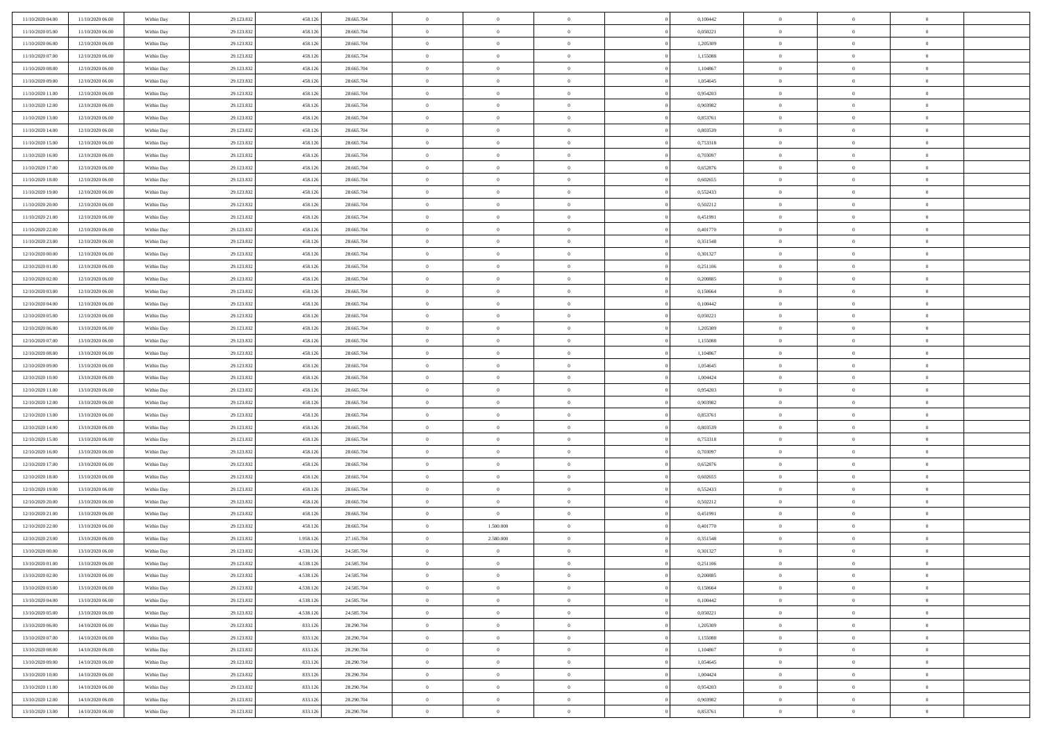| | | | | | | | | | | | | | | |
|---|---|---|---|---|---|---|---|---|---|---|---|---|---|---|
| 11/10/2020 04:00 | 11/10/2020 06:00 | Within Day | 29.123.832 | 458.126 | 28.665.704 | 0 | 0 | 0 | | 0,100442 | 0 | 0 | 0 | |
| 11/10/2020 05:00 | 11/10/2020 06:00 | Within Day | 29.123.832 | 458.126 | 28.665.704 | 0 | 0 | 0 | | 0,050221 | 0 | 0 | 0 | |
| 11/10/2020 06:00 | 12/10/2020 06:00 | Within Day | 29.123.832 | 458.126 | 28.665.704 | 0 | 0 | 0 | | 1,205309 | 0 | 0 | 0 | |
| 11/10/2020 07:00 | 12/10/2020 06:00 | Within Day | 29.123.832 | 458.126 | 28.665.704 | 0 | 0 | 0 | | 1,155088 | 0 | 0 | 0 | |
| 11/10/2020 08:00 | 12/10/2020 06:00 | Within Day | 29.123.832 | 458.126 | 28.665.704 | 0 | 0 | 0 | | 1,104867 | 0 | 0 | 0 | |
| 11/10/2020 09:00 | 12/10/2020 06:00 | Within Day | 29.123.832 | 458.126 | 28.665.704 | 0 | 0 | 0 | | 1,054645 | 0 | 0 | 0 | |
| 11/10/2020 11:00 | 12/10/2020 06:00 | Within Day | 29.123.832 | 458.126 | 28.665.704 | 0 | 0 | 0 | | 0,954203 | 0 | 0 | 0 | |
| 11/10/2020 12:00 | 12/10/2020 06:00 | Within Day | 29.123.832 | 458.126 | 28.665.704 | 0 | 0 | 0 | | 0,903982 | 0 | 0 | 0 | |
| 11/10/2020 13:00 | 12/10/2020 06:00 | Within Day | 29.123.832 | 458.126 | 28.665.704 | 0 | 0 | 0 | | 0,853761 | 0 | 0 | 0 | |
| 11/10/2020 14:00 | 12/10/2020 06:00 | Within Day | 29.123.832 | 458.126 | 28.665.704 | 0 | 0 | 0 | | 0,803539 | 0 | 0 | 0 | |
| 11/10/2020 15:00 | 12/10/2020 06:00 | Within Day | 29.123.832 | 458.126 | 28.665.704 | 0 | 0 | 0 | | 0,753318 | 0 | 0 | 0 | |
| 11/10/2020 16:00 | 12/10/2020 06:00 | Within Day | 29.123.832 | 458.126 | 28.665.704 | 0 | 0 | 0 | | 0,703097 | 0 | 0 | 0 | |
| 11/10/2020 17:00 | 12/10/2020 06:00 | Within Day | 29.123.832 | 458.126 | 28.665.704 | 0 | 0 | 0 | | 0,652876 | 0 | 0 | 0 | |
| 11/10/2020 18:00 | 12/10/2020 06:00 | Within Day | 29.123.832 | 458.126 | 28.665.704 | 0 | 0 | 0 | | 0,602655 | 0 | 0 | 0 | |
| 11/10/2020 19:00 | 12/10/2020 06:00 | Within Day | 29.123.832 | 458.126 | 28.665.704 | 0 | 0 | 0 | | 0,552433 | 0 | 0 | 0 | |
| 11/10/2020 20:00 | 12/10/2020 06:00 | Within Day | 29.123.832 | 458.126 | 28.665.704 | 0 | 0 | 0 | | 0,502212 | 0 | 0 | 0 | |
| 11/10/2020 21:00 | 12/10/2020 06:00 | Within Day | 29.123.832 | 458.126 | 28.665.704 | 0 | 0 | 0 | | 0,451991 | 0 | 0 | 0 | |
| 11/10/2020 22:00 | 12/10/2020 06:00 | Within Day | 29.123.832 | 458.126 | 28.665.704 | 0 | 0 | 0 | | 0,401770 | 0 | 0 | 0 | |
| 11/10/2020 23:00 | 12/10/2020 06:00 | Within Day | 29.123.832 | 458.126 | 28.665.704 | 0 | 0 | 0 | | 0,351548 | 0 | 0 | 0 | |
| 12/10/2020 00:00 | 12/10/2020 06:00 | Within Day | 29.123.832 | 458.126 | 28.665.704 | 0 | 0 | 0 | | 0,301327 | 0 | 0 | 0 | |
| 12/10/2020 01:00 | 12/10/2020 06:00 | Within Day | 29.123.832 | 458.126 | 28.665.704 | 0 | 0 | 0 | | 0,251106 | 0 | 0 | 0 | |
| 12/10/2020 02:00 | 12/10/2020 06:00 | Within Day | 29.123.832 | 458.126 | 28.665.704 | 0 | 0 | 0 | | 0,200885 | 0 | 0 | 0 | |
| 12/10/2020 03:00 | 12/10/2020 06:00 | Within Day | 29.123.832 | 458.126 | 28.665.704 | 0 | 0 | 0 | | 0,150664 | 0 | 0 | 0 | |
| 12/10/2020 04:00 | 12/10/2020 06:00 | Within Day | 29.123.832 | 458.126 | 28.665.704 | 0 | 0 | 0 | | 0,100442 | 0 | 0 | 0 | |
| 12/10/2020 05:00 | 12/10/2020 06:00 | Within Day | 29.123.832 | 458.126 | 28.665.704 | 0 | 0 | 0 | | 0,050221 | 0 | 0 | 0 | |
| 12/10/2020 06:00 | 13/10/2020 06:00 | Within Day | 29.123.832 | 458.126 | 28.665.704 | 0 | 0 | 0 | | 1,205309 | 0 | 0 | 0 | |
| 12/10/2020 07:00 | 13/10/2020 06:00 | Within Day | 29.123.832 | 458.126 | 28.665.704 | 0 | 0 | 0 | | 1,155088 | 0 | 0 | 0 | |
| 12/10/2020 08:00 | 13/10/2020 06:00 | Within Day | 29.123.832 | 458.126 | 28.665.704 | 0 | 0 | 0 | | 1,104867 | 0 | 0 | 0 | |
| 12/10/2020 09:00 | 13/10/2020 06:00 | Within Day | 29.123.832 | 458.126 | 28.665.704 | 0 | 0 | 0 | | 1,054645 | 0 | 0 | 0 | |
| 12/10/2020 10:00 | 13/10/2020 06:00 | Within Day | 29.123.832 | 458.126 | 28.665.704 | 0 | 0 | 0 | | 1,004424 | 0 | 0 | 0 | |
| 12/10/2020 11:00 | 13/10/2020 06:00 | Within Day | 29.123.832 | 458.126 | 28.665.704 | 0 | 0 | 0 | | 0,954203 | 0 | 0 | 0 | |
| 12/10/2020 12:00 | 13/10/2020 06:00 | Within Day | 29.123.832 | 458.126 | 28.665.704 | 0 | 0 | 0 | | 0,903982 | 0 | 0 | 0 | |
| 12/10/2020 13:00 | 13/10/2020 06:00 | Within Day | 29.123.832 | 458.126 | 28.665.704 | 0 | 0 | 0 | | 0,853761 | 0 | 0 | 0 | |
| 12/10/2020 14:00 | 13/10/2020 06:00 | Within Day | 29.123.832 | 458.126 | 28.665.704 | 0 | 0 | 0 | | 0,803539 | 0 | 0 | 0 | |
| 12/10/2020 15:00 | 13/10/2020 06:00 | Within Day | 29.123.832 | 458.126 | 28.665.704 | 0 | 0 | 0 | | 0,753318 | 0 | 0 | 0 | |
| 12/10/2020 16:00 | 13/10/2020 06:00 | Within Day | 29.123.832 | 458.126 | 28.665.704 | 0 | 0 | 0 | | 0,703097 | 0 | 0 | 0 | |
| 12/10/2020 17:00 | 13/10/2020 06:00 | Within Day | 29.123.832 | 458.126 | 28.665.704 | 0 | 0 | 0 | | 0,652876 | 0 | 0 | 0 | |
| 12/10/2020 18:00 | 13/10/2020 06:00 | Within Day | 29.123.832 | 458.126 | 28.665.704 | 0 | 0 | 0 | | 0,602655 | 0 | 0 | 0 | |
| 12/10/2020 19:00 | 13/10/2020 06:00 | Within Day | 29.123.832 | 458.126 | 28.665.704 | 0 | 0 | 0 | | 0,552433 | 0 | 0 | 0 | |
| 12/10/2020 20:00 | 13/10/2020 06:00 | Within Day | 29.123.832 | 458.126 | 28.665.704 | 0 | 0 | 0 | | 0,502212 | 0 | 0 | 0 | |
| 12/10/2020 21:00 | 13/10/2020 06:00 | Within Day | 29.123.832 | 458.126 | 28.665.704 | 0 | 0 | 0 | | 0,451991 | 0 | 0 | 0 | |
| 12/10/2020 22:00 | 13/10/2020 06:00 | Within Day | 29.123.832 | 458.126 | 28.665.704 | 0 | 1.500.000 | 0 | | 0,401770 | 0 | 0 | 0 | |
| 12/10/2020 23:00 | 13/10/2020 06:00 | Within Day | 29.123.832 | 1.958.126 | 27.165.704 | 0 | 2.580.000 | 0 | | 0,351548 | 0 | 0 | 0 | |
| 13/10/2020 00:00 | 13/10/2020 06:00 | Within Day | 29.123.832 | 4.538.126 | 24.585.704 | 0 | 0 | 0 | | 0,301327 | 0 | 0 | 0 | |
| 13/10/2020 01:00 | 13/10/2020 06:00 | Within Day | 29.123.832 | 4.538.126 | 24.585.704 | 0 | 0 | 0 | | 0,251106 | 0 | 0 | 0 | |
| 13/10/2020 02:00 | 13/10/2020 06:00 | Within Day | 29.123.832 | 4.538.126 | 24.585.704 | 0 | 0 | 0 | | 0,200885 | 0 | 0 | 0 | |
| 13/10/2020 03:00 | 13/10/2020 06:00 | Within Day | 29.123.832 | 4.538.126 | 24.585.704 | 0 | 0 | 0 | | 0,150664 | 0 | 0 | 0 | |
| 13/10/2020 04:00 | 13/10/2020 06:00 | Within Day | 29.123.832 | 4.538.126 | 24.585.704 | 0 | 0 | 0 | | 0,100442 | 0 | 0 | 0 | |
| 13/10/2020 05:00 | 13/10/2020 06:00 | Within Day | 29.123.832 | 4.538.126 | 24.585.704 | 0 | 0 | 0 | | 0,050221 | 0 | 0 | 0 | |
| 13/10/2020 06:00 | 14/10/2020 06:00 | Within Day | 29.123.832 | 833.126 | 28.290.704 | 0 | 0 | 0 | | 1,205309 | 0 | 0 | 0 | |
| 13/10/2020 07:00 | 14/10/2020 06:00 | Within Day | 29.123.832 | 833.126 | 28.290.704 | 0 | 0 | 0 | | 1,155088 | 0 | 0 | 0 | |
| 13/10/2020 08:00 | 14/10/2020 06:00 | Within Day | 29.123.832 | 833.126 | 28.290.704 | 0 | 0 | 0 | | 1,104867 | 0 | 0 | 0 | |
| 13/10/2020 09:00 | 14/10/2020 06:00 | Within Day | 29.123.832 | 833.126 | 28.290.704 | 0 | 0 | 0 | | 1,054645 | 0 | 0 | 0 | |
| 13/10/2020 10:00 | 14/10/2020 06:00 | Within Day | 29.123.832 | 833.126 | 28.290.704 | 0 | 0 | 0 | | 1,004424 | 0 | 0 | 0 | |
| 13/10/2020 11:00 | 14/10/2020 06:00 | Within Day | 29.123.832 | 833.126 | 28.290.704 | 0 | 0 | 0 | | 0,954203 | 0 | 0 | 0 | |
| 13/10/2020 12:00 | 14/10/2020 06:00 | Within Day | 29.123.832 | 833.126 | 28.290.704 | 0 | 0 | 0 | | 0,903982 | 0 | 0 | 0 | |
| 13/10/2020 13:00 | 14/10/2020 06:00 | Within Day | 29.123.832 | 833.126 | 28.290.704 | 0 | 0 | 0 | | 0,853761 | 0 | 0 | 0 | |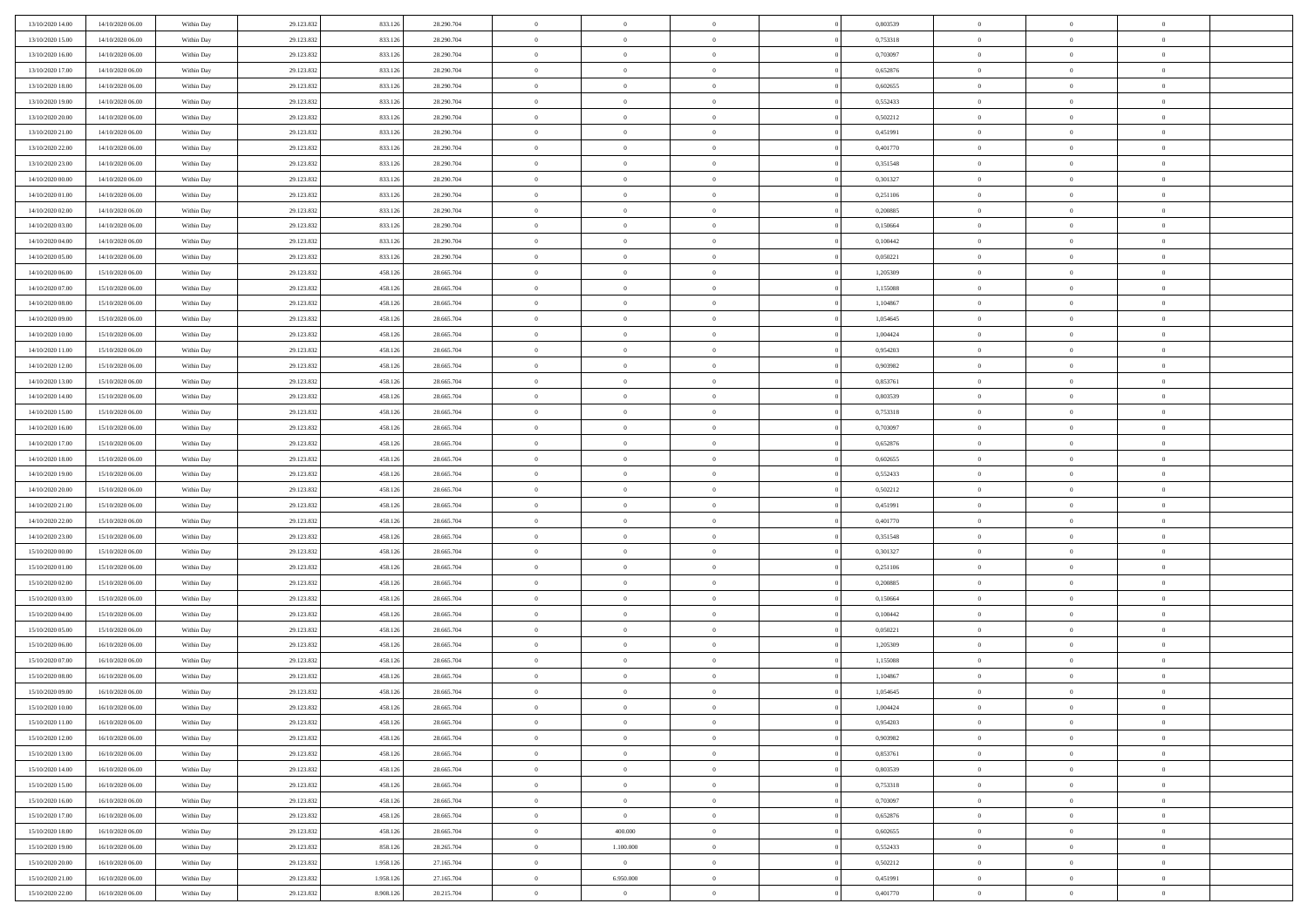| | | | | | | | | | | | | | | |
|---|---|---|---|---|---|---|---|---|---|---|---|---|---|---|
| 13/10/2020 14:00 | 14/10/2020 06:00 | Within Day | 29.123.832 | 833.126 | 28.290.704 | 0 | 0 | 0 | | 0 | 0,803539 | 0 | 0 | 0 |
| 13/10/2020 15:00 | 14/10/2020 06:00 | Within Day | 29.123.832 | 833.126 | 28.290.704 | 0 | 0 | 0 | | 0 | 0,753318 | 0 | 0 | 0 |
| 13/10/2020 16:00 | 14/10/2020 06:00 | Within Day | 29.123.832 | 833.126 | 28.290.704 | 0 | 0 | 0 | | 0 | 0,703097 | 0 | 0 | 0 |
| 13/10/2020 17:00 | 14/10/2020 06:00 | Within Day | 29.123.832 | 833.126 | 28.290.704 | 0 | 0 | 0 | | 0 | 0,652876 | 0 | 0 | 0 |
| 13/10/2020 18:00 | 14/10/2020 06:00 | Within Day | 29.123.832 | 833.126 | 28.290.704 | 0 | 0 | 0 | | 0 | 0,602655 | 0 | 0 | 0 |
| 13/10/2020 19:00 | 14/10/2020 06:00 | Within Day | 29.123.832 | 833.126 | 28.290.704 | 0 | 0 | 0 | | 0 | 0,552433 | 0 | 0 | 0 |
| 13/10/2020 20:00 | 14/10/2020 06:00 | Within Day | 29.123.832 | 833.126 | 28.290.704 | 0 | 0 | 0 | | 0 | 0,502212 | 0 | 0 | 0 |
| 13/10/2020 21:00 | 14/10/2020 06:00 | Within Day | 29.123.832 | 833.126 | 28.290.704 | 0 | 0 | 0 | | 0 | 0,451991 | 0 | 0 | 0 |
| 13/10/2020 22:00 | 14/10/2020 06:00 | Within Day | 29.123.832 | 833.126 | 28.290.704 | 0 | 0 | 0 | | 0 | 0,401770 | 0 | 0 | 0 |
| 13/10/2020 23:00 | 14/10/2020 06:00 | Within Day | 29.123.832 | 833.126 | 28.290.704 | 0 | 0 | 0 | | 0 | 0,351548 | 0 | 0 | 0 |
| 14/10/2020 00:00 | 14/10/2020 06:00 | Within Day | 29.123.832 | 833.126 | 28.290.704 | 0 | 0 | 0 | | 0 | 0,301327 | 0 | 0 | 0 |
| 14/10/2020 01:00 | 14/10/2020 06:00 | Within Day | 29.123.832 | 833.126 | 28.290.704 | 0 | 0 | 0 | | 0 | 0,251106 | 0 | 0 | 0 |
| 14/10/2020 02:00 | 14/10/2020 06:00 | Within Day | 29.123.832 | 833.126 | 28.290.704 | 0 | 0 | 0 | | 0 | 0,200885 | 0 | 0 | 0 |
| 14/10/2020 03:00 | 14/10/2020 06:00 | Within Day | 29.123.832 | 833.126 | 28.290.704 | 0 | 0 | 0 | | 0 | 0,150664 | 0 | 0 | 0 |
| 14/10/2020 04:00 | 14/10/2020 06:00 | Within Day | 29.123.832 | 833.126 | 28.290.704 | 0 | 0 | 0 | | 0 | 0,100442 | 0 | 0 | 0 |
| 14/10/2020 05:00 | 14/10/2020 06:00 | Within Day | 29.123.832 | 833.126 | 28.290.704 | 0 | 0 | 0 | | 0 | 0,050221 | 0 | 0 | 0 |
| 14/10/2020 06:00 | 15/10/2020 06:00 | Within Day | 29.123.832 | 458.126 | 28.665.704 | 0 | 0 | 0 | | 0 | 1,205309 | 0 | 0 | 0 |
| 14/10/2020 07:00 | 15/10/2020 06:00 | Within Day | 29.123.832 | 458.126 | 28.665.704 | 0 | 0 | 0 | | 0 | 1,155088 | 0 | 0 | 0 |
| 14/10/2020 08:00 | 15/10/2020 06:00 | Within Day | 29.123.832 | 458.126 | 28.665.704 | 0 | 0 | 0 | | 0 | 1,104867 | 0 | 0 | 0 |
| 14/10/2020 09:00 | 15/10/2020 06:00 | Within Day | 29.123.832 | 458.126 | 28.665.704 | 0 | 0 | 0 | | 0 | 1,054645 | 0 | 0 | 0 |
| 14/10/2020 10:00 | 15/10/2020 06:00 | Within Day | 29.123.832 | 458.126 | 28.665.704 | 0 | 0 | 0 | | 0 | 1,004424 | 0 | 0 | 0 |
| 14/10/2020 11:00 | 15/10/2020 06:00 | Within Day | 29.123.832 | 458.126 | 28.665.704 | 0 | 0 | 0 | | 0 | 0,954203 | 0 | 0 | 0 |
| 14/10/2020 12:00 | 15/10/2020 06:00 | Within Day | 29.123.832 | 458.126 | 28.665.704 | 0 | 0 | 0 | | 0 | 0,903982 | 0 | 0 | 0 |
| 14/10/2020 13:00 | 15/10/2020 06:00 | Within Day | 29.123.832 | 458.126 | 28.665.704 | 0 | 0 | 0 | | 0 | 0,853761 | 0 | 0 | 0 |
| 14/10/2020 14:00 | 15/10/2020 06:00 | Within Day | 29.123.832 | 458.126 | 28.665.704 | 0 | 0 | 0 | | 0 | 0,803539 | 0 | 0 | 0 |
| 14/10/2020 15:00 | 15/10/2020 06:00 | Within Day | 29.123.832 | 458.126 | 28.665.704 | 0 | 0 | 0 | | 0 | 0,753318 | 0 | 0 | 0 |
| 14/10/2020 16:00 | 15/10/2020 06:00 | Within Day | 29.123.832 | 458.126 | 28.665.704 | 0 | 0 | 0 | | 0 | 0,703097 | 0 | 0 | 0 |
| 14/10/2020 17:00 | 15/10/2020 06:00 | Within Day | 29.123.832 | 458.126 | 28.665.704 | 0 | 0 | 0 | | 0 | 0,652876 | 0 | 0 | 0 |
| 14/10/2020 18:00 | 15/10/2020 06:00 | Within Day | 29.123.832 | 458.126 | 28.665.704 | 0 | 0 | 0 | | 0 | 0,602655 | 0 | 0 | 0 |
| 14/10/2020 19:00 | 15/10/2020 06:00 | Within Day | 29.123.832 | 458.126 | 28.665.704 | 0 | 0 | 0 | | 0 | 0,552433 | 0 | 0 | 0 |
| 14/10/2020 20:00 | 15/10/2020 06:00 | Within Day | 29.123.832 | 458.126 | 28.665.704 | 0 | 0 | 0 | | 0 | 0,502212 | 0 | 0 | 0 |
| 14/10/2020 21:00 | 15/10/2020 06:00 | Within Day | 29.123.832 | 458.126 | 28.665.704 | 0 | 0 | 0 | | 0 | 0,451991 | 0 | 0 | 0 |
| 14/10/2020 22:00 | 15/10/2020 06:00 | Within Day | 29.123.832 | 458.126 | 28.665.704 | 0 | 0 | 0 | | 0 | 0,401770 | 0 | 0 | 0 |
| 14/10/2020 23:00 | 15/10/2020 06:00 | Within Day | 29.123.832 | 458.126 | 28.665.704 | 0 | 0 | 0 | | 0 | 0,351548 | 0 | 0 | 0 |
| 15/10/2020 00:00 | 15/10/2020 06:00 | Within Day | 29.123.832 | 458.126 | 28.665.704 | 0 | 0 | 0 | | 0 | 0,301327 | 0 | 0 | 0 |
| 15/10/2020 01:00 | 15/10/2020 06:00 | Within Day | 29.123.832 | 458.126 | 28.665.704 | 0 | 0 | 0 | | 0 | 0,251106 | 0 | 0 | 0 |
| 15/10/2020 02:00 | 15/10/2020 06:00 | Within Day | 29.123.832 | 458.126 | 28.665.704 | 0 | 0 | 0 | | 0 | 0,200885 | 0 | 0 | 0 |
| 15/10/2020 03:00 | 15/10/2020 06:00 | Within Day | 29.123.832 | 458.126 | 28.665.704 | 0 | 0 | 0 | | 0 | 0,150664 | 0 | 0 | 0 |
| 15/10/2020 04:00 | 15/10/2020 06:00 | Within Day | 29.123.832 | 458.126 | 28.665.704 | 0 | 0 | 0 | | 0 | 0,100442 | 0 | 0 | 0 |
| 15/10/2020 05:00 | 15/10/2020 06:00 | Within Day | 29.123.832 | 458.126 | 28.665.704 | 0 | 0 | 0 | | 0 | 0,050221 | 0 | 0 | 0 |
| 15/10/2020 06:00 | 16/10/2020 06:00 | Within Day | 29.123.832 | 458.126 | 28.665.704 | 0 | 0 | 0 | | 0 | 1,205309 | 0 | 0 | 0 |
| 15/10/2020 07:00 | 16/10/2020 06:00 | Within Day | 29.123.832 | 458.126 | 28.665.704 | 0 | 0 | 0 | | 0 | 1,155088 | 0 | 0 | 0 |
| 15/10/2020 08:00 | 16/10/2020 06:00 | Within Day | 29.123.832 | 458.126 | 28.665.704 | 0 | 0 | 0 | | 0 | 1,104867 | 0 | 0 | 0 |
| 15/10/2020 09:00 | 16/10/2020 06:00 | Within Day | 29.123.832 | 458.126 | 28.665.704 | 0 | 0 | 0 | | 0 | 1,054645 | 0 | 0 | 0 |
| 15/10/2020 10:00 | 16/10/2020 06:00 | Within Day | 29.123.832 | 458.126 | 28.665.704 | 0 | 0 | 0 | | 0 | 1,004424 | 0 | 0 | 0 |
| 15/10/2020 11:00 | 16/10/2020 06:00 | Within Day | 29.123.832 | 458.126 | 28.665.704 | 0 | 0 | 0 | | 0 | 0,954203 | 0 | 0 | 0 |
| 15/10/2020 12:00 | 16/10/2020 06:00 | Within Day | 29.123.832 | 458.126 | 28.665.704 | 0 | 0 | 0 | | 0 | 0,903982 | 0 | 0 | 0 |
| 15/10/2020 13:00 | 16/10/2020 06:00 | Within Day | 29.123.832 | 458.126 | 28.665.704 | 0 | 0 | 0 | | 0 | 0,853761 | 0 | 0 | 0 |
| 15/10/2020 14:00 | 16/10/2020 06:00 | Within Day | 29.123.832 | 458.126 | 28.665.704 | 0 | 0 | 0 | | 0 | 0,803539 | 0 | 0 | 0 |
| 15/10/2020 15:00 | 16/10/2020 06:00 | Within Day | 29.123.832 | 458.126 | 28.665.704 | 0 | 0 | 0 | | 0 | 0,753318 | 0 | 0 | 0 |
| 15/10/2020 16:00 | 16/10/2020 06:00 | Within Day | 29.123.832 | 458.126 | 28.665.704 | 0 | 0 | 0 | | 0 | 0,703097 | 0 | 0 | 0 |
| 15/10/2020 17:00 | 16/10/2020 06:00 | Within Day | 29.123.832 | 458.126 | 28.665.704 | 0 | 0 | 0 | | 0 | 0,652876 | 0 | 0 | 0 |
| 15/10/2020 18:00 | 16/10/2020 06:00 | Within Day | 29.123.832 | 458.126 | 28.665.704 | 0 | 400.000 | 0 | | 0 | 0,602655 | 0 | 0 | 0 |
| 15/10/2020 19:00 | 16/10/2020 06:00 | Within Day | 29.123.832 | 858.126 | 28.265.704 | 0 | 1.100.000 | 0 | | 0 | 0,552433 | 0 | 0 | 0 |
| 15/10/2020 20:00 | 16/10/2020 06:00 | Within Day | 29.123.832 | 1.958.126 | 27.165.704 | 0 | 0 | 0 | | 0 | 0,502212 | 0 | 0 | 0 |
| 15/10/2020 21:00 | 16/10/2020 06:00 | Within Day | 29.123.832 | 1.958.126 | 27.165.704 | 0 | 6.950.000 | 0 | | 0 | 0,451991 | 0 | 0 | 0 |
| 15/10/2020 22:00 | 16/10/2020 06:00 | Within Day | 29.123.832 | 8.908.126 | 20.215.704 | 0 | 0 | 0 | | 0 | 0,401770 | 0 | 0 | 0 |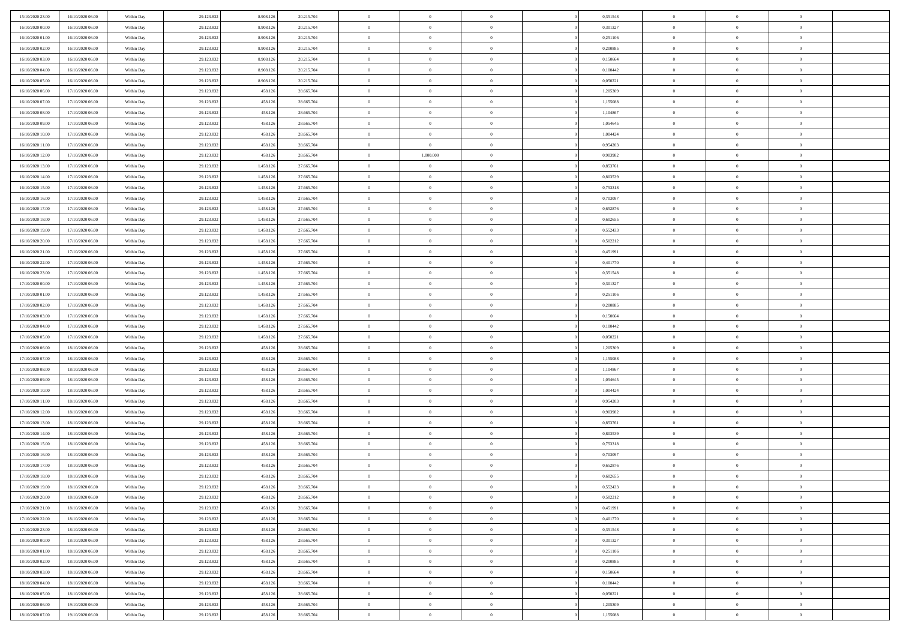| | | | | | | | | | | | | | | |
|---|---|---|---|---|---|---|---|---|---|---|---|---|---|---|
| 15/10/2020 23:00 | 16/10/2020 06:00 | Within Day | 29.123.832 | 8.908.126 | 20.215.704 | 0 | 0 | 0 | | 0,351548 | 0 | 0 | 0 | |
| 16/10/2020 00:00 | 16/10/2020 06:00 | Within Day | 29.123.832 | 8.908.126 | 20.215.704 | 0 | 0 | 0 | | 0,301327 | 0 | 0 | 0 | |
| 16/10/2020 01:00 | 16/10/2020 06:00 | Within Day | 29.123.832 | 8.908.126 | 20.215.704 | 0 | 0 | 0 | | 0,251106 | 0 | 0 | 0 | |
| 16/10/2020 02:00 | 16/10/2020 06:00 | Within Day | 29.123.832 | 8.908.126 | 20.215.704 | 0 | 0 | 0 | | 0,200885 | 0 | 0 | 0 | |
| 16/10/2020 03:00 | 16/10/2020 06:00 | Within Day | 29.123.832 | 8.908.126 | 20.215.704 | 0 | 0 | 0 | | 0,150664 | 0 | 0 | 0 | |
| 16/10/2020 04:00 | 16/10/2020 06:00 | Within Day | 29.123.832 | 8.908.126 | 20.215.704 | 0 | 0 | 0 | | 0,100442 | 0 | 0 | 0 | |
| 16/10/2020 05:00 | 16/10/2020 06:00 | Within Day | 29.123.832 | 8.908.126 | 20.215.704 | 0 | 0 | 0 | | 0,050221 | 0 | 0 | 0 | |
| 16/10/2020 06:00 | 17/10/2020 06:00 | Within Day | 29.123.832 | 458.126 | 28.665.704 | 0 | 0 | 0 | | 1,205309 | 0 | 0 | 0 | |
| 16/10/2020 07:00 | 17/10/2020 06:00 | Within Day | 29.123.832 | 458.126 | 28.665.704 | 0 | 0 | 0 | | 1,155088 | 0 | 0 | 0 | |
| 16/10/2020 08:00 | 17/10/2020 06:00 | Within Day | 29.123.832 | 458.126 | 28.665.704 | 0 | 0 | 0 | | 1,104867 | 0 | 0 | 0 | |
| 16/10/2020 09:00 | 17/10/2020 06:00 | Within Day | 29.123.832 | 458.126 | 28.665.704 | 0 | 0 | 0 | | 1,054645 | 0 | 0 | 0 | |
| 16/10/2020 10:00 | 17/10/2020 06:00 | Within Day | 29.123.832 | 458.126 | 28.665.704 | 0 | 0 | 0 | | 1,004424 | 0 | 0 | 0 | |
| 16/10/2020 11:00 | 17/10/2020 06:00 | Within Day | 29.123.832 | 458.126 | 28.665.704 | 0 | 0 | 0 | | 0,954203 | 0 | 0 | 0 | |
| 16/10/2020 12:00 | 17/10/2020 06:00 | Within Day | 29.123.832 | 458.126 | 28.665.704 | 0 | 1.000.000 | 0 | | 0,903982 | 0 | 0 | 0 | |
| 16/10/2020 13:00 | 17/10/2020 06:00 | Within Day | 29.123.832 | 1.458.126 | 27.665.704 | 0 | 0 | 0 | | 0,853761 | 0 | 0 | 0 | |
| 16/10/2020 14:00 | 17/10/2020 06:00 | Within Day | 29.123.832 | 1.458.126 | 27.665.704 | 0 | 0 | 0 | | 0,803539 | 0 | 0 | 0 | |
| 16/10/2020 15:00 | 17/10/2020 06:00 | Within Day | 29.123.832 | 1.458.126 | 27.665.704 | 0 | 0 | 0 | | 0,753318 | 0 | 0 | 0 | |
| 16/10/2020 16:00 | 17/10/2020 06:00 | Within Day | 29.123.832 | 1.458.126 | 27.665.704 | 0 | 0 | 0 | | 0,703097 | 0 | 0 | 0 | |
| 16/10/2020 17:00 | 17/10/2020 06:00 | Within Day | 29.123.832 | 1.458.126 | 27.665.704 | 0 | 0 | 0 | | 0,652876 | 0 | 0 | 0 | |
| 16/10/2020 18:00 | 17/10/2020 06:00 | Within Day | 29.123.832 | 1.458.126 | 27.665.704 | 0 | 0 | 0 | | 0,602655 | 0 | 0 | 0 | |
| 16/10/2020 19:00 | 17/10/2020 06:00 | Within Day | 29.123.832 | 1.458.126 | 27.665.704 | 0 | 0 | 0 | | 0,552433 | 0 | 0 | 0 | |
| 16/10/2020 20:00 | 17/10/2020 06:00 | Within Day | 29.123.832 | 1.458.126 | 27.665.704 | 0 | 0 | 0 | | 0,502212 | 0 | 0 | 0 | |
| 16/10/2020 21:00 | 17/10/2020 06:00 | Within Day | 29.123.832 | 1.458.126 | 27.665.704 | 0 | 0 | 0 | | 0,451991 | 0 | 0 | 0 | |
| 16/10/2020 22:00 | 17/10/2020 06:00 | Within Day | 29.123.832 | 1.458.126 | 27.665.704 | 0 | 0 | 0 | | 0,401770 | 0 | 0 | 0 | |
| 16/10/2020 23:00 | 17/10/2020 06:00 | Within Day | 29.123.832 | 1.458.126 | 27.665.704 | 0 | 0 | 0 | | 0,351548 | 0 | 0 | 0 | |
| 17/10/2020 00:00 | 17/10/2020 06:00 | Within Day | 29.123.832 | 1.458.126 | 27.665.704 | 0 | 0 | 0 | | 0,301327 | 0 | 0 | 0 | |
| 17/10/2020 01:00 | 17/10/2020 06:00 | Within Day | 29.123.832 | 1.458.126 | 27.665.704 | 0 | 0 | 0 | | 0,251106 | 0 | 0 | 0 | |
| 17/10/2020 02:00 | 17/10/2020 06:00 | Within Day | 29.123.832 | 1.458.126 | 27.665.704 | 0 | 0 | 0 | | 0,200885 | 0 | 0 | 0 | |
| 17/10/2020 03:00 | 17/10/2020 06:00 | Within Day | 29.123.832 | 1.458.126 | 27.665.704 | 0 | 0 | 0 | | 0,150664 | 0 | 0 | 0 | |
| 17/10/2020 04:00 | 17/10/2020 06:00 | Within Day | 29.123.832 | 1.458.126 | 27.665.704 | 0 | 0 | 0 | | 0,100442 | 0 | 0 | 0 | |
| 17/10/2020 05:00 | 17/10/2020 06:00 | Within Day | 29.123.832 | 1.458.126 | 27.665.704 | 0 | 0 | 0 | | 0,050221 | 0 | 0 | 0 | |
| 17/10/2020 06:00 | 18/10/2020 06:00 | Within Day | 29.123.832 | 458.126 | 28.665.704 | 0 | 0 | 0 | | 1,205309 | 0 | 0 | 0 | |
| 17/10/2020 07:00 | 18/10/2020 06:00 | Within Day | 29.123.832 | 458.126 | 28.665.704 | 0 | 0 | 0 | | 1,155088 | 0 | 0 | 0 | |
| 17/10/2020 08:00 | 18/10/2020 06:00 | Within Day | 29.123.832 | 458.126 | 28.665.704 | 0 | 0 | 0 | | 1,104867 | 0 | 0 | 0 | |
| 17/10/2020 09:00 | 18/10/2020 06:00 | Within Day | 29.123.832 | 458.126 | 28.665.704 | 0 | 0 | 0 | | 1,054645 | 0 | 0 | 0 | |
| 17/10/2020 10:00 | 18/10/2020 06:00 | Within Day | 29.123.832 | 458.126 | 28.665.704 | 0 | 0 | 0 | | 1,004424 | 0 | 0 | 0 | |
| 17/10/2020 11:00 | 18/10/2020 06:00 | Within Day | 29.123.832 | 458.126 | 28.665.704 | 0 | 0 | 0 | | 0,954203 | 0 | 0 | 0 | |
| 17/10/2020 12:00 | 18/10/2020 06:00 | Within Day | 29.123.832 | 458.126 | 28.665.704 | 0 | 0 | 0 | | 0,903982 | 0 | 0 | 0 | |
| 17/10/2020 13:00 | 18/10/2020 06:00 | Within Day | 29.123.832 | 458.126 | 28.665.704 | 0 | 0 | 0 | | 0,853761 | 0 | 0 | 0 | |
| 17/10/2020 14:00 | 18/10/2020 06:00 | Within Day | 29.123.832 | 458.126 | 28.665.704 | 0 | 0 | 0 | | 0,803539 | 0 | 0 | 0 | |
| 17/10/2020 15:00 | 18/10/2020 06:00 | Within Day | 29.123.832 | 458.126 | 28.665.704 | 0 | 0 | 0 | | 0,753318 | 0 | 0 | 0 | |
| 17/10/2020 16:00 | 18/10/2020 06:00 | Within Day | 29.123.832 | 458.126 | 28.665.704 | 0 | 0 | 0 | | 0,703097 | 0 | 0 | 0 | |
| 17/10/2020 17:00 | 18/10/2020 06:00 | Within Day | 29.123.832 | 458.126 | 28.665.704 | 0 | 0 | 0 | | 0,652876 | 0 | 0 | 0 | |
| 17/10/2020 18:00 | 18/10/2020 06:00 | Within Day | 29.123.832 | 458.126 | 28.665.704 | 0 | 0 | 0 | | 0,602655 | 0 | 0 | 0 | |
| 17/10/2020 19:00 | 18/10/2020 06:00 | Within Day | 29.123.832 | 458.126 | 28.665.704 | 0 | 0 | 0 | | 0,552433 | 0 | 0 | 0 | |
| 17/10/2020 20:00 | 18/10/2020 06:00 | Within Day | 29.123.832 | 458.126 | 28.665.704 | 0 | 0 | 0 | | 0,502212 | 0 | 0 | 0 | |
| 17/10/2020 21:00 | 18/10/2020 06:00 | Within Day | 29.123.832 | 458.126 | 28.665.704 | 0 | 0 | 0 | | 0,451991 | 0 | 0 | 0 | |
| 17/10/2020 22:00 | 18/10/2020 06:00 | Within Day | 29.123.832 | 458.126 | 28.665.704 | 0 | 0 | 0 | | 0,401770 | 0 | 0 | 0 | |
| 17/10/2020 23:00 | 18/10/2020 06:00 | Within Day | 29.123.832 | 458.126 | 28.665.704 | 0 | 0 | 0 | | 0,351548 | 0 | 0 | 0 | |
| 18/10/2020 00:00 | 18/10/2020 06:00 | Within Day | 29.123.832 | 458.126 | 28.665.704 | 0 | 0 | 0 | | 0,301327 | 0 | 0 | 0 | |
| 18/10/2020 01:00 | 18/10/2020 06:00 | Within Day | 29.123.832 | 458.126 | 28.665.704 | 0 | 0 | 0 | | 0,251106 | 0 | 0 | 0 | |
| 18/10/2020 02:00 | 18/10/2020 06:00 | Within Day | 29.123.832 | 458.126 | 28.665.704 | 0 | 0 | 0 | | 0,200885 | 0 | 0 | 0 | |
| 18/10/2020 03:00 | 18/10/2020 06:00 | Within Day | 29.123.832 | 458.126 | 28.665.704 | 0 | 0 | 0 | | 0,150664 | 0 | 0 | 0 | |
| 18/10/2020 04:00 | 18/10/2020 06:00 | Within Day | 29.123.832 | 458.126 | 28.665.704 | 0 | 0 | 0 | | 0,100442 | 0 | 0 | 0 | |
| 18/10/2020 05:00 | 18/10/2020 06:00 | Within Day | 29.123.832 | 458.126 | 28.665.704 | 0 | 0 | 0 | | 0,050221 | 0 | 0 | 0 | |
| 18/10/2020 06:00 | 19/10/2020 06:00 | Within Day | 29.123.832 | 458.126 | 28.665.704 | 0 | 0 | 0 | | 1,205309 | 0 | 0 | 0 | |
| 18/10/2020 07:00 | 19/10/2020 06:00 | Within Day | 29.123.832 | 458.126 | 28.665.704 | 0 | 0 | 0 | | 1,155088 | 0 | 0 | 0 | |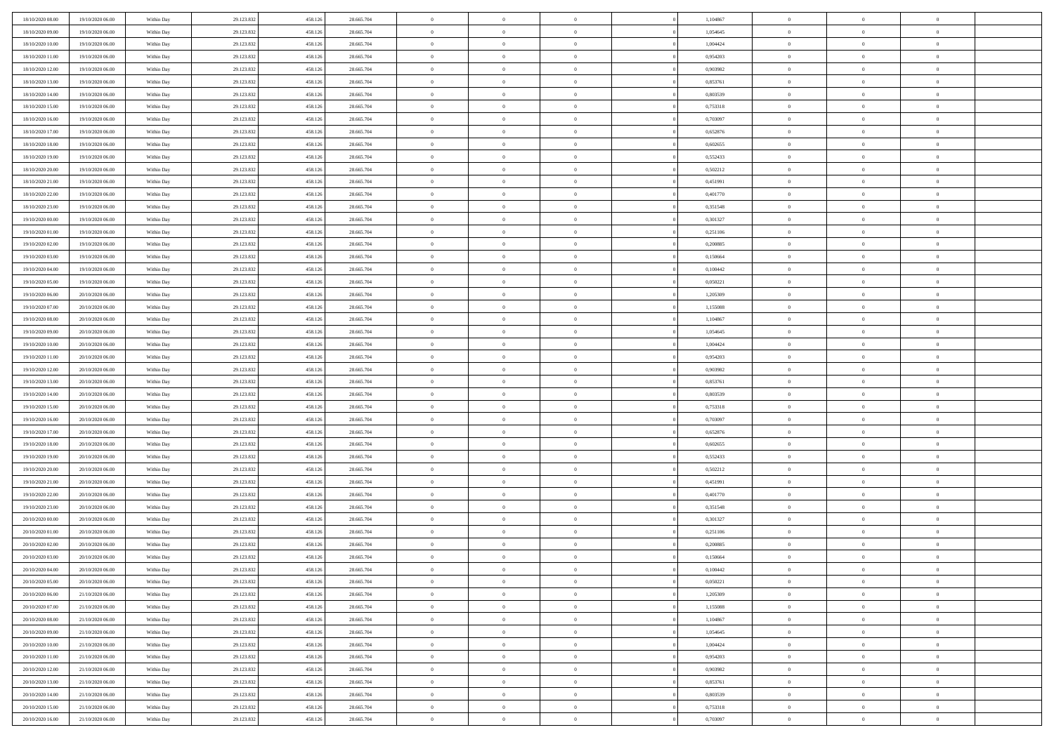| 18/10/2020 08:00 | 19/10/2020 06:00 | Within Day | 29.123.832 | 458.126 | 28.665.704 | 0 | 0 | 0 | | 1,104867 | 0 | 0 | 0 | |
|---|---|---|---|---|---|---|---|---|---|---|---|---|---|---|
| 18/10/2020 09:00 | 19/10/2020 06:00 | Within Day | 29.123.832 | 458.126 | 28.665.704 | 0 | 0 | 0 | | 1,054645 | 0 | 0 | 0 | |
| 18/10/2020 10:00 | 19/10/2020 06:00 | Within Day | 29.123.832 | 458.126 | 28.665.704 | 0 | 0 | 0 | | 1,004424 | 0 | 0 | 0 | |
| 18/10/2020 11:00 | 19/10/2020 06:00 | Within Day | 29.123.832 | 458.126 | 28.665.704 | 0 | 0 | 0 | | 0,954203 | 0 | 0 | 0 | |
| 18/10/2020 12:00 | 19/10/2020 06:00 | Within Day | 29.123.832 | 458.126 | 28.665.704 | 0 | 0 | 0 | | 0,903982 | 0 | 0 | 0 | |
| 18/10/2020 13:00 | 19/10/2020 06:00 | Within Day | 29.123.832 | 458.126 | 28.665.704 | 0 | 0 | 0 | | 0,853761 | 0 | 0 | 0 | |
| 18/10/2020 14:00 | 19/10/2020 06:00 | Within Day | 29.123.832 | 458.126 | 28.665.704 | 0 | 0 | 0 | | 0,803539 | 0 | 0 | 0 | |
| 18/10/2020 15:00 | 19/10/2020 06:00 | Within Day | 29.123.832 | 458.126 | 28.665.704 | 0 | 0 | 0 | | 0,753318 | 0 | 0 | 0 | |
| 18/10/2020 16:00 | 19/10/2020 06:00 | Within Day | 29.123.832 | 458.126 | 28.665.704 | 0 | 0 | 0 | | 0,703097 | 0 | 0 | 0 | |
| 18/10/2020 17:00 | 19/10/2020 06:00 | Within Day | 29.123.832 | 458.126 | 28.665.704 | 0 | 0 | 0 | | 0,652876 | 0 | 0 | 0 | |
| 18/10/2020 18:00 | 19/10/2020 06:00 | Within Day | 29.123.832 | 458.126 | 28.665.704 | 0 | 0 | 0 | | 0,602655 | 0 | 0 | 0 | |
| 18/10/2020 19:00 | 19/10/2020 06:00 | Within Day | 29.123.832 | 458.126 | 28.665.704 | 0 | 0 | 0 | | 0,552433 | 0 | 0 | 0 | |
| 18/10/2020 20:00 | 19/10/2020 06:00 | Within Day | 29.123.832 | 458.126 | 28.665.704 | 0 | 0 | 0 | | 0,502212 | 0 | 0 | 0 | |
| 18/10/2020 21:00 | 19/10/2020 06:00 | Within Day | 29.123.832 | 458.126 | 28.665.704 | 0 | 0 | 0 | | 0,451991 | 0 | 0 | 0 | |
| 18/10/2020 22:00 | 19/10/2020 06:00 | Within Day | 29.123.832 | 458.126 | 28.665.704 | 0 | 0 | 0 | | 0,401770 | 0 | 0 | 0 | |
| 18/10/2020 23:00 | 19/10/2020 06:00 | Within Day | 29.123.832 | 458.126 | 28.665.704 | 0 | 0 | 0 | | 0,351548 | 0 | 0 | 0 | |
| 19/10/2020 00:00 | 19/10/2020 06:00 | Within Day | 29.123.832 | 458.126 | 28.665.704 | 0 | 0 | 0 | | 0,301327 | 0 | 0 | 0 | |
| 19/10/2020 01:00 | 19/10/2020 06:00 | Within Day | 29.123.832 | 458.126 | 28.665.704 | 0 | 0 | 0 | | 0,251106 | 0 | 0 | 0 | |
| 19/10/2020 02:00 | 19/10/2020 06:00 | Within Day | 29.123.832 | 458.126 | 28.665.704 | 0 | 0 | 0 | | 0,200885 | 0 | 0 | 0 | |
| 19/10/2020 03:00 | 19/10/2020 06:00 | Within Day | 29.123.832 | 458.126 | 28.665.704 | 0 | 0 | 0 | | 0,150664 | 0 | 0 | 0 | |
| 19/10/2020 04:00 | 19/10/2020 06:00 | Within Day | 29.123.832 | 458.126 | 28.665.704 | 0 | 0 | 0 | | 0,100442 | 0 | 0 | 0 | |
| 19/10/2020 05:00 | 19/10/2020 06:00 | Within Day | 29.123.832 | 458.126 | 28.665.704 | 0 | 0 | 0 | | 0,050221 | 0 | 0 | 0 | |
| 19/10/2020 06:00 | 20/10/2020 06:00 | Within Day | 29.123.832 | 458.126 | 28.665.704 | 0 | 0 | 0 | | 1,205309 | 0 | 0 | 0 | |
| 19/10/2020 07:00 | 20/10/2020 06:00 | Within Day | 29.123.832 | 458.126 | 28.665.704 | 0 | 0 | 0 | | 1,155088 | 0 | 0 | 0 | |
| 19/10/2020 08:00 | 20/10/2020 06:00 | Within Day | 29.123.832 | 458.126 | 28.665.704 | 0 | 0 | 0 | | 1,104867 | 0 | 0 | 0 | |
| 19/10/2020 09:00 | 20/10/2020 06:00 | Within Day | 29.123.832 | 458.126 | 28.665.704 | 0 | 0 | 0 | | 1,054645 | 0 | 0 | 0 | |
| 19/10/2020 10:00 | 20/10/2020 06:00 | Within Day | 29.123.832 | 458.126 | 28.665.704 | 0 | 0 | 0 | | 1,004424 | 0 | 0 | 0 | |
| 19/10/2020 11:00 | 20/10/2020 06:00 | Within Day | 29.123.832 | 458.126 | 28.665.704 | 0 | 0 | 0 | | 0,954203 | 0 | 0 | 0 | |
| 19/10/2020 12:00 | 20/10/2020 06:00 | Within Day | 29.123.832 | 458.126 | 28.665.704 | 0 | 0 | 0 | | 0,903982 | 0 | 0 | 0 | |
| 19/10/2020 13:00 | 20/10/2020 06:00 | Within Day | 29.123.832 | 458.126 | 28.665.704 | 0 | 0 | 0 | | 0,853761 | 0 | 0 | 0 | |
| 19/10/2020 14:00 | 20/10/2020 06:00 | Within Day | 29.123.832 | 458.126 | 28.665.704 | 0 | 0 | 0 | | 0,803539 | 0 | 0 | 0 | |
| 19/10/2020 15:00 | 20/10/2020 06:00 | Within Day | 29.123.832 | 458.126 | 28.665.704 | 0 | 0 | 0 | | 0,753318 | 0 | 0 | 0 | |
| 19/10/2020 16:00 | 20/10/2020 06:00 | Within Day | 29.123.832 | 458.126 | 28.665.704 | 0 | 0 | 0 | | 0,703097 | 0 | 0 | 0 | |
| 19/10/2020 17:00 | 20/10/2020 06:00 | Within Day | 29.123.832 | 458.126 | 28.665.704 | 0 | 0 | 0 | | 0,652876 | 0 | 0 | 0 | |
| 19/10/2020 18:00 | 20/10/2020 06:00 | Within Day | 29.123.832 | 458.126 | 28.665.704 | 0 | 0 | 0 | | 0,602655 | 0 | 0 | 0 | |
| 19/10/2020 19:00 | 20/10/2020 06:00 | Within Day | 29.123.832 | 458.126 | 28.665.704 | 0 | 0 | 0 | | 0,552433 | 0 | 0 | 0 | |
| 19/10/2020 20:00 | 20/10/2020 06:00 | Within Day | 29.123.832 | 458.126 | 28.665.704 | 0 | 0 | 0 | | 0,502212 | 0 | 0 | 0 | |
| 19/10/2020 21:00 | 20/10/2020 06:00 | Within Day | 29.123.832 | 458.126 | 28.665.704 | 0 | 0 | 0 | | 0,451991 | 0 | 0 | 0 | |
| 19/10/2020 22:00 | 20/10/2020 06:00 | Within Day | 29.123.832 | 458.126 | 28.665.704 | 0 | 0 | 0 | | 0,401770 | 0 | 0 | 0 | |
| 19/10/2020 23:00 | 20/10/2020 06:00 | Within Day | 29.123.832 | 458.126 | 28.665.704 | 0 | 0 | 0 | | 0,351548 | 0 | 0 | 0 | |
| 20/10/2020 00:00 | 20/10/2020 06:00 | Within Day | 29.123.832 | 458.126 | 28.665.704 | 0 | 0 | 0 | | 0,301327 | 0 | 0 | 0 | |
| 20/10/2020 01:00 | 20/10/2020 06:00 | Within Day | 29.123.832 | 458.126 | 28.665.704 | 0 | 0 | 0 | | 0,251106 | 0 | 0 | 0 | |
| 20/10/2020 02:00 | 20/10/2020 06:00 | Within Day | 29.123.832 | 458.126 | 28.665.704 | 0 | 0 | 0 | | 0,200885 | 0 | 0 | 0 | |
| 20/10/2020 03:00 | 20/10/2020 06:00 | Within Day | 29.123.832 | 458.126 | 28.665.704 | 0 | 0 | 0 | | 0,150664 | 0 | 0 | 0 | |
| 20/10/2020 04:00 | 20/10/2020 06:00 | Within Day | 29.123.832 | 458.126 | 28.665.704 | 0 | 0 | 0 | | 0,100442 | 0 | 0 | 0 | |
| 20/10/2020 05:00 | 20/10/2020 06:00 | Within Day | 29.123.832 | 458.126 | 28.665.704 | 0 | 0 | 0 | | 0,050221 | 0 | 0 | 0 | |
| 20/10/2020 06:00 | 21/10/2020 06:00 | Within Day | 29.123.832 | 458.126 | 28.665.704 | 0 | 0 | 0 | | 1,205309 | 0 | 0 | 0 | |
| 20/10/2020 07:00 | 21/10/2020 06:00 | Within Day | 29.123.832 | 458.126 | 28.665.704 | 0 | 0 | 0 | | 1,155088 | 0 | 0 | 0 | |
| 20/10/2020 08:00 | 21/10/2020 06:00 | Within Day | 29.123.832 | 458.126 | 28.665.704 | 0 | 0 | 0 | | 1,104867 | 0 | 0 | 0 | |
| 20/10/2020 09:00 | 21/10/2020 06:00 | Within Day | 29.123.832 | 458.126 | 28.665.704 | 0 | 0 | 0 | | 1,054645 | 0 | 0 | 0 | |
| 20/10/2020 10:00 | 21/10/2020 06:00 | Within Day | 29.123.832 | 458.126 | 28.665.704 | 0 | 0 | 0 | | 1,004424 | 0 | 0 | 0 | |
| 20/10/2020 11:00 | 21/10/2020 06:00 | Within Day | 29.123.832 | 458.126 | 28.665.704 | 0 | 0 | 0 | | 0,954203 | 0 | 0 | 0 | |
| 20/10/2020 12:00 | 21/10/2020 06:00 | Within Day | 29.123.832 | 458.126 | 28.665.704 | 0 | 0 | 0 | | 0,903982 | 0 | 0 | 0 | |
| 20/10/2020 13:00 | 21/10/2020 06:00 | Within Day | 29.123.832 | 458.126 | 28.665.704 | 0 | 0 | 0 | | 0,853761 | 0 | 0 | 0 | |
| 20/10/2020 14:00 | 21/10/2020 06:00 | Within Day | 29.123.832 | 458.126 | 28.665.704 | 0 | 0 | 0 | | 0,803539 | 0 | 0 | 0 | |
| 20/10/2020 15:00 | 21/10/2020 06:00 | Within Day | 29.123.832 | 458.126 | 28.665.704 | 0 | 0 | 0 | | 0,753318 | 0 | 0 | 0 | |
| 20/10/2020 16:00 | 21/10/2020 06:00 | Within Day | 29.123.832 | 458.126 | 28.665.704 | 0 | 0 | 0 | | 0,703097 | 0 | 0 | 0 | |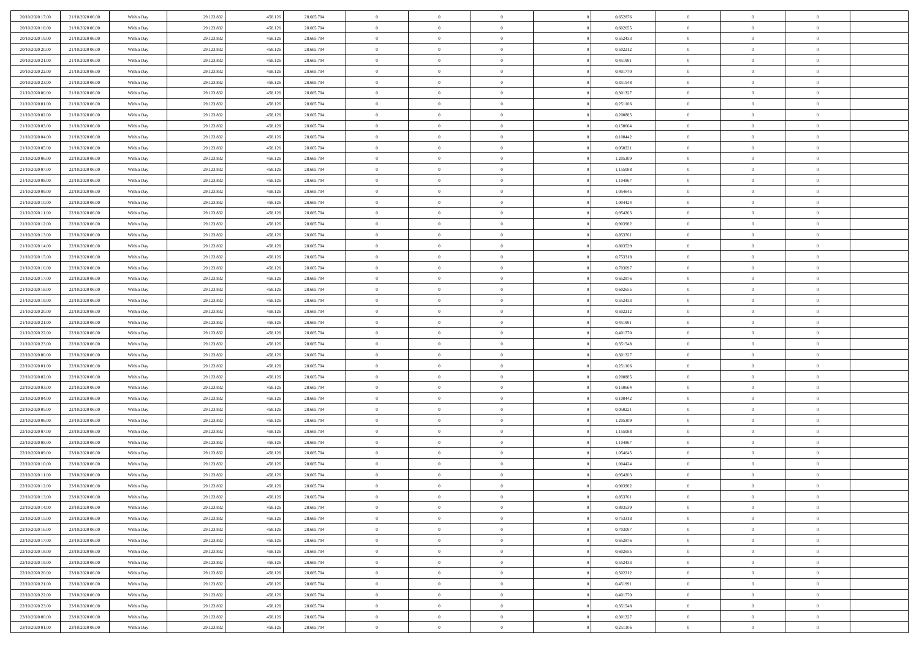| | | | | | | | | | | | | | | |
|---|---|---|---|---|---|---|---|---|---|---|---|---|---|---|
| 20/10/2020 17:00 | 21/10/2020 06:00 | Within Day | 29.123.832 | 458.126 | 28.665.704 | 0 | 0 | 0 | | 0,652876 | 0 | 0 | 0 | |
| 20/10/2020 18:00 | 21/10/2020 06:00 | Within Day | 29.123.832 | 458.126 | 28.665.704 | 0 | 0 | 0 | | 0,602655 | 0 | 0 | 0 | |
| 20/10/2020 19:00 | 21/10/2020 06:00 | Within Day | 29.123.832 | 458.126 | 28.665.704 | 0 | 0 | 0 | | 0,552433 | 0 | 0 | 0 | |
| 20/10/2020 20:00 | 21/10/2020 06:00 | Within Day | 29.123.832 | 458.126 | 28.665.704 | 0 | 0 | 0 | | 0,502212 | 0 | 0 | 0 | |
| 20/10/2020 21:00 | 21/10/2020 06:00 | Within Day | 29.123.832 | 458.126 | 28.665.704 | 0 | 0 | 0 | | 0,451991 | 0 | 0 | 0 | |
| 20/10/2020 22:00 | 21/10/2020 06:00 | Within Day | 29.123.832 | 458.126 | 28.665.704 | 0 | 0 | 0 | | 0,401770 | 0 | 0 | 0 | |
| 20/10/2020 23:00 | 21/10/2020 06:00 | Within Day | 29.123.832 | 458.126 | 28.665.704 | 0 | 0 | 0 | | 0,351548 | 0 | 0 | 0 | |
| 21/10/2020 00:00 | 21/10/2020 06:00 | Within Day | 29.123.832 | 458.126 | 28.665.704 | 0 | 0 | 0 | | 0,301327 | 0 | 0 | 0 | |
| 21/10/2020 01:00 | 21/10/2020 06:00 | Within Day | 29.123.832 | 458.126 | 28.665.704 | 0 | 0 | 0 | | 0,251106 | 0 | 0 | 0 | |
| 21/10/2020 02:00 | 21/10/2020 06:00 | Within Day | 29.123.832 | 458.126 | 28.665.704 | 0 | 0 | 0 | | 0,200885 | 0 | 0 | 0 | |
| 21/10/2020 03:00 | 21/10/2020 06:00 | Within Day | 29.123.832 | 458.126 | 28.665.704 | 0 | 0 | 0 | | 0,150664 | 0 | 0 | 0 | |
| 21/10/2020 04:00 | 21/10/2020 06:00 | Within Day | 29.123.832 | 458.126 | 28.665.704 | 0 | 0 | 0 | | 0,100442 | 0 | 0 | 0 | |
| 21/10/2020 05:00 | 21/10/2020 06:00 | Within Day | 29.123.832 | 458.126 | 28.665.704 | 0 | 0 | 0 | | 0,050221 | 0 | 0 | 0 | |
| 21/10/2020 06:00 | 22/10/2020 06:00 | Within Day | 29.123.832 | 458.126 | 28.665.704 | 0 | 0 | 0 | | 1,205309 | 0 | 0 | 0 | |
| 21/10/2020 07:00 | 22/10/2020 06:00 | Within Day | 29.123.832 | 458.126 | 28.665.704 | 0 | 0 | 0 | | 1,155088 | 0 | 0 | 0 | |
| 21/10/2020 08:00 | 22/10/2020 06:00 | Within Day | 29.123.832 | 458.126 | 28.665.704 | 0 | 0 | 0 | | 1,104867 | 0 | 0 | 0 | |
| 21/10/2020 09:00 | 22/10/2020 06:00 | Within Day | 29.123.832 | 458.126 | 28.665.704 | 0 | 0 | 0 | | 1,054645 | 0 | 0 | 0 | |
| 21/10/2020 10:00 | 22/10/2020 06:00 | Within Day | 29.123.832 | 458.126 | 28.665.704 | 0 | 0 | 0 | | 1,004424 | 0 | 0 | 0 | |
| 21/10/2020 11:00 | 22/10/2020 06:00 | Within Day | 29.123.832 | 458.126 | 28.665.704 | 0 | 0 | 0 | | 0,954203 | 0 | 0 | 0 | |
| 21/10/2020 12:00 | 22/10/2020 06:00 | Within Day | 29.123.832 | 458.126 | 28.665.704 | 0 | 0 | 0 | | 0,903982 | 0 | 0 | 0 | |
| 21/10/2020 13:00 | 22/10/2020 06:00 | Within Day | 29.123.832 | 458.126 | 28.665.704 | 0 | 0 | 0 | | 0,853761 | 0 | 0 | 0 | |
| 21/10/2020 14:00 | 22/10/2020 06:00 | Within Day | 29.123.832 | 458.126 | 28.665.704 | 0 | 0 | 0 | | 0,803539 | 0 | 0 | 0 | |
| 21/10/2020 15:00 | 22/10/2020 06:00 | Within Day | 29.123.832 | 458.126 | 28.665.704 | 0 | 0 | 0 | | 0,753318 | 0 | 0 | 0 | |
| 21/10/2020 16:00 | 22/10/2020 06:00 | Within Day | 29.123.832 | 458.126 | 28.665.704 | 0 | 0 | 0 | | 0,703097 | 0 | 0 | 0 | |
| 21/10/2020 17:00 | 22/10/2020 06:00 | Within Day | 29.123.832 | 458.126 | 28.665.704 | 0 | 0 | 0 | | 0,652876 | 0 | 0 | 0 | |
| 21/10/2020 18:00 | 22/10/2020 06:00 | Within Day | 29.123.832 | 458.126 | 28.665.704 | 0 | 0 | 0 | | 0,602655 | 0 | 0 | 0 | |
| 21/10/2020 19:00 | 22/10/2020 06:00 | Within Day | 29.123.832 | 458.126 | 28.665.704 | 0 | 0 | 0 | | 0,552433 | 0 | 0 | 0 | |
| 21/10/2020 20:00 | 22/10/2020 06:00 | Within Day | 29.123.832 | 458.126 | 28.665.704 | 0 | 0 | 0 | | 0,502212 | 0 | 0 | 0 | |
| 21/10/2020 21:00 | 22/10/2020 06:00 | Within Day | 29.123.832 | 458.126 | 28.665.704 | 0 | 0 | 0 | | 0,451991 | 0 | 0 | 0 | |
| 21/10/2020 22:00 | 22/10/2020 06:00 | Within Day | 29.123.832 | 458.126 | 28.665.704 | 0 | 0 | 0 | | 0,401770 | 0 | 0 | 0 | |
| 21/10/2020 23:00 | 22/10/2020 06:00 | Within Day | 29.123.832 | 458.126 | 28.665.704 | 0 | 0 | 0 | | 0,351548 | 0 | 0 | 0 | |
| 22/10/2020 00:00 | 22/10/2020 06:00 | Within Day | 29.123.832 | 458.126 | 28.665.704 | 0 | 0 | 0 | | 0,301327 | 0 | 0 | 0 | |
| 22/10/2020 01:00 | 22/10/2020 06:00 | Within Day | 29.123.832 | 458.126 | 28.665.704 | 0 | 0 | 0 | | 0,251106 | 0 | 0 | 0 | |
| 22/10/2020 02:00 | 22/10/2020 06:00 | Within Day | 29.123.832 | 458.126 | 28.665.704 | 0 | 0 | 0 | | 0,200885 | 0 | 0 | 0 | |
| 22/10/2020 03:00 | 22/10/2020 06:00 | Within Day | 29.123.832 | 458.126 | 28.665.704 | 0 | 0 | 0 | | 0,150664 | 0 | 0 | 0 | |
| 22/10/2020 04:00 | 22/10/2020 06:00 | Within Day | 29.123.832 | 458.126 | 28.665.704 | 0 | 0 | 0 | | 0,100442 | 0 | 0 | 0 | |
| 22/10/2020 05:00 | 22/10/2020 06:00 | Within Day | 29.123.832 | 458.126 | 28.665.704 | 0 | 0 | 0 | | 0,050221 | 0 | 0 | 0 | |
| 22/10/2020 06:00 | 23/10/2020 06:00 | Within Day | 29.123.832 | 458.126 | 28.665.704 | 0 | 0 | 0 | | 1,205309 | 0 | 0 | 0 | |
| 22/10/2020 07:00 | 23/10/2020 06:00 | Within Day | 29.123.832 | 458.126 | 28.665.704 | 0 | 0 | 0 | | 1,155088 | 0 | 0 | 0 | |
| 22/10/2020 08:00 | 23/10/2020 06:00 | Within Day | 29.123.832 | 458.126 | 28.665.704 | 0 | 0 | 0 | | 1,104867 | 0 | 0 | 0 | |
| 22/10/2020 09:00 | 23/10/2020 06:00 | Within Day | 29.123.832 | 458.126 | 28.665.704 | 0 | 0 | 0 | | 1,054645 | 0 | 0 | 0 | |
| 22/10/2020 10:00 | 23/10/2020 06:00 | Within Day | 29.123.832 | 458.126 | 28.665.704 | 0 | 0 | 0 | | 1,004424 | 0 | 0 | 0 | |
| 22/10/2020 11:00 | 23/10/2020 06:00 | Within Day | 29.123.832 | 458.126 | 28.665.704 | 0 | 0 | 0 | | 0,954203 | 0 | 0 | 0 | |
| 22/10/2020 12:00 | 23/10/2020 06:00 | Within Day | 29.123.832 | 458.126 | 28.665.704 | 0 | 0 | 0 | | 0,903982 | 0 | 0 | 0 | |
| 22/10/2020 13:00 | 23/10/2020 06:00 | Within Day | 29.123.832 | 458.126 | 28.665.704 | 0 | 0 | 0 | | 0,853761 | 0 | 0 | 0 | |
| 22/10/2020 14:00 | 23/10/2020 06:00 | Within Day | 29.123.832 | 458.126 | 28.665.704 | 0 | 0 | 0 | | 0,803539 | 0 | 0 | 0 | |
| 22/10/2020 15:00 | 23/10/2020 06:00 | Within Day | 29.123.832 | 458.126 | 28.665.704 | 0 | 0 | 0 | | 0,753318 | 0 | 0 | 0 | |
| 22/10/2020 16:00 | 23/10/2020 06:00 | Within Day | 29.123.832 | 458.126 | 28.665.704 | 0 | 0 | 0 | | 0,703097 | 0 | 0 | 0 | |
| 22/10/2020 17:00 | 23/10/2020 06:00 | Within Day | 29.123.832 | 458.126 | 28.665.704 | 0 | 0 | 0 | | 0,652876 | 0 | 0 | 0 | |
| 22/10/2020 18:00 | 23/10/2020 06:00 | Within Day | 29.123.832 | 458.126 | 28.665.704 | 0 | 0 | 0 | | 0,602655 | 0 | 0 | 0 | |
| 22/10/2020 19:00 | 23/10/2020 06:00 | Within Day | 29.123.832 | 458.126 | 28.665.704 | 0 | 0 | 0 | | 0,552433 | 0 | 0 | 0 | |
| 22/10/2020 20:00 | 23/10/2020 06:00 | Within Day | 29.123.832 | 458.126 | 28.665.704 | 0 | 0 | 0 | | 0,502212 | 0 | 0 | 0 | |
| 22/10/2020 21:00 | 23/10/2020 06:00 | Within Day | 29.123.832 | 458.126 | 28.665.704 | 0 | 0 | 0 | | 0,451991 | 0 | 0 | 0 | |
| 22/10/2020 22:00 | 23/10/2020 06:00 | Within Day | 29.123.832 | 458.126 | 28.665.704 | 0 | 0 | 0 | | 0,401770 | 0 | 0 | 0 | |
| 22/10/2020 23:00 | 23/10/2020 06:00 | Within Day | 29.123.832 | 458.126 | 28.665.704 | 0 | 0 | 0 | | 0,351548 | 0 | 0 | 0 | |
| 23/10/2020 00:00 | 23/10/2020 06:00 | Within Day | 29.123.832 | 458.126 | 28.665.704 | 0 | 0 | 0 | | 0,301327 | 0 | 0 | 0 | |
| 23/10/2020 01:00 | 23/10/2020 06:00 | Within Day | 29.123.832 | 458.126 | 28.665.704 | 0 | 0 | 0 | | 0,251106 | 0 | 0 | 0 | |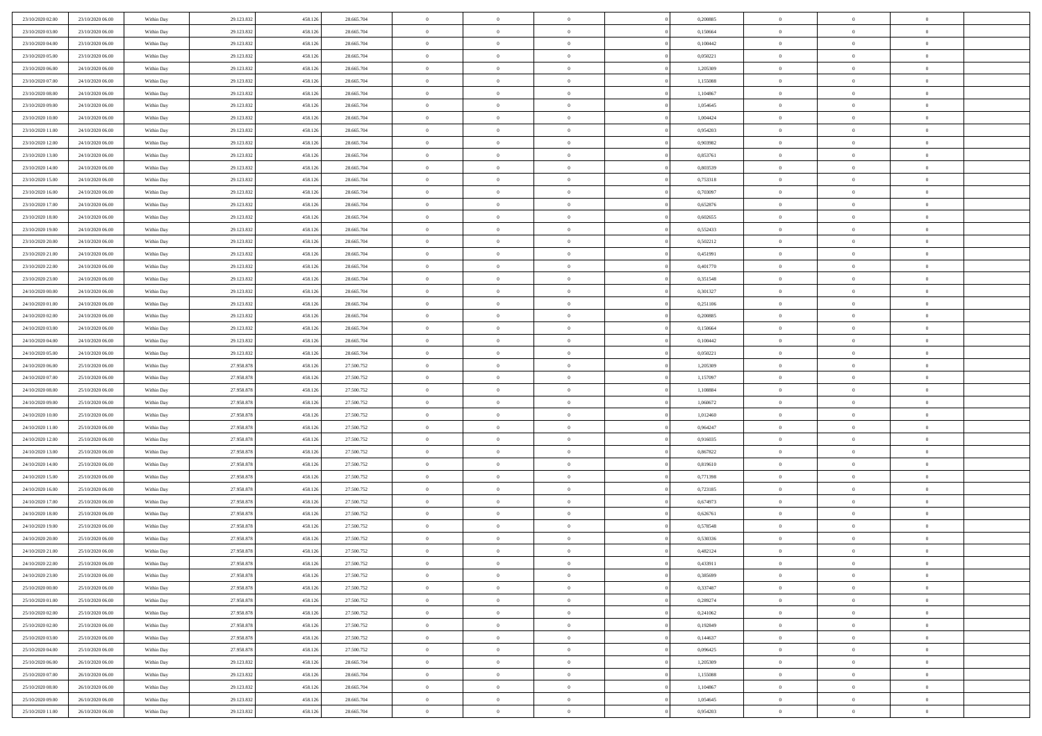| | | | | | | | | | | | | | | |
|---|---|---|---|---|---|---|---|---|---|---|---|---|---|---|
| 23/10/2020 02.00 | 23/10/2020 06.00 | Within Day | 29.123.832 | 458.126 | 28.665.704 | 0 | 0 | 0 | | 0 | 0,200885 | 0 | 0 | 0 |
| 23/10/2020 03.00 | 23/10/2020 06.00 | Within Day | 29.123.832 | 458.126 | 28.665.704 | 0 | 0 | 0 | | 0 | 0,150664 | 0 | 0 | 0 |
| 23/10/2020 04.00 | 23/10/2020 06.00 | Within Day | 29.123.832 | 458.126 | 28.665.704 | 0 | 0 | 0 | | 0 | 0,100442 | 0 | 0 | 0 |
| 23/10/2020 05.00 | 23/10/2020 06.00 | Within Day | 29.123.832 | 458.126 | 28.665.704 | 0 | 0 | 0 | | 0 | 0,050221 | 0 | 0 | 0 |
| 23/10/2020 06.00 | 24/10/2020 06.00 | Within Day | 29.123.832 | 458.126 | 28.665.704 | 0 | 0 | 0 | | 0 | 1,205309 | 0 | 0 | 0 |
| 23/10/2020 07.00 | 24/10/2020 06.00 | Within Day | 29.123.832 | 458.126 | 28.665.704 | 0 | 0 | 0 | | 0 | 1,155088 | 0 | 0 | 0 |
| 23/10/2020 08.00 | 24/10/2020 06.00 | Within Day | 29.123.832 | 458.126 | 28.665.704 | 0 | 0 | 0 | | 0 | 1,104867 | 0 | 0 | 0 |
| 23/10/2020 09.00 | 24/10/2020 06.00 | Within Day | 29.123.832 | 458.126 | 28.665.704 | 0 | 0 | 0 | | 0 | 1,054645 | 0 | 0 | 0 |
| 23/10/2020 10.00 | 24/10/2020 06.00 | Within Day | 29.123.832 | 458.126 | 28.665.704 | 0 | 0 | 0 | | 0 | 1,004424 | 0 | 0 | 0 |
| 23/10/2020 11.00 | 24/10/2020 06.00 | Within Day | 29.123.832 | 458.126 | 28.665.704 | 0 | 0 | 0 | | 0 | 0,954203 | 0 | 0 | 0 |
| 23/10/2020 12.00 | 24/10/2020 06.00 | Within Day | 29.123.832 | 458.126 | 28.665.704 | 0 | 0 | 0 | | 0 | 0,903982 | 0 | 0 | 0 |
| 23/10/2020 13.00 | 24/10/2020 06.00 | Within Day | 29.123.832 | 458.126 | 28.665.704 | 0 | 0 | 0 | | 0 | 0,853761 | 0 | 0 | 0 |
| 23/10/2020 14.00 | 24/10/2020 06.00 | Within Day | 29.123.832 | 458.126 | 28.665.704 | 0 | 0 | 0 | | 0 | 0,803539 | 0 | 0 | 0 |
| 23/10/2020 15.00 | 24/10/2020 06.00 | Within Day | 29.123.832 | 458.126 | 28.665.704 | 0 | 0 | 0 | | 0 | 0,753318 | 0 | 0 | 0 |
| 23/10/2020 16.00 | 24/10/2020 06.00 | Within Day | 29.123.832 | 458.126 | 28.665.704 | 0 | 0 | 0 | | 0 | 0,703097 | 0 | 0 | 0 |
| 23/10/2020 17.00 | 24/10/2020 06.00 | Within Day | 29.123.832 | 458.126 | 28.665.704 | 0 | 0 | 0 | | 0 | 0,652876 | 0 | 0 | 0 |
| 23/10/2020 18.00 | 24/10/2020 06.00 | Within Day | 29.123.832 | 458.126 | 28.665.704 | 0 | 0 | 0 | | 0 | 0,602655 | 0 | 0 | 0 |
| 23/10/2020 19.00 | 24/10/2020 06.00 | Within Day | 29.123.832 | 458.126 | 28.665.704 | 0 | 0 | 0 | | 0 | 0,552433 | 0 | 0 | 0 |
| 23/10/2020 20.00 | 24/10/2020 06.00 | Within Day | 29.123.832 | 458.126 | 28.665.704 | 0 | 0 | 0 | | 0 | 0,502212 | 0 | 0 | 0 |
| 23/10/2020 21.00 | 24/10/2020 06.00 | Within Day | 29.123.832 | 458.126 | 28.665.704 | 0 | 0 | 0 | | 0 | 0,451991 | 0 | 0 | 0 |
| 23/10/2020 22.00 | 24/10/2020 06.00 | Within Day | 29.123.832 | 458.126 | 28.665.704 | 0 | 0 | 0 | | 0 | 0,401770 | 0 | 0 | 0 |
| 23/10/2020 23.00 | 24/10/2020 06.00 | Within Day | 29.123.832 | 458.126 | 28.665.704 | 0 | 0 | 0 | | 0 | 0,351548 | 0 | 0 | 0 |
| 24/10/2020 00.00 | 24/10/2020 06.00 | Within Day | 29.123.832 | 458.126 | 28.665.704 | 0 | 0 | 0 | | 0 | 0,301327 | 0 | 0 | 0 |
| 24/10/2020 01.00 | 24/10/2020 06.00 | Within Day | 29.123.832 | 458.126 | 28.665.704 | 0 | 0 | 0 | | 0 | 0,251106 | 0 | 0 | 0 |
| 24/10/2020 02.00 | 24/10/2020 06.00 | Within Day | 29.123.832 | 458.126 | 28.665.704 | 0 | 0 | 0 | | 0 | 0,200885 | 0 | 0 | 0 |
| 24/10/2020 03.00 | 24/10/2020 06.00 | Within Day | 29.123.832 | 458.126 | 28.665.704 | 0 | 0 | 0 | | 0 | 0,150664 | 0 | 0 | 0 |
| 24/10/2020 04.00 | 24/10/2020 06.00 | Within Day | 29.123.832 | 458.126 | 28.665.704 | 0 | 0 | 0 | | 0 | 0,100442 | 0 | 0 | 0 |
| 24/10/2020 05.00 | 24/10/2020 06.00 | Within Day | 29.123.832 | 458.126 | 28.665.704 | 0 | 0 | 0 | | 0 | 0,050221 | 0 | 0 | 0 |
| 24/10/2020 06.00 | 25/10/2020 06.00 | Within Day | 27.958.878 | 458.126 | 27.500.752 | 0 | 0 | 0 | | 0 | 1,205309 | 0 | 0 | 0 |
| 24/10/2020 07.00 | 25/10/2020 06.00 | Within Day | 27.958.878 | 458.126 | 27.500.752 | 0 | 0 | 0 | | 0 | 1,157097 | 0 | 0 | 0 |
| 24/10/2020 08.00 | 25/10/2020 06.00 | Within Day | 27.958.878 | 458.126 | 27.500.752 | 0 | 0 | 0 | | 0 | 1,108884 | 0 | 0 | 0 |
| 24/10/2020 09.00 | 25/10/2020 06.00 | Within Day | 27.958.878 | 458.126 | 27.500.752 | 0 | 0 | 0 | | 0 | 1,060672 | 0 | 0 | 0 |
| 24/10/2020 10.00 | 25/10/2020 06.00 | Within Day | 27.958.878 | 458.126 | 27.500.752 | 0 | 0 | 0 | | 0 | 1,012460 | 0 | 0 | 0 |
| 24/10/2020 11.00 | 25/10/2020 06.00 | Within Day | 27.958.878 | 458.126 | 27.500.752 | 0 | 0 | 0 | | 0 | 0,964247 | 0 | 0 | 0 |
| 24/10/2020 12.00 | 25/10/2020 06.00 | Within Day | 27.958.878 | 458.126 | 27.500.752 | 0 | 0 | 0 | | 0 | 0,916035 | 0 | 0 | 0 |
| 24/10/2020 13.00 | 25/10/2020 06.00 | Within Day | 27.958.878 | 458.126 | 27.500.752 | 0 | 0 | 0 | | 0 | 0,867822 | 0 | 0 | 0 |
| 24/10/2020 14.00 | 25/10/2020 06.00 | Within Day | 27.958.878 | 458.126 | 27.500.752 | 0 | 0 | 0 | | 0 | 0,819610 | 0 | 0 | 0 |
| 24/10/2020 15.00 | 25/10/2020 06.00 | Within Day | 27.958.878 | 458.126 | 27.500.752 | 0 | 0 | 0 | | 0 | 0,771398 | 0 | 0 | 0 |
| 24/10/2020 16.00 | 25/10/2020 06.00 | Within Day | 27.958.878 | 458.126 | 27.500.752 | 0 | 0 | 0 | | 0 | 0,723185 | 0 | 0 | 0 |
| 24/10/2020 17.00 | 25/10/2020 06.00 | Within Day | 27.958.878 | 458.126 | 27.500.752 | 0 | 0 | 0 | | 0 | 0,674973 | 0 | 0 | 0 |
| 24/10/2020 18.00 | 25/10/2020 06.00 | Within Day | 27.958.878 | 458.126 | 27.500.752 | 0 | 0 | 0 | | 0 | 0,626761 | 0 | 0 | 0 |
| 24/10/2020 19.00 | 25/10/2020 06.00 | Within Day | 27.958.878 | 458.126 | 27.500.752 | 0 | 0 | 0 | | 0 | 0,578548 | 0 | 0 | 0 |
| 24/10/2020 20.00 | 25/10/2020 06.00 | Within Day | 27.958.878 | 458.126 | 27.500.752 | 0 | 0 | 0 | | 0 | 0,530336 | 0 | 0 | 0 |
| 24/10/2020 21.00 | 25/10/2020 06.00 | Within Day | 27.958.878 | 458.126 | 27.500.752 | 0 | 0 | 0 | | 0 | 0,482124 | 0 | 0 | 0 |
| 24/10/2020 22.00 | 25/10/2020 06.00 | Within Day | 27.958.878 | 458.126 | 27.500.752 | 0 | 0 | 0 | | 0 | 0,433911 | 0 | 0 | 0 |
| 24/10/2020 23.00 | 25/10/2020 06.00 | Within Day | 27.958.878 | 458.126 | 27.500.752 | 0 | 0 | 0 | | 0 | 0,385699 | 0 | 0 | 0 |
| 25/10/2020 00.00 | 25/10/2020 06.00 | Within Day | 27.958.878 | 458.126 | 27.500.752 | 0 | 0 | 0 | | 0 | 0,337487 | 0 | 0 | 0 |
| 25/10/2020 01.00 | 25/10/2020 06.00 | Within Day | 27.958.878 | 458.126 | 27.500.752 | 0 | 0 | 0 | | 0 | 0,289274 | 0 | 0 | 0 |
| 25/10/2020 02.00 | 25/10/2020 06.00 | Within Day | 27.958.878 | 458.126 | 27.500.752 | 0 | 0 | 0 | | 0 | 0,241062 | 0 | 0 | 0 |
| 25/10/2020 02.00 | 25/10/2020 06.00 | Within Day | 27.958.878 | 458.126 | 27.500.752 | 0 | 0 | 0 | | 0 | 0,192849 | 0 | 0 | 0 |
| 25/10/2020 03.00 | 25/10/2020 06.00 | Within Day | 27.958.878 | 458.126 | 27.500.752 | 0 | 0 | 0 | | 0 | 0,144637 | 0 | 0 | 0 |
| 25/10/2020 04.00 | 25/10/2020 06.00 | Within Day | 27.958.878 | 458.126 | 27.500.752 | 0 | 0 | 0 | | 0 | 0,096425 | 0 | 0 | 0 |
| 25/10/2020 06.00 | 26/10/2020 06.00 | Within Day | 29.123.832 | 458.126 | 28.665.704 | 0 | 0 | 0 | | 0 | 1,205309 | 0 | 0 | 0 |
| 25/10/2020 07.00 | 26/10/2020 06.00 | Within Day | 29.123.832 | 458.126 | 28.665.704 | 0 | 0 | 0 | | 0 | 1,155088 | 0 | 0 | 0 |
| 25/10/2020 08.00 | 26/10/2020 06.00 | Within Day | 29.123.832 | 458.126 | 28.665.704 | 0 | 0 | 0 | | 0 | 1,104867 | 0 | 0 | 0 |
| 25/10/2020 09.00 | 26/10/2020 06.00 | Within Day | 29.123.832 | 458.126 | 28.665.704 | 0 | 0 | 0 | | 0 | 1,054645 | 0 | 0 | 0 |
| 25/10/2020 11.00 | 26/10/2020 06.00 | Within Day | 29.123.832 | 458.126 | 28.665.704 | 0 | 0 | 0 | | 0 | 0,954203 | 0 | 0 | 0 |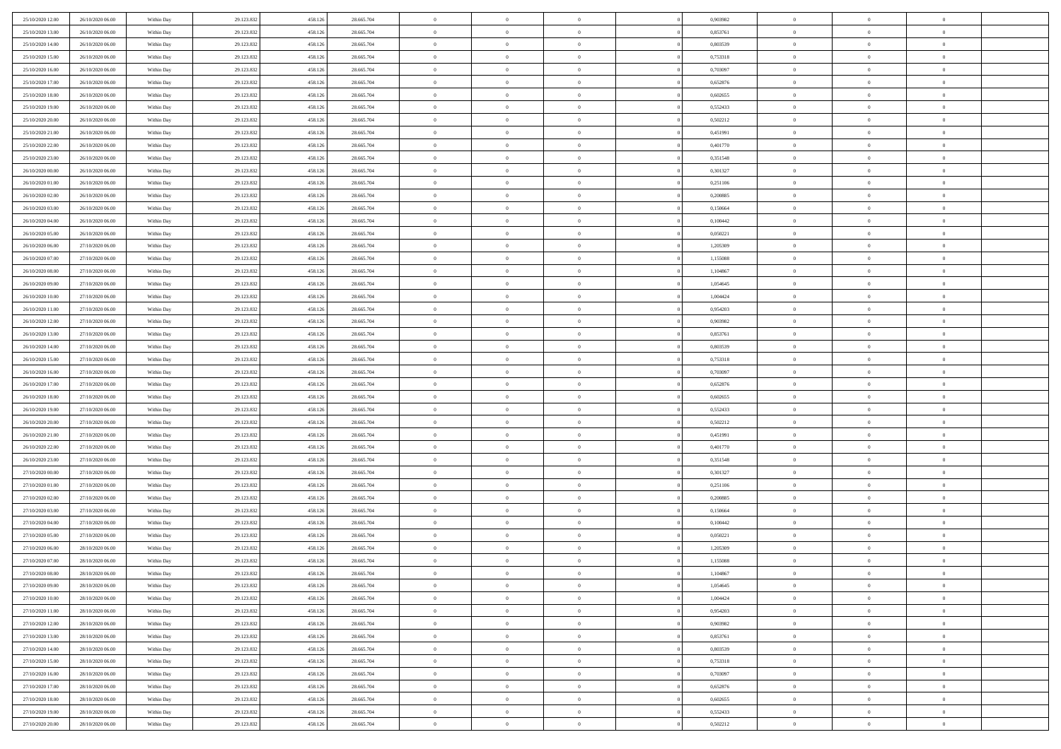| | | | | | | | | | | | | | | |
|---|---|---|---|---|---|---|---|---|---|---|---|---|---|---|
| 25/10/2020 12:00 | 26/10/2020 06:00 | Within Day | 29.123.832 | 458.126 | 28.665.704 | 0 | 0 | 0 | 0 | 0,903982 | 0 | 0 | 0 | |
| 25/10/2020 13:00 | 26/10/2020 06:00 | Within Day | 29.123.832 | 458.126 | 28.665.704 | 0 | 0 | 0 | 0 | 0,853761 | 0 | 0 | 0 | |
| 25/10/2020 14:00 | 26/10/2020 06:00 | Within Day | 29.123.832 | 458.126 | 28.665.704 | 0 | 0 | 0 | 0 | 0,803539 | 0 | 0 | 0 | |
| 25/10/2020 15:00 | 26/10/2020 06:00 | Within Day | 29.123.832 | 458.126 | 28.665.704 | 0 | 0 | 0 | 0 | 0,753318 | 0 | 0 | 0 | |
| 25/10/2020 16:00 | 26/10/2020 06:00 | Within Day | 29.123.832 | 458.126 | 28.665.704 | 0 | 0 | 0 | 0 | 0,703097 | 0 | 0 | 0 | |
| 25/10/2020 17:00 | 26/10/2020 06:00 | Within Day | 29.123.832 | 458.126 | 28.665.704 | 0 | 0 | 0 | 0 | 0,652876 | 0 | 0 | 0 | |
| 25/10/2020 18:00 | 26/10/2020 06:00 | Within Day | 29.123.832 | 458.126 | 28.665.704 | 0 | 0 | 0 | 0 | 0,602655 | 0 | 0 | 0 | |
| 25/10/2020 19:00 | 26/10/2020 06:00 | Within Day | 29.123.832 | 458.126 | 28.665.704 | 0 | 0 | 0 | 0 | 0,552433 | 0 | 0 | 0 | |
| 25/10/2020 20:00 | 26/10/2020 06:00 | Within Day | 29.123.832 | 458.126 | 28.665.704 | 0 | 0 | 0 | 0 | 0,502212 | 0 | 0 | 0 | |
| 25/10/2020 21:00 | 26/10/2020 06:00 | Within Day | 29.123.832 | 458.126 | 28.665.704 | 0 | 0 | 0 | 0 | 0,451991 | 0 | 0 | 0 | |
| 25/10/2020 22:00 | 26/10/2020 06:00 | Within Day | 29.123.832 | 458.126 | 28.665.704 | 0 | 0 | 0 | 0 | 0,401770 | 0 | 0 | 0 | |
| 25/10/2020 23:00 | 26/10/2020 06:00 | Within Day | 29.123.832 | 458.126 | 28.665.704 | 0 | 0 | 0 | 0 | 0,351548 | 0 | 0 | 0 | |
| 26/10/2020 00:00 | 26/10/2020 06:00 | Within Day | 29.123.832 | 458.126 | 28.665.704 | 0 | 0 | 0 | 0 | 0,301327 | 0 | 0 | 0 | |
| 26/10/2020 01:00 | 26/10/2020 06:00 | Within Day | 29.123.832 | 458.126 | 28.665.704 | 0 | 0 | 0 | 0 | 0,251106 | 0 | 0 | 0 | |
| 26/10/2020 02:00 | 26/10/2020 06:00 | Within Day | 29.123.832 | 458.126 | 28.665.704 | 0 | 0 | 0 | 0 | 0,200885 | 0 | 0 | 0 | |
| 26/10/2020 03:00 | 26/10/2020 06:00 | Within Day | 29.123.832 | 458.126 | 28.665.704 | 0 | 0 | 0 | 0 | 0,150664 | 0 | 0 | 0 | |
| 26/10/2020 04:00 | 26/10/2020 06:00 | Within Day | 29.123.832 | 458.126 | 28.665.704 | 0 | 0 | 0 | 0 | 0,100442 | 0 | 0 | 0 | |
| 26/10/2020 05:00 | 26/10/2020 06:00 | Within Day | 29.123.832 | 458.126 | 28.665.704 | 0 | 0 | 0 | 0 | 0,050221 | 0 | 0 | 0 | |
| 26/10/2020 06:00 | 27/10/2020 06:00 | Within Day | 29.123.832 | 458.126 | 28.665.704 | 0 | 0 | 0 | 0 | 1,205309 | 0 | 0 | 0 | |
| 26/10/2020 07:00 | 27/10/2020 06:00 | Within Day | 29.123.832 | 458.126 | 28.665.704 | 0 | 0 | 0 | 0 | 1,155088 | 0 | 0 | 0 | |
| 26/10/2020 08:00 | 27/10/2020 06:00 | Within Day | 29.123.832 | 458.126 | 28.665.704 | 0 | 0 | 0 | 0 | 1,104867 | 0 | 0 | 0 | |
| 26/10/2020 09:00 | 27/10/2020 06:00 | Within Day | 29.123.832 | 458.126 | 28.665.704 | 0 | 0 | 0 | 0 | 1,054645 | 0 | 0 | 0 | |
| 26/10/2020 10:00 | 27/10/2020 06:00 | Within Day | 29.123.832 | 458.126 | 28.665.704 | 0 | 0 | 0 | 0 | 1,004424 | 0 | 0 | 0 | |
| 26/10/2020 11:00 | 27/10/2020 06:00 | Within Day | 29.123.832 | 458.126 | 28.665.704 | 0 | 0 | 0 | 0 | 0,954203 | 0 | 0 | 0 | |
| 26/10/2020 12:00 | 27/10/2020 06:00 | Within Day | 29.123.832 | 458.126 | 28.665.704 | 0 | 0 | 0 | 0 | 0,903982 | 0 | 0 | 0 | |
| 26/10/2020 13:00 | 27/10/2020 06:00 | Within Day | 29.123.832 | 458.126 | 28.665.704 | 0 | 0 | 0 | 0 | 0,853761 | 0 | 0 | 0 | |
| 26/10/2020 14:00 | 27/10/2020 06:00 | Within Day | 29.123.832 | 458.126 | 28.665.704 | 0 | 0 | 0 | 0 | 0,803539 | 0 | 0 | 0 | |
| 26/10/2020 15:00 | 27/10/2020 06:00 | Within Day | 29.123.832 | 458.126 | 28.665.704 | 0 | 0 | 0 | 0 | 0,753318 | 0 | 0 | 0 | |
| 26/10/2020 16:00 | 27/10/2020 06:00 | Within Day | 29.123.832 | 458.126 | 28.665.704 | 0 | 0 | 0 | 0 | 0,703097 | 0 | 0 | 0 | |
| 26/10/2020 17:00 | 27/10/2020 06:00 | Within Day | 29.123.832 | 458.126 | 28.665.704 | 0 | 0 | 0 | 0 | 0,652876 | 0 | 0 | 0 | |
| 26/10/2020 18:00 | 27/10/2020 06:00 | Within Day | 29.123.832 | 458.126 | 28.665.704 | 0 | 0 | 0 | 0 | 0,602655 | 0 | 0 | 0 | |
| 26/10/2020 19:00 | 27/10/2020 06:00 | Within Day | 29.123.832 | 458.126 | 28.665.704 | 0 | 0 | 0 | 0 | 0,552433 | 0 | 0 | 0 | |
| 26/10/2020 20:00 | 27/10/2020 06:00 | Within Day | 29.123.832 | 458.126 | 28.665.704 | 0 | 0 | 0 | 0 | 0,502212 | 0 | 0 | 0 | |
| 26/10/2020 21:00 | 27/10/2020 06:00 | Within Day | 29.123.832 | 458.126 | 28.665.704 | 0 | 0 | 0 | 0 | 0,451991 | 0 | 0 | 0 | |
| 26/10/2020 22:00 | 27/10/2020 06:00 | Within Day | 29.123.832 | 458.126 | 28.665.704 | 0 | 0 | 0 | 0 | 0,401770 | 0 | 0 | 0 | |
| 26/10/2020 23:00 | 27/10/2020 06:00 | Within Day | 29.123.832 | 458.126 | 28.665.704 | 0 | 0 | 0 | 0 | 0,351548 | 0 | 0 | 0 | |
| 27/10/2020 00:00 | 27/10/2020 06:00 | Within Day | 29.123.832 | 458.126 | 28.665.704 | 0 | 0 | 0 | 0 | 0,301327 | 0 | 0 | 0 | |
| 27/10/2020 01:00 | 27/10/2020 06:00 | Within Day | 29.123.832 | 458.126 | 28.665.704 | 0 | 0 | 0 | 0 | 0,251106 | 0 | 0 | 0 | |
| 27/10/2020 02:00 | 27/10/2020 06:00 | Within Day | 29.123.832 | 458.126 | 28.665.704 | 0 | 0 | 0 | 0 | 0,200885 | 0 | 0 | 0 | |
| 27/10/2020 03:00 | 27/10/2020 06:00 | Within Day | 29.123.832 | 458.126 | 28.665.704 | 0 | 0 | 0 | 0 | 0,150664 | 0 | 0 | 0 | |
| 27/10/2020 04:00 | 27/10/2020 06:00 | Within Day | 29.123.832 | 458.126 | 28.665.704 | 0 | 0 | 0 | 0 | 0,100442 | 0 | 0 | 0 | |
| 27/10/2020 05:00 | 27/10/2020 06:00 | Within Day | 29.123.832 | 458.126 | 28.665.704 | 0 | 0 | 0 | 0 | 0,050221 | 0 | 0 | 0 | |
| 27/10/2020 06:00 | 28/10/2020 06:00 | Within Day | 29.123.832 | 458.126 | 28.665.704 | 0 | 0 | 0 | 0 | 1,205309 | 0 | 0 | 0 | |
| 27/10/2020 07:00 | 28/10/2020 06:00 | Within Day | 29.123.832 | 458.126 | 28.665.704 | 0 | 0 | 0 | 0 | 1,155088 | 0 | 0 | 0 | |
| 27/10/2020 08:00 | 28/10/2020 06:00 | Within Day | 29.123.832 | 458.126 | 28.665.704 | 0 | 0 | 0 | 0 | 1,104867 | 0 | 0 | 0 | |
| 27/10/2020 09:00 | 28/10/2020 06:00 | Within Day | 29.123.832 | 458.126 | 28.665.704 | 0 | 0 | 0 | 0 | 1,054645 | 0 | 0 | 0 | |
| 27/10/2020 10:00 | 28/10/2020 06:00 | Within Day | 29.123.832 | 458.126 | 28.665.704 | 0 | 0 | 0 | 0 | 1,004424 | 0 | 0 | 0 | |
| 27/10/2020 11:00 | 28/10/2020 06:00 | Within Day | 29.123.832 | 458.126 | 28.665.704 | 0 | 0 | 0 | 0 | 0,954203 | 0 | 0 | 0 | |
| 27/10/2020 12:00 | 28/10/2020 06:00 | Within Day | 29.123.832 | 458.126 | 28.665.704 | 0 | 0 | 0 | 0 | 0,903982 | 0 | 0 | 0 | |
| 27/10/2020 13:00 | 28/10/2020 06:00 | Within Day | 29.123.832 | 458.126 | 28.665.704 | 0 | 0 | 0 | 0 | 0,853761 | 0 | 0 | 0 | |
| 27/10/2020 14:00 | 28/10/2020 06:00 | Within Day | 29.123.832 | 458.126 | 28.665.704 | 0 | 0 | 0 | 0 | 0,803539 | 0 | 0 | 0 | |
| 27/10/2020 15:00 | 28/10/2020 06:00 | Within Day | 29.123.832 | 458.126 | 28.665.704 | 0 | 0 | 0 | 0 | 0,753318 | 0 | 0 | 0 | |
| 27/10/2020 16:00 | 28/10/2020 06:00 | Within Day | 29.123.832 | 458.126 | 28.665.704 | 0 | 0 | 0 | 0 | 0,703097 | 0 | 0 | 0 | |
| 27/10/2020 17:00 | 28/10/2020 06:00 | Within Day | 29.123.832 | 458.126 | 28.665.704 | 0 | 0 | 0 | 0 | 0,652876 | 0 | 0 | 0 | |
| 27/10/2020 18:00 | 28/10/2020 06:00 | Within Day | 29.123.832 | 458.126 | 28.665.704 | 0 | 0 | 0 | 0 | 0,602655 | 0 | 0 | 0 | |
| 27/10/2020 19:00 | 28/10/2020 06:00 | Within Day | 29.123.832 | 458.126 | 28.665.704 | 0 | 0 | 0 | 0 | 0,552433 | 0 | 0 | 0 | |
| 27/10/2020 20:00 | 28/10/2020 06:00 | Within Day | 29.123.832 | 458.126 | 28.665.704 | 0 | 0 | 0 | 0 | 0,502212 | 0 | 0 | 0 | |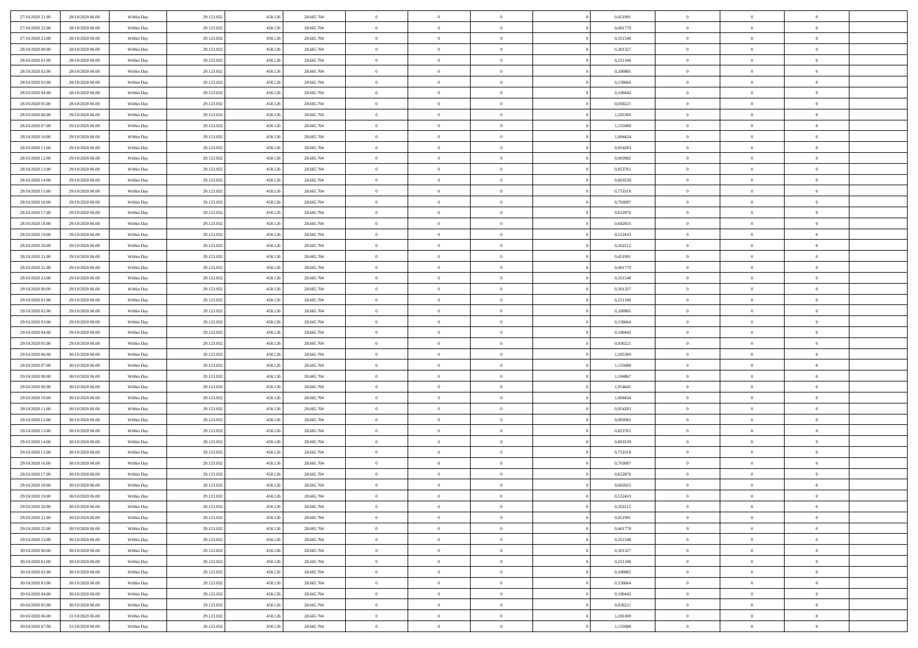| | | | | | | | | | | | | | | |
|---|---|---|---|---|---|---|---|---|---|---|---|---|---|---|
| 27/10/2020 21:00 | 28/10/2020 06:00 | Within Day | 29.123.832 | 458.126 | 28.665.704 | 0 | 0 | 0 | | 0 | 0,451991 | 0 | 0 | 0 |
| 27/10/2020 22:00 | 28/10/2020 06:00 | Within Day | 29.123.832 | 458.126 | 28.665.704 | 0 | 0 | 0 | | 0 | 0,401770 | 0 | 0 | 0 |
| 27/10/2020 23:00 | 28/10/2020 06:00 | Within Day | 29.123.832 | 458.126 | 28.665.704 | 0 | 0 | 0 | | 0 | 0,351548 | 0 | 0 | 0 |
| 28/10/2020 00:00 | 28/10/2020 06:00 | Within Day | 29.123.832 | 458.126 | 28.665.704 | 0 | 0 | 0 | | 0 | 0,301327 | 0 | 0 | 0 |
| 28/10/2020 01:00 | 28/10/2020 06:00 | Within Day | 29.123.832 | 458.126 | 28.665.704 | 0 | 0 | 0 | | 0 | 0,251106 | 0 | 0 | 0 |
| 28/10/2020 02:00 | 28/10/2020 06:00 | Within Day | 29.123.832 | 458.126 | 28.665.704 | 0 | 0 | 0 | | 0 | 0,200885 | 0 | 0 | 0 |
| 28/10/2020 03:00 | 28/10/2020 06:00 | Within Day | 29.123.832 | 458.126 | 28.665.704 | 0 | 0 | 0 | | 0 | 0,150664 | 0 | 0 | 0 |
| 28/10/2020 04:00 | 28/10/2020 06:00 | Within Day | 29.123.832 | 458.126 | 28.665.704 | 0 | 0 | 0 | | 0 | 0,100442 | 0 | 0 | 0 |
| 28/10/2020 05:00 | 28/10/2020 06:00 | Within Day | 29.123.832 | 458.126 | 28.665.704 | 0 | 0 | 0 | | 0 | 0,050221 | 0 | 0 | 0 |
| 28/10/2020 06:00 | 29/10/2020 06:00 | Within Day | 29.123.832 | 458.126 | 28.665.704 | 0 | 0 | 0 | | 0 | 1,205309 | 0 | 0 | 0 |
| 28/10/2020 07:00 | 29/10/2020 06:00 | Within Day | 29.123.832 | 458.126 | 28.665.704 | 0 | 0 | 0 | | 0 | 1,155088 | 0 | 0 | 0 |
| 28/10/2020 10:00 | 29/10/2020 06:00 | Within Day | 29.123.832 | 458.126 | 28.665.704 | 0 | 0 | 0 | | 0 | 1,004424 | 0 | 0 | 0 |
| 28/10/2020 11:00 | 29/10/2020 06:00 | Within Day | 29.123.832 | 458.126 | 28.665.704 | 0 | 0 | 0 | | 0 | 0,954203 | 0 | 0 | 0 |
| 28/10/2020 12:00 | 29/10/2020 06:00 | Within Day | 29.123.832 | 458.126 | 28.665.704 | 0 | 0 | 0 | | 0 | 0,903982 | 0 | 0 | 0 |
| 28/10/2020 13:00 | 29/10/2020 06:00 | Within Day | 29.123.832 | 458.126 | 28.665.704 | 0 | 0 | 0 | | 0 | 0,853761 | 0 | 0 | 0 |
| 28/10/2020 14:00 | 29/10/2020 06:00 | Within Day | 29.123.832 | 458.126 | 28.665.704 | 0 | 0 | 0 | | 0 | 0,803539 | 0 | 0 | 0 |
| 28/10/2020 15:00 | 29/10/2020 06:00 | Within Day | 29.123.832 | 458.126 | 28.665.704 | 0 | 0 | 0 | | 0 | 0,753318 | 0 | 0 | 0 |
| 28/10/2020 16:00 | 29/10/2020 06:00 | Within Day | 29.123.832 | 458.126 | 28.665.704 | 0 | 0 | 0 | | 0 | 0,703097 | 0 | 0 | 0 |
| 28/10/2020 17:00 | 29/10/2020 06:00 | Within Day | 29.123.832 | 458.126 | 28.665.704 | 0 | 0 | 0 | | 0 | 0,652876 | 0 | 0 | 0 |
| 28/10/2020 18:00 | 29/10/2020 06:00 | Within Day | 29.123.832 | 458.126 | 28.665.704 | 0 | 0 | 0 | | 0 | 0,602655 | 0 | 0 | 0 |
| 28/10/2020 19:00 | 29/10/2020 06:00 | Within Day | 29.123.832 | 458.126 | 28.665.704 | 0 | 0 | 0 | | 0 | 0,552433 | 0 | 0 | 0 |
| 28/10/2020 20:00 | 29/10/2020 06:00 | Within Day | 29.123.832 | 458.126 | 28.665.704 | 0 | 0 | 0 | | 0 | 0,502212 | 0 | 0 | 0 |
| 28/10/2020 21:00 | 29/10/2020 06:00 | Within Day | 29.123.832 | 458.126 | 28.665.704 | 0 | 0 | 0 | | 0 | 0,451991 | 0 | 0 | 0 |
| 28/10/2020 22:00 | 29/10/2020 06:00 | Within Day | 29.123.832 | 458.126 | 28.665.704 | 0 | 0 | 0 | | 0 | 0,401770 | 0 | 0 | 0 |
| 28/10/2020 23:00 | 29/10/2020 06:00 | Within Day | 29.123.832 | 458.126 | 28.665.704 | 0 | 0 | 0 | | 0 | 0,351548 | 0 | 0 | 0 |
| 29/10/2020 00:00 | 29/10/2020 06:00 | Within Day | 29.123.832 | 458.126 | 28.665.704 | 0 | 0 | 0 | | 0 | 0,301327 | 0 | 0 | 0 |
| 29/10/2020 01:00 | 29/10/2020 06:00 | Within Day | 29.123.832 | 458.126 | 28.665.704 | 0 | 0 | 0 | | 0 | 0,251106 | 0 | 0 | 0 |
| 29/10/2020 02:00 | 29/10/2020 06:00 | Within Day | 29.123.832 | 458.126 | 28.665.704 | 0 | 0 | 0 | | 0 | 0,200885 | 0 | 0 | 0 |
| 29/10/2020 03:00 | 29/10/2020 06:00 | Within Day | 29.123.832 | 458.126 | 28.665.704 | 0 | 0 | 0 | | 0 | 0,150664 | 0 | 0 | 0 |
| 29/10/2020 04:00 | 29/10/2020 06:00 | Within Day | 29.123.832 | 458.126 | 28.665.704 | 0 | 0 | 0 | | 0 | 0,100442 | 0 | 0 | 0 |
| 29/10/2020 05:00 | 29/10/2020 06:00 | Within Day | 29.123.832 | 458.126 | 28.665.704 | 0 | 0 | 0 | | 0 | 0,050221 | 0 | 0 | 0 |
| 29/10/2020 06:00 | 30/10/2020 06:00 | Within Day | 29.123.832 | 458.126 | 28.665.704 | 0 | 0 | 0 | | 0 | 1,205309 | 0 | 0 | 0 |
| 29/10/2020 07:00 | 30/10/2020 06:00 | Within Day | 29.123.832 | 458.126 | 28.665.704 | 0 | 0 | 0 | | 0 | 1,155088 | 0 | 0 | 0 |
| 29/10/2020 08:00 | 30/10/2020 06:00 | Within Day | 29.123.832 | 458.126 | 28.665.704 | 0 | 0 | 0 | | 0 | 1,104867 | 0 | 0 | 0 |
| 29/10/2020 09:00 | 30/10/2020 06:00 | Within Day | 29.123.832 | 458.126 | 28.665.704 | 0 | 0 | 0 | | 0 | 1,054645 | 0 | 0 | 0 |
| 29/10/2020 10:00 | 30/10/2020 06:00 | Within Day | 29.123.832 | 458.126 | 28.665.704 | 0 | 0 | 0 | | 0 | 1,004424 | 0 | 0 | 0 |
| 29/10/2020 11:00 | 30/10/2020 06:00 | Within Day | 29.123.832 | 458.126 | 28.665.704 | 0 | 0 | 0 | | 0 | 0,954203 | 0 | 0 | 0 |
| 29/10/2020 12:00 | 30/10/2020 06:00 | Within Day | 29.123.832 | 458.126 | 28.665.704 | 0 | 0 | 0 | | 0 | 0,903982 | 0 | 0 | 0 |
| 29/10/2020 13:00 | 30/10/2020 06:00 | Within Day | 29.123.832 | 458.126 | 28.665.704 | 0 | 0 | 0 | | 0 | 0,853761 | 0 | 0 | 0 |
| 29/10/2020 14:00 | 30/10/2020 06:00 | Within Day | 29.123.832 | 458.126 | 28.665.704 | 0 | 0 | 0 | | 0 | 0,803539 | 0 | 0 | 0 |
| 29/10/2020 15:00 | 30/10/2020 06:00 | Within Day | 29.123.832 | 458.126 | 28.665.704 | 0 | 0 | 0 | | 0 | 0,753318 | 0 | 0 | 0 |
| 29/10/2020 16:00 | 30/10/2020 06:00 | Within Day | 29.123.832 | 458.126 | 28.665.704 | 0 | 0 | 0 | | 0 | 0,703097 | 0 | 0 | 0 |
| 29/10/2020 17:00 | 30/10/2020 06:00 | Within Day | 29.123.832 | 458.126 | 28.665.704 | 0 | 0 | 0 | | 0 | 0,652876 | 0 | 0 | 0 |
| 29/10/2020 18:00 | 30/10/2020 06:00 | Within Day | 29.123.832 | 458.126 | 28.665.704 | 0 | 0 | 0 | | 0 | 0,602655 | 0 | 0 | 0 |
| 29/10/2020 19:00 | 30/10/2020 06:00 | Within Day | 29.123.832 | 458.126 | 28.665.704 | 0 | 0 | 0 | | 0 | 0,552433 | 0 | 0 | 0 |
| 29/10/2020 20:00 | 30/10/2020 06:00 | Within Day | 29.123.832 | 458.126 | 28.665.704 | 0 | 0 | 0 | | 0 | 0,502212 | 0 | 0 | 0 |
| 29/10/2020 21:00 | 30/10/2020 06:00 | Within Day | 29.123.832 | 458.126 | 28.665.704 | 0 | 0 | 0 | | 0 | 0,451991 | 0 | 0 | 0 |
| 29/10/2020 22:00 | 30/10/2020 06:00 | Within Day | 29.123.832 | 458.126 | 28.665.704 | 0 | 0 | 0 | | 0 | 0,401770 | 0 | 0 | 0 |
| 29/10/2020 23:00 | 30/10/2020 06:00 | Within Day | 29.123.832 | 458.126 | 28.665.704 | 0 | 0 | 0 | | 0 | 0,351548 | 0 | 0 | 0 |
| 30/10/2020 00:00 | 30/10/2020 06:00 | Within Day | 29.123.832 | 458.126 | 28.665.704 | 0 | 0 | 0 | | 0 | 0,301327 | 0 | 0 | 0 |
| 30/10/2020 01:00 | 30/10/2020 06:00 | Within Day | 29.123.832 | 458.126 | 28.665.704 | 0 | 0 | 0 | | 0 | 0,251106 | 0 | 0 | 0 |
| 30/10/2020 02:00 | 30/10/2020 06:00 | Within Day | 29.123.832 | 458.126 | 28.665.704 | 0 | 0 | 0 | | 0 | 0,200885 | 0 | 0 | 0 |
| 30/10/2020 03:00 | 30/10/2020 06:00 | Within Day | 29.123.832 | 458.126 | 28.665.704 | 0 | 0 | 0 | | 0 | 0,150664 | 0 | 0 | 0 |
| 30/10/2020 04:00 | 30/10/2020 06:00 | Within Day | 29.123.832 | 458.126 | 28.665.704 | 0 | 0 | 0 | | 0 | 0,100442 | 0 | 0 | 0 |
| 30/10/2020 05:00 | 30/10/2020 06:00 | Within Day | 29.123.832 | 458.126 | 28.665.704 | 0 | 0 | 0 | | 0 | 0,050221 | 0 | 0 | 0 |
| 30/10/2020 06:00 | 31/10/2020 06:00 | Within Day | 29.123.832 | 458.126 | 28.665.704 | 0 | 0 | 0 | | 0 | 1,205309 | 0 | 0 | 0 |
| 30/10/2020 07:00 | 31/10/2020 06:00 | Within Day | 29.123.832 | 458.126 | 28.665.704 | 0 | 0 | 0 | | 0 | 1,155088 | 0 | 0 | 0 |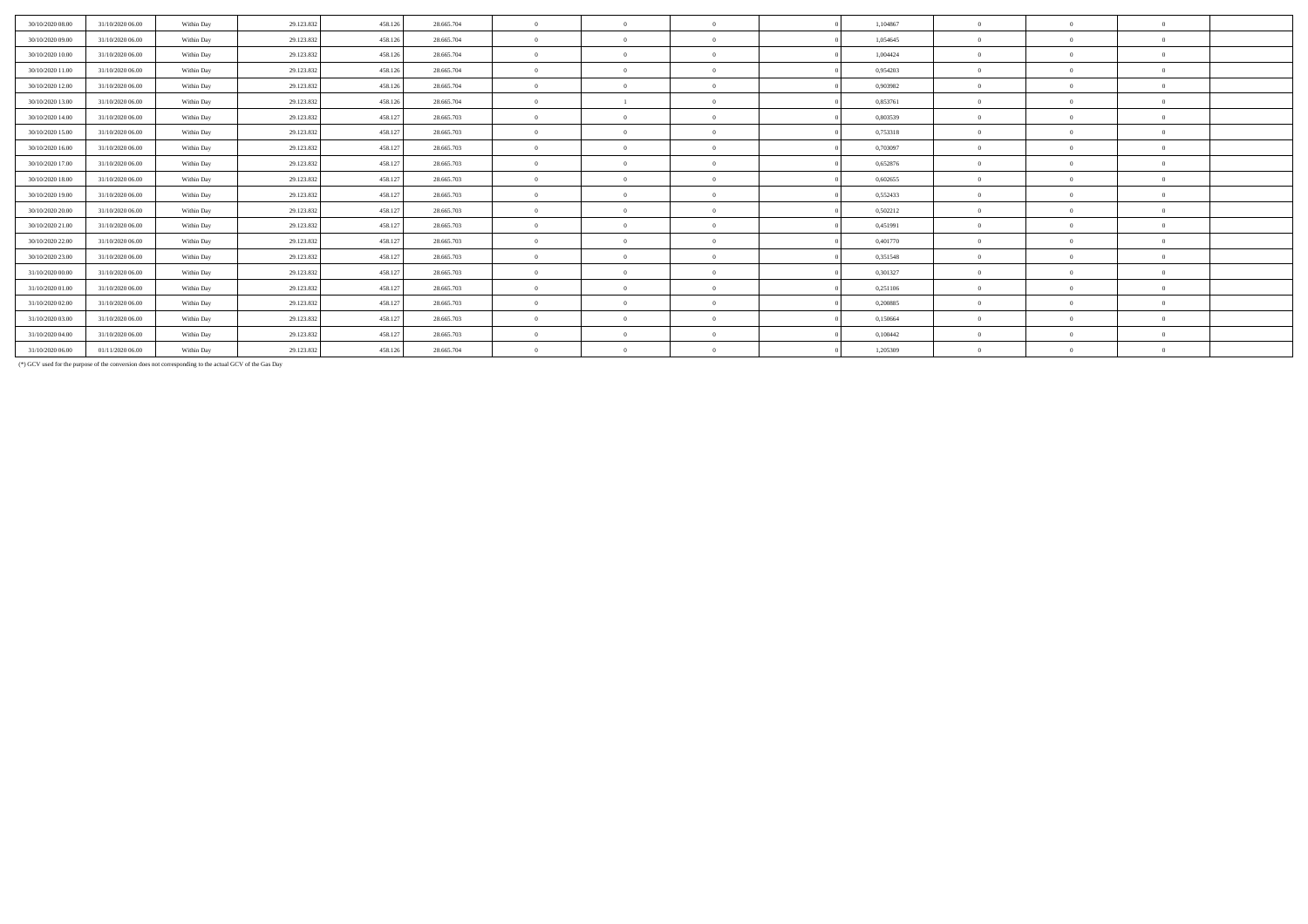|  |  |  |  |  |  |  |  |  |  |  |  |  |  |  |
|---|---|---|---|---|---|---|---|---|---|---|---|---|---|---|
| 30/10/2020 08.00 | 31/10/2020 06.00 | Within Day | 29.123.832 | 458.126 | 28.665.704 | 0 | 0 | 0 | 0 | 1,104867 | 0 | 0 | 0 |  |
| 30/10/2020 09.00 | 31/10/2020 06.00 | Within Day | 29.123.832 | 458.126 | 28.665.704 | 0 | 0 | 0 | 0 | 1,054645 | 0 | 0 | 0 |  |
| 30/10/2020 10.00 | 31/10/2020 06.00 | Within Day | 29.123.832 | 458.126 | 28.665.704 | 0 | 0 | 0 | 0 | 1,004424 | 0 | 0 | 0 |  |
| 30/10/2020 11.00 | 31/10/2020 06.00 | Within Day | 29.123.832 | 458.126 | 28.665.704 | 0 | 0 | 0 | 0 | 0,954203 | 0 | 0 | 0 |  |
| 30/10/2020 12.00 | 31/10/2020 06.00 | Within Day | 29.123.832 | 458.126 | 28.665.704 | 0 | 0 | 0 | 0 | 0,903982 | 0 | 0 | 0 |  |
| 30/10/2020 13.00 | 31/10/2020 06.00 | Within Day | 29.123.832 | 458.126 | 28.665.704 | 0 | 1 | 0 | 0 | 0,853761 | 0 | 0 | 0 |  |
| 30/10/2020 14.00 | 31/10/2020 06.00 | Within Day | 29.123.832 | 458.127 | 28.665.703 | 0 | 0 | 0 | 0 | 0,803539 | 0 | 0 | 0 |  |
| 30/10/2020 15.00 | 31/10/2020 06.00 | Within Day | 29.123.832 | 458.127 | 28.665.703 | 0 | 0 | 0 | 0 | 0,753318 | 0 | 0 | 0 |  |
| 30/10/2020 16.00 | 31/10/2020 06.00 | Within Day | 29.123.832 | 458.127 | 28.665.703 | 0 | 0 | 0 | 0 | 0,703097 | 0 | 0 | 0 |  |
| 30/10/2020 17.00 | 31/10/2020 06.00 | Within Day | 29.123.832 | 458.127 | 28.665.703 | 0 | 0 | 0 | 0 | 0,652876 | 0 | 0 | 0 |  |
| 30/10/2020 18.00 | 31/10/2020 06.00 | Within Day | 29.123.832 | 458.127 | 28.665.703 | 0 | 0 | 0 | 0 | 0,602655 | 0 | 0 | 0 |  |
| 30/10/2020 19.00 | 31/10/2020 06.00 | Within Day | 29.123.832 | 458.127 | 28.665.703 | 0 | 0 | 0 | 0 | 0,552433 | 0 | 0 | 0 |  |
| 30/10/2020 20.00 | 31/10/2020 06.00 | Within Day | 29.123.832 | 458.127 | 28.665.703 | 0 | 0 | 0 | 0 | 0,502212 | 0 | 0 | 0 |  |
| 30/10/2020 21.00 | 31/10/2020 06.00 | Within Day | 29.123.832 | 458.127 | 28.665.703 | 0 | 0 | 0 | 0 | 0,451991 | 0 | 0 | 0 |  |
| 30/10/2020 22.00 | 31/10/2020 06.00 | Within Day | 29.123.832 | 458.127 | 28.665.703 | 0 | 0 | 0 | 0 | 0,401770 | 0 | 0 | 0 |  |
| 30/10/2020 23.00 | 31/10/2020 06.00 | Within Day | 29.123.832 | 458.127 | 28.665.703 | 0 | 0 | 0 | 0 | 0,351548 | 0 | 0 | 0 |  |
| 31/10/2020 00.00 | 31/10/2020 06.00 | Within Day | 29.123.832 | 458.127 | 28.665.703 | 0 | 0 | 0 | 0 | 0,301327 | 0 | 0 | 0 |  |
| 31/10/2020 01.00 | 31/10/2020 06.00 | Within Day | 29.123.832 | 458.127 | 28.665.703 | 0 | 0 | 0 | 0 | 0,251106 | 0 | 0 | 0 |  |
| 31/10/2020 02.00 | 31/10/2020 06.00 | Within Day | 29.123.832 | 458.127 | 28.665.703 | 0 | 0 | 0 | 0 | 0,200885 | 0 | 0 | 0 |  |
| 31/10/2020 03.00 | 31/10/2020 06.00 | Within Day | 29.123.832 | 458.127 | 28.665.703 | 0 | 0 | 0 | 0 | 0,150664 | 0 | 0 | 0 |  |
| 31/10/2020 04.00 | 31/10/2020 06.00 | Within Day | 29.123.832 | 458.127 | 28.665.703 | 0 | 0 | 0 | 0 | 0,100442 | 0 | 0 | 0 |  |
| 31/10/2020 06.00 | 01/11/2020 06.00 | Within Day | 29.123.832 | 458.126 | 28.665.704 | 0 | 0 | 0 | 0 | 1,205309 | 0 | 0 | 0 |  |

(*) GCV used for the purpose of the conversion does not corresponding to the actual GCV of the Gas Day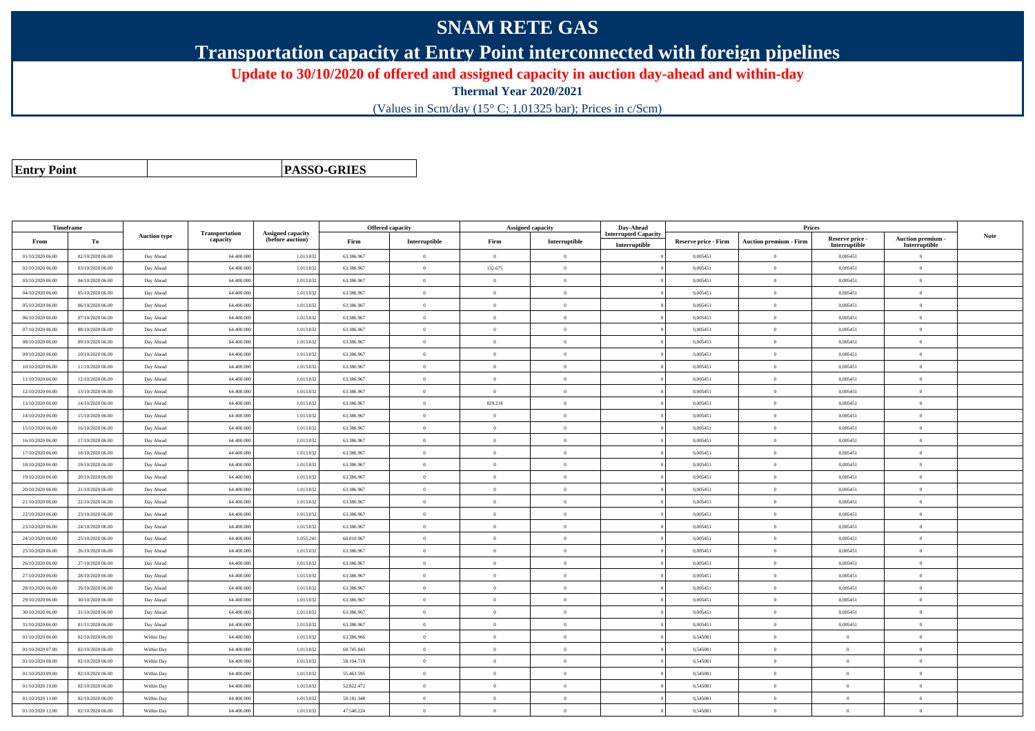# SNAM RETE GAS

## Transportation capacity at Entry Point interconnected with foreign pipelines

**Update to 30/10/2020 of offered and assigned capacity in auction day-ahead and within-day**

**Thermal Year 2020/2021**

(Values in Scm/day (15° C; 1,01325 bar); Prices in c/Scm)

| **Entry Point** | | **PASSO-GRIES** |
|---|---|---|

| Timeframe | | Auction type | Transportation capacity | Assigned capacity (before auction) | Offered capacity | | Assigned capacity | | Day-Ahead Interrupted Capacity | Prices | | | | Note |
|---|---|---|---|---|---|---|---|---|---|---|---|---|---|---|
| From | To | | | | Firm | Interruptible | Firm | Interruptible | Interruptible | Reserve price - Firm | Auction premium - Firm | Reserve price - Interruptible | Auction premium - Interruptible | |
| 01/10/2020 06.00 | 02/10/2020 06.00 | Day Ahead | 64.400.000 | 1.013.032 | 63.386.967 | 0 | 0 | 0 | 0 | 0,005451 | 0 | 0,005451 | 0 | |
| 02/10/2020 06.00 | 03/10/2020 06.00 | Day Ahead | 64.400.000 | 1.013.032 | 63.386.967 | 0 | 132.675 | 0 | 0 | 0,005451 | 0 | 0,005451 | 0 | |
| 03/10/2020 06.00 | 04/10/2020 06.00 | Day Ahead | 64.400.000 | 1.013.032 | 63.386.967 | 0 | 0 | 0 | 0 | 0,005451 | 0 | 0,005451 | 0 | |
| 04/10/2020 06.00 | 05/10/2020 06.00 | Day Ahead | 64.400.000 | 1.013.032 | 63.386.967 | 0 | 0 | 0 | 0 | 0,005451 | 0 | 0,005451 | 0 | |
| 05/10/2020 06.00 | 06/10/2020 06.00 | Day Ahead | 64.400.000 | 1.013.032 | 63.386.967 | 0 | 0 | 0 | 0 | 0,005451 | 0 | 0,005451 | 0 | |
| 06/10/2020 06.00 | 07/10/2020 06.00 | Day Ahead | 64.400.000 | 1.013.032 | 63.386.967 | 0 | 0 | 0 | 0 | 0,005451 | 0 | 0,005451 | 0 | |
| 07/10/2020 06.00 | 08/10/2020 06.00 | Day Ahead | 64.400.000 | 1.013.032 | 63.386.967 | 0 | 0 | 0 | 0 | 0,005451 | 0 | 0,005451 | 0 | |
| 08/10/2020 06.00 | 09/10/2020 06.00 | Day Ahead | 64.400.000 | 1.013.032 | 63.386.967 | 0 | 0 | 0 | 0 | 0,005451 | 0 | 0,005451 | 0 | |
| 09/10/2020 06.00 | 10/10/2020 06.00 | Day Ahead | 64.400.000 | 1.013.032 | 63.386.967 | 0 | 0 | 0 | 0 | 0,005451 | 0 | 0,005451 | 0 | |
| 10/10/2020 06.00 | 11/10/2020 06.00 | Day Ahead | 64.400.000 | 1.013.032 | 63.386.967 | 0 | 0 | 0 | 0 | 0,005451 | 0 | 0,005451 | 0 | |
| 11/10/2020 06.00 | 12/10/2020 06.00 | Day Ahead | 64.400.000 | 1.013.032 | 63.386.967 | 0 | 0 | 0 | 0 | 0,005451 | 0 | 0,005451 | 0 | |
| 12/10/2020 06.00 | 13/10/2020 06.00 | Day Ahead | 64.400.000 | 1.013.032 | 63.386.967 | 0 | 0 | 0 | 0 | 0,005451 | 0 | 0,005451 | 0 | |
| 13/10/2020 06.00 | 14/10/2020 06.00 | Day Ahead | 64.400.000 | 1.013.032 | 63.386.967 | 0 | 829.218 | 0 | 0 | 0,005451 | 0 | 0,005451 | 0 | |
| 14/10/2020 06.00 | 15/10/2020 06.00 | Day Ahead | 64.400.000 | 1.013.032 | 63.386.967 | 0 | 0 | 0 | 0 | 0,005451 | 0 | 0,005451 | 0 | |
| 15/10/2020 06.00 | 16/10/2020 06.00 | Day Ahead | 64.400.000 | 1.013.032 | 63.386.967 | 0 | 0 | 0 | 0 | 0,005451 | 0 | 0,005451 | 0 | |
| 16/10/2020 06.00 | 17/10/2020 06.00 | Day Ahead | 64.400.000 | 1.013.032 | 63.386.967 | 0 | 0 | 0 | 0 | 0,005451 | 0 | 0,005451 | 0 | |
| 17/10/2020 06.00 | 18/10/2020 06.00 | Day Ahead | 64.400.000 | 1.013.032 | 63.386.967 | 0 | 0 | 0 | 0 | 0,005451 | 0 | 0,005451 | 0 | |
| 18/10/2020 06.00 | 19/10/2020 06.00 | Day Ahead | 64.400.000 | 1.013.032 | 63.386.967 | 0 | 0 | 0 | 0 | 0,005451 | 0 | 0,005451 | 0 | |
| 19/10/2020 06.00 | 20/10/2020 06.00 | Day Ahead | 64.400.000 | 1.013.032 | 63.386.967 | 0 | 0 | 0 | 0 | 0,005451 | 0 | 0,005451 | 0 | |
| 20/10/2020 06.00 | 21/10/2020 06.00 | Day Ahead | 64.400.000 | 1.013.032 | 63.386.967 | 0 | 0 | 0 | 0 | 0,005451 | 0 | 0,005451 | 0 | |
| 21/10/2020 06.00 | 22/10/2020 06.00 | Day Ahead | 64.400.000 | 1.013.032 | 63.386.967 | 0 | 0 | 0 | 0 | 0,005451 | 0 | 0,005451 | 0 | |
| 22/10/2020 06.00 | 23/10/2020 06.00 | Day Ahead | 64.400.000 | 1.013.032 | 63.386.967 | 0 | 0 | 0 | 0 | 0,005451 | 0 | 0,005451 | 0 | |
| 23/10/2020 06.00 | 24/10/2020 06.00 | Day Ahead | 64.400.000 | 1.013.032 | 63.386.967 | 0 | 0 | 0 | 0 | 0,005451 | 0 | 0,005451 | 0 | |
| 24/10/2020 06.00 | 25/10/2020 06.00 | Day Ahead | 64.400.000 | 1.055.241 | 60.810.967 | 0 | 0 | 0 | 0 | 0,005451 | 0 | 0,005451 | 0 | |
| 25/10/2020 06.00 | 26/10/2020 06.00 | Day Ahead | 64.400.000 | 1.013.032 | 63.386.967 | 0 | 0 | 0 | 0 | 0,005451 | 0 | 0,005451 | 0 | |
| 26/10/2020 06.00 | 27/10/2020 06.00 | Day Ahead | 64.400.000 | 1.013.032 | 63.386.967 | 0 | 0 | 0 | 0 | 0,005451 | 0 | 0,005451 | 0 | |
| 27/10/2020 06.00 | 28/10/2020 06.00 | Day Ahead | 64.400.000 | 1.013.032 | 63.386.967 | 0 | 0 | 0 | 0 | 0,005451 | 0 | 0,005451 | 0 | |
| 28/10/2020 06.00 | 29/10/2020 06.00 | Day Ahead | 64.400.000 | 1.013.032 | 63.386.967 | 0 | 0 | 0 | 0 | 0,005451 | 0 | 0,005451 | 0 | |
| 29/10/2020 06.00 | 30/10/2020 06.00 | Day Ahead | 64.400.000 | 1.013.032 | 63.386.967 | 0 | 0 | 0 | 0 | 0,005451 | 0 | 0,005451 | 0 | |
| 30/10/2020 06.00 | 31/10/2020 06.00 | Day Ahead | 64.400.000 | 1.013.032 | 63.386.967 | 0 | 0 | 0 | 0 | 0,005451 | 0 | 0,005451 | 0 | |
| 31/10/2020 06.00 | 01/11/2020 06.00 | Day Ahead | 64.400.000 | 1.013.032 | 63.386.967 | 0 | 0 | 0 | 0 | 0,005451 | 0 | 0,005451 | 0 | |
| 01/10/2020 06.00 | 02/10/2020 06.00 | Within Day | 64.400.000 | 1.013.032 | 63.386.966 | 0 | 0 | 0 | 0 | 0,545081 | 0 | 0 | 0 | |
| 01/10/2020 07.00 | 02/10/2020 06.00 | Within Day | 64.400.000 | 1.013.032 | 60.745.843 | 0 | 0 | 0 | 0 | 0,545081 | 0 | 0 | 0 | |
| 01/10/2020 08.00 | 02/10/2020 06.00 | Within Day | 64.400.000 | 1.013.032 | 58.104.719 | 0 | 0 | 0 | 0 | 0,545081 | 0 | 0 | 0 | |
| 01/10/2020 09.00 | 02/10/2020 06.00 | Within Day | 64.400.000 | 1.013.032 | 55.463.595 | 0 | 0 | 0 | 0 | 0,545081 | 0 | 0 | 0 | |
| 01/10/2020 10.00 | 02/10/2020 06.00 | Within Day | 64.400.000 | 1.013.032 | 52.822.472 | 0 | 0 | 0 | 0 | 0,545081 | 0 | 0 | 0 | |
| 01/10/2020 11.00 | 02/10/2020 06.00 | Within Day | 64.400.000 | 1.013.032 | 50.181.348 | 0 | 0 | 0 | 0 | 0,545081 | 0 | 0 | 0 | |
| 01/10/2020 12.00 | 02/10/2020 06.00 | Within Day | 64.400.000 | 1.013.032 | 47.540.224 | 0 | 0 | 0 | 0 | 0,545081 | 0 | 0 | 0 | |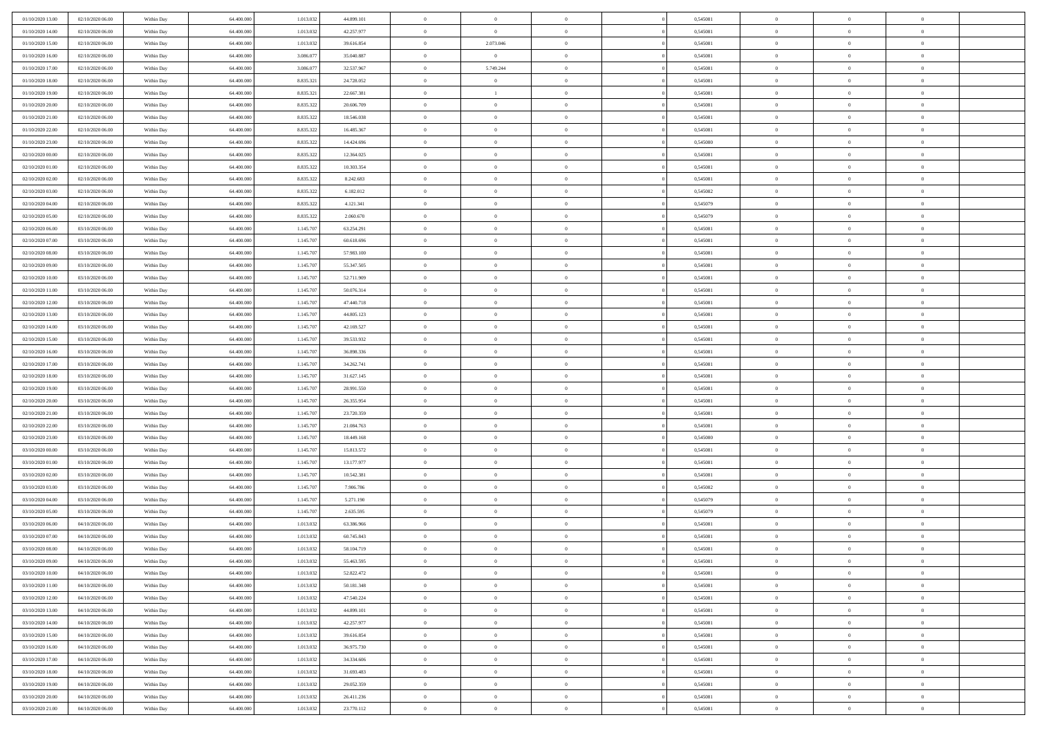| | | | | | | | | | | | | | | |
|---|---|---|---|---|---|---|---|---|---|---|---|---|---|---|
| 01/10/2020 13.00 | 02/10/2020 06.00 | Within Day | 64.400.000 | 1.013.032 | 44.899.101 | 0 | 0 | 0 | | 0 | 0,545081 | 0 | 0 | 0 |
| 01/10/2020 14.00 | 02/10/2020 06.00 | Within Day | 64.400.000 | 1.013.032 | 42.257.977 | 0 | 0 | 0 | | 0 | 0,545081 | 0 | 0 | 0 |
| 01/10/2020 15.00 | 02/10/2020 06.00 | Within Day | 64.400.000 | 1.013.032 | 39.616.854 | 0 | 2.073.046 | 0 | | 0 | 0,545081 | 0 | 0 | 0 |
| 01/10/2020 16.00 | 02/10/2020 06.00 | Within Day | 64.400.000 | 3.086.077 | 35.040.887 | 0 | 0 | 0 | | 0 | 0,545081 | 0 | 0 | 0 |
| 01/10/2020 17.00 | 02/10/2020 06.00 | Within Day | 64.400.000 | 3.086.077 | 32.537.967 | 0 | 5.749.244 | 0 | | 0 | 0,545081 | 0 | 0 | 0 |
| 01/10/2020 18.00 | 02/10/2020 06.00 | Within Day | 64.400.000 | 8.835.321 | 24.728.052 | 0 | 0 | 0 | | 0 | 0,545081 | 0 | 0 | 0 |
| 01/10/2020 19.00 | 02/10/2020 06.00 | Within Day | 64.400.000 | 8.835.321 | 22.667.381 | 0 | 1 | 0 | | 0 | 0,545081 | 0 | 0 | 0 |
| 01/10/2020 20.00 | 02/10/2020 06.00 | Within Day | 64.400.000 | 8.835.322 | 20.606.709 | 0 | 0 | 0 | | 0 | 0,545081 | 0 | 0 | 0 |
| 01/10/2020 21.00 | 02/10/2020 06.00 | Within Day | 64.400.000 | 8.835.322 | 18.546.038 | 0 | 0 | 0 | | 0 | 0,545081 | 0 | 0 | 0 |
| 01/10/2020 22.00 | 02/10/2020 06.00 | Within Day | 64.400.000 | 8.835.322 | 16.485.367 | 0 | 0 | 0 | | 0 | 0,545081 | 0 | 0 | 0 |
| 01/10/2020 23.00 | 02/10/2020 06.00 | Within Day | 64.400.000 | 8.835.322 | 14.424.696 | 0 | 0 | 0 | | 0 | 0,545080 | 0 | 0 | 0 |
| 02/10/2020 00.00 | 02/10/2020 06.00 | Within Day | 64.400.000 | 8.835.322 | 12.364.025 | 0 | 0 | 0 | | 0 | 0,545081 | 0 | 0 | 0 |
| 02/10/2020 01.00 | 02/10/2020 06.00 | Within Day | 64.400.000 | 8.835.322 | 10.303.354 | 0 | 0 | 0 | | 0 | 0,545081 | 0 | 0 | 0 |
| 02/10/2020 02.00 | 02/10/2020 06.00 | Within Day | 64.400.000 | 8.835.322 | 8.242.683 | 0 | 0 | 0 | | 0 | 0,545081 | 0 | 0 | 0 |
| 02/10/2020 03.00 | 02/10/2020 06.00 | Within Day | 64.400.000 | 8.835.322 | 6.182.012 | 0 | 0 | 0 | | 0 | 0,545082 | 0 | 0 | 0 |
| 02/10/2020 04.00 | 02/10/2020 06.00 | Within Day | 64.400.000 | 8.835.322 | 4.121.341 | 0 | 0 | 0 | | 0 | 0,545079 | 0 | 0 | 0 |
| 02/10/2020 05.00 | 02/10/2020 06.00 | Within Day | 64.400.000 | 8.835.322 | 2.060.670 | 0 | 0 | 0 | | 0 | 0,545079 | 0 | 0 | 0 |
| 02/10/2020 06.00 | 03/10/2020 06.00 | Within Day | 64.400.000 | 1.145.707 | 63.254.291 | 0 | 0 | 0 | | 0 | 0,545081 | 0 | 0 | 0 |
| 02/10/2020 07.00 | 03/10/2020 06.00 | Within Day | 64.400.000 | 1.145.707 | 60.618.696 | 0 | 0 | 0 | | 0 | 0,545081 | 0 | 0 | 0 |
| 02/10/2020 08.00 | 03/10/2020 06.00 | Within Day | 64.400.000 | 1.145.707 | 57.983.100 | 0 | 0 | 0 | | 0 | 0,545081 | 0 | 0 | 0 |
| 02/10/2020 09.00 | 03/10/2020 06.00 | Within Day | 64.400.000 | 1.145.707 | 55.347.505 | 0 | 0 | 0 | | 0 | 0,545081 | 0 | 0 | 0 |
| 02/10/2020 10.00 | 03/10/2020 06.00 | Within Day | 64.400.000 | 1.145.707 | 52.711.909 | 0 | 0 | 0 | | 0 | 0,545081 | 0 | 0 | 0 |
| 02/10/2020 11.00 | 03/10/2020 06.00 | Within Day | 64.400.000 | 1.145.707 | 50.076.314 | 0 | 0 | 0 | | 0 | 0,545081 | 0 | 0 | 0 |
| 02/10/2020 12.00 | 03/10/2020 06.00 | Within Day | 64.400.000 | 1.145.707 | 47.440.718 | 0 | 0 | 0 | | 0 | 0,545081 | 0 | 0 | 0 |
| 02/10/2020 13.00 | 03/10/2020 06.00 | Within Day | 64.400.000 | 1.145.707 | 44.805.123 | 0 | 0 | 0 | | 0 | 0,545081 | 0 | 0 | 0 |
| 02/10/2020 14.00 | 03/10/2020 06.00 | Within Day | 64.400.000 | 1.145.707 | 42.169.527 | 0 | 0 | 0 | | 0 | 0,545081 | 0 | 0 | 0 |
| 02/10/2020 15.00 | 03/10/2020 06.00 | Within Day | 64.400.000 | 1.145.707 | 39.533.932 | 0 | 0 | 0 | | 0 | 0,545081 | 0 | 0 | 0 |
| 02/10/2020 16.00 | 03/10/2020 06.00 | Within Day | 64.400.000 | 1.145.707 | 36.898.336 | 0 | 0 | 0 | | 0 | 0,545081 | 0 | 0 | 0 |
| 02/10/2020 17.00 | 03/10/2020 06.00 | Within Day | 64.400.000 | 1.145.707 | 34.262.741 | 0 | 0 | 0 | | 0 | 0,545081 | 0 | 0 | 0 |
| 02/10/2020 18.00 | 03/10/2020 06.00 | Within Day | 64.400.000 | 1.145.707 | 31.627.145 | 0 | 0 | 0 | | 0 | 0,545081 | 0 | 0 | 0 |
| 02/10/2020 19.00 | 03/10/2020 06.00 | Within Day | 64.400.000 | 1.145.707 | 28.991.550 | 0 | 0 | 0 | | 0 | 0,545081 | 0 | 0 | 0 |
| 02/10/2020 20.00 | 03/10/2020 06.00 | Within Day | 64.400.000 | 1.145.707 | 26.355.954 | 0 | 0 | 0 | | 0 | 0,545081 | 0 | 0 | 0 |
| 02/10/2020 21.00 | 03/10/2020 06.00 | Within Day | 64.400.000 | 1.145.707 | 23.720.359 | 0 | 0 | 0 | | 0 | 0,545081 | 0 | 0 | 0 |
| 02/10/2020 22.00 | 03/10/2020 06.00 | Within Day | 64.400.000 | 1.145.707 | 21.084.763 | 0 | 0 | 0 | | 0 | 0,545081 | 0 | 0 | 0 |
| 02/10/2020 23.00 | 03/10/2020 06.00 | Within Day | 64.400.000 | 1.145.707 | 18.449.168 | 0 | 0 | 0 | | 0 | 0,545080 | 0 | 0 | 0 |
| 03/10/2020 00.00 | 03/10/2020 06.00 | Within Day | 64.400.000 | 1.145.707 | 15.813.572 | 0 | 0 | 0 | | 0 | 0,545081 | 0 | 0 | 0 |
| 03/10/2020 01.00 | 03/10/2020 06.00 | Within Day | 64.400.000 | 1.145.707 | 13.177.977 | 0 | 0 | 0 | | 0 | 0,545081 | 0 | 0 | 0 |
| 03/10/2020 02.00 | 03/10/2020 06.00 | Within Day | 64.400.000 | 1.145.707 | 10.542.381 | 0 | 0 | 0 | | 0 | 0,545081 | 0 | 0 | 0 |
| 03/10/2020 03.00 | 03/10/2020 06.00 | Within Day | 64.400.000 | 1.145.707 | 7.906.786 | 0 | 0 | 0 | | 0 | 0,545082 | 0 | 0 | 0 |
| 03/10/2020 04.00 | 03/10/2020 06.00 | Within Day | 64.400.000 | 1.145.707 | 5.271.190 | 0 | 0 | 0 | | 0 | 0,545079 | 0 | 0 | 0 |
| 03/10/2020 05.00 | 03/10/2020 06.00 | Within Day | 64.400.000 | 1.145.707 | 2.635.595 | 0 | 0 | 0 | | 0 | 0,545079 | 0 | 0 | 0 |
| 03/10/2020 06.00 | 04/10/2020 06.00 | Within Day | 64.400.000 | 1.013.032 | 63.386.966 | 0 | 0 | 0 | | 0 | 0,545081 | 0 | 0 | 0 |
| 03/10/2020 07.00 | 04/10/2020 06.00 | Within Day | 64.400.000 | 1.013.032 | 60.745.843 | 0 | 0 | 0 | | 0 | 0,545081 | 0 | 0 | 0 |
| 03/10/2020 08.00 | 04/10/2020 06.00 | Within Day | 64.400.000 | 1.013.032 | 58.104.719 | 0 | 0 | 0 | | 0 | 0,545081 | 0 | 0 | 0 |
| 03/10/2020 09.00 | 04/10/2020 06.00 | Within Day | 64.400.000 | 1.013.032 | 55.463.595 | 0 | 0 | 0 | | 0 | 0,545081 | 0 | 0 | 0 |
| 03/10/2020 10.00 | 04/10/2020 06.00 | Within Day | 64.400.000 | 1.013.032 | 52.822.472 | 0 | 0 | 0 | | 0 | 0,545081 | 0 | 0 | 0 |
| 03/10/2020 11.00 | 04/10/2020 06.00 | Within Day | 64.400.000 | 1.013.032 | 50.181.348 | 0 | 0 | 0 | | 0 | 0,545081 | 0 | 0 | 0 |
| 03/10/2020 12.00 | 04/10/2020 06.00 | Within Day | 64.400.000 | 1.013.032 | 47.540.224 | 0 | 0 | 0 | | 0 | 0,545081 | 0 | 0 | 0 |
| 03/10/2020 13.00 | 04/10/2020 06.00 | Within Day | 64.400.000 | 1.013.032 | 44.899.101 | 0 | 0 | 0 | | 0 | 0,545081 | 0 | 0 | 0 |
| 03/10/2020 14.00 | 04/10/2020 06.00 | Within Day | 64.400.000 | 1.013.032 | 42.257.977 | 0 | 0 | 0 | | 0 | 0,545081 | 0 | 0 | 0 |
| 03/10/2020 15.00 | 04/10/2020 06.00 | Within Day | 64.400.000 | 1.013.032 | 39.616.854 | 0 | 0 | 0 | | 0 | 0,545081 | 0 | 0 | 0 |
| 03/10/2020 16.00 | 04/10/2020 06.00 | Within Day | 64.400.000 | 1.013.032 | 36.975.730 | 0 | 0 | 0 | | 0 | 0,545081 | 0 | 0 | 0 |
| 03/10/2020 17.00 | 04/10/2020 06.00 | Within Day | 64.400.000 | 1.013.032 | 34.334.606 | 0 | 0 | 0 | | 0 | 0,545081 | 0 | 0 | 0 |
| 03/10/2020 18.00 | 04/10/2020 06.00 | Within Day | 64.400.000 | 1.013.032 | 31.693.483 | 0 | 0 | 0 | | 0 | 0,545081 | 0 | 0 | 0 |
| 03/10/2020 19.00 | 04/10/2020 06.00 | Within Day | 64.400.000 | 1.013.032 | 29.052.359 | 0 | 0 | 0 | | 0 | 0,545081 | 0 | 0 | 0 |
| 03/10/2020 20.00 | 04/10/2020 06.00 | Within Day | 64.400.000 | 1.013.032 | 26.411.236 | 0 | 0 | 0 | | 0 | 0,545081 | 0 | 0 | 0 |
| 03/10/2020 21.00 | 04/10/2020 06.00 | Within Day | 64.400.000 | 1.013.032 | 23.770.112 | 0 | 0 | 0 | | 0 | 0,545081 | 0 | 0 | 0 |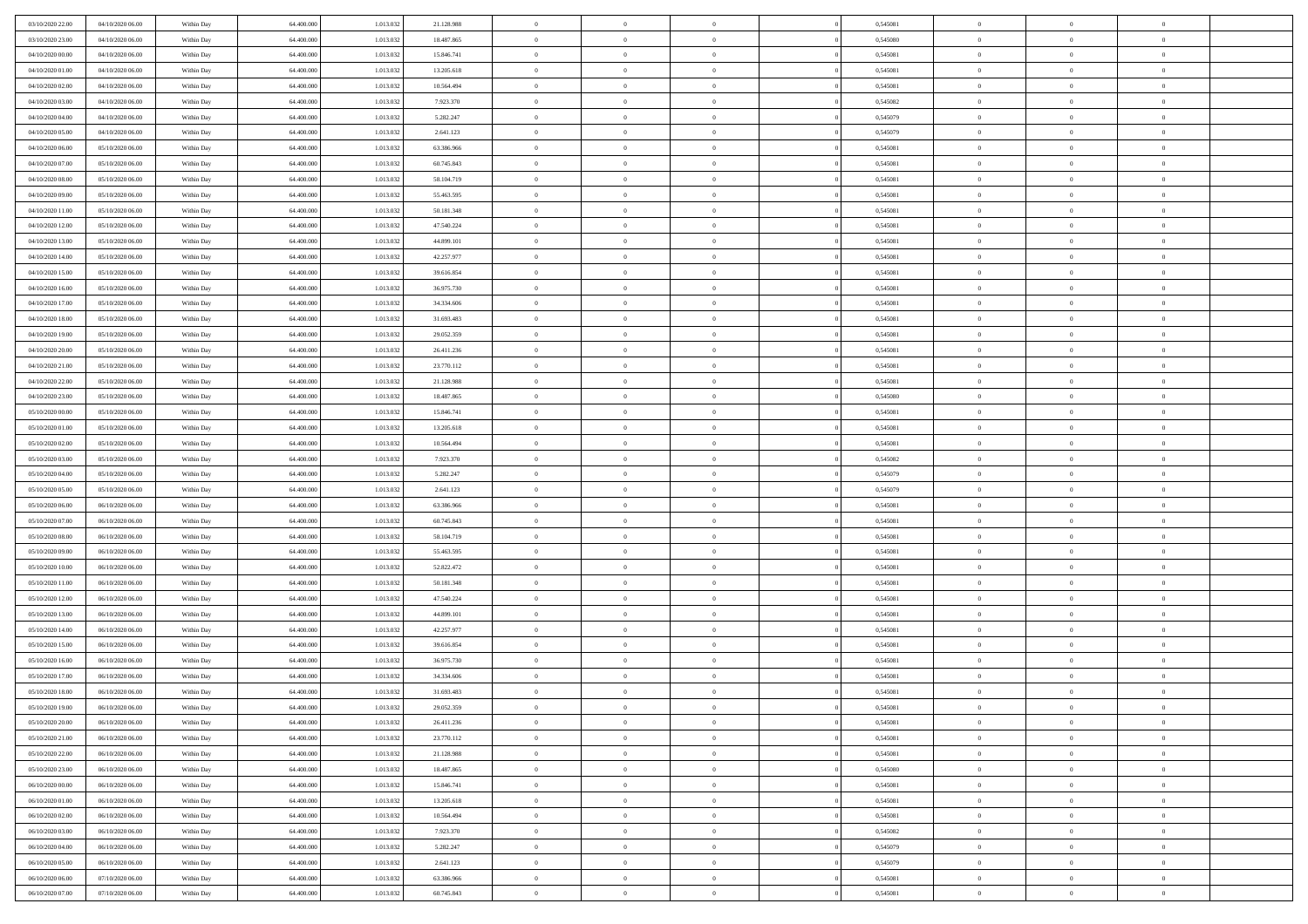| | | | | | | | | | | | | | | |
|---|---|---|---|---|---|---|---|---|---|---|---|---|---|---|
| 03/10/2020 22.00 | 04/10/2020 06.00 | Within Day | 64.400.000 | 1.013.032 | 21.128.988 | 0 | 0 | 0 | 0 | 0,545081 | 0 | 0 | 0 | |
| 03/10/2020 23.00 | 04/10/2020 06.00 | Within Day | 64.400.000 | 1.013.032 | 18.487.865 | 0 | 0 | 0 | 0 | 0,545080 | 0 | 0 | 0 | |
| 04/10/2020 00.00 | 04/10/2020 06.00 | Within Day | 64.400.000 | 1.013.032 | 15.846.741 | 0 | 0 | 0 | 0 | 0,545081 | 0 | 0 | 0 | |
| 04/10/2020 01.00 | 04/10/2020 06.00 | Within Day | 64.400.000 | 1.013.032 | 13.205.618 | 0 | 0 | 0 | 0 | 0,545081 | 0 | 0 | 0 | |
| 04/10/2020 02.00 | 04/10/2020 06.00 | Within Day | 64.400.000 | 1.013.032 | 10.564.494 | 0 | 0 | 0 | 0 | 0,545081 | 0 | 0 | 0 | |
| 04/10/2020 03.00 | 04/10/2020 06.00 | Within Day | 64.400.000 | 1.013.032 | 7.923.370 | 0 | 0 | 0 | 0 | 0,545082 | 0 | 0 | 0 | |
| 04/10/2020 04.00 | 04/10/2020 06.00 | Within Day | 64.400.000 | 1.013.032 | 5.282.247 | 0 | 0 | 0 | 0 | 0,545079 | 0 | 0 | 0 | |
| 04/10/2020 05.00 | 04/10/2020 06.00 | Within Day | 64.400.000 | 1.013.032 | 2.641.123 | 0 | 0 | 0 | 0 | 0,545079 | 0 | 0 | 0 | |
| 04/10/2020 06.00 | 05/10/2020 06.00 | Within Day | 64.400.000 | 1.013.032 | 63.386.966 | 0 | 0 | 0 | 0 | 0,545081 | 0 | 0 | 0 | |
| 04/10/2020 07.00 | 05/10/2020 06.00 | Within Day | 64.400.000 | 1.013.032 | 60.745.843 | 0 | 0 | 0 | 0 | 0,545081 | 0 | 0 | 0 | |
| 04/10/2020 08.00 | 05/10/2020 06.00 | Within Day | 64.400.000 | 1.013.032 | 58.104.719 | 0 | 0 | 0 | 0 | 0,545081 | 0 | 0 | 0 | |
| 04/10/2020 09.00 | 05/10/2020 06.00 | Within Day | 64.400.000 | 1.013.032 | 55.463.595 | 0 | 0 | 0 | 0 | 0,545081 | 0 | 0 | 0 | |
| 04/10/2020 11.00 | 05/10/2020 06.00 | Within Day | 64.400.000 | 1.013.032 | 50.181.348 | 0 | 0 | 0 | 0 | 0,545081 | 0 | 0 | 0 | |
| 04/10/2020 12.00 | 05/10/2020 06.00 | Within Day | 64.400.000 | 1.013.032 | 47.540.224 | 0 | 0 | 0 | 0 | 0,545081 | 0 | 0 | 0 | |
| 04/10/2020 13.00 | 05/10/2020 06.00 | Within Day | 64.400.000 | 1.013.032 | 44.899.101 | 0 | 0 | 0 | 0 | 0,545081 | 0 | 0 | 0 | |
| 04/10/2020 14.00 | 05/10/2020 06.00 | Within Day | 64.400.000 | 1.013.032 | 42.257.977 | 0 | 0 | 0 | 0 | 0,545081 | 0 | 0 | 0 | |
| 04/10/2020 15.00 | 05/10/2020 06.00 | Within Day | 64.400.000 | 1.013.032 | 39.616.854 | 0 | 0 | 0 | 0 | 0,545081 | 0 | 0 | 0 | |
| 04/10/2020 16.00 | 05/10/2020 06.00 | Within Day | 64.400.000 | 1.013.032 | 36.975.730 | 0 | 0 | 0 | 0 | 0,545081 | 0 | 0 | 0 | |
| 04/10/2020 17.00 | 05/10/2020 06.00 | Within Day | 64.400.000 | 1.013.032 | 34.334.606 | 0 | 0 | 0 | 0 | 0,545081 | 0 | 0 | 0 | |
| 04/10/2020 18.00 | 05/10/2020 06.00 | Within Day | 64.400.000 | 1.013.032 | 31.693.483 | 0 | 0 | 0 | 0 | 0,545081 | 0 | 0 | 0 | |
| 04/10/2020 19.00 | 05/10/2020 06.00 | Within Day | 64.400.000 | 1.013.032 | 29.052.359 | 0 | 0 | 0 | 0 | 0,545081 | 0 | 0 | 0 | |
| 04/10/2020 20.00 | 05/10/2020 06.00 | Within Day | 64.400.000 | 1.013.032 | 26.411.236 | 0 | 0 | 0 | 0 | 0,545081 | 0 | 0 | 0 | |
| 04/10/2020 21.00 | 05/10/2020 06.00 | Within Day | 64.400.000 | 1.013.032 | 23.770.112 | 0 | 0 | 0 | 0 | 0,545081 | 0 | 0 | 0 | |
| 04/10/2020 22.00 | 05/10/2020 06.00 | Within Day | 64.400.000 | 1.013.032 | 21.128.988 | 0 | 0 | 0 | 0 | 0,545081 | 0 | 0 | 0 | |
| 04/10/2020 23.00 | 05/10/2020 06.00 | Within Day | 64.400.000 | 1.013.032 | 18.487.865 | 0 | 0 | 0 | 0 | 0,545080 | 0 | 0 | 0 | |
| 05/10/2020 00.00 | 05/10/2020 06.00 | Within Day | 64.400.000 | 1.013.032 | 15.846.741 | 0 | 0 | 0 | 0 | 0,545081 | 0 | 0 | 0 | |
| 05/10/2020 01.00 | 05/10/2020 06.00 | Within Day | 64.400.000 | 1.013.032 | 13.205.618 | 0 | 0 | 0 | 0 | 0,545081 | 0 | 0 | 0 | |
| 05/10/2020 02.00 | 05/10/2020 06.00 | Within Day | 64.400.000 | 1.013.032 | 10.564.494 | 0 | 0 | 0 | 0 | 0,545081 | 0 | 0 | 0 | |
| 05/10/2020 03.00 | 05/10/2020 06.00 | Within Day | 64.400.000 | 1.013.032 | 7.923.370 | 0 | 0 | 0 | 0 | 0,545082 | 0 | 0 | 0 | |
| 05/10/2020 04.00 | 05/10/2020 06.00 | Within Day | 64.400.000 | 1.013.032 | 5.282.247 | 0 | 0 | 0 | 0 | 0,545079 | 0 | 0 | 0 | |
| 05/10/2020 05.00 | 05/10/2020 06.00 | Within Day | 64.400.000 | 1.013.032 | 2.641.123 | 0 | 0 | 0 | 0 | 0,545079 | 0 | 0 | 0 | |
| 05/10/2020 06.00 | 06/10/2020 06.00 | Within Day | 64.400.000 | 1.013.032 | 63.386.966 | 0 | 0 | 0 | 0 | 0,545081 | 0 | 0 | 0 | |
| 05/10/2020 07.00 | 06/10/2020 06.00 | Within Day | 64.400.000 | 1.013.032 | 60.745.843 | 0 | 0 | 0 | 0 | 0,545081 | 0 | 0 | 0 | |
| 05/10/2020 08.00 | 06/10/2020 06.00 | Within Day | 64.400.000 | 1.013.032 | 58.104.719 | 0 | 0 | 0 | 0 | 0,545081 | 0 | 0 | 0 | |
| 05/10/2020 09.00 | 06/10/2020 06.00 | Within Day | 64.400.000 | 1.013.032 | 55.463.595 | 0 | 0 | 0 | 0 | 0,545081 | 0 | 0 | 0 | |
| 05/10/2020 10.00 | 06/10/2020 06.00 | Within Day | 64.400.000 | 1.013.032 | 52.822.472 | 0 | 0 | 0 | 0 | 0,545081 | 0 | 0 | 0 | |
| 05/10/2020 11.00 | 06/10/2020 06.00 | Within Day | 64.400.000 | 1.013.032 | 50.181.348 | 0 | 0 | 0 | 0 | 0,545081 | 0 | 0 | 0 | |
| 05/10/2020 12.00 | 06/10/2020 06.00 | Within Day | 64.400.000 | 1.013.032 | 47.540.224 | 0 | 0 | 0 | 0 | 0,545081 | 0 | 0 | 0 | |
| 05/10/2020 13.00 | 06/10/2020 06.00 | Within Day | 64.400.000 | 1.013.032 | 44.899.101 | 0 | 0 | 0 | 0 | 0,545081 | 0 | 0 | 0 | |
| 05/10/2020 14.00 | 06/10/2020 06.00 | Within Day | 64.400.000 | 1.013.032 | 42.257.977 | 0 | 0 | 0 | 0 | 0,545081 | 0 | 0 | 0 | |
| 05/10/2020 15.00 | 06/10/2020 06.00 | Within Day | 64.400.000 | 1.013.032 | 39.616.854 | 0 | 0 | 0 | 0 | 0,545081 | 0 | 0 | 0 | |
| 05/10/2020 16.00 | 06/10/2020 06.00 | Within Day | 64.400.000 | 1.013.032 | 36.975.730 | 0 | 0 | 0 | 0 | 0,545081 | 0 | 0 | 0 | |
| 05/10/2020 17.00 | 06/10/2020 06.00 | Within Day | 64.400.000 | 1.013.032 | 34.334.606 | 0 | 0 | 0 | 0 | 0,545081 | 0 | 0 | 0 | |
| 05/10/2020 18.00 | 06/10/2020 06.00 | Within Day | 64.400.000 | 1.013.032 | 31.693.483 | 0 | 0 | 0 | 0 | 0,545081 | 0 | 0 | 0 | |
| 05/10/2020 19.00 | 06/10/2020 06.00 | Within Day | 64.400.000 | 1.013.032 | 29.052.359 | 0 | 0 | 0 | 0 | 0,545081 | 0 | 0 | 0 | |
| 05/10/2020 20.00 | 06/10/2020 06.00 | Within Day | 64.400.000 | 1.013.032 | 26.411.236 | 0 | 0 | 0 | 0 | 0,545081 | 0 | 0 | 0 | |
| 05/10/2020 21.00 | 06/10/2020 06.00 | Within Day | 64.400.000 | 1.013.032 | 23.770.112 | 0 | 0 | 0 | 0 | 0,545081 | 0 | 0 | 0 | |
| 05/10/2020 22.00 | 06/10/2020 06.00 | Within Day | 64.400.000 | 1.013.032 | 21.128.988 | 0 | 0 | 0 | 0 | 0,545081 | 0 | 0 | 0 | |
| 05/10/2020 23.00 | 06/10/2020 06.00 | Within Day | 64.400.000 | 1.013.032 | 18.487.865 | 0 | 0 | 0 | 0 | 0,545080 | 0 | 0 | 0 | |
| 06/10/2020 00.00 | 06/10/2020 06.00 | Within Day | 64.400.000 | 1.013.032 | 15.846.741 | 0 | 0 | 0 | 0 | 0,545081 | 0 | 0 | 0 | |
| 06/10/2020 01.00 | 06/10/2020 06.00 | Within Day | 64.400.000 | 1.013.032 | 13.205.618 | 0 | 0 | 0 | 0 | 0,545081 | 0 | 0 | 0 | |
| 06/10/2020 02.00 | 06/10/2020 06.00 | Within Day | 64.400.000 | 1.013.032 | 10.564.494 | 0 | 0 | 0 | 0 | 0,545081 | 0 | 0 | 0 | |
| 06/10/2020 03.00 | 06/10/2020 06.00 | Within Day | 64.400.000 | 1.013.032 | 7.923.370 | 0 | 0 | 0 | 0 | 0,545082 | 0 | 0 | 0 | |
| 06/10/2020 04.00 | 06/10/2020 06.00 | Within Day | 64.400.000 | 1.013.032 | 5.282.247 | 0 | 0 | 0 | 0 | 0,545079 | 0 | 0 | 0 | |
| 06/10/2020 05.00 | 06/10/2020 06.00 | Within Day | 64.400.000 | 1.013.032 | 2.641.123 | 0 | 0 | 0 | 0 | 0,545079 | 0 | 0 | 0 | |
| 06/10/2020 06.00 | 07/10/2020 06.00 | Within Day | 64.400.000 | 1.013.032 | 63.386.966 | 0 | 0 | 0 | 0 | 0,545081 | 0 | 0 | 0 | |
| 06/10/2020 07.00 | 07/10/2020 06.00 | Within Day | 64.400.000 | 1.013.032 | 60.745.843 | 0 | 0 | 0 | 0 | 0,545081 | 0 | 0 | 0 | |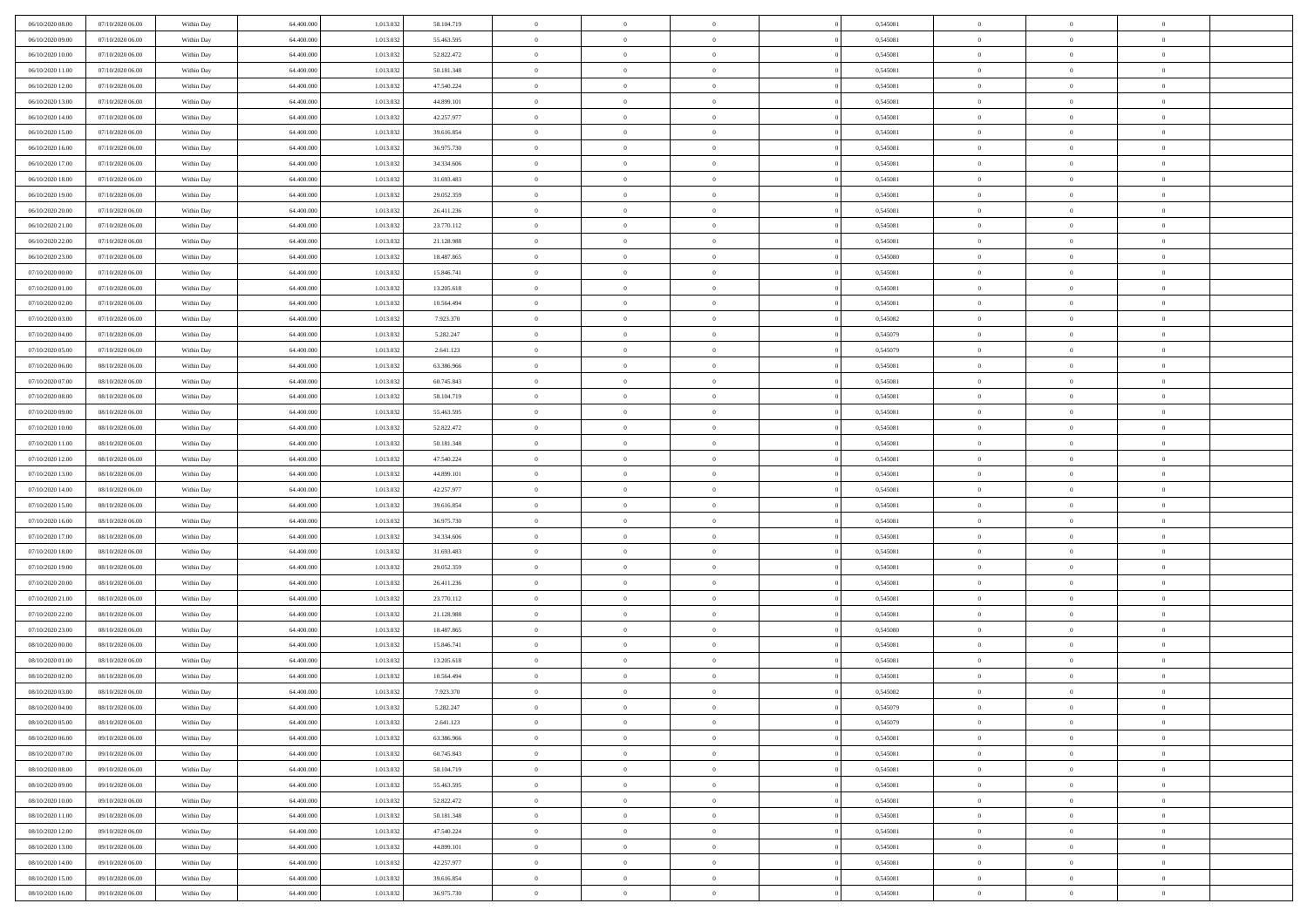| | | | | | | | | | | | | | | |
|---|---|---|---|---|---|---|---|---|---|---|---|---|---|---|
| 06/10/2020 08.00 | 07/10/2020 06.00 | Within Day | 64.400.000 | 1.013.032 | 58.104.719 | 0 | 0 | 0 | | 0,545081 | 0 | 0 | 0 | |
| 06/10/2020 09.00 | 07/10/2020 06.00 | Within Day | 64.400.000 | 1.013.032 | 55.463.595 | 0 | 0 | 0 | | 0,545081 | 0 | 0 | 0 | |
| 06/10/2020 10.00 | 07/10/2020 06.00 | Within Day | 64.400.000 | 1.013.032 | 52.822.472 | 0 | 0 | 0 | | 0,545081 | 0 | 0 | 0 | |
| 06/10/2020 11.00 | 07/10/2020 06.00 | Within Day | 64.400.000 | 1.013.032 | 50.181.348 | 0 | 0 | 0 | | 0,545081 | 0 | 0 | 0 | |
| 06/10/2020 12.00 | 07/10/2020 06.00 | Within Day | 64.400.000 | 1.013.032 | 47.540.224 | 0 | 0 | 0 | | 0,545081 | 0 | 0 | 0 | |
| 06/10/2020 13.00 | 07/10/2020 06.00 | Within Day | 64.400.000 | 1.013.032 | 44.899.101 | 0 | 0 | 0 | | 0,545081 | 0 | 0 | 0 | |
| 06/10/2020 14.00 | 07/10/2020 06.00 | Within Day | 64.400.000 | 1.013.032 | 42.257.977 | 0 | 0 | 0 | | 0,545081 | 0 | 0 | 0 | |
| 06/10/2020 15.00 | 07/10/2020 06.00 | Within Day | 64.400.000 | 1.013.032 | 39.616.854 | 0 | 0 | 0 | | 0,545081 | 0 | 0 | 0 | |
| 06/10/2020 16.00 | 07/10/2020 06.00 | Within Day | 64.400.000 | 1.013.032 | 36.975.730 | 0 | 0 | 0 | | 0,545081 | 0 | 0 | 0 | |
| 06/10/2020 17.00 | 07/10/2020 06.00 | Within Day | 64.400.000 | 1.013.032 | 34.334.606 | 0 | 0 | 0 | | 0,545081 | 0 | 0 | 0 | |
| 06/10/2020 18.00 | 07/10/2020 06.00 | Within Day | 64.400.000 | 1.013.032 | 31.693.483 | 0 | 0 | 0 | | 0,545081 | 0 | 0 | 0 | |
| 06/10/2020 19.00 | 07/10/2020 06.00 | Within Day | 64.400.000 | 1.013.032 | 29.052.359 | 0 | 0 | 0 | | 0,545081 | 0 | 0 | 0 | |
| 06/10/2020 20.00 | 07/10/2020 06.00 | Within Day | 64.400.000 | 1.013.032 | 26.411.236 | 0 | 0 | 0 | | 0,545081 | 0 | 0 | 0 | |
| 06/10/2020 21.00 | 07/10/2020 06.00 | Within Day | 64.400.000 | 1.013.032 | 23.770.112 | 0 | 0 | 0 | | 0,545081 | 0 | 0 | 0 | |
| 06/10/2020 22.00 | 07/10/2020 06.00 | Within Day | 64.400.000 | 1.013.032 | 21.128.988 | 0 | 0 | 0 | | 0,545081 | 0 | 0 | 0 | |
| 06/10/2020 23.00 | 07/10/2020 06.00 | Within Day | 64.400.000 | 1.013.032 | 18.487.865 | 0 | 0 | 0 | | 0,545080 | 0 | 0 | 0 | |
| 07/10/2020 00.00 | 07/10/2020 06.00 | Within Day | 64.400.000 | 1.013.032 | 15.846.741 | 0 | 0 | 0 | | 0,545081 | 0 | 0 | 0 | |
| 07/10/2020 01.00 | 07/10/2020 06.00 | Within Day | 64.400.000 | 1.013.032 | 13.205.618 | 0 | 0 | 0 | | 0,545081 | 0 | 0 | 0 | |
| 07/10/2020 02.00 | 07/10/2020 06.00 | Within Day | 64.400.000 | 1.013.032 | 10.564.494 | 0 | 0 | 0 | | 0,545081 | 0 | 0 | 0 | |
| 07/10/2020 03.00 | 07/10/2020 06.00 | Within Day | 64.400.000 | 1.013.032 | 7.923.370 | 0 | 0 | 0 | | 0,545082 | 0 | 0 | 0 | |
| 07/10/2020 04.00 | 07/10/2020 06.00 | Within Day | 64.400.000 | 1.013.032 | 5.282.247 | 0 | 0 | 0 | | 0,545079 | 0 | 0 | 0 | |
| 07/10/2020 05.00 | 07/10/2020 06.00 | Within Day | 64.400.000 | 1.013.032 | 2.641.123 | 0 | 0 | 0 | | 0,545079 | 0 | 0 | 0 | |
| 07/10/2020 06.00 | 08/10/2020 06.00 | Within Day | 64.400.000 | 1.013.032 | 63.386.966 | 0 | 0 | 0 | | 0,545081 | 0 | 0 | 0 | |
| 07/10/2020 07.00 | 08/10/2020 06.00 | Within Day | 64.400.000 | 1.013.032 | 60.745.843 | 0 | 0 | 0 | | 0,545081 | 0 | 0 | 0 | |
| 07/10/2020 08.00 | 08/10/2020 06.00 | Within Day | 64.400.000 | 1.013.032 | 58.104.719 | 0 | 0 | 0 | | 0,545081 | 0 | 0 | 0 | |
| 07/10/2020 09.00 | 08/10/2020 06.00 | Within Day | 64.400.000 | 1.013.032 | 55.463.595 | 0 | 0 | 0 | | 0,545081 | 0 | 0 | 0 | |
| 07/10/2020 10.00 | 08/10/2020 06.00 | Within Day | 64.400.000 | 1.013.032 | 52.822.472 | 0 | 0 | 0 | | 0,545081 | 0 | 0 | 0 | |
| 07/10/2020 11.00 | 08/10/2020 06.00 | Within Day | 64.400.000 | 1.013.032 | 50.181.348 | 0 | 0 | 0 | | 0,545081 | 0 | 0 | 0 | |
| 07/10/2020 12.00 | 08/10/2020 06.00 | Within Day | 64.400.000 | 1.013.032 | 47.540.224 | 0 | 0 | 0 | | 0,545081 | 0 | 0 | 0 | |
| 07/10/2020 13.00 | 08/10/2020 06.00 | Within Day | 64.400.000 | 1.013.032 | 44.899.101 | 0 | 0 | 0 | | 0,545081 | 0 | 0 | 0 | |
| 07/10/2020 14.00 | 08/10/2020 06.00 | Within Day | 64.400.000 | 1.013.032 | 42.257.977 | 0 | 0 | 0 | | 0,545081 | 0 | 0 | 0 | |
| 07/10/2020 15.00 | 08/10/2020 06.00 | Within Day | 64.400.000 | 1.013.032 | 39.616.854 | 0 | 0 | 0 | | 0,545081 | 0 | 0 | 0 | |
| 07/10/2020 16.00 | 08/10/2020 06.00 | Within Day | 64.400.000 | 1.013.032 | 36.975.730 | 0 | 0 | 0 | | 0,545081 | 0 | 0 | 0 | |
| 07/10/2020 17.00 | 08/10/2020 06.00 | Within Day | 64.400.000 | 1.013.032 | 34.334.606 | 0 | 0 | 0 | | 0,545081 | 0 | 0 | 0 | |
| 07/10/2020 18.00 | 08/10/2020 06.00 | Within Day | 64.400.000 | 1.013.032 | 31.693.483 | 0 | 0 | 0 | | 0,545081 | 0 | 0 | 0 | |
| 07/10/2020 19.00 | 08/10/2020 06.00 | Within Day | 64.400.000 | 1.013.032 | 29.052.359 | 0 | 0 | 0 | | 0,545081 | 0 | 0 | 0 | |
| 07/10/2020 20.00 | 08/10/2020 06.00 | Within Day | 64.400.000 | 1.013.032 | 26.411.236 | 0 | 0 | 0 | | 0,545081 | 0 | 0 | 0 | |
| 07/10/2020 21.00 | 08/10/2020 06.00 | Within Day | 64.400.000 | 1.013.032 | 23.770.112 | 0 | 0 | 0 | | 0,545081 | 0 | 0 | 0 | |
| 07/10/2020 22.00 | 08/10/2020 06.00 | Within Day | 64.400.000 | 1.013.032 | 21.128.988 | 0 | 0 | 0 | | 0,545081 | 0 | 0 | 0 | |
| 07/10/2020 23.00 | 08/10/2020 06.00 | Within Day | 64.400.000 | 1.013.032 | 18.487.865 | 0 | 0 | 0 | | 0,545080 | 0 | 0 | 0 | |
| 08/10/2020 00.00 | 08/10/2020 06.00 | Within Day | 64.400.000 | 1.013.032 | 15.846.741 | 0 | 0 | 0 | | 0,545081 | 0 | 0 | 0 | |
| 08/10/2020 01.00 | 08/10/2020 06.00 | Within Day | 64.400.000 | 1.013.032 | 13.205.618 | 0 | 0 | 0 | | 0,545081 | 0 | 0 | 0 | |
| 08/10/2020 02.00 | 08/10/2020 06.00 | Within Day | 64.400.000 | 1.013.032 | 10.564.494 | 0 | 0 | 0 | | 0,545081 | 0 | 0 | 0 | |
| 08/10/2020 03.00 | 08/10/2020 06.00 | Within Day | 64.400.000 | 1.013.032 | 7.923.370 | 0 | 0 | 0 | | 0,545082 | 0 | 0 | 0 | |
| 08/10/2020 04.00 | 08/10/2020 06.00 | Within Day | 64.400.000 | 1.013.032 | 5.282.247 | 0 | 0 | 0 | | 0,545079 | 0 | 0 | 0 | |
| 08/10/2020 05.00 | 08/10/2020 06.00 | Within Day | 64.400.000 | 1.013.032 | 2.641.123 | 0 | 0 | 0 | | 0,545079 | 0 | 0 | 0 | |
| 08/10/2020 06.00 | 09/10/2020 06.00 | Within Day | 64.400.000 | 1.013.032 | 63.386.966 | 0 | 0 | 0 | | 0,545081 | 0 | 0 | 0 | |
| 08/10/2020 07.00 | 09/10/2020 06.00 | Within Day | 64.400.000 | 1.013.032 | 60.745.843 | 0 | 0 | 0 | | 0,545081 | 0 | 0 | 0 | |
| 08/10/2020 08.00 | 09/10/2020 06.00 | Within Day | 64.400.000 | 1.013.032 | 58.104.719 | 0 | 0 | 0 | | 0,545081 | 0 | 0 | 0 | |
| 08/10/2020 09.00 | 09/10/2020 06.00 | Within Day | 64.400.000 | 1.013.032 | 55.463.595 | 0 | 0 | 0 | | 0,545081 | 0 | 0 | 0 | |
| 08/10/2020 10.00 | 09/10/2020 06.00 | Within Day | 64.400.000 | 1.013.032 | 52.822.472 | 0 | 0 | 0 | | 0,545081 | 0 | 0 | 0 | |
| 08/10/2020 11.00 | 09/10/2020 06.00 | Within Day | 64.400.000 | 1.013.032 | 50.181.348 | 0 | 0 | 0 | | 0,545081 | 0 | 0 | 0 | |
| 08/10/2020 12.00 | 09/10/2020 06.00 | Within Day | 64.400.000 | 1.013.032 | 47.540.224 | 0 | 0 | 0 | | 0,545081 | 0 | 0 | 0 | |
| 08/10/2020 13.00 | 09/10/2020 06.00 | Within Day | 64.400.000 | 1.013.032 | 44.899.101 | 0 | 0 | 0 | | 0,545081 | 0 | 0 | 0 | |
| 08/10/2020 14.00 | 09/10/2020 06.00 | Within Day | 64.400.000 | 1.013.032 | 42.257.977 | 0 | 0 | 0 | | 0,545081 | 0 | 0 | 0 | |
| 08/10/2020 15.00 | 09/10/2020 06.00 | Within Day | 64.400.000 | 1.013.032 | 39.616.854 | 0 | 0 | 0 | | 0,545081 | 0 | 0 | 0 | |
| 08/10/2020 16.00 | 09/10/2020 06.00 | Within Day | 64.400.000 | 1.013.032 | 36.975.730 | 0 | 0 | 0 | | 0,545081 | 0 | 0 | 0 | |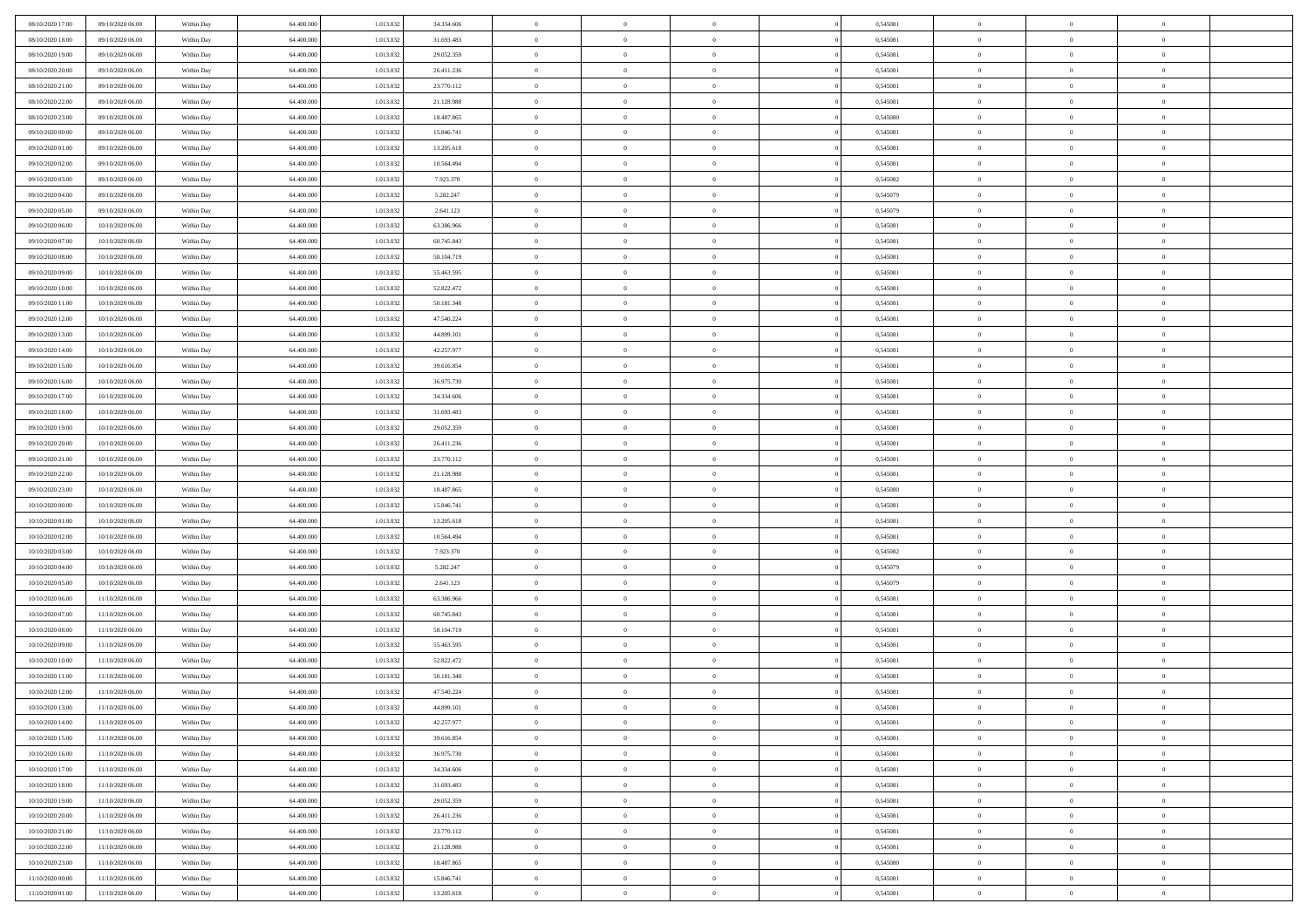| | | | | | | | | | | | | | | |
|---|---|---|---|---|---|---|---|---|---|---|---|---|---|---|
| 08/10/2020 17:00 | 09/10/2020 06:00 | Within Day | 64.400.000 | 1.013.032 | 34.334.606 | 0 | 0 | 0 | | 0,545081 | 0 | 0 | 0 | |
| 08/10/2020 18:00 | 09/10/2020 06:00 | Within Day | 64.400.000 | 1.013.032 | 31.693.483 | 0 | 0 | 0 | | 0,545081 | 0 | 0 | 0 | |
| 08/10/2020 19:00 | 09/10/2020 06:00 | Within Day | 64.400.000 | 1.013.032 | 29.052.359 | 0 | 0 | 0 | | 0,545081 | 0 | 0 | 0 | |
| 08/10/2020 20:00 | 09/10/2020 06:00 | Within Day | 64.400.000 | 1.013.032 | 26.411.236 | 0 | 0 | 0 | | 0,545081 | 0 | 0 | 0 | |
| 08/10/2020 21:00 | 09/10/2020 06:00 | Within Day | 64.400.000 | 1.013.032 | 23.770.112 | 0 | 0 | 0 | | 0,545081 | 0 | 0 | 0 | |
| 08/10/2020 22:00 | 09/10/2020 06:00 | Within Day | 64.400.000 | 1.013.032 | 21.128.988 | 0 | 0 | 0 | | 0,545081 | 0 | 0 | 0 | |
| 08/10/2020 23:00 | 09/10/2020 06:00 | Within Day | 64.400.000 | 1.013.032 | 18.487.865 | 0 | 0 | 0 | | 0,545080 | 0 | 0 | 0 | |
| 09/10/2020 00:00 | 09/10/2020 06:00 | Within Day | 64.400.000 | 1.013.032 | 15.846.741 | 0 | 0 | 0 | | 0,545081 | 0 | 0 | 0 | |
| 09/10/2020 01:00 | 09/10/2020 06:00 | Within Day | 64.400.000 | 1.013.032 | 13.205.618 | 0 | 0 | 0 | | 0,545081 | 0 | 0 | 0 | |
| 09/10/2020 02:00 | 09/10/2020 06:00 | Within Day | 64.400.000 | 1.013.032 | 10.564.494 | 0 | 0 | 0 | | 0,545081 | 0 | 0 | 0 | |
| 09/10/2020 03:00 | 09/10/2020 06:00 | Within Day | 64.400.000 | 1.013.032 | 7.923.370 | 0 | 0 | 0 | | 0,545082 | 0 | 0 | 0 | |
| 09/10/2020 04:00 | 09/10/2020 06:00 | Within Day | 64.400.000 | 1.013.032 | 5.282.247 | 0 | 0 | 0 | | 0,545079 | 0 | 0 | 0 | |
| 09/10/2020 05:00 | 09/10/2020 06:00 | Within Day | 64.400.000 | 1.013.032 | 2.641.123 | 0 | 0 | 0 | | 0,545079 | 0 | 0 | 0 | |
| 09/10/2020 06:00 | 10/10/2020 06:00 | Within Day | 64.400.000 | 1.013.032 | 63.386.966 | 0 | 0 | 0 | | 0,545081 | 0 | 0 | 0 | |
| 09/10/2020 07:00 | 10/10/2020 06:00 | Within Day | 64.400.000 | 1.013.032 | 60.745.843 | 0 | 0 | 0 | | 0,545081 | 0 | 0 | 0 | |
| 09/10/2020 08:00 | 10/10/2020 06:00 | Within Day | 64.400.000 | 1.013.032 | 58.104.719 | 0 | 0 | 0 | | 0,545081 | 0 | 0 | 0 | |
| 09/10/2020 09:00 | 10/10/2020 06:00 | Within Day | 64.400.000 | 1.013.032 | 55.463.595 | 0 | 0 | 0 | | 0,545081 | 0 | 0 | 0 | |
| 09/10/2020 10:00 | 10/10/2020 06:00 | Within Day | 64.400.000 | 1.013.032 | 52.822.472 | 0 | 0 | 0 | | 0,545081 | 0 | 0 | 0 | |
| 09/10/2020 11:00 | 10/10/2020 06:00 | Within Day | 64.400.000 | 1.013.032 | 50.181.348 | 0 | 0 | 0 | | 0,545081 | 0 | 0 | 0 | |
| 09/10/2020 12:00 | 10/10/2020 06:00 | Within Day | 64.400.000 | 1.013.032 | 47.540.224 | 0 | 0 | 0 | | 0,545081 | 0 | 0 | 0 | |
| 09/10/2020 13:00 | 10/10/2020 06:00 | Within Day | 64.400.000 | 1.013.032 | 44.899.101 | 0 | 0 | 0 | | 0,545081 | 0 | 0 | 0 | |
| 09/10/2020 14:00 | 10/10/2020 06:00 | Within Day | 64.400.000 | 1.013.032 | 42.257.977 | 0 | 0 | 0 | | 0,545081 | 0 | 0 | 0 | |
| 09/10/2020 15:00 | 10/10/2020 06:00 | Within Day | 64.400.000 | 1.013.032 | 39.616.854 | 0 | 0 | 0 | | 0,545081 | 0 | 0 | 0 | |
| 09/10/2020 16:00 | 10/10/2020 06:00 | Within Day | 64.400.000 | 1.013.032 | 36.975.730 | 0 | 0 | 0 | | 0,545081 | 0 | 0 | 0 | |
| 09/10/2020 17:00 | 10/10/2020 06:00 | Within Day | 64.400.000 | 1.013.032 | 34.334.606 | 0 | 0 | 0 | | 0,545081 | 0 | 0 | 0 | |
| 09/10/2020 18:00 | 10/10/2020 06:00 | Within Day | 64.400.000 | 1.013.032 | 31.693.483 | 0 | 0 | 0 | | 0,545081 | 0 | 0 | 0 | |
| 09/10/2020 19:00 | 10/10/2020 06:00 | Within Day | 64.400.000 | 1.013.032 | 29.052.359 | 0 | 0 | 0 | | 0,545081 | 0 | 0 | 0 | |
| 09/10/2020 20:00 | 10/10/2020 06:00 | Within Day | 64.400.000 | 1.013.032 | 26.411.236 | 0 | 0 | 0 | | 0,545081 | 0 | 0 | 0 | |
| 09/10/2020 21:00 | 10/10/2020 06:00 | Within Day | 64.400.000 | 1.013.032 | 23.770.112 | 0 | 0 | 0 | | 0,545081 | 0 | 0 | 0 | |
| 09/10/2020 22:00 | 10/10/2020 06:00 | Within Day | 64.400.000 | 1.013.032 | 21.128.988 | 0 | 0 | 0 | | 0,545081 | 0 | 0 | 0 | |
| 09/10/2020 23:00 | 10/10/2020 06:00 | Within Day | 64.400.000 | 1.013.032 | 18.487.865 | 0 | 0 | 0 | | 0,545080 | 0 | 0 | 0 | |
| 10/10/2020 00:00 | 10/10/2020 06:00 | Within Day | 64.400.000 | 1.013.032 | 15.846.741 | 0 | 0 | 0 | | 0,545081 | 0 | 0 | 0 | |
| 10/10/2020 01:00 | 10/10/2020 06:00 | Within Day | 64.400.000 | 1.013.032 | 13.205.618 | 0 | 0 | 0 | | 0,545081 | 0 | 0 | 0 | |
| 10/10/2020 02:00 | 10/10/2020 06:00 | Within Day | 64.400.000 | 1.013.032 | 10.564.494 | 0 | 0 | 0 | | 0,545081 | 0 | 0 | 0 | |
| 10/10/2020 03:00 | 10/10/2020 06:00 | Within Day | 64.400.000 | 1.013.032 | 7.923.370 | 0 | 0 | 0 | | 0,545082 | 0 | 0 | 0 | |
| 10/10/2020 04:00 | 10/10/2020 06:00 | Within Day | 64.400.000 | 1.013.032 | 5.282.247 | 0 | 0 | 0 | | 0,545079 | 0 | 0 | 0 | |
| 10/10/2020 05:00 | 10/10/2020 06:00 | Within Day | 64.400.000 | 1.013.032 | 2.641.123 | 0 | 0 | 0 | | 0,545079 | 0 | 0 | 0 | |
| 10/10/2020 06:00 | 11/10/2020 06:00 | Within Day | 64.400.000 | 1.013.032 | 63.386.966 | 0 | 0 | 0 | | 0,545081 | 0 | 0 | 0 | |
| 10/10/2020 07:00 | 11/10/2020 06:00 | Within Day | 64.400.000 | 1.013.032 | 60.745.843 | 0 | 0 | 0 | | 0,545081 | 0 | 0 | 0 | |
| 10/10/2020 08:00 | 11/10/2020 06:00 | Within Day | 64.400.000 | 1.013.032 | 58.104.719 | 0 | 0 | 0 | | 0,545081 | 0 | 0 | 0 | |
| 10/10/2020 09:00 | 11/10/2020 06:00 | Within Day | 64.400.000 | 1.013.032 | 55.463.595 | 0 | 0 | 0 | | 0,545081 | 0 | 0 | 0 | |
| 10/10/2020 10:00 | 11/10/2020 06:00 | Within Day | 64.400.000 | 1.013.032 | 52.822.472 | 0 | 0 | 0 | | 0,545081 | 0 | 0 | 0 | |
| 10/10/2020 11:00 | 11/10/2020 06:00 | Within Day | 64.400.000 | 1.013.032 | 50.181.348 | 0 | 0 | 0 | | 0,545081 | 0 | 0 | 0 | |
| 10/10/2020 12:00 | 11/10/2020 06:00 | Within Day | 64.400.000 | 1.013.032 | 47.540.224 | 0 | 0 | 0 | | 0,545081 | 0 | 0 | 0 | |
| 10/10/2020 13:00 | 11/10/2020 06:00 | Within Day | 64.400.000 | 1.013.032 | 44.899.101 | 0 | 0 | 0 | | 0,545081 | 0 | 0 | 0 | |
| 10/10/2020 14:00 | 11/10/2020 06:00 | Within Day | 64.400.000 | 1.013.032 | 42.257.977 | 0 | 0 | 0 | | 0,545081 | 0 | 0 | 0 | |
| 10/10/2020 15:00 | 11/10/2020 06:00 | Within Day | 64.400.000 | 1.013.032 | 39.616.854 | 0 | 0 | 0 | | 0,545081 | 0 | 0 | 0 | |
| 10/10/2020 16:00 | 11/10/2020 06:00 | Within Day | 64.400.000 | 1.013.032 | 36.975.730 | 0 | 0 | 0 | | 0,545081 | 0 | 0 | 0 | |
| 10/10/2020 17:00 | 11/10/2020 06:00 | Within Day | 64.400.000 | 1.013.032 | 34.334.606 | 0 | 0 | 0 | | 0,545081 | 0 | 0 | 0 | |
| 10/10/2020 18:00 | 11/10/2020 06:00 | Within Day | 64.400.000 | 1.013.032 | 31.693.483 | 0 | 0 | 0 | | 0,545081 | 0 | 0 | 0 | |
| 10/10/2020 19:00 | 11/10/2020 06:00 | Within Day | 64.400.000 | 1.013.032 | 29.052.359 | 0 | 0 | 0 | | 0,545081 | 0 | 0 | 0 | |
| 10/10/2020 20:00 | 11/10/2020 06:00 | Within Day | 64.400.000 | 1.013.032 | 26.411.236 | 0 | 0 | 0 | | 0,545081 | 0 | 0 | 0 | |
| 10/10/2020 21:00 | 11/10/2020 06:00 | Within Day | 64.400.000 | 1.013.032 | 23.770.112 | 0 | 0 | 0 | | 0,545081 | 0 | 0 | 0 | |
| 10/10/2020 22:00 | 11/10/2020 06:00 | Within Day | 64.400.000 | 1.013.032 | 21.128.988 | 0 | 0 | 0 | | 0,545081 | 0 | 0 | 0 | |
| 10/10/2020 23:00 | 11/10/2020 06:00 | Within Day | 64.400.000 | 1.013.032 | 18.487.865 | 0 | 0 | 0 | | 0,545080 | 0 | 0 | 0 | |
| 11/10/2020 00:00 | 11/10/2020 06:00 | Within Day | 64.400.000 | 1.013.032 | 15.846.741 | 0 | 0 | 0 | | 0,545081 | 0 | 0 | 0 | |
| 11/10/2020 01:00 | 11/10/2020 06:00 | Within Day | 64.400.000 | 1.013.032 | 13.205.618 | 0 | 0 | 0 | | 0,545081 | 0 | 0 | 0 | |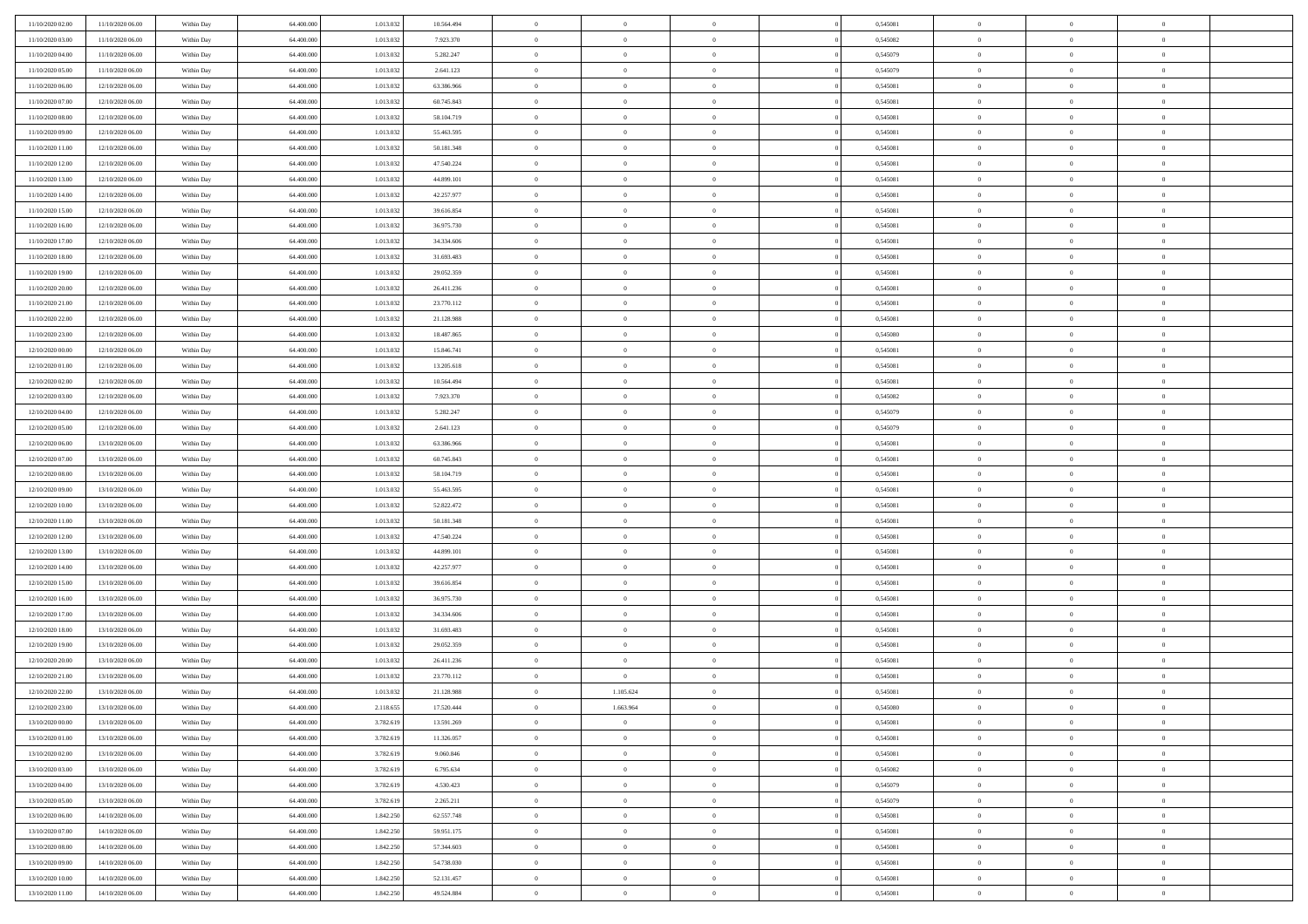| | | | | | | | | | | | | | | |
|---|---|---|---|---|---|---|---|---|---|---|---|---|---|---|
| 11/10/2020 02.00 | 11/10/2020 06.00 | Within Day | 64.400.000 | 1.013.032 | 10.564.494 | 0 | 0 | 0 | | 0,545081 | 0 | 0 | 0 | |
| 11/10/2020 03.00 | 11/10/2020 06.00 | Within Day | 64.400.000 | 1.013.032 | 7.923.370 | 0 | 0 | 0 | | 0,545082 | 0 | 0 | 0 | |
| 11/10/2020 04.00 | 11/10/2020 06.00 | Within Day | 64.400.000 | 1.013.032 | 5.282.247 | 0 | 0 | 0 | | 0,545079 | 0 | 0 | 0 | |
| 11/10/2020 05.00 | 11/10/2020 06.00 | Within Day | 64.400.000 | 1.013.032 | 2.641.123 | 0 | 0 | 0 | | 0,545079 | 0 | 0 | 0 | |
| 11/10/2020 06.00 | 12/10/2020 06.00 | Within Day | 64.400.000 | 1.013.032 | 63.386.966 | 0 | 0 | 0 | | 0,545081 | 0 | 0 | 0 | |
| 11/10/2020 07.00 | 12/10/2020 06.00 | Within Day | 64.400.000 | 1.013.032 | 60.745.843 | 0 | 0 | 0 | | 0,545081 | 0 | 0 | 0 | |
| 11/10/2020 08.00 | 12/10/2020 06.00 | Within Day | 64.400.000 | 1.013.032 | 58.104.719 | 0 | 0 | 0 | | 0,545081 | 0 | 0 | 0 | |
| 11/10/2020 09.00 | 12/10/2020 06.00 | Within Day | 64.400.000 | 1.013.032 | 55.463.595 | 0 | 0 | 0 | | 0,545081 | 0 | 0 | 0 | |
| 11/10/2020 11.00 | 12/10/2020 06.00 | Within Day | 64.400.000 | 1.013.032 | 50.181.348 | 0 | 0 | 0 | | 0,545081 | 0 | 0 | 0 | |
| 11/10/2020 12.00 | 12/10/2020 06.00 | Within Day | 64.400.000 | 1.013.032 | 47.540.224 | 0 | 0 | 0 | | 0,545081 | 0 | 0 | 0 | |
| 11/10/2020 13.00 | 12/10/2020 06.00 | Within Day | 64.400.000 | 1.013.032 | 44.899.101 | 0 | 0 | 0 | | 0,545081 | 0 | 0 | 0 | |
| 11/10/2020 14.00 | 12/10/2020 06.00 | Within Day | 64.400.000 | 1.013.032 | 42.257.977 | 0 | 0 | 0 | | 0,545081 | 0 | 0 | 0 | |
| 11/10/2020 15.00 | 12/10/2020 06.00 | Within Day | 64.400.000 | 1.013.032 | 39.616.854 | 0 | 0 | 0 | | 0,545081 | 0 | 0 | 0 | |
| 11/10/2020 16.00 | 12/10/2020 06.00 | Within Day | 64.400.000 | 1.013.032 | 36.975.730 | 0 | 0 | 0 | | 0,545081 | 0 | 0 | 0 | |
| 11/10/2020 17.00 | 12/10/2020 06.00 | Within Day | 64.400.000 | 1.013.032 | 34.334.606 | 0 | 0 | 0 | | 0,545081 | 0 | 0 | 0 | |
| 11/10/2020 18.00 | 12/10/2020 06.00 | Within Day | 64.400.000 | 1.013.032 | 31.693.483 | 0 | 0 | 0 | | 0,545081 | 0 | 0 | 0 | |
| 11/10/2020 19.00 | 12/10/2020 06.00 | Within Day | 64.400.000 | 1.013.032 | 29.052.359 | 0 | 0 | 0 | | 0,545081 | 0 | 0 | 0 | |
| 11/10/2020 20.00 | 12/10/2020 06.00 | Within Day | 64.400.000 | 1.013.032 | 26.411.236 | 0 | 0 | 0 | | 0,545081 | 0 | 0 | 0 | |
| 11/10/2020 21.00 | 12/10/2020 06.00 | Within Day | 64.400.000 | 1.013.032 | 23.770.112 | 0 | 0 | 0 | | 0,545081 | 0 | 0 | 0 | |
| 11/10/2020 22.00 | 12/10/2020 06.00 | Within Day | 64.400.000 | 1.013.032 | 21.128.988 | 0 | 0 | 0 | | 0,545081 | 0 | 0 | 0 | |
| 11/10/2020 23.00 | 12/10/2020 06.00 | Within Day | 64.400.000 | 1.013.032 | 18.487.865 | 0 | 0 | 0 | | 0,545080 | 0 | 0 | 0 | |
| 12/10/2020 00.00 | 12/10/2020 06.00 | Within Day | 64.400.000 | 1.013.032 | 15.846.741 | 0 | 0 | 0 | | 0,545081 | 0 | 0 | 0 | |
| 12/10/2020 01.00 | 12/10/2020 06.00 | Within Day | 64.400.000 | 1.013.032 | 13.205.618 | 0 | 0 | 0 | | 0,545081 | 0 | 0 | 0 | |
| 12/10/2020 02.00 | 12/10/2020 06.00 | Within Day | 64.400.000 | 1.013.032 | 10.564.494 | 0 | 0 | 0 | | 0,545081 | 0 | 0 | 0 | |
| 12/10/2020 03.00 | 12/10/2020 06.00 | Within Day | 64.400.000 | 1.013.032 | 7.923.370 | 0 | 0 | 0 | | 0,545082 | 0 | 0 | 0 | |
| 12/10/2020 04.00 | 12/10/2020 06.00 | Within Day | 64.400.000 | 1.013.032 | 5.282.247 | 0 | 0 | 0 | | 0,545079 | 0 | 0 | 0 | |
| 12/10/2020 05.00 | 12/10/2020 06.00 | Within Day | 64.400.000 | 1.013.032 | 2.641.123 | 0 | 0 | 0 | | 0,545079 | 0 | 0 | 0 | |
| 12/10/2020 06.00 | 13/10/2020 06.00 | Within Day | 64.400.000 | 1.013.032 | 63.386.966 | 0 | 0 | 0 | | 0,545081 | 0 | 0 | 0 | |
| 12/10/2020 07.00 | 13/10/2020 06.00 | Within Day | 64.400.000 | 1.013.032 | 60.745.843 | 0 | 0 | 0 | | 0,545081 | 0 | 0 | 0 | |
| 12/10/2020 08.00 | 13/10/2020 06.00 | Within Day | 64.400.000 | 1.013.032 | 58.104.719 | 0 | 0 | 0 | | 0,545081 | 0 | 0 | 0 | |
| 12/10/2020 09.00 | 13/10/2020 06.00 | Within Day | 64.400.000 | 1.013.032 | 55.463.595 | 0 | 0 | 0 | | 0,545081 | 0 | 0 | 0 | |
| 12/10/2020 10.00 | 13/10/2020 06.00 | Within Day | 64.400.000 | 1.013.032 | 52.822.472 | 0 | 0 | 0 | | 0,545081 | 0 | 0 | 0 | |
| 12/10/2020 11.00 | 13/10/2020 06.00 | Within Day | 64.400.000 | 1.013.032 | 50.181.348 | 0 | 0 | 0 | | 0,545081 | 0 | 0 | 0 | |
| 12/10/2020 12.00 | 13/10/2020 06.00 | Within Day | 64.400.000 | 1.013.032 | 47.540.224 | 0 | 0 | 0 | | 0,545081 | 0 | 0 | 0 | |
| 12/10/2020 13.00 | 13/10/2020 06.00 | Within Day | 64.400.000 | 1.013.032 | 44.899.101 | 0 | 0 | 0 | | 0,545081 | 0 | 0 | 0 | |
| 12/10/2020 14.00 | 13/10/2020 06.00 | Within Day | 64.400.000 | 1.013.032 | 42.257.977 | 0 | 0 | 0 | | 0,545081 | 0 | 0 | 0 | |
| 12/10/2020 15.00 | 13/10/2020 06.00 | Within Day | 64.400.000 | 1.013.032 | 39.616.854 | 0 | 0 | 0 | | 0,545081 | 0 | 0 | 0 | |
| 12/10/2020 16.00 | 13/10/2020 06.00 | Within Day | 64.400.000 | 1.013.032 | 36.975.730 | 0 | 0 | 0 | | 0,545081 | 0 | 0 | 0 | |
| 12/10/2020 17.00 | 13/10/2020 06.00 | Within Day | 64.400.000 | 1.013.032 | 34.334.606 | 0 | 0 | 0 | | 0,545081 | 0 | 0 | 0 | |
| 12/10/2020 18.00 | 13/10/2020 06.00 | Within Day | 64.400.000 | 1.013.032 | 31.693.483 | 0 | 0 | 0 | | 0,545081 | 0 | 0 | 0 | |
| 12/10/2020 19.00 | 13/10/2020 06.00 | Within Day | 64.400.000 | 1.013.032 | 29.052.359 | 0 | 0 | 0 | | 0,545081 | 0 | 0 | 0 | |
| 12/10/2020 20.00 | 13/10/2020 06.00 | Within Day | 64.400.000 | 1.013.032 | 26.411.236 | 0 | 0 | 0 | | 0,545081 | 0 | 0 | 0 | |
| 12/10/2020 21.00 | 13/10/2020 06.00 | Within Day | 64.400.000 | 1.013.032 | 23.770.112 | 0 | 0 | 0 | | 0,545081 | 0 | 0 | 0 | |
| 12/10/2020 22.00 | 13/10/2020 06.00 | Within Day | 64.400.000 | 1.013.032 | 21.128.988 | 0 | 1.105.624 | 0 | | 0,545081 | 0 | 0 | 0 | |
| 12/10/2020 23.00 | 13/10/2020 06.00 | Within Day | 64.400.000 | 2.118.655 | 17.520.444 | 0 | 1.663.964 | 0 | | 0,545080 | 0 | 0 | 0 | |
| 13/10/2020 00.00 | 13/10/2020 06.00 | Within Day | 64.400.000 | 3.782.619 | 13.591.269 | 0 | 0 | 0 | | 0,545081 | 0 | 0 | 0 | |
| 13/10/2020 01.00 | 13/10/2020 06.00 | Within Day | 64.400.000 | 3.782.619 | 11.326.057 | 0 | 0 | 0 | | 0,545081 | 0 | 0 | 0 | |
| 13/10/2020 02.00 | 13/10/2020 06.00 | Within Day | 64.400.000 | 3.782.619 | 9.060.846 | 0 | 0 | 0 | | 0,545081 | 0 | 0 | 0 | |
| 13/10/2020 03.00 | 13/10/2020 06.00 | Within Day | 64.400.000 | 3.782.619 | 6.795.634 | 0 | 0 | 0 | | 0,545082 | 0 | 0 | 0 | |
| 13/10/2020 04.00 | 13/10/2020 06.00 | Within Day | 64.400.000 | 3.782.619 | 4.530.423 | 0 | 0 | 0 | | 0,545079 | 0 | 0 | 0 | |
| 13/10/2020 05.00 | 13/10/2020 06.00 | Within Day | 64.400.000 | 3.782.619 | 2.265.211 | 0 | 0 | 0 | | 0,545079 | 0 | 0 | 0 | |
| 13/10/2020 06.00 | 14/10/2020 06.00 | Within Day | 64.400.000 | 1.842.250 | 62.557.748 | 0 | 0 | 0 | | 0,545081 | 0 | 0 | 0 | |
| 13/10/2020 07.00 | 14/10/2020 06.00 | Within Day | 64.400.000 | 1.842.250 | 59.951.175 | 0 | 0 | 0 | | 0,545081 | 0 | 0 | 0 | |
| 13/10/2020 08.00 | 14/10/2020 06.00 | Within Day | 64.400.000 | 1.842.250 | 57.344.603 | 0 | 0 | 0 | | 0,545081 | 0 | 0 | 0 | |
| 13/10/2020 09.00 | 14/10/2020 06.00 | Within Day | 64.400.000 | 1.842.250 | 54.738.030 | 0 | 0 | 0 | | 0,545081 | 0 | 0 | 0 | |
| 13/10/2020 10.00 | 14/10/2020 06.00 | Within Day | 64.400.000 | 1.842.250 | 52.131.457 | 0 | 0 | 0 | | 0,545081 | 0 | 0 | 0 | |
| 13/10/2020 11.00 | 14/10/2020 06.00 | Within Day | 64.400.000 | 1.842.250 | 49.524.884 | 0 | 0 | 0 | | 0,545081 | 0 | 0 | 0 | |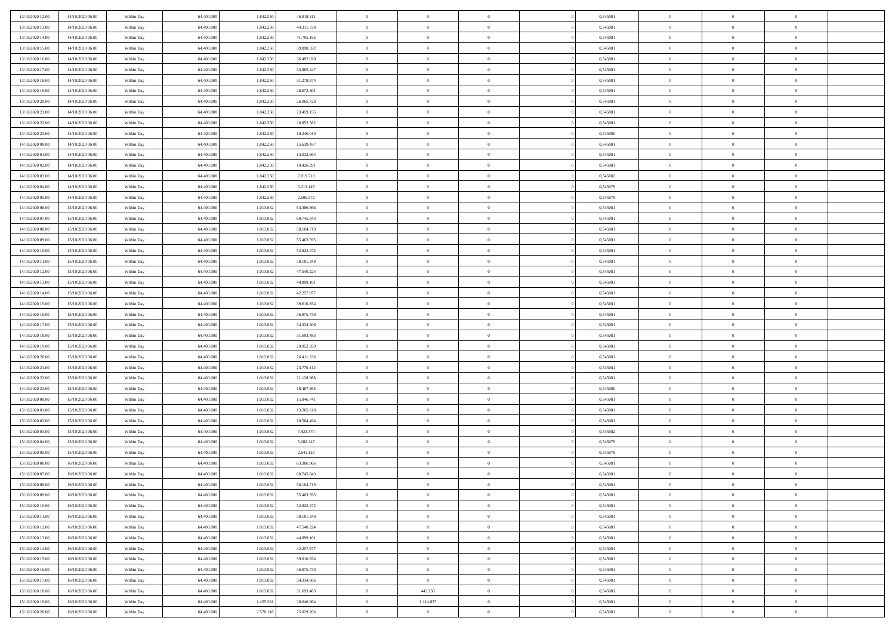| | | | | | | | | | | | | | | |
|---|---|---|---|---|---|---|---|---|---|---|---|---|---|---|
| 13/10/2020 12.00 | 14/10/2020 06.00 | Within Day | 64.400.000 | 1.842.250 | 46.918.311 | 0 | 0 | 0 | 0 | 0,545081 | 0 | 0 | 0 | |
| 13/10/2020 13.00 | 14/10/2020 06.00 | Within Day | 64.400.000 | 1.842.250 | 44.311.738 | 0 | 0 | 0 | 0 | 0,545081 | 0 | 0 | 0 | |
| 13/10/2020 14.00 | 14/10/2020 06.00 | Within Day | 64.400.000 | 1.842.250 | 41.705.165 | 0 | 0 | 0 | 0 | 0,545081 | 0 | 0 | 0 | |
| 13/10/2020 15.00 | 14/10/2020 06.00 | Within Day | 64.400.000 | 1.842.250 | 39.098.592 | 0 | 0 | 0 | 0 | 0,545081 | 0 | 0 | 0 | |
| 13/10/2020 16.00 | 14/10/2020 06.00 | Within Day | 64.400.000 | 1.842.250 | 36.492.020 | 0 | 0 | 0 | 0 | 0,545081 | 0 | 0 | 0 | |
| 13/10/2020 17.00 | 14/10/2020 06.00 | Within Day | 64.400.000 | 1.842.250 | 33.885.447 | 0 | 0 | 0 | 0 | 0,545081 | 0 | 0 | 0 | |
| 13/10/2020 18.00 | 14/10/2020 06.00 | Within Day | 64.400.000 | 1.842.250 | 31.278.874 | 0 | 0 | 0 | 0 | 0,545081 | 0 | 0 | 0 | |
| 13/10/2020 19.00 | 14/10/2020 06.00 | Within Day | 64.400.000 | 1.842.250 | 28.672.301 | 0 | 0 | 0 | 0 | 0,545081 | 0 | 0 | 0 | |
| 13/10/2020 20.00 | 14/10/2020 06.00 | Within Day | 64.400.000 | 1.842.250 | 26.065.728 | 0 | 0 | 0 | 0 | 0,545081 | 0 | 0 | 0 | |
| 13/10/2020 21.00 | 14/10/2020 06.00 | Within Day | 64.400.000 | 1.842.250 | 23.459.155 | 0 | 0 | 0 | 0 | 0,545081 | 0 | 0 | 0 | |
| 13/10/2020 22.00 | 14/10/2020 06.00 | Within Day | 64.400.000 | 1.842.250 | 20.852.582 | 0 | 0 | 0 | 0 | 0,545081 | 0 | 0 | 0 | |
| 13/10/2020 23.00 | 14/10/2020 06.00 | Within Day | 64.400.000 | 1.842.250 | 18.246.010 | 0 | 0 | 0 | 0 | 0,545080 | 0 | 0 | 0 | |
| 14/10/2020 00.00 | 14/10/2020 06.00 | Within Day | 64.400.000 | 1.842.250 | 15.639.437 | 0 | 0 | 0 | 0 | 0,545081 | 0 | 0 | 0 | |
| 14/10/2020 01.00 | 14/10/2020 06.00 | Within Day | 64.400.000 | 1.842.250 | 13.032.864 | 0 | 0 | 0 | 0 | 0,545081 | 0 | 0 | 0 | |
| 14/10/2020 02.00 | 14/10/2020 06.00 | Within Day | 64.400.000 | 1.842.250 | 10.426.291 | 0 | 0 | 0 | 0 | 0,545081 | 0 | 0 | 0 | |
| 14/10/2020 03.00 | 14/10/2020 06.00 | Within Day | 64.400.000 | 1.842.250 | 7.819.718 | 0 | 0 | 0 | 0 | 0,545082 | 0 | 0 | 0 | |
| 14/10/2020 04.00 | 14/10/2020 06.00 | Within Day | 64.400.000 | 1.842.250 | 5.213.145 | 0 | 0 | 0 | 0 | 0,545079 | 0 | 0 | 0 | |
| 14/10/2020 05.00 | 14/10/2020 06.00 | Within Day | 64.400.000 | 1.842.250 | 2.606.572 | 0 | 0 | 0 | 0 | 0,545079 | 0 | 0 | 0 | |
| 14/10/2020 06.00 | 15/10/2020 06.00 | Within Day | 64.400.000 | 1.013.032 | 63.386.966 | 0 | 0 | 0 | 0 | 0,545081 | 0 | 0 | 0 | |
| 14/10/2020 07.00 | 15/10/2020 06.00 | Within Day | 64.400.000 | 1.013.032 | 60.745.843 | 0 | 0 | 0 | 0 | 0,545081 | 0 | 0 | 0 | |
| 14/10/2020 08.00 | 15/10/2020 06.00 | Within Day | 64.400.000 | 1.013.032 | 58.104.719 | 0 | 0 | 0 | 0 | 0,545081 | 0 | 0 | 0 | |
| 14/10/2020 09.00 | 15/10/2020 06.00 | Within Day | 64.400.000 | 1.013.032 | 55.463.595 | 0 | 0 | 0 | 0 | 0,545081 | 0 | 0 | 0 | |
| 14/10/2020 10.00 | 15/10/2020 06.00 | Within Day | 64.400.000 | 1.013.032 | 52.822.472 | 0 | 0 | 0 | 0 | 0,545081 | 0 | 0 | 0 | |
| 14/10/2020 11.00 | 15/10/2020 06.00 | Within Day | 64.400.000 | 1.013.032 | 50.181.348 | 0 | 0 | 0 | 0 | 0,545081 | 0 | 0 | 0 | |
| 14/10/2020 12.00 | 15/10/2020 06.00 | Within Day | 64.400.000 | 1.013.032 | 47.540.224 | 0 | 0 | 0 | 0 | 0,545081 | 0 | 0 | 0 | |
| 14/10/2020 13.00 | 15/10/2020 06.00 | Within Day | 64.400.000 | 1.013.032 | 44.899.101 | 0 | 0 | 0 | 0 | 0,545081 | 0 | 0 | 0 | |
| 14/10/2020 14.00 | 15/10/2020 06.00 | Within Day | 64.400.000 | 1.013.032 | 42.257.977 | 0 | 0 | 0 | 0 | 0,545081 | 0 | 0 | 0 | |
| 14/10/2020 15.00 | 15/10/2020 06.00 | Within Day | 64.400.000 | 1.013.032 | 39.616.854 | 0 | 0 | 0 | 0 | 0,545081 | 0 | 0 | 0 | |
| 14/10/2020 16.00 | 15/10/2020 06.00 | Within Day | 64.400.000 | 1.013.032 | 36.975.730 | 0 | 0 | 0 | 0 | 0,545081 | 0 | 0 | 0 | |
| 14/10/2020 17.00 | 15/10/2020 06.00 | Within Day | 64.400.000 | 1.013.032 | 34.334.606 | 0 | 0 | 0 | 0 | 0,545081 | 0 | 0 | 0 | |
| 14/10/2020 18.00 | 15/10/2020 06.00 | Within Day | 64.400.000 | 1.013.032 | 31.693.483 | 0 | 0 | 0 | 0 | 0,545081 | 0 | 0 | 0 | |
| 14/10/2020 19.00 | 15/10/2020 06.00 | Within Day | 64.400.000 | 1.013.032 | 29.052.359 | 0 | 0 | 0 | 0 | 0,545081 | 0 | 0 | 0 | |
| 14/10/2020 20.00 | 15/10/2020 06.00 | Within Day | 64.400.000 | 1.013.032 | 26.411.236 | 0 | 0 | 0 | 0 | 0,545081 | 0 | 0 | 0 | |
| 14/10/2020 21.00 | 15/10/2020 06.00 | Within Day | 64.400.000 | 1.013.032 | 23.770.112 | 0 | 0 | 0 | 0 | 0,545081 | 0 | 0 | 0 | |
| 14/10/2020 22.00 | 15/10/2020 06.00 | Within Day | 64.400.000 | 1.013.032 | 21.128.988 | 0 | 0 | 0 | 0 | 0,545081 | 0 | 0 | 0 | |
| 14/10/2020 23.00 | 15/10/2020 06.00 | Within Day | 64.400.000 | 1.013.032 | 18.487.865 | 0 | 0 | 0 | 0 | 0,545080 | 0 | 0 | 0 | |
| 15/10/2020 00.00 | 15/10/2020 06.00 | Within Day | 64.400.000 | 1.013.032 | 15.846.741 | 0 | 0 | 0 | 0 | 0,545081 | 0 | 0 | 0 | |
| 15/10/2020 01.00 | 15/10/2020 06.00 | Within Day | 64.400.000 | 1.013.032 | 13.205.618 | 0 | 0 | 0 | 0 | 0,545081 | 0 | 0 | 0 | |
| 15/10/2020 02.00 | 15/10/2020 06.00 | Within Day | 64.400.000 | 1.013.032 | 10.564.494 | 0 | 0 | 0 | 0 | 0,545081 | 0 | 0 | 0 | |
| 15/10/2020 03.00 | 15/10/2020 06.00 | Within Day | 64.400.000 | 1.013.032 | 7.923.370 | 0 | 0 | 0 | 0 | 0,545082 | 0 | 0 | 0 | |
| 15/10/2020 04.00 | 15/10/2020 06.00 | Within Day | 64.400.000 | 1.013.032 | 5.282.247 | 0 | 0 | 0 | 0 | 0,545079 | 0 | 0 | 0 | |
| 15/10/2020 05.00 | 15/10/2020 06.00 | Within Day | 64.400.000 | 1.013.032 | 2.641.123 | 0 | 0 | 0 | 0 | 0,545079 | 0 | 0 | 0 | |
| 15/10/2020 06.00 | 16/10/2020 06.00 | Within Day | 64.400.000 | 1.013.032 | 63.386.966 | 0 | 0 | 0 | 0 | 0,545081 | 0 | 0 | 0 | |
| 15/10/2020 07.00 | 16/10/2020 06.00 | Within Day | 64.400.000 | 1.013.032 | 60.745.843 | 0 | 0 | 0 | 0 | 0,545081 | 0 | 0 | 0 | |
| 15/10/2020 08.00 | 16/10/2020 06.00 | Within Day | 64.400.000 | 1.013.032 | 58.104.719 | 0 | 0 | 0 | 0 | 0,545081 | 0 | 0 | 0 | |
| 15/10/2020 09.00 | 16/10/2020 06.00 | Within Day | 64.400.000 | 1.013.032 | 55.463.595 | 0 | 0 | 0 | 0 | 0,545081 | 0 | 0 | 0 | |
| 15/10/2020 10.00 | 16/10/2020 06.00 | Within Day | 64.400.000 | 1.013.032 | 52.822.472 | 0 | 0 | 0 | 0 | 0,545081 | 0 | 0 | 0 | |
| 15/10/2020 11.00 | 16/10/2020 06.00 | Within Day | 64.400.000 | 1.013.032 | 50.181.348 | 0 | 0 | 0 | 0 | 0,545081 | 0 | 0 | 0 | |
| 15/10/2020 12.00 | 16/10/2020 06.00 | Within Day | 64.400.000 | 1.013.032 | 47.540.224 | 0 | 0 | 0 | 0 | 0,545081 | 0 | 0 | 0 | |
| 15/10/2020 13.00 | 16/10/2020 06.00 | Within Day | 64.400.000 | 1.013.032 | 44.899.101 | 0 | 0 | 0 | 0 | 0,545081 | 0 | 0 | 0 | |
| 15/10/2020 14.00 | 16/10/2020 06.00 | Within Day | 64.400.000 | 1.013.032 | 42.257.977 | 0 | 0 | 0 | 0 | 0,545081 | 0 | 0 | 0 | |
| 15/10/2020 15.00 | 16/10/2020 06.00 | Within Day | 64.400.000 | 1.013.032 | 39.616.854 | 0 | 0 | 0 | 0 | 0,545081 | 0 | 0 | 0 | |
| 15/10/2020 16.00 | 16/10/2020 06.00 | Within Day | 64.400.000 | 1.013.032 | 36.975.730 | 0 | 0 | 0 | 0 | 0,545081 | 0 | 0 | 0 | |
| 15/10/2020 17.00 | 16/10/2020 06.00 | Within Day | 64.400.000 | 1.013.032 | 34.334.606 | 0 | 0 | 0 | 0 | 0,545081 | 0 | 0 | 0 | |
| 15/10/2020 18.00 | 16/10/2020 06.00 | Within Day | 64.400.000 | 1.013.032 | 31.693.483 | 0 | 442.250 | 0 | 0 | 0,545081 | 0 | 0 | 0 | |
| 15/10/2020 19.00 | 16/10/2020 06.00 | Within Day | 64.400.000 | 1.455.281 | 28.646.964 | 0 | 1.114.837 | 0 | 0 | 0,545081 | 0 | 0 | 0 | |
| 15/10/2020 20.00 | 16/10/2020 06.00 | Within Day | 64.400.000 | 2.570.118 | 25.029.206 | 0 | 0 | 0 | 0 | 0,545081 | 0 | 0 | 0 | |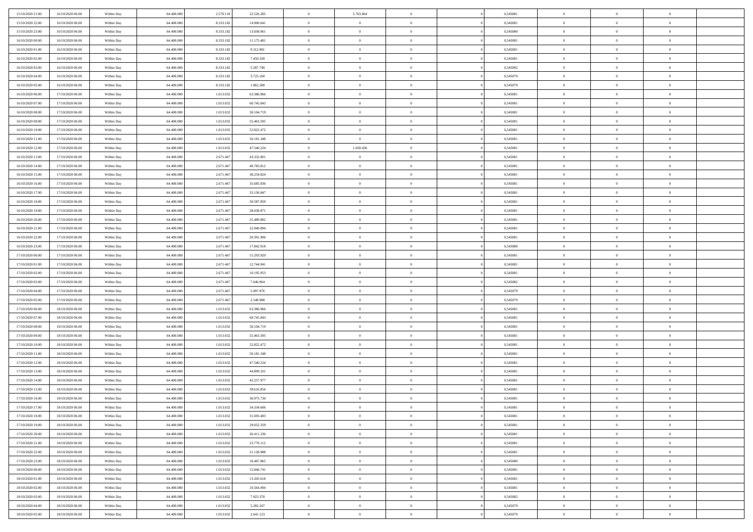| | | | | | | | | | | | | | | |
|---|---|---|---|---|---|---|---|---|---|---|---|---|---|---|
| 15/10/2020 21:00 | 16/10/2020 06:00 | Within Day | 64.400.000 | 2.570.118 | 22.526.285 | 0 | 5.763.064 | 0 | | 0,545081 | 0 | 0 | 0 | |
| 15/10/2020 22:00 | 16/10/2020 06:00 | Within Day | 64.400.000 | 8.333.182 | 14.900.641 | 0 | 0 | 0 | | 0,545081 | 0 | 0 | 0 | |
| 15/10/2020 23:00 | 16/10/2020 06:00 | Within Day | 64.400.000 | 8.333.182 | 13.038.061 | 0 | 0 | 0 | | 0,545080 | 0 | 0 | 0 | |
| 16/10/2020 00:00 | 16/10/2020 06:00 | Within Day | 64.400.000 | 8.333.182 | 11.175.481 | 0 | 0 | 0 | | 0,545081 | 0 | 0 | 0 | |
| 16/10/2020 01:00 | 16/10/2020 06:00 | Within Day | 64.400.000 | 8.333.182 | 9.312.901 | 0 | 0 | 0 | | 0,545081 | 0 | 0 | 0 | |
| 16/10/2020 02:00 | 16/10/2020 06:00 | Within Day | 64.400.000 | 8.333.182 | 7.450.320 | 0 | 0 | 0 | | 0,545081 | 0 | 0 | 0 | |
| 16/10/2020 03:00 | 16/10/2020 06:00 | Within Day | 64.400.000 | 8.333.182 | 5.587.740 | 0 | 0 | 0 | | 0,545082 | 0 | 0 | 0 | |
| 16/10/2020 04:00 | 16/10/2020 06:00 | Within Day | 64.400.000 | 8.333.182 | 3.725.160 | 0 | 0 | 0 | | 0,545079 | 0 | 0 | 0 | |
| 16/10/2020 05:00 | 16/10/2020 06:00 | Within Day | 64.400.000 | 8.333.182 | 1.862.580 | 0 | 0 | 0 | | 0,545079 | 0 | 0 | 0 | |
| 16/10/2020 06:00 | 17/10/2020 06:00 | Within Day | 64.400.000 | 1.013.032 | 63.386.966 | 0 | 0 | 0 | | 0,545081 | 0 | 0 | 0 | |
| 16/10/2020 07:00 | 17/10/2020 06:00 | Within Day | 64.400.000 | 1.013.032 | 60.745.843 | 0 | 0 | 0 | | 0,545081 | 0 | 0 | 0 | |
| 16/10/2020 08:00 | 17/10/2020 06:00 | Within Day | 64.400.000 | 1.013.032 | 58.104.719 | 0 | 0 | 0 | | 0,545081 | 0 | 0 | 0 | |
| 16/10/2020 09:00 | 17/10/2020 06:00 | Within Day | 64.400.000 | 1.013.032 | 55.463.595 | 0 | 0 | 0 | | 0,545081 | 0 | 0 | 0 | |
| 16/10/2020 10:00 | 17/10/2020 06:00 | Within Day | 64.400.000 | 1.013.032 | 52.822.472 | 0 | 0 | 0 | | 0,545081 | 0 | 0 | 0 | |
| 16/10/2020 11:00 | 17/10/2020 06:00 | Within Day | 64.400.000 | 1.013.032 | 50.181.348 | 0 | 0 | 0 | | 0,545081 | 0 | 0 | 0 | |
| 16/10/2020 12:00 | 17/10/2020 06:00 | Within Day | 64.400.000 | 1.013.032 | 47.540.224 | 0 | 1.658.436 | 0 | | 0,545081 | 0 | 0 | 0 | |
| 16/10/2020 13:00 | 17/10/2020 06:00 | Within Day | 64.400.000 | 2.671.467 | 43.332.801 | 0 | 0 | 0 | | 0,545081 | 0 | 0 | 0 | |
| 16/10/2020 14:00 | 17/10/2020 06:00 | Within Day | 64.400.000 | 2.671.467 | 40.783.812 | 0 | 0 | 0 | | 0,545081 | 0 | 0 | 0 | |
| 16/10/2020 15:00 | 17/10/2020 06:00 | Within Day | 64.400.000 | 2.671.467 | 38.234.824 | 0 | 0 | 0 | | 0,545081 | 0 | 0 | 0 | |
| 16/10/2020 16:00 | 17/10/2020 06:00 | Within Day | 64.400.000 | 2.671.467 | 35.685.836 | 0 | 0 | 0 | | 0,545081 | 0 | 0 | 0 | |
| 16/10/2020 17:00 | 17/10/2020 06:00 | Within Day | 64.400.000 | 2.671.467 | 33.136.847 | 0 | 0 | 0 | | 0,545081 | 0 | 0 | 0 | |
| 16/10/2020 18:00 | 17/10/2020 06:00 | Within Day | 64.400.000 | 2.671.467 | 30.587.859 | 0 | 0 | 0 | | 0,545081 | 0 | 0 | 0 | |
| 16/10/2020 19:00 | 17/10/2020 06:00 | Within Day | 64.400.000 | 2.671.467 | 28.038.871 | 0 | 0 | 0 | | 0,545081 | 0 | 0 | 0 | |
| 16/10/2020 20:00 | 17/10/2020 06:00 | Within Day | 64.400.000 | 2.671.467 | 25.489.882 | 0 | 0 | 0 | | 0,545081 | 0 | 0 | 0 | |
| 16/10/2020 21:00 | 17/10/2020 06:00 | Within Day | 64.400.000 | 2.671.467 | 22.940.894 | 0 | 0 | 0 | | 0,545081 | 0 | 0 | 0 | |
| 16/10/2020 22:00 | 17/10/2020 06:00 | Within Day | 64.400.000 | 2.671.467 | 20.391.906 | 0 | 0 | 0 | | 0,545081 | 0 | 0 | 0 | |
| 16/10/2020 23:00 | 17/10/2020 06:00 | Within Day | 64.400.000 | 2.671.467 | 17.842.918 | 0 | 0 | 0 | | 0,545080 | 0 | 0 | 0 | |
| 17/10/2020 00:00 | 17/10/2020 06:00 | Within Day | 64.400.000 | 2.671.467 | 15.293.929 | 0 | 0 | 0 | | 0,545081 | 0 | 0 | 0 | |
| 17/10/2020 01:00 | 17/10/2020 06:00 | Within Day | 64.400.000 | 2.671.467 | 12.744.941 | 0 | 0 | 0 | | 0,545081 | 0 | 0 | 0 | |
| 17/10/2020 02:00 | 17/10/2020 06:00 | Within Day | 64.400.000 | 2.671.467 | 10.195.953 | 0 | 0 | 0 | | 0,545081 | 0 | 0 | 0 | |
| 17/10/2020 03:00 | 17/10/2020 06:00 | Within Day | 64.400.000 | 2.671.467 | 7.646.964 | 0 | 0 | 0 | | 0,545082 | 0 | 0 | 0 | |
| 17/10/2020 04:00 | 17/10/2020 06:00 | Within Day | 64.400.000 | 2.671.467 | 5.097.976 | 0 | 0 | 0 | | 0,545079 | 0 | 0 | 0 | |
| 17/10/2020 05:00 | 17/10/2020 06:00 | Within Day | 64.400.000 | 2.671.467 | 2.548.988 | 0 | 0 | 0 | | 0,545079 | 0 | 0 | 0 | |
| 17/10/2020 06:00 | 18/10/2020 06:00 | Within Day | 64.400.000 | 1.013.032 | 63.386.966 | 0 | 0 | 0 | | 0,545081 | 0 | 0 | 0 | |
| 17/10/2020 07:00 | 18/10/2020 06:00 | Within Day | 64.400.000 | 1.013.032 | 60.745.843 | 0 | 0 | 0 | | 0,545081 | 0 | 0 | 0 | |
| 17/10/2020 08:00 | 18/10/2020 06:00 | Within Day | 64.400.000 | 1.013.032 | 58.104.719 | 0 | 0 | 0 | | 0,545081 | 0 | 0 | 0 | |
| 17/10/2020 09:00 | 18/10/2020 06:00 | Within Day | 64.400.000 | 1.013.032 | 55.463.595 | 0 | 0 | 0 | | 0,545081 | 0 | 0 | 0 | |
| 17/10/2020 10:00 | 18/10/2020 06:00 | Within Day | 64.400.000 | 1.013.032 | 52.822.472 | 0 | 0 | 0 | | 0,545081 | 0 | 0 | 0 | |
| 17/10/2020 11:00 | 18/10/2020 06:00 | Within Day | 64.400.000 | 1.013.032 | 50.181.348 | 0 | 0 | 0 | | 0,545081 | 0 | 0 | 0 | |
| 17/10/2020 12:00 | 18/10/2020 06:00 | Within Day | 64.400.000 | 1.013.032 | 47.540.224 | 0 | 0 | 0 | | 0,545081 | 0 | 0 | 0 | |
| 17/10/2020 13:00 | 18/10/2020 06:00 | Within Day | 64.400.000 | 1.013.032 | 44.899.101 | 0 | 0 | 0 | | 0,545081 | 0 | 0 | 0 | |
| 17/10/2020 14:00 | 18/10/2020 06:00 | Within Day | 64.400.000 | 1.013.032 | 42.257.977 | 0 | 0 | 0 | | 0,545081 | 0 | 0 | 0 | |
| 17/10/2020 15:00 | 18/10/2020 06:00 | Within Day | 64.400.000 | 1.013.032 | 39.616.854 | 0 | 0 | 0 | | 0,545081 | 0 | 0 | 0 | |
| 17/10/2020 16:00 | 18/10/2020 06:00 | Within Day | 64.400.000 | 1.013.032 | 36.975.730 | 0 | 0 | 0 | | 0,545081 | 0 | 0 | 0 | |
| 17/10/2020 17:00 | 18/10/2020 06:00 | Within Day | 64.400.000 | 1.013.032 | 34.334.606 | 0 | 0 | 0 | | 0,545081 | 0 | 0 | 0 | |
| 17/10/2020 18:00 | 18/10/2020 06:00 | Within Day | 64.400.000 | 1.013.032 | 31.693.483 | 0 | 0 | 0 | | 0,545081 | 0 | 0 | 0 | |
| 17/10/2020 19:00 | 18/10/2020 06:00 | Within Day | 64.400.000 | 1.013.032 | 29.052.359 | 0 | 0 | 0 | | 0,545081 | 0 | 0 | 0 | |
| 17/10/2020 20:00 | 18/10/2020 06:00 | Within Day | 64.400.000 | 1.013.032 | 26.411.236 | 0 | 0 | 0 | | 0,545081 | 0 | 0 | 0 | |
| 17/10/2020 21:00 | 18/10/2020 06:00 | Within Day | 64.400.000 | 1.013.032 | 23.770.112 | 0 | 0 | 0 | | 0,545081 | 0 | 0 | 0 | |
| 17/10/2020 22:00 | 18/10/2020 06:00 | Within Day | 64.400.000 | 1.013.032 | 21.128.988 | 0 | 0 | 0 | | 0,545081 | 0 | 0 | 0 | |
| 17/10/2020 23:00 | 18/10/2020 06:00 | Within Day | 64.400.000 | 1.013.032 | 18.487.865 | 0 | 0 | 0 | | 0,545080 | 0 | 0 | 0 | |
| 18/10/2020 00:00 | 18/10/2020 06:00 | Within Day | 64.400.000 | 1.013.032 | 15.846.741 | 0 | 0 | 0 | | 0,545081 | 0 | 0 | 0 | |
| 18/10/2020 01:00 | 18/10/2020 06:00 | Within Day | 64.400.000 | 1.013.032 | 13.205.618 | 0 | 0 | 0 | | 0,545081 | 0 | 0 | 0 | |
| 18/10/2020 02:00 | 18/10/2020 06:00 | Within Day | 64.400.000 | 1.013.032 | 10.564.494 | 0 | 0 | 0 | | 0,545081 | 0 | 0 | 0 | |
| 18/10/2020 03:00 | 18/10/2020 06:00 | Within Day | 64.400.000 | 1.013.032 | 7.923.370 | 0 | 0 | 0 | | 0,545082 | 0 | 0 | 0 | |
| 18/10/2020 04:00 | 18/10/2020 06:00 | Within Day | 64.400.000 | 1.013.032 | 5.282.247 | 0 | 0 | 0 | | 0,545079 | 0 | 0 | 0 | |
| 18/10/2020 05:00 | 18/10/2020 06:00 | Within Day | 64.400.000 | 1.013.032 | 2.641.123 | 0 | 0 | 0 | | 0,545079 | 0 | 0 | 0 | |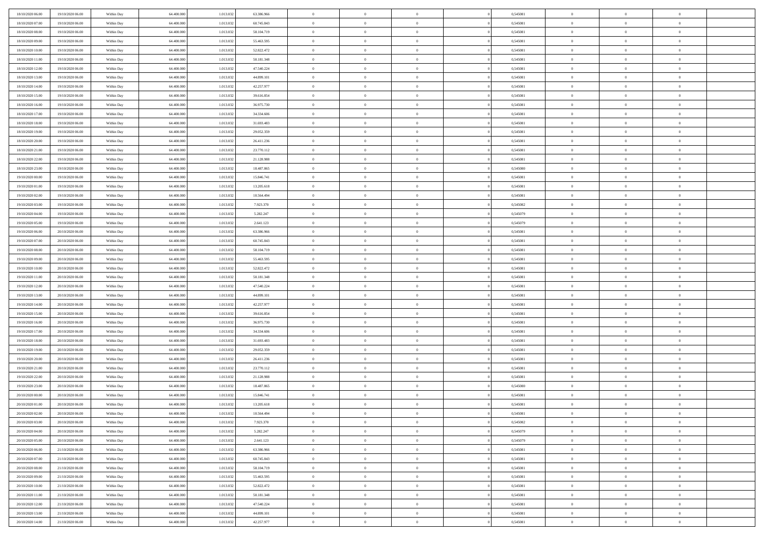| | | | | | | | | | | | | | | |
|---|---|---|---|---|---|---|---|---|---|---|---|---|---|---|
| 18/10/2020 06.00 | 19/10/2020 06.00 | Within Day | 64.400.000 | 1.013.032 | 63.386.966 | 0 | 0 | 0 | | 0 | 0,545081 | 0 | 0 | 0 |
| 18/10/2020 07.00 | 19/10/2020 06.00 | Within Day | 64.400.000 | 1.013.032 | 60.745.843 | 0 | 0 | 0 | | 0 | 0,545081 | 0 | 0 | 0 |
| 18/10/2020 08.00 | 19/10/2020 06.00 | Within Day | 64.400.000 | 1.013.032 | 58.104.719 | 0 | 0 | 0 | | 0 | 0,545081 | 0 | 0 | 0 |
| 18/10/2020 09.00 | 19/10/2020 06.00 | Within Day | 64.400.000 | 1.013.032 | 55.463.595 | 0 | 0 | 0 | | 0 | 0,545081 | 0 | 0 | 0 |
| 18/10/2020 10.00 | 19/10/2020 06.00 | Within Day | 64.400.000 | 1.013.032 | 52.822.472 | 0 | 0 | 0 | | 0 | 0,545081 | 0 | 0 | 0 |
| 18/10/2020 11.00 | 19/10/2020 06.00 | Within Day | 64.400.000 | 1.013.032 | 50.181.348 | 0 | 0 | 0 | | 0 | 0,545081 | 0 | 0 | 0 |
| 18/10/2020 12.00 | 19/10/2020 06.00 | Within Day | 64.400.000 | 1.013.032 | 47.540.224 | 0 | 0 | 0 | | 0 | 0,545081 | 0 | 0 | 0 |
| 18/10/2020 13.00 | 19/10/2020 06.00 | Within Day | 64.400.000 | 1.013.032 | 44.899.101 | 0 | 0 | 0 | | 0 | 0,545081 | 0 | 0 | 0 |
| 18/10/2020 14.00 | 19/10/2020 06.00 | Within Day | 64.400.000 | 1.013.032 | 42.257.977 | 0 | 0 | 0 | | 0 | 0,545081 | 0 | 0 | 0 |
| 18/10/2020 15.00 | 19/10/2020 06.00 | Within Day | 64.400.000 | 1.013.032 | 39.616.854 | 0 | 0 | 0 | | 0 | 0,545081 | 0 | 0 | 0 |
| 18/10/2020 16.00 | 19/10/2020 06.00 | Within Day | 64.400.000 | 1.013.032 | 36.975.730 | 0 | 0 | 0 | | 0 | 0,545081 | 0 | 0 | 0 |
| 18/10/2020 17.00 | 19/10/2020 06.00 | Within Day | 64.400.000 | 1.013.032 | 34.334.606 | 0 | 0 | 0 | | 0 | 0,545081 | 0 | 0 | 0 |
| 18/10/2020 18.00 | 19/10/2020 06.00 | Within Day | 64.400.000 | 1.013.032 | 31.693.483 | 0 | 0 | 0 | | 0 | 0,545081 | 0 | 0 | 0 |
| 18/10/2020 19.00 | 19/10/2020 06.00 | Within Day | 64.400.000 | 1.013.032 | 29.052.359 | 0 | 0 | 0 | | 0 | 0,545081 | 0 | 0 | 0 |
| 18/10/2020 20.00 | 19/10/2020 06.00 | Within Day | 64.400.000 | 1.013.032 | 26.411.236 | 0 | 0 | 0 | | 0 | 0,545081 | 0 | 0 | 0 |
| 18/10/2020 21.00 | 19/10/2020 06.00 | Within Day | 64.400.000 | 1.013.032 | 23.770.112 | 0 | 0 | 0 | | 0 | 0,545081 | 0 | 0 | 0 |
| 18/10/2020 22.00 | 19/10/2020 06.00 | Within Day | 64.400.000 | 1.013.032 | 21.128.988 | 0 | 0 | 0 | | 0 | 0,545081 | 0 | 0 | 0 |
| 18/10/2020 23.00 | 19/10/2020 06.00 | Within Day | 64.400.000 | 1.013.032 | 18.487.865 | 0 | 0 | 0 | | 0 | 0,545080 | 0 | 0 | 0 |
| 19/10/2020 00.00 | 19/10/2020 06.00 | Within Day | 64.400.000 | 1.013.032 | 15.846.741 | 0 | 0 | 0 | | 0 | 0,545081 | 0 | 0 | 0 |
| 19/10/2020 01.00 | 19/10/2020 06.00 | Within Day | 64.400.000 | 1.013.032 | 13.205.618 | 0 | 0 | 0 | | 0 | 0,545081 | 0 | 0 | 0 |
| 19/10/2020 02.00 | 19/10/2020 06.00 | Within Day | 64.400.000 | 1.013.032 | 10.564.494 | 0 | 0 | 0 | | 0 | 0,545081 | 0 | 0 | 0 |
| 19/10/2020 03.00 | 19/10/2020 06.00 | Within Day | 64.400.000 | 1.013.032 | 7.923.370 | 0 | 0 | 0 | | 0 | 0,545082 | 0 | 0 | 0 |
| 19/10/2020 04.00 | 19/10/2020 06.00 | Within Day | 64.400.000 | 1.013.032 | 5.282.247 | 0 | 0 | 0 | | 0 | 0,545079 | 0 | 0 | 0 |
| 19/10/2020 05.00 | 19/10/2020 06.00 | Within Day | 64.400.000 | 1.013.032 | 2.641.123 | 0 | 0 | 0 | | 0 | 0,545079 | 0 | 0 | 0 |
| 19/10/2020 06.00 | 20/10/2020 06.00 | Within Day | 64.400.000 | 1.013.032 | 63.386.966 | 0 | 0 | 0 | | 0 | 0,545081 | 0 | 0 | 0 |
| 19/10/2020 07.00 | 20/10/2020 06.00 | Within Day | 64.400.000 | 1.013.032 | 60.745.843 | 0 | 0 | 0 | | 0 | 0,545081 | 0 | 0 | 0 |
| 19/10/2020 08.00 | 20/10/2020 06.00 | Within Day | 64.400.000 | 1.013.032 | 58.104.719 | 0 | 0 | 0 | | 0 | 0,545081 | 0 | 0 | 0 |
| 19/10/2020 09.00 | 20/10/2020 06.00 | Within Day | 64.400.000 | 1.013.032 | 55.463.595 | 0 | 0 | 0 | | 0 | 0,545081 | 0 | 0 | 0 |
| 19/10/2020 10.00 | 20/10/2020 06.00 | Within Day | 64.400.000 | 1.013.032 | 52.822.472 | 0 | 0 | 0 | | 0 | 0,545081 | 0 | 0 | 0 |
| 19/10/2020 11.00 | 20/10/2020 06.00 | Within Day | 64.400.000 | 1.013.032 | 50.181.348 | 0 | 0 | 0 | | 0 | 0,545081 | 0 | 0 | 0 |
| 19/10/2020 12.00 | 20/10/2020 06.00 | Within Day | 64.400.000 | 1.013.032 | 47.540.224 | 0 | 0 | 0 | | 0 | 0,545081 | 0 | 0 | 0 |
| 19/10/2020 13.00 | 20/10/2020 06.00 | Within Day | 64.400.000 | 1.013.032 | 44.899.101 | 0 | 0 | 0 | | 0 | 0,545081 | 0 | 0 | 0 |
| 19/10/2020 14.00 | 20/10/2020 06.00 | Within Day | 64.400.000 | 1.013.032 | 42.257.977 | 0 | 0 | 0 | | 0 | 0,545081 | 0 | 0 | 0 |
| 19/10/2020 15.00 | 20/10/2020 06.00 | Within Day | 64.400.000 | 1.013.032 | 39.616.854 | 0 | 0 | 0 | | 0 | 0,545081 | 0 | 0 | 0 |
| 19/10/2020 16.00 | 20/10/2020 06.00 | Within Day | 64.400.000 | 1.013.032 | 36.975.730 | 0 | 0 | 0 | | 0 | 0,545081 | 0 | 0 | 0 |
| 19/10/2020 17.00 | 20/10/2020 06.00 | Within Day | 64.400.000 | 1.013.032 | 34.334.606 | 0 | 0 | 0 | | 0 | 0,545081 | 0 | 0 | 0 |
| 19/10/2020 18.00 | 20/10/2020 06.00 | Within Day | 64.400.000 | 1.013.032 | 31.693.483 | 0 | 0 | 0 | | 0 | 0,545081 | 0 | 0 | 0 |
| 19/10/2020 19.00 | 20/10/2020 06.00 | Within Day | 64.400.000 | 1.013.032 | 29.052.359 | 0 | 0 | 0 | | 0 | 0,545081 | 0 | 0 | 0 |
| 19/10/2020 20.00 | 20/10/2020 06.00 | Within Day | 64.400.000 | 1.013.032 | 26.411.236 | 0 | 0 | 0 | | 0 | 0,545081 | 0 | 0 | 0 |
| 19/10/2020 21.00 | 20/10/2020 06.00 | Within Day | 64.400.000 | 1.013.032 | 23.770.112 | 0 | 0 | 0 | | 0 | 0,545081 | 0 | 0 | 0 |
| 19/10/2020 22.00 | 20/10/2020 06.00 | Within Day | 64.400.000 | 1.013.032 | 21.128.988 | 0 | 0 | 0 | | 0 | 0,545081 | 0 | 0 | 0 |
| 19/10/2020 23.00 | 20/10/2020 06.00 | Within Day | 64.400.000 | 1.013.032 | 18.487.865 | 0 | 0 | 0 | | 0 | 0,545080 | 0 | 0 | 0 |
| 20/10/2020 00.00 | 20/10/2020 06.00 | Within Day | 64.400.000 | 1.013.032 | 15.846.741 | 0 | 0 | 0 | | 0 | 0,545081 | 0 | 0 | 0 |
| 20/10/2020 01.00 | 20/10/2020 06.00 | Within Day | 64.400.000 | 1.013.032 | 13.205.618 | 0 | 0 | 0 | | 0 | 0,545081 | 0 | 0 | 0 |
| 20/10/2020 02.00 | 20/10/2020 06.00 | Within Day | 64.400.000 | 1.013.032 | 10.564.494 | 0 | 0 | 0 | | 0 | 0,545081 | 0 | 0 | 0 |
| 20/10/2020 03.00 | 20/10/2020 06.00 | Within Day | 64.400.000 | 1.013.032 | 7.923.370 | 0 | 0 | 0 | | 0 | 0,545082 | 0 | 0 | 0 |
| 20/10/2020 04.00 | 20/10/2020 06.00 | Within Day | 64.400.000 | 1.013.032 | 5.282.247 | 0 | 0 | 0 | | 0 | 0,545079 | 0 | 0 | 0 |
| 20/10/2020 05.00 | 20/10/2020 06.00 | Within Day | 64.400.000 | 1.013.032 | 2.641.123 | 0 | 0 | 0 | | 0 | 0,545079 | 0 | 0 | 0 |
| 20/10/2020 06.00 | 21/10/2020 06.00 | Within Day | 64.400.000 | 1.013.032 | 63.386.966 | 0 | 0 | 0 | | 0 | 0,545081 | 0 | 0 | 0 |
| 20/10/2020 07.00 | 21/10/2020 06.00 | Within Day | 64.400.000 | 1.013.032 | 60.745.843 | 0 | 0 | 0 | | 0 | 0,545081 | 0 | 0 | 0 |
| 20/10/2020 08.00 | 21/10/2020 06.00 | Within Day | 64.400.000 | 1.013.032 | 58.104.719 | 0 | 0 | 0 | | 0 | 0,545081 | 0 | 0 | 0 |
| 20/10/2020 09.00 | 21/10/2020 06.00 | Within Day | 64.400.000 | 1.013.032 | 55.463.595 | 0 | 0 | 0 | | 0 | 0,545081 | 0 | 0 | 0 |
| 20/10/2020 10.00 | 21/10/2020 06.00 | Within Day | 64.400.000 | 1.013.032 | 52.822.472 | 0 | 0 | 0 | | 0 | 0,545081 | 0 | 0 | 0 |
| 20/10/2020 11.00 | 21/10/2020 06.00 | Within Day | 64.400.000 | 1.013.032 | 50.181.348 | 0 | 0 | 0 | | 0 | 0,545081 | 0 | 0 | 0 |
| 20/10/2020 12.00 | 21/10/2020 06.00 | Within Day | 64.400.000 | 1.013.032 | 47.540.224 | 0 | 0 | 0 | | 0 | 0,545081 | 0 | 0 | 0 |
| 20/10/2020 13.00 | 21/10/2020 06.00 | Within Day | 64.400.000 | 1.013.032 | 44.899.101 | 0 | 0 | 0 | | 0 | 0,545081 | 0 | 0 | 0 |
| 20/10/2020 14.00 | 21/10/2020 06.00 | Within Day | 64.400.000 | 1.013.032 | 42.257.977 | 0 | 0 | 0 | | 0 | 0,545081 | 0 | 0 | 0 |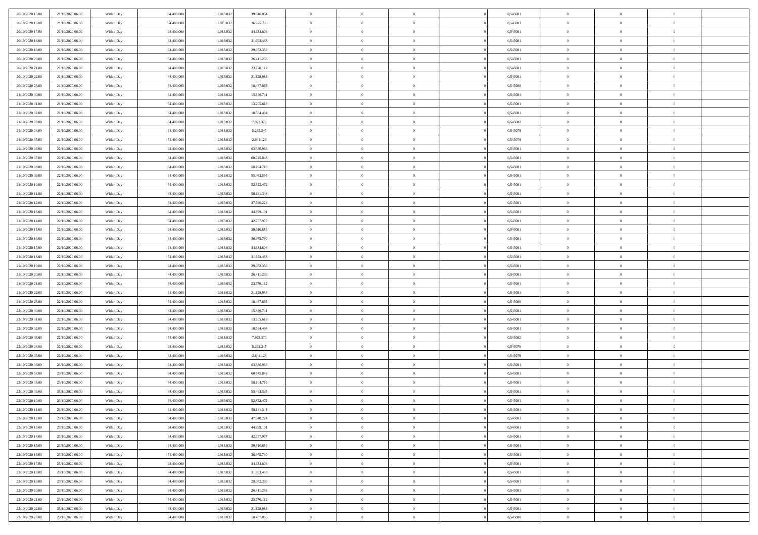| | | | | | | | | | | | | | | |
|---|---|---|---|---|---|---|---|---|---|---|---|---|---|---|
| 20/10/2020 15.00 | 21/10/2020 06.00 | Within Day | 64.400.000 | 1.013.032 | 39.616.854 | 0 | 0 | 0 | 0 | 0,545081 | 0 | 0 | 0 | |
| 20/10/2020 16.00 | 21/10/2020 06.00 | Within Day | 64.400.000 | 1.013.032 | 36.975.730 | 0 | 0 | 0 | 0 | 0,545081 | 0 | 0 | 0 | |
| 20/10/2020 17.00 | 21/10/2020 06.00 | Within Day | 64.400.000 | 1.013.032 | 34.334.606 | 0 | 0 | 0 | 0 | 0,545081 | 0 | 0 | 0 | |
| 20/10/2020 18.00 | 21/10/2020 06.00 | Within Day | 64.400.000 | 1.013.032 | 31.693.483 | 0 | 0 | 0 | 0 | 0,545081 | 0 | 0 | 0 | |
| 20/10/2020 19.00 | 21/10/2020 06.00 | Within Day | 64.400.000 | 1.013.032 | 29.052.359 | 0 | 0 | 0 | 0 | 0,545081 | 0 | 0 | 0 | |
| 20/10/2020 20.00 | 21/10/2020 06.00 | Within Day | 64.400.000 | 1.013.032 | 26.411.236 | 0 | 0 | 0 | 0 | 0,545081 | 0 | 0 | 0 | |
| 20/10/2020 21.00 | 21/10/2020 06.00 | Within Day | 64.400.000 | 1.013.032 | 23.770.112 | 0 | 0 | 0 | 0 | 0,545081 | 0 | 0 | 0 | |
| 20/10/2020 22.00 | 21/10/2020 06.00 | Within Day | 64.400.000 | 1.013.032 | 21.128.988 | 0 | 0 | 0 | 0 | 0,545081 | 0 | 0 | 0 | |
| 20/10/2020 23.00 | 21/10/2020 06.00 | Within Day | 64.400.000 | 1.013.032 | 18.487.865 | 0 | 0 | 0 | 0 | 0,545080 | 0 | 0 | 0 | |
| 21/10/2020 00.00 | 21/10/2020 06.00 | Within Day | 64.400.000 | 1.013.032 | 15.846.741 | 0 | 0 | 0 | 0 | 0,545081 | 0 | 0 | 0 | |
| 21/10/2020 01.00 | 21/10/2020 06.00 | Within Day | 64.400.000 | 1.013.032 | 13.205.618 | 0 | 0 | 0 | 0 | 0,545081 | 0 | 0 | 0 | |
| 21/10/2020 02.00 | 21/10/2020 06.00 | Within Day | 64.400.000 | 1.013.032 | 10.564.494 | 0 | 0 | 0 | 0 | 0,545081 | 0 | 0 | 0 | |
| 21/10/2020 03.00 | 21/10/2020 06.00 | Within Day | 64.400.000 | 1.013.032 | 7.923.370 | 0 | 0 | 0 | 0 | 0,545082 | 0 | 0 | 0 | |
| 21/10/2020 04.00 | 21/10/2020 06.00 | Within Day | 64.400.000 | 1.013.032 | 5.282.247 | 0 | 0 | 0 | 0 | 0,545079 | 0 | 0 | 0 | |
| 21/10/2020 05.00 | 21/10/2020 06.00 | Within Day | 64.400.000 | 1.013.032 | 2.641.123 | 0 | 0 | 0 | 0 | 0,545079 | 0 | 0 | 0 | |
| 21/10/2020 06.00 | 22/10/2020 06.00 | Within Day | 64.400.000 | 1.013.032 | 63.386.966 | 0 | 0 | 0 | 0 | 0,545081 | 0 | 0 | 0 | |
| 21/10/2020 07.00 | 22/10/2020 06.00 | Within Day | 64.400.000 | 1.013.032 | 60.745.843 | 0 | 0 | 0 | 0 | 0,545081 | 0 | 0 | 0 | |
| 21/10/2020 08.00 | 22/10/2020 06.00 | Within Day | 64.400.000 | 1.013.032 | 58.104.719 | 0 | 0 | 0 | 0 | 0,545081 | 0 | 0 | 0 | |
| 21/10/2020 09.00 | 22/10/2020 06.00 | Within Day | 64.400.000 | 1.013.032 | 55.463.595 | 0 | 0 | 0 | 0 | 0,545081 | 0 | 0 | 0 | |
| 21/10/2020 10.00 | 22/10/2020 06.00 | Within Day | 64.400.000 | 1.013.032 | 52.822.472 | 0 | 0 | 0 | 0 | 0,545081 | 0 | 0 | 0 | |
| 21/10/2020 11.00 | 22/10/2020 06.00 | Within Day | 64.400.000 | 1.013.032 | 50.181.348 | 0 | 0 | 0 | 0 | 0,545081 | 0 | 0 | 0 | |
| 21/10/2020 12.00 | 22/10/2020 06.00 | Within Day | 64.400.000 | 1.013.032 | 47.540.224 | 0 | 0 | 0 | 0 | 0,545081 | 0 | 0 | 0 | |
| 21/10/2020 13.00 | 22/10/2020 06.00 | Within Day | 64.400.000 | 1.013.032 | 44.899.101 | 0 | 0 | 0 | 0 | 0,545081 | 0 | 0 | 0 | |
| 21/10/2020 14.00 | 22/10/2020 06.00 | Within Day | 64.400.000 | 1.013.032 | 42.257.977 | 0 | 0 | 0 | 0 | 0,545081 | 0 | 0 | 0 | |
| 21/10/2020 15.00 | 22/10/2020 06.00 | Within Day | 64.400.000 | 1.013.032 | 39.616.854 | 0 | 0 | 0 | 0 | 0,545081 | 0 | 0 | 0 | |
| 21/10/2020 16.00 | 22/10/2020 06.00 | Within Day | 64.400.000 | 1.013.032 | 36.975.730 | 0 | 0 | 0 | 0 | 0,545081 | 0 | 0 | 0 | |
| 21/10/2020 17.00 | 22/10/2020 06.00 | Within Day | 64.400.000 | 1.013.032 | 34.334.606 | 0 | 0 | 0 | 0 | 0,545081 | 0 | 0 | 0 | |
| 21/10/2020 18.00 | 22/10/2020 06.00 | Within Day | 64.400.000 | 1.013.032 | 31.693.483 | 0 | 0 | 0 | 0 | 0,545081 | 0 | 0 | 0 | |
| 21/10/2020 19.00 | 22/10/2020 06.00 | Within Day | 64.400.000 | 1.013.032 | 29.052.359 | 0 | 0 | 0 | 0 | 0,545081 | 0 | 0 | 0 | |
| 21/10/2020 20.00 | 22/10/2020 06.00 | Within Day | 64.400.000 | 1.013.032 | 26.411.236 | 0 | 0 | 0 | 0 | 0,545081 | 0 | 0 | 0 | |
| 21/10/2020 21.00 | 22/10/2020 06.00 | Within Day | 64.400.000 | 1.013.032 | 23.770.112 | 0 | 0 | 0 | 0 | 0,545081 | 0 | 0 | 0 | |
| 21/10/2020 22.00 | 22/10/2020 06.00 | Within Day | 64.400.000 | 1.013.032 | 21.128.988 | 0 | 0 | 0 | 0 | 0,545081 | 0 | 0 | 0 | |
| 21/10/2020 23.00 | 22/10/2020 06.00 | Within Day | 64.400.000 | 1.013.032 | 18.487.865 | 0 | 0 | 0 | 0 | 0,545080 | 0 | 0 | 0 | |
| 22/10/2020 00.00 | 22/10/2020 06.00 | Within Day | 64.400.000 | 1.013.032 | 15.846.741 | 0 | 0 | 0 | 0 | 0,545081 | 0 | 0 | 0 | |
| 22/10/2020 01.00 | 22/10/2020 06.00 | Within Day | 64.400.000 | 1.013.032 | 13.205.618 | 0 | 0 | 0 | 0 | 0,545081 | 0 | 0 | 0 | |
| 22/10/2020 02.00 | 22/10/2020 06.00 | Within Day | 64.400.000 | 1.013.032 | 10.564.494 | 0 | 0 | 0 | 0 | 0,545081 | 0 | 0 | 0 | |
| 22/10/2020 03.00 | 22/10/2020 06.00 | Within Day | 64.400.000 | 1.013.032 | 7.923.370 | 0 | 0 | 0 | 0 | 0,545082 | 0 | 0 | 0 | |
| 22/10/2020 04.00 | 22/10/2020 06.00 | Within Day | 64.400.000 | 1.013.032 | 5.282.247 | 0 | 0 | 0 | 0 | 0,545079 | 0 | 0 | 0 | |
| 22/10/2020 05.00 | 22/10/2020 06.00 | Within Day | 64.400.000 | 1.013.032 | 2.641.123 | 0 | 0 | 0 | 0 | 0,545079 | 0 | 0 | 0 | |
| 22/10/2020 06.00 | 23/10/2020 06.00 | Within Day | 64.400.000 | 1.013.032 | 63.386.966 | 0 | 0 | 0 | 0 | 0,545081 | 0 | 0 | 0 | |
| 22/10/2020 07.00 | 23/10/2020 06.00 | Within Day | 64.400.000 | 1.013.032 | 60.745.843 | 0 | 0 | 0 | 0 | 0,545081 | 0 | 0 | 0 | |
| 22/10/2020 08.00 | 23/10/2020 06.00 | Within Day | 64.400.000 | 1.013.032 | 58.104.719 | 0 | 0 | 0 | 0 | 0,545081 | 0 | 0 | 0 | |
| 22/10/2020 09.00 | 23/10/2020 06.00 | Within Day | 64.400.000 | 1.013.032 | 55.463.595 | 0 | 0 | 0 | 0 | 0,545081 | 0 | 0 | 0 | |
| 22/10/2020 10.00 | 23/10/2020 06.00 | Within Day | 64.400.000 | 1.013.032 | 52.822.472 | 0 | 0 | 0 | 0 | 0,545081 | 0 | 0 | 0 | |
| 22/10/2020 11.00 | 23/10/2020 06.00 | Within Day | 64.400.000 | 1.013.032 | 50.181.348 | 0 | 0 | 0 | 0 | 0,545081 | 0 | 0 | 0 | |
| 22/10/2020 12.00 | 23/10/2020 06.00 | Within Day | 64.400.000 | 1.013.032 | 47.540.224 | 0 | 0 | 0 | 0 | 0,545081 | 0 | 0 | 0 | |
| 22/10/2020 13.00 | 23/10/2020 06.00 | Within Day | 64.400.000 | 1.013.032 | 44.899.101 | 0 | 0 | 0 | 0 | 0,545081 | 0 | 0 | 0 | |
| 22/10/2020 14.00 | 23/10/2020 06.00 | Within Day | 64.400.000 | 1.013.032 | 42.257.977 | 0 | 0 | 0 | 0 | 0,545081 | 0 | 0 | 0 | |
| 22/10/2020 15.00 | 23/10/2020 06.00 | Within Day | 64.400.000 | 1.013.032 | 39.616.854 | 0 | 0 | 0 | 0 | 0,545081 | 0 | 0 | 0 | |
| 22/10/2020 16.00 | 23/10/2020 06.00 | Within Day | 64.400.000 | 1.013.032 | 36.975.730 | 0 | 0 | 0 | 0 | 0,545081 | 0 | 0 | 0 | |
| 22/10/2020 17.00 | 23/10/2020 06.00 | Within Day | 64.400.000 | 1.013.032 | 34.334.606 | 0 | 0 | 0 | 0 | 0,545081 | 0 | 0 | 0 | |
| 22/10/2020 18.00 | 23/10/2020 06.00 | Within Day | 64.400.000 | 1.013.032 | 31.693.483 | 0 | 0 | 0 | 0 | 0,545081 | 0 | 0 | 0 | |
| 22/10/2020 19.00 | 23/10/2020 06.00 | Within Day | 64.400.000 | 1.013.032 | 29.052.359 | 0 | 0 | 0 | 0 | 0,545081 | 0 | 0 | 0 | |
| 22/10/2020 20.00 | 23/10/2020 06.00 | Within Day | 64.400.000 | 1.013.032 | 26.411.236 | 0 | 0 | 0 | 0 | 0,545081 | 0 | 0 | 0 | |
| 22/10/2020 21.00 | 23/10/2020 06.00 | Within Day | 64.400.000 | 1.013.032 | 23.770.112 | 0 | 0 | 0 | 0 | 0,545081 | 0 | 0 | 0 | |
| 22/10/2020 22.00 | 23/10/2020 06.00 | Within Day | 64.400.000 | 1.013.032 | 21.128.988 | 0 | 0 | 0 | 0 | 0,545081 | 0 | 0 | 0 | |
| 22/10/2020 23.00 | 23/10/2020 06.00 | Within Day | 64.400.000 | 1.013.032 | 18.487.865 | 0 | 0 | 0 | 0 | 0,545080 | 0 | 0 | 0 | |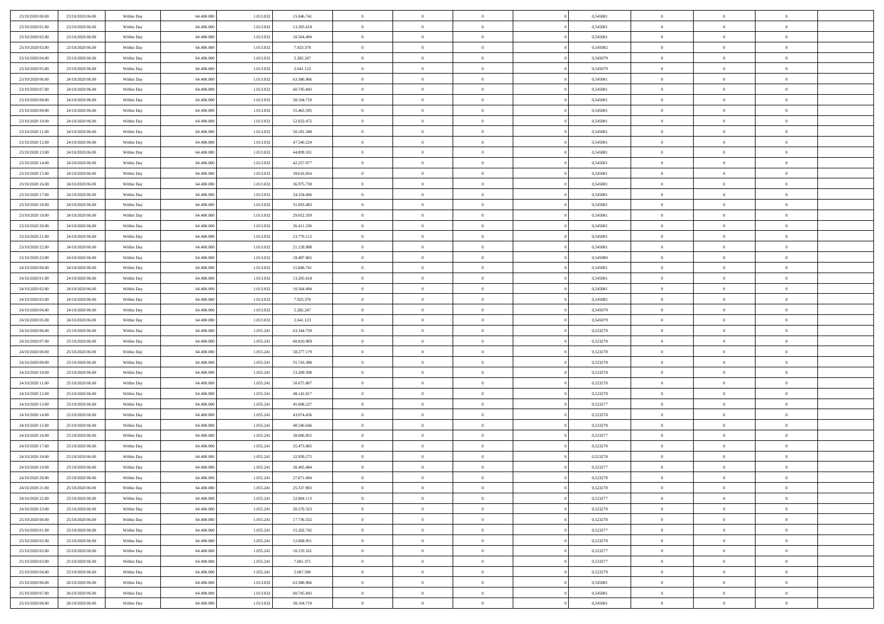| | | | | | | | | | | | | | | |
|---|---|---|---|---|---|---|---|---|---|---|---|---|---|---|
| 23/10/2020 00:00 | 23/10/2020 06:00 | Within Day | 64.400.000 | 1.013.032 | 15.846.741 | 0 | 0 | 0 | | 0,545081 | 0 | 0 | 0 | |
| 23/10/2020 01:00 | 23/10/2020 06:00 | Within Day | 64.400.000 | 1.013.032 | 13.205.618 | 0 | 0 | 0 | | 0,545081 | 0 | 0 | 0 | |
| 23/10/2020 02:00 | 23/10/2020 06:00 | Within Day | 64.400.000 | 1.013.032 | 10.564.494 | 0 | 0 | 0 | | 0,545081 | 0 | 0 | 0 | |
| 23/10/2020 03:00 | 23/10/2020 06:00 | Within Day | 64.400.000 | 1.013.032 | 7.923.370 | 0 | 0 | 0 | | 0,545082 | 0 | 0 | 0 | |
| 23/10/2020 04:00 | 23/10/2020 06:00 | Within Day | 64.400.000 | 1.013.032 | 5.282.247 | 0 | 0 | 0 | | 0,545079 | 0 | 0 | 0 | |
| 23/10/2020 05:00 | 23/10/2020 06:00 | Within Day | 64.400.000 | 1.013.032 | 2.641.123 | 0 | 0 | 0 | | 0,545079 | 0 | 0 | 0 | |
| 23/10/2020 06:00 | 24/10/2020 06:00 | Within Day | 64.400.000 | 1.013.032 | 63.386.966 | 0 | 0 | 0 | | 0,545081 | 0 | 0 | 0 | |
| 23/10/2020 07:00 | 24/10/2020 06:00 | Within Day | 64.400.000 | 1.013.032 | 60.745.843 | 0 | 0 | 0 | | 0,545081 | 0 | 0 | 0 | |
| 23/10/2020 08:00 | 24/10/2020 06:00 | Within Day | 64.400.000 | 1.013.032 | 58.104.719 | 0 | 0 | 0 | | 0,545081 | 0 | 0 | 0 | |
| 23/10/2020 09:00 | 24/10/2020 06:00 | Within Day | 64.400.000 | 1.013.032 | 55.463.595 | 0 | 0 | 0 | | 0,545081 | 0 | 0 | 0 | |
| 23/10/2020 10:00 | 24/10/2020 06:00 | Within Day | 64.400.000 | 1.013.032 | 52.822.472 | 0 | 0 | 0 | | 0,545081 | 0 | 0 | 0 | |
| 23/10/2020 11:00 | 24/10/2020 06:00 | Within Day | 64.400.000 | 1.013.032 | 50.181.348 | 0 | 0 | 0 | | 0,545081 | 0 | 0 | 0 | |
| 23/10/2020 12:00 | 24/10/2020 06:00 | Within Day | 64.400.000 | 1.013.032 | 47.540.224 | 0 | 0 | 0 | | 0,545081 | 0 | 0 | 0 | |
| 23/10/2020 13:00 | 24/10/2020 06:00 | Within Day | 64.400.000 | 1.013.032 | 44.899.101 | 0 | 0 | 0 | | 0,545081 | 0 | 0 | 0 | |
| 23/10/2020 14:00 | 24/10/2020 06:00 | Within Day | 64.400.000 | 1.013.032 | 42.257.977 | 0 | 0 | 0 | | 0,545081 | 0 | 0 | 0 | |
| 23/10/2020 15:00 | 24/10/2020 06:00 | Within Day | 64.400.000 | 1.013.032 | 39.616.854 | 0 | 0 | 0 | | 0,545081 | 0 | 0 | 0 | |
| 23/10/2020 16:00 | 24/10/2020 06:00 | Within Day | 64.400.000 | 1.013.032 | 36.975.730 | 0 | 0 | 0 | | 0,545081 | 0 | 0 | 0 | |
| 23/10/2020 17:00 | 24/10/2020 06:00 | Within Day | 64.400.000 | 1.013.032 | 34.334.606 | 0 | 0 | 0 | | 0,545081 | 0 | 0 | 0 | |
| 23/10/2020 18:00 | 24/10/2020 06:00 | Within Day | 64.400.000 | 1.013.032 | 31.693.483 | 0 | 0 | 0 | | 0,545081 | 0 | 0 | 0 | |
| 23/10/2020 19:00 | 24/10/2020 06:00 | Within Day | 64.400.000 | 1.013.032 | 29.052.359 | 0 | 0 | 0 | | 0,545081 | 0 | 0 | 0 | |
| 23/10/2020 20:00 | 24/10/2020 06:00 | Within Day | 64.400.000 | 1.013.032 | 26.411.236 | 0 | 0 | 0 | | 0,545081 | 0 | 0 | 0 | |
| 23/10/2020 21:00 | 24/10/2020 06:00 | Within Day | 64.400.000 | 1.013.032 | 23.770.112 | 0 | 0 | 0 | | 0,545081 | 0 | 0 | 0 | |
| 23/10/2020 22:00 | 24/10/2020 06:00 | Within Day | 64.400.000 | 1.013.032 | 21.128.988 | 0 | 0 | 0 | | 0,545081 | 0 | 0 | 0 | |
| 23/10/2020 23:00 | 24/10/2020 06:00 | Within Day | 64.400.000 | 1.013.032 | 18.487.865 | 0 | 0 | 0 | | 0,545080 | 0 | 0 | 0 | |
| 24/10/2020 00:00 | 24/10/2020 06:00 | Within Day | 64.400.000 | 1.013.032 | 15.846.741 | 0 | 0 | 0 | | 0,545081 | 0 | 0 | 0 | |
| 24/10/2020 01:00 | 24/10/2020 06:00 | Within Day | 64.400.000 | 1.013.032 | 13.205.618 | 0 | 0 | 0 | | 0,545081 | 0 | 0 | 0 | |
| 24/10/2020 02:00 | 24/10/2020 06:00 | Within Day | 64.400.000 | 1.013.032 | 10.564.494 | 0 | 0 | 0 | | 0,545081 | 0 | 0 | 0 | |
| 24/10/2020 03:00 | 24/10/2020 06:00 | Within Day | 64.400.000 | 1.013.032 | 7.923.370 | 0 | 0 | 0 | | 0,545082 | 0 | 0 | 0 | |
| 24/10/2020 04:00 | 24/10/2020 06:00 | Within Day | 64.400.000 | 1.013.032 | 5.282.247 | 0 | 0 | 0 | | 0,545079 | 0 | 0 | 0 | |
| 24/10/2020 05:00 | 24/10/2020 06:00 | Within Day | 64.400.000 | 1.013.032 | 2.641.123 | 0 | 0 | 0 | | 0,545079 | 0 | 0 | 0 | |
| 24/10/2020 06:00 | 25/10/2020 06:00 | Within Day | 64.400.000 | 1.055.241 | 63.344.759 | 0 | 0 | 0 | | 0,523278 | 0 | 0 | 0 | |
| 24/10/2020 07:00 | 25/10/2020 06:00 | Within Day | 64.400.000 | 1.055.241 | 60.810.969 | 0 | 0 | 0 | | 0,523278 | 0 | 0 | 0 | |
| 24/10/2020 08:00 | 25/10/2020 06:00 | Within Day | 64.400.000 | 1.055.241 | 58.277.179 | 0 | 0 | 0 | | 0,523278 | 0 | 0 | 0 | |
| 24/10/2020 09:00 | 25/10/2020 06:00 | Within Day | 64.400.000 | 1.055.241 | 55.743.388 | 0 | 0 | 0 | | 0,523278 | 0 | 0 | 0 | |
| 24/10/2020 10:00 | 25/10/2020 06:00 | Within Day | 64.400.000 | 1.055.241 | 53.209.598 | 0 | 0 | 0 | | 0,523278 | 0 | 0 | 0 | |
| 24/10/2020 11:00 | 25/10/2020 06:00 | Within Day | 64.400.000 | 1.055.241 | 50.675.807 | 0 | 0 | 0 | | 0,523278 | 0 | 0 | 0 | |
| 24/10/2020 12:00 | 25/10/2020 06:00 | Within Day | 64.400.000 | 1.055.241 | 48.142.017 | 0 | 0 | 0 | | 0,523278 | 0 | 0 | 0 | |
| 24/10/2020 13:00 | 25/10/2020 06:00 | Within Day | 64.400.000 | 1.055.241 | 45.608.227 | 0 | 0 | 0 | | 0,523277 | 0 | 0 | 0 | |
| 24/10/2020 14:00 | 25/10/2020 06:00 | Within Day | 64.400.000 | 1.055.241 | 43.074.436 | 0 | 0 | 0 | | 0,523278 | 0 | 0 | 0 | |
| 24/10/2020 15:00 | 25/10/2020 06:00 | Within Day | 64.400.000 | 1.055.241 | 40.540.646 | 0 | 0 | 0 | | 0,523278 | 0 | 0 | 0 | |
| 24/10/2020 16:00 | 25/10/2020 06:00 | Within Day | 64.400.000 | 1.055.241 | 38.006.855 | 0 | 0 | 0 | | 0,523277 | 0 | 0 | 0 | |
| 24/10/2020 17:00 | 25/10/2020 06:00 | Within Day | 64.400.000 | 1.055.241 | 35.473.065 | 0 | 0 | 0 | | 0,523278 | 0 | 0 | 0 | |
| 24/10/2020 18:00 | 25/10/2020 06:00 | Within Day | 64.400.000 | 1.055.241 | 32.939.275 | 0 | 0 | 0 | | 0,523278 | 0 | 0 | 0 | |
| 24/10/2020 19:00 | 25/10/2020 06:00 | Within Day | 64.400.000 | 1.055.241 | 30.405.484 | 0 | 0 | 0 | | 0,523277 | 0 | 0 | 0 | |
| 24/10/2020 20:00 | 25/10/2020 06:00 | Within Day | 64.400.000 | 1.055.241 | 27.871.694 | 0 | 0 | 0 | | 0,523278 | 0 | 0 | 0 | |
| 24/10/2020 21:00 | 25/10/2020 06:00 | Within Day | 64.400.000 | 1.055.241 | 25.337.903 | 0 | 0 | 0 | | 0,523278 | 0 | 0 | 0 | |
| 24/10/2020 22:00 | 25/10/2020 06:00 | Within Day | 64.400.000 | 1.055.241 | 22.804.113 | 0 | 0 | 0 | | 0,523277 | 0 | 0 | 0 | |
| 24/10/2020 23:00 | 25/10/2020 06:00 | Within Day | 64.400.000 | 1.055.241 | 20.270.323 | 0 | 0 | 0 | | 0,523278 | 0 | 0 | 0 | |
| 25/10/2020 00:00 | 25/10/2020 06:00 | Within Day | 64.400.000 | 1.055.241 | 17.736.532 | 0 | 0 | 0 | | 0,523278 | 0 | 0 | 0 | |
| 25/10/2020 01:00 | 25/10/2020 06:00 | Within Day | 64.400.000 | 1.055.241 | 15.202.742 | 0 | 0 | 0 | | 0,523277 | 0 | 0 | 0 | |
| 25/10/2020 02:00 | 25/10/2020 06:00 | Within Day | 64.400.000 | 1.055.241 | 12.668.951 | 0 | 0 | 0 | | 0,523278 | 0 | 0 | 0 | |
| 25/10/2020 02:00 | 25/10/2020 06:00 | Within Day | 64.400.000 | 1.055.241 | 10.135.161 | 0 | 0 | 0 | | 0,523277 | 0 | 0 | 0 | |
| 25/10/2020 03:00 | 25/10/2020 06:00 | Within Day | 64.400.000 | 1.055.241 | 7.601.371 | 0 | 0 | 0 | | 0,523277 | 0 | 0 | 0 | |
| 25/10/2020 04:00 | 25/10/2020 06:00 | Within Day | 64.400.000 | 1.055.241 | 5.067.580 | 0 | 0 | 0 | | 0,523279 | 0 | 0 | 0 | |
| 25/10/2020 06:00 | 26/10/2020 06:00 | Within Day | 64.400.000 | 1.013.032 | 63.386.966 | 0 | 0 | 0 | | 0,545081 | 0 | 0 | 0 | |
| 25/10/2020 07:00 | 26/10/2020 06:00 | Within Day | 64.400.000 | 1.013.032 | 60.745.843 | 0 | 0 | 0 | | 0,545081 | 0 | 0 | 0 | |
| 25/10/2020 08:00 | 26/10/2020 06:00 | Within Day | 64.400.000 | 1.013.032 | 58.104.719 | 0 | 0 | 0 | | 0,545081 | 0 | 0 | 0 | |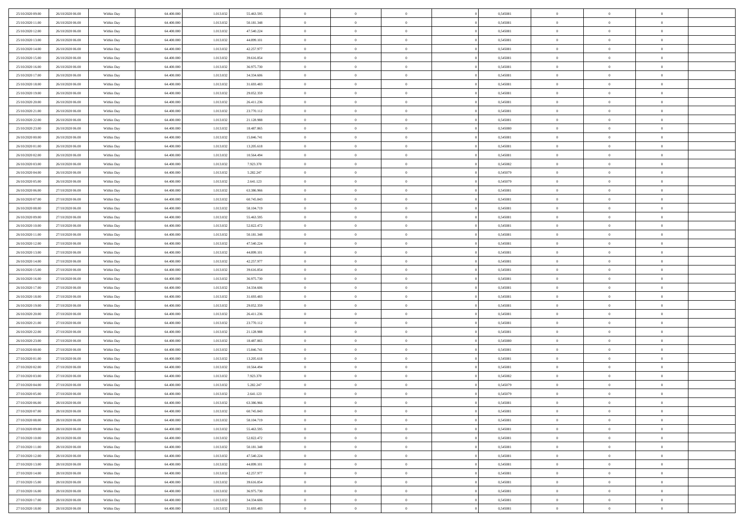| 25/10/2020 09.00 | 26/10/2020 06.00 | Within Day | 64.400.000 | 1.013.032 | 55.463.595 | 0 | 0 | 0 | | 0,545081 | 0 | 0 | 0 | |
|---|---|---|---|---|---|---|---|---|---|---|---|---|---|---|
| 25/10/2020 11.00 | 26/10/2020 06.00 | Within Day | 64.400.000 | 1.013.032 | 50.181.348 | 0 | 0 | 0 | | 0,545081 | 0 | 0 | 0 | |
| 25/10/2020 12.00 | 26/10/2020 06.00 | Within Day | 64.400.000 | 1.013.032 | 47.540.224 | 0 | 0 | 0 | | 0,545081 | 0 | 0 | 0 | |
| 25/10/2020 13.00 | 26/10/2020 06.00 | Within Day | 64.400.000 | 1.013.032 | 44.899.101 | 0 | 0 | 0 | | 0,545081 | 0 | 0 | 0 | |
| 25/10/2020 14.00 | 26/10/2020 06.00 | Within Day | 64.400.000 | 1.013.032 | 42.257.977 | 0 | 0 | 0 | | 0,545081 | 0 | 0 | 0 | |
| 25/10/2020 15.00 | 26/10/2020 06.00 | Within Day | 64.400.000 | 1.013.032 | 39.616.854 | 0 | 0 | 0 | | 0,545081 | 0 | 0 | 0 | |
| 25/10/2020 16.00 | 26/10/2020 06.00 | Within Day | 64.400.000 | 1.013.032 | 36.975.730 | 0 | 0 | 0 | | 0,545081 | 0 | 0 | 0 | |
| 25/10/2020 17.00 | 26/10/2020 06.00 | Within Day | 64.400.000 | 1.013.032 | 34.334.606 | 0 | 0 | 0 | | 0,545081 | 0 | 0 | 0 | |
| 25/10/2020 18.00 | 26/10/2020 06.00 | Within Day | 64.400.000 | 1.013.032 | 31.693.483 | 0 | 0 | 0 | | 0,545081 | 0 | 0 | 0 | |
| 25/10/2020 19.00 | 26/10/2020 06.00 | Within Day | 64.400.000 | 1.013.032 | 29.052.359 | 0 | 0 | 0 | | 0,545081 | 0 | 0 | 0 | |
| 25/10/2020 20.00 | 26/10/2020 06.00 | Within Day | 64.400.000 | 1.013.032 | 26.411.236 | 0 | 0 | 0 | | 0,545081 | 0 | 0 | 0 | |
| 25/10/2020 21.00 | 26/10/2020 06.00 | Within Day | 64.400.000 | 1.013.032 | 23.770.112 | 0 | 0 | 0 | | 0,545081 | 0 | 0 | 0 | |
| 25/10/2020 22.00 | 26/10/2020 06.00 | Within Day | 64.400.000 | 1.013.032 | 21.128.988 | 0 | 0 | 0 | | 0,545081 | 0 | 0 | 0 | |
| 25/10/2020 23.00 | 26/10/2020 06.00 | Within Day | 64.400.000 | 1.013.032 | 18.487.865 | 0 | 0 | 0 | | 0,545080 | 0 | 0 | 0 | |
| 26/10/2020 00.00 | 26/10/2020 06.00 | Within Day | 64.400.000 | 1.013.032 | 15.846.741 | 0 | 0 | 0 | | 0,545081 | 0 | 0 | 0 | |
| 26/10/2020 01.00 | 26/10/2020 06.00 | Within Day | 64.400.000 | 1.013.032 | 13.205.618 | 0 | 0 | 0 | | 0,545081 | 0 | 0 | 0 | |
| 26/10/2020 02.00 | 26/10/2020 06.00 | Within Day | 64.400.000 | 1.013.032 | 10.564.494 | 0 | 0 | 0 | | 0,545081 | 0 | 0 | 0 | |
| 26/10/2020 03.00 | 26/10/2020 06.00 | Within Day | 64.400.000 | 1.013.032 | 7.923.370 | 0 | 0 | 0 | | 0,545082 | 0 | 0 | 0 | |
| 26/10/2020 04.00 | 26/10/2020 06.00 | Within Day | 64.400.000 | 1.013.032 | 5.282.247 | 0 | 0 | 0 | | 0,545079 | 0 | 0 | 0 | |
| 26/10/2020 05.00 | 26/10/2020 06.00 | Within Day | 64.400.000 | 1.013.032 | 2.641.123 | 0 | 0 | 0 | | 0,545079 | 0 | 0 | 0 | |
| 26/10/2020 06.00 | 27/10/2020 06.00 | Within Day | 64.400.000 | 1.013.032 | 63.386.966 | 0 | 0 | 0 | | 0,545081 | 0 | 0 | 0 | |
| 26/10/2020 07.00 | 27/10/2020 06.00 | Within Day | 64.400.000 | 1.013.032 | 60.745.843 | 0 | 0 | 0 | | 0,545081 | 0 | 0 | 0 | |
| 26/10/2020 08.00 | 27/10/2020 06.00 | Within Day | 64.400.000 | 1.013.032 | 58.104.719 | 0 | 0 | 0 | | 0,545081 | 0 | 0 | 0 | |
| 26/10/2020 09.00 | 27/10/2020 06.00 | Within Day | 64.400.000 | 1.013.032 | 55.463.595 | 0 | 0 | 0 | | 0,545081 | 0 | 0 | 0 | |
| 26/10/2020 10.00 | 27/10/2020 06.00 | Within Day | 64.400.000 | 1.013.032 | 52.822.472 | 0 | 0 | 0 | | 0,545081 | 0 | 0 | 0 | |
| 26/10/2020 11.00 | 27/10/2020 06.00 | Within Day | 64.400.000 | 1.013.032 | 50.181.348 | 0 | 0 | 0 | | 0,545081 | 0 | 0 | 0 | |
| 26/10/2020 12.00 | 27/10/2020 06.00 | Within Day | 64.400.000 | 1.013.032 | 47.540.224 | 0 | 0 | 0 | | 0,545081 | 0 | 0 | 0 | |
| 26/10/2020 13.00 | 27/10/2020 06.00 | Within Day | 64.400.000 | 1.013.032 | 44.899.101 | 0 | 0 | 0 | | 0,545081 | 0 | 0 | 0 | |
| 26/10/2020 14.00 | 27/10/2020 06.00 | Within Day | 64.400.000 | 1.013.032 | 42.257.977 | 0 | 0 | 0 | | 0,545081 | 0 | 0 | 0 | |
| 26/10/2020 15.00 | 27/10/2020 06.00 | Within Day | 64.400.000 | 1.013.032 | 39.616.854 | 0 | 0 | 0 | | 0,545081 | 0 | 0 | 0 | |
| 26/10/2020 16.00 | 27/10/2020 06.00 | Within Day | 64.400.000 | 1.013.032 | 36.975.730 | 0 | 0 | 0 | | 0,545081 | 0 | 0 | 0 | |
| 26/10/2020 17.00 | 27/10/2020 06.00 | Within Day | 64.400.000 | 1.013.032 | 34.334.606 | 0 | 0 | 0 | | 0,545081 | 0 | 0 | 0 | |
| 26/10/2020 18.00 | 27/10/2020 06.00 | Within Day | 64.400.000 | 1.013.032 | 31.693.483 | 0 | 0 | 0 | | 0,545081 | 0 | 0 | 0 | |
| 26/10/2020 19.00 | 27/10/2020 06.00 | Within Day | 64.400.000 | 1.013.032 | 29.052.359 | 0 | 0 | 0 | | 0,545081 | 0 | 0 | 0 | |
| 26/10/2020 20.00 | 27/10/2020 06.00 | Within Day | 64.400.000 | 1.013.032 | 26.411.236 | 0 | 0 | 0 | | 0,545081 | 0 | 0 | 0 | |
| 26/10/2020 21.00 | 27/10/2020 06.00 | Within Day | 64.400.000 | 1.013.032 | 23.770.112 | 0 | 0 | 0 | | 0,545081 | 0 | 0 | 0 | |
| 26/10/2020 22.00 | 27/10/2020 06.00 | Within Day | 64.400.000 | 1.013.032 | 21.128.988 | 0 | 0 | 0 | | 0,545081 | 0 | 0 | 0 | |
| 26/10/2020 23.00 | 27/10/2020 06.00 | Within Day | 64.400.000 | 1.013.032 | 18.487.865 | 0 | 0 | 0 | | 0,545080 | 0 | 0 | 0 | |
| 27/10/2020 00.00 | 27/10/2020 06.00 | Within Day | 64.400.000 | 1.013.032 | 15.846.741 | 0 | 0 | 0 | | 0,545081 | 0 | 0 | 0 | |
| 27/10/2020 01.00 | 27/10/2020 06.00 | Within Day | 64.400.000 | 1.013.032 | 13.205.618 | 0 | 0 | 0 | | 0,545081 | 0 | 0 | 0 | |
| 27/10/2020 02.00 | 27/10/2020 06.00 | Within Day | 64.400.000 | 1.013.032 | 10.564.494 | 0 | 0 | 0 | | 0,545081 | 0 | 0 | 0 | |
| 27/10/2020 03.00 | 27/10/2020 06.00 | Within Day | 64.400.000 | 1.013.032 | 7.923.370 | 0 | 0 | 0 | | 0,545082 | 0 | 0 | 0 | |
| 27/10/2020 04.00 | 27/10/2020 06.00 | Within Day | 64.400.000 | 1.013.032 | 5.282.247 | 0 | 0 | 0 | | 0,545079 | 0 | 0 | 0 | |
| 27/10/2020 05.00 | 27/10/2020 06.00 | Within Day | 64.400.000 | 1.013.032 | 2.641.123 | 0 | 0 | 0 | | 0,545079 | 0 | 0 | 0 | |
| 27/10/2020 06.00 | 28/10/2020 06.00 | Within Day | 64.400.000 | 1.013.032 | 63.386.966 | 0 | 0 | 0 | | 0,545081 | 0 | 0 | 0 | |
| 27/10/2020 07.00 | 28/10/2020 06.00 | Within Day | 64.400.000 | 1.013.032 | 60.745.843 | 0 | 0 | 0 | | 0,545081 | 0 | 0 | 0 | |
| 27/10/2020 08.00 | 28/10/2020 06.00 | Within Day | 64.400.000 | 1.013.032 | 58.104.719 | 0 | 0 | 0 | | 0,545081 | 0 | 0 | 0 | |
| 27/10/2020 09.00 | 28/10/2020 06.00 | Within Day | 64.400.000 | 1.013.032 | 55.463.595 | 0 | 0 | 0 | | 0,545081 | 0 | 0 | 0 | |
| 27/10/2020 10.00 | 28/10/2020 06.00 | Within Day | 64.400.000 | 1.013.032 | 52.822.472 | 0 | 0 | 0 | | 0,545081 | 0 | 0 | 0 | |
| 27/10/2020 11.00 | 28/10/2020 06.00 | Within Day | 64.400.000 | 1.013.032 | 50.181.348 | 0 | 0 | 0 | | 0,545081 | 0 | 0 | 0 | |
| 27/10/2020 12.00 | 28/10/2020 06.00 | Within Day | 64.400.000 | 1.013.032 | 47.540.224 | 0 | 0 | 0 | | 0,545081 | 0 | 0 | 0 | |
| 27/10/2020 13.00 | 28/10/2020 06.00 | Within Day | 64.400.000 | 1.013.032 | 44.899.101 | 0 | 0 | 0 | | 0,545081 | 0 | 0 | 0 | |
| 27/10/2020 14.00 | 28/10/2020 06.00 | Within Day | 64.400.000 | 1.013.032 | 42.257.977 | 0 | 0 | 0 | | 0,545081 | 0 | 0 | 0 | |
| 27/10/2020 15.00 | 28/10/2020 06.00 | Within Day | 64.400.000 | 1.013.032 | 39.616.854 | 0 | 0 | 0 | | 0,545081 | 0 | 0 | 0 | |
| 27/10/2020 16.00 | 28/10/2020 06.00 | Within Day | 64.400.000 | 1.013.032 | 36.975.730 | 0 | 0 | 0 | | 0,545081 | 0 | 0 | 0 | |
| 27/10/2020 17.00 | 28/10/2020 06.00 | Within Day | 64.400.000 | 1.013.032 | 34.334.606 | 0 | 0 | 0 | | 0,545081 | 0 | 0 | 0 | |
| 27/10/2020 18.00 | 28/10/2020 06.00 | Within Day | 64.400.000 | 1.013.032 | 31.693.483 | 0 | 0 | 0 | | 0,545081 | 0 | 0 | 0 | |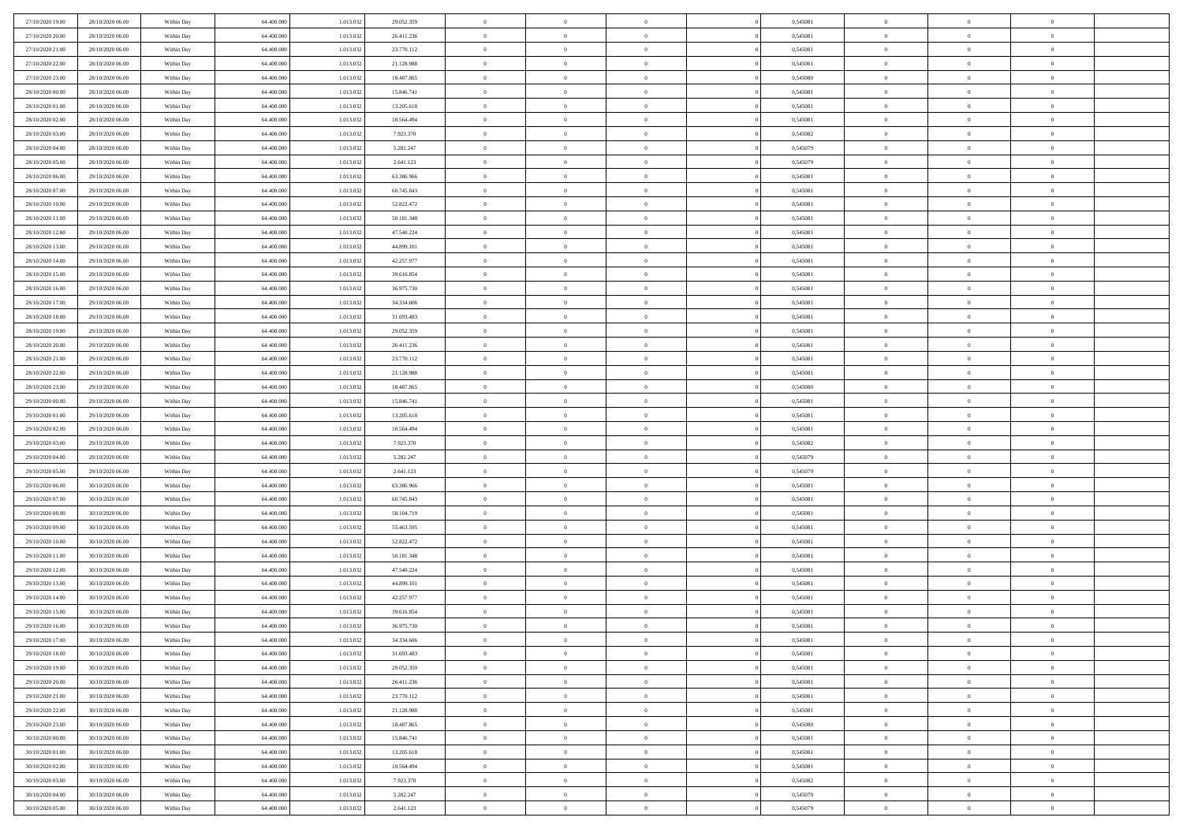| | | | | | | | | | | | | | | |
|---|---|---|---|---|---|---|---|---|---|---|---|---|---|---|
| 27/10/2020 19.00 | 28/10/2020 06.00 | Within Day | 64.400.000 | 1.013.032 | 29.052.359 | 0 | 0 | 0 | | 0,545081 | 0 | 0 | 0 | |
| 27/10/2020 20.00 | 28/10/2020 06.00 | Within Day | 64.400.000 | 1.013.032 | 26.411.236 | 0 | 0 | 0 | | 0,545081 | 0 | 0 | 0 | |
| 27/10/2020 21.00 | 28/10/2020 06.00 | Within Day | 64.400.000 | 1.013.032 | 23.770.112 | 0 | 0 | 0 | | 0,545081 | 0 | 0 | 0 | |
| 27/10/2020 22.00 | 28/10/2020 06.00 | Within Day | 64.400.000 | 1.013.032 | 21.128.988 | 0 | 0 | 0 | | 0,545081 | 0 | 0 | 0 | |
| 27/10/2020 23.00 | 28/10/2020 06.00 | Within Day | 64.400.000 | 1.013.032 | 18.487.865 | 0 | 0 | 0 | | 0,545080 | 0 | 0 | 0 | |
| 28/10/2020 00.00 | 28/10/2020 06.00 | Within Day | 64.400.000 | 1.013.032 | 15.846.741 | 0 | 0 | 0 | | 0,545081 | 0 | 0 | 0 | |
| 28/10/2020 01.00 | 28/10/2020 06.00 | Within Day | 64.400.000 | 1.013.032 | 13.205.618 | 0 | 0 | 0 | | 0,545081 | 0 | 0 | 0 | |
| 28/10/2020 02.00 | 28/10/2020 06.00 | Within Day | 64.400.000 | 1.013.032 | 10.564.494 | 0 | 0 | 0 | | 0,545081 | 0 | 0 | 0 | |
| 28/10/2020 03.00 | 28/10/2020 06.00 | Within Day | 64.400.000 | 1.013.032 | 7.923.370 | 0 | 0 | 0 | | 0,545082 | 0 | 0 | 0 | |
| 28/10/2020 04.00 | 28/10/2020 06.00 | Within Day | 64.400.000 | 1.013.032 | 5.282.247 | 0 | 0 | 0 | | 0,545079 | 0 | 0 | 0 | |
| 28/10/2020 05.00 | 28/10/2020 06.00 | Within Day | 64.400.000 | 1.013.032 | 2.641.123 | 0 | 0 | 0 | | 0,545079 | 0 | 0 | 0 | |
| 28/10/2020 06.00 | 29/10/2020 06.00 | Within Day | 64.400.000 | 1.013.032 | 63.386.966 | 0 | 0 | 0 | | 0,545081 | 0 | 0 | 0 | |
| 28/10/2020 07.00 | 29/10/2020 06.00 | Within Day | 64.400.000 | 1.013.032 | 60.745.843 | 0 | 0 | 0 | | 0,545081 | 0 | 0 | 0 | |
| 28/10/2020 10.00 | 29/10/2020 06.00 | Within Day | 64.400.000 | 1.013.032 | 52.822.472 | 0 | 0 | 0 | | 0,545081 | 0 | 0 | 0 | |
| 28/10/2020 11.00 | 29/10/2020 06.00 | Within Day | 64.400.000 | 1.013.032 | 50.181.348 | 0 | 0 | 0 | | 0,545081 | 0 | 0 | 0 | |
| 28/10/2020 12.00 | 29/10/2020 06.00 | Within Day | 64.400.000 | 1.013.032 | 47.540.224 | 0 | 0 | 0 | | 0,545081 | 0 | 0 | 0 | |
| 28/10/2020 13.00 | 29/10/2020 06.00 | Within Day | 64.400.000 | 1.013.032 | 44.899.101 | 0 | 0 | 0 | | 0,545081 | 0 | 0 | 0 | |
| 28/10/2020 14.00 | 29/10/2020 06.00 | Within Day | 64.400.000 | 1.013.032 | 42.257.977 | 0 | 0 | 0 | | 0,545081 | 0 | 0 | 0 | |
| 28/10/2020 15.00 | 29/10/2020 06.00 | Within Day | 64.400.000 | 1.013.032 | 39.616.854 | 0 | 0 | 0 | | 0,545081 | 0 | 0 | 0 | |
| 28/10/2020 16.00 | 29/10/2020 06.00 | Within Day | 64.400.000 | 1.013.032 | 36.975.730 | 0 | 0 | 0 | | 0,545081 | 0 | 0 | 0 | |
| 28/10/2020 17.00 | 29/10/2020 06.00 | Within Day | 64.400.000 | 1.013.032 | 34.334.606 | 0 | 0 | 0 | | 0,545081 | 0 | 0 | 0 | |
| 28/10/2020 18.00 | 29/10/2020 06.00 | Within Day | 64.400.000 | 1.013.032 | 31.693.483 | 0 | 0 | 0 | | 0,545081 | 0 | 0 | 0 | |
| 28/10/2020 19.00 | 29/10/2020 06.00 | Within Day | 64.400.000 | 1.013.032 | 29.052.359 | 0 | 0 | 0 | | 0,545081 | 0 | 0 | 0 | |
| 28/10/2020 20.00 | 29/10/2020 06.00 | Within Day | 64.400.000 | 1.013.032 | 26.411.236 | 0 | 0 | 0 | | 0,545081 | 0 | 0 | 0 | |
| 28/10/2020 21.00 | 29/10/2020 06.00 | Within Day | 64.400.000 | 1.013.032 | 23.770.112 | 0 | 0 | 0 | | 0,545081 | 0 | 0 | 0 | |
| 28/10/2020 22.00 | 29/10/2020 06.00 | Within Day | 64.400.000 | 1.013.032 | 21.128.988 | 0 | 0 | 0 | | 0,545081 | 0 | 0 | 0 | |
| 28/10/2020 23.00 | 29/10/2020 06.00 | Within Day | 64.400.000 | 1.013.032 | 18.487.865 | 0 | 0 | 0 | | 0,545080 | 0 | 0 | 0 | |
| 29/10/2020 00.00 | 29/10/2020 06.00 | Within Day | 64.400.000 | 1.013.032 | 15.846.741 | 0 | 0 | 0 | | 0,545081 | 0 | 0 | 0 | |
| 29/10/2020 01.00 | 29/10/2020 06.00 | Within Day | 64.400.000 | 1.013.032 | 13.205.618 | 0 | 0 | 0 | | 0,545081 | 0 | 0 | 0 | |
| 29/10/2020 02.00 | 29/10/2020 06.00 | Within Day | 64.400.000 | 1.013.032 | 10.564.494 | 0 | 0 | 0 | | 0,545081 | 0 | 0 | 0 | |
| 29/10/2020 03.00 | 29/10/2020 06.00 | Within Day | 64.400.000 | 1.013.032 | 7.923.370 | 0 | 0 | 0 | | 0,545082 | 0 | 0 | 0 | |
| 29/10/2020 04.00 | 29/10/2020 06.00 | Within Day | 64.400.000 | 1.013.032 | 5.282.247 | 0 | 0 | 0 | | 0,545079 | 0 | 0 | 0 | |
| 29/10/2020 05.00 | 29/10/2020 06.00 | Within Day | 64.400.000 | 1.013.032 | 2.641.123 | 0 | 0 | 0 | | 0,545079 | 0 | 0 | 0 | |
| 29/10/2020 06.00 | 30/10/2020 06.00 | Within Day | 64.400.000 | 1.013.032 | 63.386.966 | 0 | 0 | 0 | | 0,545081 | 0 | 0 | 0 | |
| 29/10/2020 07.00 | 30/10/2020 06.00 | Within Day | 64.400.000 | 1.013.032 | 60.745.843 | 0 | 0 | 0 | | 0,545081 | 0 | 0 | 0 | |
| 29/10/2020 08.00 | 30/10/2020 06.00 | Within Day | 64.400.000 | 1.013.032 | 58.104.719 | 0 | 0 | 0 | | 0,545081 | 0 | 0 | 0 | |
| 29/10/2020 09.00 | 30/10/2020 06.00 | Within Day | 64.400.000 | 1.013.032 | 55.463.595 | 0 | 0 | 0 | | 0,545081 | 0 | 0 | 0 | |
| 29/10/2020 10.00 | 30/10/2020 06.00 | Within Day | 64.400.000 | 1.013.032 | 52.822.472 | 0 | 0 | 0 | | 0,545081 | 0 | 0 | 0 | |
| 29/10/2020 11.00 | 30/10/2020 06.00 | Within Day | 64.400.000 | 1.013.032 | 50.181.348 | 0 | 0 | 0 | | 0,545081 | 0 | 0 | 0 | |
| 29/10/2020 12.00 | 30/10/2020 06.00 | Within Day | 64.400.000 | 1.013.032 | 47.540.224 | 0 | 0 | 0 | | 0,545081 | 0 | 0 | 0 | |
| 29/10/2020 13.00 | 30/10/2020 06.00 | Within Day | 64.400.000 | 1.013.032 | 44.899.101 | 0 | 0 | 0 | | 0,545081 | 0 | 0 | 0 | |
| 29/10/2020 14.00 | 30/10/2020 06.00 | Within Day | 64.400.000 | 1.013.032 | 42.257.977 | 0 | 0 | 0 | | 0,545081 | 0 | 0 | 0 | |
| 29/10/2020 15.00 | 30/10/2020 06.00 | Within Day | 64.400.000 | 1.013.032 | 39.616.854 | 0 | 0 | 0 | | 0,545081 | 0 | 0 | 0 | |
| 29/10/2020 16.00 | 30/10/2020 06.00 | Within Day | 64.400.000 | 1.013.032 | 36.975.730 | 0 | 0 | 0 | | 0,545081 | 0 | 0 | 0 | |
| 29/10/2020 17.00 | 30/10/2020 06.00 | Within Day | 64.400.000 | 1.013.032 | 34.334.606 | 0 | 0 | 0 | | 0,545081 | 0 | 0 | 0 | |
| 29/10/2020 18.00 | 30/10/2020 06.00 | Within Day | 64.400.000 | 1.013.032 | 31.693.483 | 0 | 0 | 0 | | 0,545081 | 0 | 0 | 0 | |
| 29/10/2020 19.00 | 30/10/2020 06.00 | Within Day | 64.400.000 | 1.013.032 | 29.052.359 | 0 | 0 | 0 | | 0,545081 | 0 | 0 | 0 | |
| 29/10/2020 20.00 | 30/10/2020 06.00 | Within Day | 64.400.000 | 1.013.032 | 26.411.236 | 0 | 0 | 0 | | 0,545081 | 0 | 0 | 0 | |
| 29/10/2020 21.00 | 30/10/2020 06.00 | Within Day | 64.400.000 | 1.013.032 | 23.770.112 | 0 | 0 | 0 | | 0,545081 | 0 | 0 | 0 | |
| 29/10/2020 22.00 | 30/10/2020 06.00 | Within Day | 64.400.000 | 1.013.032 | 21.128.988 | 0 | 0 | 0 | | 0,545081 | 0 | 0 | 0 | |
| 29/10/2020 23.00 | 30/10/2020 06.00 | Within Day | 64.400.000 | 1.013.032 | 18.487.865 | 0 | 0 | 0 | | 0,545080 | 0 | 0 | 0 | |
| 30/10/2020 00.00 | 30/10/2020 06.00 | Within Day | 64.400.000 | 1.013.032 | 15.846.741 | 0 | 0 | 0 | | 0,545081 | 0 | 0 | 0 | |
| 30/10/2020 01.00 | 30/10/2020 06.00 | Within Day | 64.400.000 | 1.013.032 | 13.205.618 | 0 | 0 | 0 | | 0,545081 | 0 | 0 | 0 | |
| 30/10/2020 02.00 | 30/10/2020 06.00 | Within Day | 64.400.000 | 1.013.032 | 10.564.494 | 0 | 0 | 0 | | 0,545081 | 0 | 0 | 0 | |
| 30/10/2020 03.00 | 30/10/2020 06.00 | Within Day | 64.400.000 | 1.013.032 | 7.923.370 | 0 | 0 | 0 | | 0,545082 | 0 | 0 | 0 | |
| 30/10/2020 04.00 | 30/10/2020 06.00 | Within Day | 64.400.000 | 1.013.032 | 5.282.247 | 0 | 0 | 0 | | 0,545079 | 0 | 0 | 0 | |
| 30/10/2020 05.00 | 30/10/2020 06.00 | Within Day | 64.400.000 | 1.013.032 | 2.641.123 | 0 | 0 | 0 | | 0,545079 | 0 | 0 | 0 | |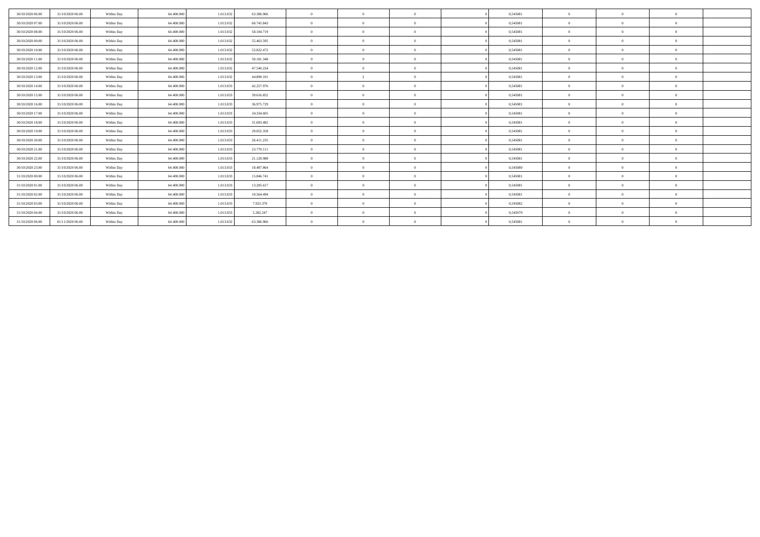| | | | | | | | | | | | | | | |
|---|---|---|---|---|---|---|---|---|---|---|---|---|---|---|
| 30/10/2020 06.00 | 31/10/2020 06.00 | Within Day | 64.400.000 | 1.013.032 | 63.386.966 | 0 | 0 | 0 | 0 | 0,545081 | 0 | 0 | 0 | |
| 30/10/2020 07.00 | 31/10/2020 06.00 | Within Day | 64.400.000 | 1.013.032 | 60.745.843 | 0 | 0 | 0 | 0 | 0,545081 | 0 | 0 | 0 | |
| 30/10/2020 08.00 | 31/10/2020 06.00 | Within Day | 64.400.000 | 1.013.032 | 58.104.719 | 0 | 0 | 0 | 0 | 0,545081 | 0 | 0 | 0 | |
| 30/10/2020 09.00 | 31/10/2020 06.00 | Within Day | 64.400.000 | 1.013.032 | 55.463.595 | 0 | 0 | 0 | 0 | 0,545081 | 0 | 0 | 0 | |
| 30/10/2020 10.00 | 31/10/2020 06.00 | Within Day | 64.400.000 | 1.013.032 | 52.822.472 | 0 | 0 | 0 | 0 | 0,545081 | 0 | 0 | 0 | |
| 30/10/2020 11.00 | 31/10/2020 06.00 | Within Day | 64.400.000 | 1.013.032 | 50.181.348 | 0 | 0 | 0 | 0 | 0,545081 | 0 | 0 | 0 | |
| 30/10/2020 12.00 | 31/10/2020 06.00 | Within Day | 64.400.000 | 1.013.032 | 47.540.224 | 0 | 0 | 0 | 0 | 0,545081 | 0 | 0 | 0 | |
| 30/10/2020 13.00 | 31/10/2020 06.00 | Within Day | 64.400.000 | 1.013.032 | 44.899.101 | 0 | 2 | 0 | 0 | 0,545081 | 0 | 0 | 0 | |
| 30/10/2020 14.00 | 31/10/2020 06.00 | Within Day | 64.400.000 | 1.013.033 | 42.257.976 | 0 | 0 | 0 | 0 | 0,545081 | 0 | 0 | 0 | |
| 30/10/2020 15.00 | 31/10/2020 06.00 | Within Day | 64.400.000 | 1.013.033 | 39.616.852 | 0 | 0 | 0 | 0 | 0,545081 | 0 | 0 | 0 | |
| 30/10/2020 16.00 | 31/10/2020 06.00 | Within Day | 64.400.000 | 1.013.033 | 36.975.729 | 0 | 0 | 0 | 0 | 0,545081 | 0 | 0 | 0 | |
| 30/10/2020 17.00 | 31/10/2020 06.00 | Within Day | 64.400.000 | 1.013.033 | 34.334.605 | 0 | 0 | 0 | 0 | 0,545081 | 0 | 0 | 0 | |
| 30/10/2020 18.00 | 31/10/2020 06.00 | Within Day | 64.400.000 | 1.013.033 | 31.693.482 | 0 | 0 | 0 | 0 | 0,545081 | 0 | 0 | 0 | |
| 30/10/2020 19.00 | 31/10/2020 06.00 | Within Day | 64.400.000 | 1.013.033 | 29.052.358 | 0 | 0 | 0 | 0 | 0,545081 | 0 | 0 | 0 | |
| 30/10/2020 20.00 | 31/10/2020 06.00 | Within Day | 64.400.000 | 1.013.033 | 26.411.235 | 0 | 0 | 0 | 0 | 0,545081 | 0 | 0 | 0 | |
| 30/10/2020 21.00 | 31/10/2020 06.00 | Within Day | 64.400.000 | 1.013.033 | 23.770.111 | 0 | 0 | 0 | 0 | 0,545081 | 0 | 0 | 0 | |
| 30/10/2020 22.00 | 31/10/2020 06.00 | Within Day | 64.400.000 | 1.013.033 | 21.128.988 | 0 | 0 | 0 | 0 | 0,545081 | 0 | 0 | 0 | |
| 30/10/2020 23.00 | 31/10/2020 06.00 | Within Day | 64.400.000 | 1.013.033 | 18.487.864 | 0 | 0 | 0 | 0 | 0,545080 | 0 | 0 | 0 | |
| 31/10/2020 00.00 | 31/10/2020 06.00 | Within Day | 64.400.000 | 1.013.033 | 15.846.741 | 0 | 0 | 0 | 0 | 0,545081 | 0 | 0 | 0 | |
| 31/10/2020 01.00 | 31/10/2020 06.00 | Within Day | 64.400.000 | 1.013.033 | 13.205.617 | 0 | 0 | 0 | 0 | 0,545081 | 0 | 0 | 0 | |
| 31/10/2020 02.00 | 31/10/2020 06.00 | Within Day | 64.400.000 | 1.013.033 | 10.564.494 | 0 | 0 | 0 | 0 | 0,545081 | 0 | 0 | 0 | |
| 31/10/2020 03.00 | 31/10/2020 06.00 | Within Day | 64.400.000 | 1.013.033 | 7.923.370 | 0 | 0 | 0 | 0 | 0,545082 | 0 | 0 | 0 | |
| 31/10/2020 04.00 | 31/10/2020 06.00 | Within Day | 64.400.000 | 1.013.033 | 5.282.247 | 0 | 0 | 0 | 0 | 0,545079 | 0 | 0 | 0 | |
| 31/10/2020 06.00 | 01/11/2020 06.00 | Within Day | 64.400.000 | 1.013.032 | 63.386.966 | 0 | 0 | 0 | 0 | 0,545081 | 0 | 0 | 0 | |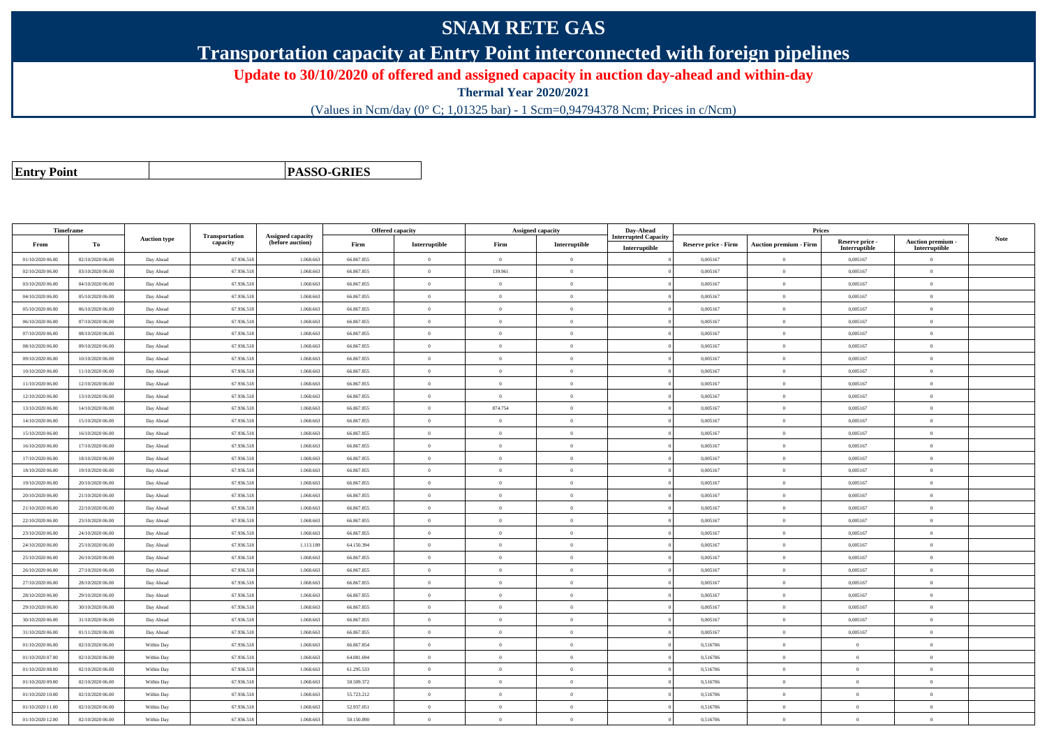# SNAM RETE GAS

## Transportation capacity at Entry Point interconnected with foreign pipelines

**Update to 30/10/2020 of offered and assigned capacity in auction day-ahead and within-day**

**Thermal Year 2020/2021**

(Values in Ncm/day (0° C; 1,01325 bar) - 1 Scm=0,94794378 Ncm; Prices in c/Ncm)

| **Entry Point** | | **PASSO-GRIES** |
|---|---|---|

| Timeframe | | Auction type | Transportation capacity | Assigned capacity (before auction) | Offered capacity | | Assigned capacity | | Day-Ahead Interrupted Capacity | Prices | | | | Note |
|---|---|---|---|---|---|---|---|---|---|---|---|---|---|---|
| From | To | | | | Firm | Interruptible | Firm | Interruptible | Interruptible | Reserve price - Firm | Auction premium - Firm | Reserve price - Interruptible | Auction premium - Interruptible | |
| 01/10/2020 06.00 | 02/10/2020 06.00 | Day Ahead | 67.936.518 | 1.068.663 | 66.867.855 | 0 | 0 | 0 | 0 | 0,005167 | 0 | 0,005167 | 0 | |
| 02/10/2020 06.00 | 03/10/2020 06.00 | Day Ahead | 67.936.518 | 1.068.663 | 66.867.855 | 0 | 139.961 | 0 | 0 | 0,005167 | 0 | 0,005167 | 0 | |
| 03/10/2020 06.00 | 04/10/2020 06.00 | Day Ahead | 67.936.518 | 1.068.663 | 66.867.855 | 0 | 0 | 0 | 0 | 0,005167 | 0 | 0,005167 | 0 | |
| 04/10/2020 06.00 | 05/10/2020 06.00 | Day Ahead | 67.936.518 | 1.068.663 | 66.867.855 | 0 | 0 | 0 | 0 | 0,005167 | 0 | 0,005167 | 0 | |
| 05/10/2020 06.00 | 06/10/2020 06.00 | Day Ahead | 67.936.518 | 1.068.663 | 66.867.855 | 0 | 0 | 0 | 0 | 0,005167 | 0 | 0,005167 | 0 | |
| 06/10/2020 06.00 | 07/10/2020 06.00 | Day Ahead | 67.936.518 | 1.068.663 | 66.867.855 | 0 | 0 | 0 | 0 | 0,005167 | 0 | 0,005167 | 0 | |
| 07/10/2020 06.00 | 08/10/2020 06.00 | Day Ahead | 67.936.518 | 1.068.663 | 66.867.855 | 0 | 0 | 0 | 0 | 0,005167 | 0 | 0,005167 | 0 | |
| 08/10/2020 06.00 | 09/10/2020 06.00 | Day Ahead | 67.936.518 | 1.068.663 | 66.867.855 | 0 | 0 | 0 | 0 | 0,005167 | 0 | 0,005167 | 0 | |
| 09/10/2020 06.00 | 10/10/2020 06.00 | Day Ahead | 67.936.518 | 1.068.663 | 66.867.855 | 0 | 0 | 0 | 0 | 0,005167 | 0 | 0,005167 | 0 | |
| 10/10/2020 06.00 | 11/10/2020 06.00 | Day Ahead | 67.936.518 | 1.068.663 | 66.867.855 | 0 | 0 | 0 | 0 | 0,005167 | 0 | 0,005167 | 0 | |
| 11/10/2020 06.00 | 12/10/2020 06.00 | Day Ahead | 67.936.518 | 1.068.663 | 66.867.855 | 0 | 0 | 0 | 0 | 0,005167 | 0 | 0,005167 | 0 | |
| 12/10/2020 06.00 | 13/10/2020 06.00 | Day Ahead | 67.936.518 | 1.068.663 | 66.867.855 | 0 | 0 | 0 | 0 | 0,005167 | 0 | 0,005167 | 0 | |
| 13/10/2020 06.00 | 14/10/2020 06.00 | Day Ahead | 67.936.518 | 1.068.663 | 66.867.855 | 0 | 874.754 | 0 | 0 | 0,005167 | 0 | 0,005167 | 0 | |
| 14/10/2020 06.00 | 15/10/2020 06.00 | Day Ahead | 67.936.518 | 1.068.663 | 66.867.855 | 0 | 0 | 0 | 0 | 0,005167 | 0 | 0,005167 | 0 | |
| 15/10/2020 06.00 | 16/10/2020 06.00 | Day Ahead | 67.936.518 | 1.068.663 | 66.867.855 | 0 | 0 | 0 | 0 | 0,005167 | 0 | 0,005167 | 0 | |
| 16/10/2020 06.00 | 17/10/2020 06.00 | Day Ahead | 67.936.518 | 1.068.663 | 66.867.855 | 0 | 0 | 0 | 0 | 0,005167 | 0 | 0,005167 | 0 | |
| 17/10/2020 06.00 | 18/10/2020 06.00 | Day Ahead | 67.936.518 | 1.068.663 | 66.867.855 | 0 | 0 | 0 | 0 | 0,005167 | 0 | 0,005167 | 0 | |
| 18/10/2020 06.00 | 19/10/2020 06.00 | Day Ahead | 67.936.518 | 1.068.663 | 66.867.855 | 0 | 0 | 0 | 0 | 0,005167 | 0 | 0,005167 | 0 | |
| 19/10/2020 06.00 | 20/10/2020 06.00 | Day Ahead | 67.936.518 | 1.068.663 | 66.867.855 | 0 | 0 | 0 | 0 | 0,005167 | 0 | 0,005167 | 0 | |
| 20/10/2020 06.00 | 21/10/2020 06.00 | Day Ahead | 67.936.518 | 1.068.663 | 66.867.855 | 0 | 0 | 0 | 0 | 0,005167 | 0 | 0,005167 | 0 | |
| 21/10/2020 06.00 | 22/10/2020 06.00 | Day Ahead | 67.936.518 | 1.068.663 | 66.867.855 | 0 | 0 | 0 | 0 | 0,005167 | 0 | 0,005167 | 0 | |
| 22/10/2020 06.00 | 23/10/2020 06.00 | Day Ahead | 67.936.518 | 1.068.663 | 66.867.855 | 0 | 0 | 0 | 0 | 0,005167 | 0 | 0,005167 | 0 | |
| 23/10/2020 06.00 | 24/10/2020 06.00 | Day Ahead | 67.936.518 | 1.068.663 | 66.867.855 | 0 | 0 | 0 | 0 | 0,005167 | 0 | 0,005167 | 0 | |
| 24/10/2020 06.00 | 25/10/2020 06.00 | Day Ahead | 67.936.518 | 1.113.189 | 64.150.394 | 0 | 0 | 0 | 0 | 0,005167 | 0 | 0,005167 | 0 | |
| 25/10/2020 06.00 | 26/10/2020 06.00 | Day Ahead | 67.936.518 | 1.068.663 | 66.867.855 | 0 | 0 | 0 | 0 | 0,005167 | 0 | 0,005167 | 0 | |
| 26/10/2020 06.00 | 27/10/2020 06.00 | Day Ahead | 67.936.518 | 1.068.663 | 66.867.855 | 0 | 0 | 0 | 0 | 0,005167 | 0 | 0,005167 | 0 | |
| 27/10/2020 06.00 | 28/10/2020 06.00 | Day Ahead | 67.936.518 | 1.068.663 | 66.867.855 | 0 | 0 | 0 | 0 | 0,005167 | 0 | 0,005167 | 0 | |
| 28/10/2020 06.00 | 29/10/2020 06.00 | Day Ahead | 67.936.518 | 1.068.663 | 66.867.855 | 0 | 0 | 0 | 0 | 0,005167 | 0 | 0,005167 | 0 | |
| 29/10/2020 06.00 | 30/10/2020 06.00 | Day Ahead | 67.936.518 | 1.068.663 | 66.867.855 | 0 | 0 | 0 | 0 | 0,005167 | 0 | 0,005167 | 0 | |
| 30/10/2020 06.00 | 31/10/2020 06.00 | Day Ahead | 67.936.518 | 1.068.663 | 66.867.855 | 0 | 0 | 0 | 0 | 0,005167 | 0 | 0,005167 | 0 | |
| 31/10/2020 06.00 | 01/11/2020 06.00 | Day Ahead | 67.936.518 | 1.068.663 | 66.867.855 | 0 | 0 | 0 | 0 | 0,005167 | 0 | 0,005167 | 0 | |
| 01/10/2020 06.00 | 02/10/2020 06.00 | Within Day | 67.936.518 | 1.068.663 | 66.867.854 | 0 | 0 | 0 | 0 | 0,516706 | 0 | 0 | 0 | |
| 01/10/2020 07.00 | 02/10/2020 06.00 | Within Day | 67.936.518 | 1.068.663 | 64.081.694 | 0 | 0 | 0 | 0 | 0,516706 | 0 | 0 | 0 | |
| 01/10/2020 08.00 | 02/10/2020 06.00 | Within Day | 67.936.518 | 1.068.663 | 61.295.533 | 0 | 0 | 0 | 0 | 0,516706 | 0 | 0 | 0 | |
| 01/10/2020 09.00 | 02/10/2020 06.00 | Within Day | 67.936.518 | 1.068.663 | 58.509.372 | 0 | 0 | 0 | 0 | 0,516706 | 0 | 0 | 0 | |
| 01/10/2020 10.00 | 02/10/2020 06.00 | Within Day | 67.936.518 | 1.068.663 | 55.723.212 | 0 | 0 | 0 | 0 | 0,516706 | 0 | 0 | 0 | |
| 01/10/2020 11.00 | 02/10/2020 06.00 | Within Day | 67.936.518 | 1.068.663 | 52.937.051 | 0 | 0 | 0 | 0 | 0,516706 | 0 | 0 | 0 | |
| 01/10/2020 12.00 | 02/10/2020 06.00 | Within Day | 67.936.518 | 1.068.663 | 50.150.890 | 0 | 0 | 0 | 0 | 0,516706 | 0 | 0 | 0 | |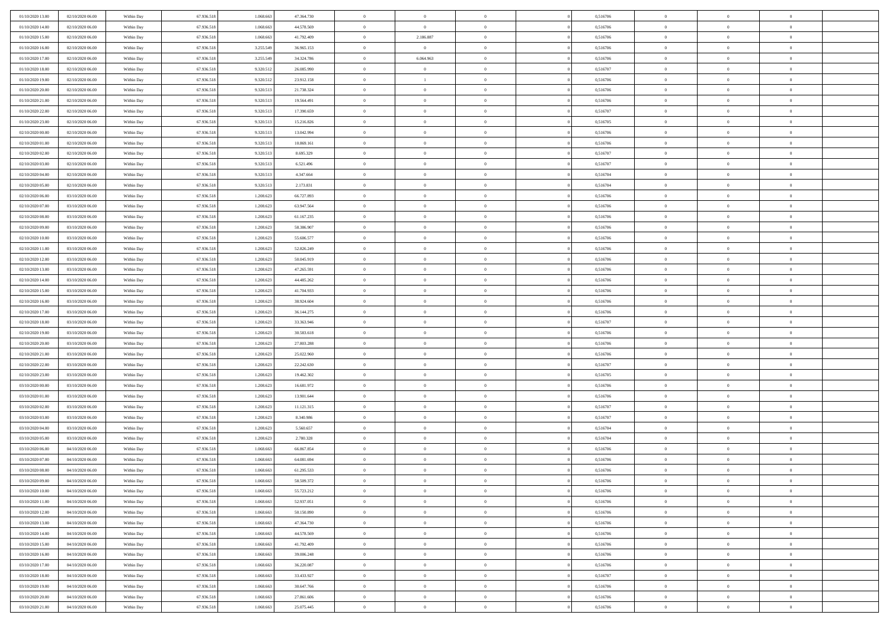| | | | | | | | | | | | | | | |
|---|---|---|---|---|---|---|---|---|---|---|---|---|---|---|
| 01/10/2020 13.00 | 02/10/2020 06.00 | Within Day | 67.936.518 | 1.068.663 | 47.364.730 | 0 | 0 | 0 | | 0 | 0,516706 | 0 | 0 | 0 |
| 01/10/2020 14.00 | 02/10/2020 06.00 | Within Day | 67.936.518 | 1.068.663 | 44.578.569 | 0 | 0 | 0 | | 0 | 0,516706 | 0 | 0 | 0 |
| 01/10/2020 15.00 | 02/10/2020 06.00 | Within Day | 67.936.518 | 1.068.663 | 41.792.409 | 0 | 2.186.887 | 0 | | 0 | 0,516706 | 0 | 0 | 0 |
| 01/10/2020 16.00 | 02/10/2020 06.00 | Within Day | 67.936.518 | 3.255.549 | 36.965.153 | 0 | 0 | 0 | | 0 | 0,516706 | 0 | 0 | 0 |
| 01/10/2020 17.00 | 02/10/2020 06.00 | Within Day | 67.936.518 | 3.255.549 | 34.324.786 | 0 | 6.064.963 | 0 | | 0 | 0,516706 | 0 | 0 | 0 |
| 01/10/2020 18.00 | 02/10/2020 06.00 | Within Day | 67.936.518 | 9.320.512 | 26.085.990 | 0 | 0 | 0 | | 0 | 0,516707 | 0 | 0 | 0 |
| 01/10/2020 19.00 | 02/10/2020 06.00 | Within Day | 67.936.518 | 9.320.512 | 23.912.158 | 0 | 1 | 0 | | 0 | 0,516706 | 0 | 0 | 0 |
| 01/10/2020 20.00 | 02/10/2020 06.00 | Within Day | 67.936.518 | 9.320.513 | 21.738.324 | 0 | 0 | 0 | | 0 | 0,516706 | 0 | 0 | 0 |
| 01/10/2020 21.00 | 02/10/2020 06.00 | Within Day | 67.936.518 | 9.320.513 | 19.564.491 | 0 | 0 | 0 | | 0 | 0,516706 | 0 | 0 | 0 |
| 01/10/2020 22.00 | 02/10/2020 06.00 | Within Day | 67.936.518 | 9.320.513 | 17.390.659 | 0 | 0 | 0 | | 0 | 0,516707 | 0 | 0 | 0 |
| 01/10/2020 23.00 | 02/10/2020 06.00 | Within Day | 67.936.518 | 9.320.513 | 15.216.826 | 0 | 0 | 0 | | 0 | 0,516705 | 0 | 0 | 0 |
| 02/10/2020 00.00 | 02/10/2020 06.00 | Within Day | 67.936.518 | 9.320.513 | 13.042.994 | 0 | 0 | 0 | | 0 | 0,516706 | 0 | 0 | 0 |
| 02/10/2020 01.00 | 02/10/2020 06.00 | Within Day | 67.936.518 | 9.320.513 | 10.869.161 | 0 | 0 | 0 | | 0 | 0,516706 | 0 | 0 | 0 |
| 02/10/2020 02.00 | 02/10/2020 06.00 | Within Day | 67.936.518 | 9.320.513 | 8.695.329 | 0 | 0 | 0 | | 0 | 0,516707 | 0 | 0 | 0 |
| 02/10/2020 03.00 | 02/10/2020 06.00 | Within Day | 67.936.518 | 9.320.513 | 6.521.496 | 0 | 0 | 0 | | 0 | 0,516707 | 0 | 0 | 0 |
| 02/10/2020 04.00 | 02/10/2020 06.00 | Within Day | 67.936.518 | 9.320.513 | 4.347.664 | 0 | 0 | 0 | | 0 | 0,516704 | 0 | 0 | 0 |
| 02/10/2020 05.00 | 02/10/2020 06.00 | Within Day | 67.936.518 | 9.320.513 | 2.173.831 | 0 | 0 | 0 | | 0 | 0,516704 | 0 | 0 | 0 |
| 02/10/2020 06.00 | 03/10/2020 06.00 | Within Day | 67.936.518 | 1.208.623 | 66.727.893 | 0 | 0 | 0 | | 0 | 0,516706 | 0 | 0 | 0 |
| 02/10/2020 07.00 | 03/10/2020 06.00 | Within Day | 67.936.518 | 1.208.623 | 63.947.564 | 0 | 0 | 0 | | 0 | 0,516706 | 0 | 0 | 0 |
| 02/10/2020 08.00 | 03/10/2020 06.00 | Within Day | 67.936.518 | 1.208.623 | 61.167.235 | 0 | 0 | 0 | | 0 | 0,516706 | 0 | 0 | 0 |
| 02/10/2020 09.00 | 03/10/2020 06.00 | Within Day | 67.936.518 | 1.208.623 | 58.386.907 | 0 | 0 | 0 | | 0 | 0,516706 | 0 | 0 | 0 |
| 02/10/2020 10.00 | 03/10/2020 06.00 | Within Day | 67.936.518 | 1.208.623 | 55.606.577 | 0 | 0 | 0 | | 0 | 0,516706 | 0 | 0 | 0 |
| 02/10/2020 11.00 | 03/10/2020 06.00 | Within Day | 67.936.518 | 1.208.623 | 52.826.249 | 0 | 0 | 0 | | 0 | 0,516706 | 0 | 0 | 0 |
| 02/10/2020 12.00 | 03/10/2020 06.00 | Within Day | 67.936.518 | 1.208.623 | 50.045.919 | 0 | 0 | 0 | | 0 | 0,516706 | 0 | 0 | 0 |
| 02/10/2020 13.00 | 03/10/2020 06.00 | Within Day | 67.936.518 | 1.208.623 | 47.265.591 | 0 | 0 | 0 | | 0 | 0,516706 | 0 | 0 | 0 |
| 02/10/2020 14.00 | 03/10/2020 06.00 | Within Day | 67.936.518 | 1.208.623 | 44.485.262 | 0 | 0 | 0 | | 0 | 0,516706 | 0 | 0 | 0 |
| 02/10/2020 15.00 | 03/10/2020 06.00 | Within Day | 67.936.518 | 1.208.623 | 41.704.933 | 0 | 0 | 0 | | 0 | 0,516706 | 0 | 0 | 0 |
| 02/10/2020 16.00 | 03/10/2020 06.00 | Within Day | 67.936.518 | 1.208.623 | 38.924.604 | 0 | 0 | 0 | | 0 | 0,516706 | 0 | 0 | 0 |
| 02/10/2020 17.00 | 03/10/2020 06.00 | Within Day | 67.936.518 | 1.208.623 | 36.144.275 | 0 | 0 | 0 | | 0 | 0,516706 | 0 | 0 | 0 |
| 02/10/2020 18.00 | 03/10/2020 06.00 | Within Day | 67.936.518 | 1.208.623 | 33.363.946 | 0 | 0 | 0 | | 0 | 0,516707 | 0 | 0 | 0 |
| 02/10/2020 19.00 | 03/10/2020 06.00 | Within Day | 67.936.518 | 1.208.623 | 30.583.618 | 0 | 0 | 0 | | 0 | 0,516706 | 0 | 0 | 0 |
| 02/10/2020 20.00 | 03/10/2020 06.00 | Within Day | 67.936.518 | 1.208.623 | 27.803.288 | 0 | 0 | 0 | | 0 | 0,516706 | 0 | 0 | 0 |
| 02/10/2020 21.00 | 03/10/2020 06.00 | Within Day | 67.936.518 | 1.208.623 | 25.022.960 | 0 | 0 | 0 | | 0 | 0,516706 | 0 | 0 | 0 |
| 02/10/2020 22.00 | 03/10/2020 06.00 | Within Day | 67.936.518 | 1.208.623 | 22.242.630 | 0 | 0 | 0 | | 0 | 0,516707 | 0 | 0 | 0 |
| 02/10/2020 23.00 | 03/10/2020 06.00 | Within Day | 67.936.518 | 1.208.623 | 19.462.302 | 0 | 0 | 0 | | 0 | 0,516705 | 0 | 0 | 0 |
| 03/10/2020 00.00 | 03/10/2020 06.00 | Within Day | 67.936.518 | 1.208.623 | 16.681.972 | 0 | 0 | 0 | | 0 | 0,516706 | 0 | 0 | 0 |
| 03/10/2020 01.00 | 03/10/2020 06.00 | Within Day | 67.936.518 | 1.208.623 | 13.901.644 | 0 | 0 | 0 | | 0 | 0,516706 | 0 | 0 | 0 |
| 03/10/2020 02.00 | 03/10/2020 06.00 | Within Day | 67.936.518 | 1.208.623 | 11.121.315 | 0 | 0 | 0 | | 0 | 0,516707 | 0 | 0 | 0 |
| 03/10/2020 03.00 | 03/10/2020 06.00 | Within Day | 67.936.518 | 1.208.623 | 8.340.986 | 0 | 0 | 0 | | 0 | 0,516707 | 0 | 0 | 0 |
| 03/10/2020 04.00 | 03/10/2020 06.00 | Within Day | 67.936.518 | 1.208.623 | 5.560.657 | 0 | 0 | 0 | | 0 | 0,516704 | 0 | 0 | 0 |
| 03/10/2020 05.00 | 03/10/2020 06.00 | Within Day | 67.936.518 | 1.208.623 | 2.780.328 | 0 | 0 | 0 | | 0 | 0,516704 | 0 | 0 | 0 |
| 03/10/2020 06.00 | 04/10/2020 06.00 | Within Day | 67.936.518 | 1.068.663 | 66.867.854 | 0 | 0 | 0 | | 0 | 0,516706 | 0 | 0 | 0 |
| 03/10/2020 07.00 | 04/10/2020 06.00 | Within Day | 67.936.518 | 1.068.663 | 64.081.694 | 0 | 0 | 0 | | 0 | 0,516706 | 0 | 0 | 0 |
| 03/10/2020 08.00 | 04/10/2020 06.00 | Within Day | 67.936.518 | 1.068.663 | 61.295.533 | 0 | 0 | 0 | | 0 | 0,516706 | 0 | 0 | 0 |
| 03/10/2020 09.00 | 04/10/2020 06.00 | Within Day | 67.936.518 | 1.068.663 | 58.509.372 | 0 | 0 | 0 | | 0 | 0,516706 | 0 | 0 | 0 |
| 03/10/2020 10.00 | 04/10/2020 06.00 | Within Day | 67.936.518 | 1.068.663 | 55.723.212 | 0 | 0 | 0 | | 0 | 0,516706 | 0 | 0 | 0 |
| 03/10/2020 11.00 | 04/10/2020 06.00 | Within Day | 67.936.518 | 1.068.663 | 52.937.051 | 0 | 0 | 0 | | 0 | 0,516706 | 0 | 0 | 0 |
| 03/10/2020 12.00 | 04/10/2020 06.00 | Within Day | 67.936.518 | 1.068.663 | 50.150.890 | 0 | 0 | 0 | | 0 | 0,516706 | 0 | 0 | 0 |
| 03/10/2020 13.00 | 04/10/2020 06.00 | Within Day | 67.936.518 | 1.068.663 | 47.364.730 | 0 | 0 | 0 | | 0 | 0,516706 | 0 | 0 | 0 |
| 03/10/2020 14.00 | 04/10/2020 06.00 | Within Day | 67.936.518 | 1.068.663 | 44.578.569 | 0 | 0 | 0 | | 0 | 0,516706 | 0 | 0 | 0 |
| 03/10/2020 15.00 | 04/10/2020 06.00 | Within Day | 67.936.518 | 1.068.663 | 41.792.409 | 0 | 0 | 0 | | 0 | 0,516706 | 0 | 0 | 0 |
| 03/10/2020 16.00 | 04/10/2020 06.00 | Within Day | 67.936.518 | 1.068.663 | 39.006.248 | 0 | 0 | 0 | | 0 | 0,516706 | 0 | 0 | 0 |
| 03/10/2020 17.00 | 04/10/2020 06.00 | Within Day | 67.936.518 | 1.068.663 | 36.220.087 | 0 | 0 | 0 | | 0 | 0,516706 | 0 | 0 | 0 |
| 03/10/2020 18.00 | 04/10/2020 06.00 | Within Day | 67.936.518 | 1.068.663 | 33.433.927 | 0 | 0 | 0 | | 0 | 0,516707 | 0 | 0 | 0 |
| 03/10/2020 19.00 | 04/10/2020 06.00 | Within Day | 67.936.518 | 1.068.663 | 30.647.766 | 0 | 0 | 0 | | 0 | 0,516706 | 0 | 0 | 0 |
| 03/10/2020 20.00 | 04/10/2020 06.00 | Within Day | 67.936.518 | 1.068.663 | 27.861.606 | 0 | 0 | 0 | | 0 | 0,516706 | 0 | 0 | 0 |
| 03/10/2020 21.00 | 04/10/2020 06.00 | Within Day | 67.936.518 | 1.068.663 | 25.075.445 | 0 | 0 | 0 | | 0 | 0,516706 | 0 | 0 | 0 |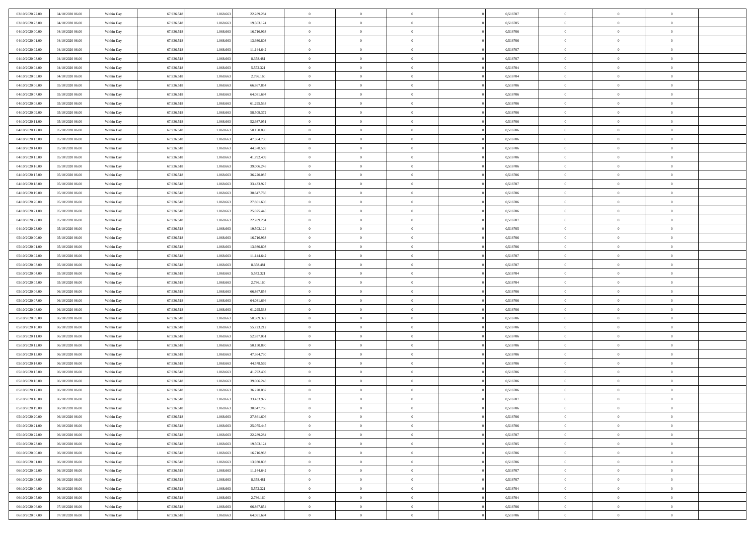| | | | | | | | | | | | | | | |
|---|---|---|---|---|---|---|---|---|---|---|---|---|---|---|
| 03/10/2020 22.00 | 04/10/2020 06.00 | Within Day | 67.936.518 | 1.068.663 | 22.289.284 | 0 | 0 | 0 | | 0 | 0,516707 | 0 | 0 | 0 |
| 03/10/2020 23.00 | 04/10/2020 06.00 | Within Day | 67.936.518 | 1.068.663 | 19.503.124 | 0 | 0 | 0 | | 0 | 0,516705 | 0 | 0 | 0 |
| 04/10/2020 00.00 | 04/10/2020 06.00 | Within Day | 67.936.518 | 1.068.663 | 16.716.963 | 0 | 0 | 0 | | 0 | 0,516706 | 0 | 0 | 0 |
| 04/10/2020 01.00 | 04/10/2020 06.00 | Within Day | 67.936.518 | 1.068.663 | 13.930.803 | 0 | 0 | 0 | | 0 | 0,516706 | 0 | 0 | 0 |
| 04/10/2020 02.00 | 04/10/2020 06.00 | Within Day | 67.936.518 | 1.068.663 | 11.144.642 | 0 | 0 | 0 | | 0 | 0,516707 | 0 | 0 | 0 |
| 04/10/2020 03.00 | 04/10/2020 06.00 | Within Day | 67.936.518 | 1.068.663 | 8.358.481 | 0 | 0 | 0 | | 0 | 0,516707 | 0 | 0 | 0 |
| 04/10/2020 04.00 | 04/10/2020 06.00 | Within Day | 67.936.518 | 1.068.663 | 5.572.321 | 0 | 0 | 0 | | 0 | 0,516704 | 0 | 0 | 0 |
| 04/10/2020 05.00 | 04/10/2020 06.00 | Within Day | 67.936.518 | 1.068.663 | 2.786.160 | 0 | 0 | 0 | | 0 | 0,516704 | 0 | 0 | 0 |
| 04/10/2020 06.00 | 05/10/2020 06.00 | Within Day | 67.936.518 | 1.068.663 | 66.867.854 | 0 | 0 | 0 | | 0 | 0,516706 | 0 | 0 | 0 |
| 04/10/2020 07.00 | 05/10/2020 06.00 | Within Day | 67.936.518 | 1.068.663 | 64.081.694 | 0 | 0 | 0 | | 0 | 0,516706 | 0 | 0 | 0 |
| 04/10/2020 08.00 | 05/10/2020 06.00 | Within Day | 67.936.518 | 1.068.663 | 61.295.533 | 0 | 0 | 0 | | 0 | 0,516706 | 0 | 0 | 0 |
| 04/10/2020 09.00 | 05/10/2020 06.00 | Within Day | 67.936.518 | 1.068.663 | 58.509.372 | 0 | 0 | 0 | | 0 | 0,516706 | 0 | 0 | 0 |
| 04/10/2020 11.00 | 05/10/2020 06.00 | Within Day | 67.936.518 | 1.068.663 | 52.937.051 | 0 | 0 | 0 | | 0 | 0,516706 | 0 | 0 | 0 |
| 04/10/2020 12.00 | 05/10/2020 06.00 | Within Day | 67.936.518 | 1.068.663 | 50.150.890 | 0 | 0 | 0 | | 0 | 0,516706 | 0 | 0 | 0 |
| 04/10/2020 13.00 | 05/10/2020 06.00 | Within Day | 67.936.518 | 1.068.663 | 47.364.730 | 0 | 0 | 0 | | 0 | 0,516706 | 0 | 0 | 0 |
| 04/10/2020 14.00 | 05/10/2020 06.00 | Within Day | 67.936.518 | 1.068.663 | 44.578.569 | 0 | 0 | 0 | | 0 | 0,516706 | 0 | 0 | 0 |
| 04/10/2020 15.00 | 05/10/2020 06.00 | Within Day | 67.936.518 | 1.068.663 | 41.792.409 | 0 | 0 | 0 | | 0 | 0,516706 | 0 | 0 | 0 |
| 04/10/2020 16.00 | 05/10/2020 06.00 | Within Day | 67.936.518 | 1.068.663 | 39.006.248 | 0 | 0 | 0 | | 0 | 0,516706 | 0 | 0 | 0 |
| 04/10/2020 17.00 | 05/10/2020 06.00 | Within Day | 67.936.518 | 1.068.663 | 36.220.087 | 0 | 0 | 0 | | 0 | 0,516706 | 0 | 0 | 0 |
| 04/10/2020 18.00 | 05/10/2020 06.00 | Within Day | 67.936.518 | 1.068.663 | 33.433.927 | 0 | 0 | 0 | | 0 | 0,516707 | 0 | 0 | 0 |
| 04/10/2020 19.00 | 05/10/2020 06.00 | Within Day | 67.936.518 | 1.068.663 | 30.647.766 | 0 | 0 | 0 | | 0 | 0,516706 | 0 | 0 | 0 |
| 04/10/2020 20.00 | 05/10/2020 06.00 | Within Day | 67.936.518 | 1.068.663 | 27.861.606 | 0 | 0 | 0 | | 0 | 0,516706 | 0 | 0 | 0 |
| 04/10/2020 21.00 | 05/10/2020 06.00 | Within Day | 67.936.518 | 1.068.663 | 25.075.445 | 0 | 0 | 0 | | 0 | 0,516706 | 0 | 0 | 0 |
| 04/10/2020 22.00 | 05/10/2020 06.00 | Within Day | 67.936.518 | 1.068.663 | 22.289.284 | 0 | 0 | 0 | | 0 | 0,516707 | 0 | 0 | 0 |
| 04/10/2020 23.00 | 05/10/2020 06.00 | Within Day | 67.936.518 | 1.068.663 | 19.503.124 | 0 | 0 | 0 | | 0 | 0,516705 | 0 | 0 | 0 |
| 05/10/2020 00.00 | 05/10/2020 06.00 | Within Day | 67.936.518 | 1.068.663 | 16.716.963 | 0 | 0 | 0 | | 0 | 0,516706 | 0 | 0 | 0 |
| 05/10/2020 01.00 | 05/10/2020 06.00 | Within Day | 67.936.518 | 1.068.663 | 13.930.803 | 0 | 0 | 0 | | 0 | 0,516706 | 0 | 0 | 0 |
| 05/10/2020 02.00 | 05/10/2020 06.00 | Within Day | 67.936.518 | 1.068.663 | 11.144.642 | 0 | 0 | 0 | | 0 | 0,516707 | 0 | 0 | 0 |
| 05/10/2020 03.00 | 05/10/2020 06.00 | Within Day | 67.936.518 | 1.068.663 | 8.358.481 | 0 | 0 | 0 | | 0 | 0,516707 | 0 | 0 | 0 |
| 05/10/2020 04.00 | 05/10/2020 06.00 | Within Day | 67.936.518 | 1.068.663 | 5.572.321 | 0 | 0 | 0 | | 0 | 0,516704 | 0 | 0 | 0 |
| 05/10/2020 05.00 | 05/10/2020 06.00 | Within Day | 67.936.518 | 1.068.663 | 2.786.160 | 0 | 0 | 0 | | 0 | 0,516704 | 0 | 0 | 0 |
| 05/10/2020 06.00 | 06/10/2020 06.00 | Within Day | 67.936.518 | 1.068.663 | 66.867.854 | 0 | 0 | 0 | | 0 | 0,516706 | 0 | 0 | 0 |
| 05/10/2020 07.00 | 06/10/2020 06.00 | Within Day | 67.936.518 | 1.068.663 | 64.081.694 | 0 | 0 | 0 | | 0 | 0,516706 | 0 | 0 | 0 |
| 05/10/2020 08.00 | 06/10/2020 06.00 | Within Day | 67.936.518 | 1.068.663 | 61.295.533 | 0 | 0 | 0 | | 0 | 0,516706 | 0 | 0 | 0 |
| 05/10/2020 09.00 | 06/10/2020 06.00 | Within Day | 67.936.518 | 1.068.663 | 58.509.372 | 0 | 0 | 0 | | 0 | 0,516706 | 0 | 0 | 0 |
| 05/10/2020 10.00 | 06/10/2020 06.00 | Within Day | 67.936.518 | 1.068.663 | 55.723.212 | 0 | 0 | 0 | | 0 | 0,516706 | 0 | 0 | 0 |
| 05/10/2020 11.00 | 06/10/2020 06.00 | Within Day | 67.936.518 | 1.068.663 | 52.937.051 | 0 | 0 | 0 | | 0 | 0,516706 | 0 | 0 | 0 |
| 05/10/2020 12.00 | 06/10/2020 06.00 | Within Day | 67.936.518 | 1.068.663 | 50.150.890 | 0 | 0 | 0 | | 0 | 0,516706 | 0 | 0 | 0 |
| 05/10/2020 13.00 | 06/10/2020 06.00 | Within Day | 67.936.518 | 1.068.663 | 47.364.730 | 0 | 0 | 0 | | 0 | 0,516706 | 0 | 0 | 0 |
| 05/10/2020 14.00 | 06/10/2020 06.00 | Within Day | 67.936.518 | 1.068.663 | 44.578.569 | 0 | 0 | 0 | | 0 | 0,516706 | 0 | 0 | 0 |
| 05/10/2020 15.00 | 06/10/2020 06.00 | Within Day | 67.936.518 | 1.068.663 | 41.792.409 | 0 | 0 | 0 | | 0 | 0,516706 | 0 | 0 | 0 |
| 05/10/2020 16.00 | 06/10/2020 06.00 | Within Day | 67.936.518 | 1.068.663 | 39.006.248 | 0 | 0 | 0 | | 0 | 0,516706 | 0 | 0 | 0 |
| 05/10/2020 17.00 | 06/10/2020 06.00 | Within Day | 67.936.518 | 1.068.663 | 36.220.087 | 0 | 0 | 0 | | 0 | 0,516706 | 0 | 0 | 0 |
| 05/10/2020 18.00 | 06/10/2020 06.00 | Within Day | 67.936.518 | 1.068.663 | 33.433.927 | 0 | 0 | 0 | | 0 | 0,516707 | 0 | 0 | 0 |
| 05/10/2020 19.00 | 06/10/2020 06.00 | Within Day | 67.936.518 | 1.068.663 | 30.647.766 | 0 | 0 | 0 | | 0 | 0,516706 | 0 | 0 | 0 |
| 05/10/2020 20.00 | 06/10/2020 06.00 | Within Day | 67.936.518 | 1.068.663 | 27.861.606 | 0 | 0 | 0 | | 0 | 0,516706 | 0 | 0 | 0 |
| 05/10/2020 21.00 | 06/10/2020 06.00 | Within Day | 67.936.518 | 1.068.663 | 25.075.445 | 0 | 0 | 0 | | 0 | 0,516706 | 0 | 0 | 0 |
| 05/10/2020 22.00 | 06/10/2020 06.00 | Within Day | 67.936.518 | 1.068.663 | 22.289.284 | 0 | 0 | 0 | | 0 | 0,516707 | 0 | 0 | 0 |
| 05/10/2020 23.00 | 06/10/2020 06.00 | Within Day | 67.936.518 | 1.068.663 | 19.503.124 | 0 | 0 | 0 | | 0 | 0,516705 | 0 | 0 | 0 |
| 06/10/2020 00.00 | 06/10/2020 06.00 | Within Day | 67.936.518 | 1.068.663 | 16.716.963 | 0 | 0 | 0 | | 0 | 0,516706 | 0 | 0 | 0 |
| 06/10/2020 01.00 | 06/10/2020 06.00 | Within Day | 67.936.518 | 1.068.663 | 13.930.803 | 0 | 0 | 0 | | 0 | 0,516706 | 0 | 0 | 0 |
| 06/10/2020 02.00 | 06/10/2020 06.00 | Within Day | 67.936.518 | 1.068.663 | 11.144.642 | 0 | 0 | 0 | | 0 | 0,516707 | 0 | 0 | 0 |
| 06/10/2020 03.00 | 06/10/2020 06.00 | Within Day | 67.936.518 | 1.068.663 | 8.358.481 | 0 | 0 | 0 | | 0 | 0,516707 | 0 | 0 | 0 |
| 06/10/2020 04.00 | 06/10/2020 06.00 | Within Day | 67.936.518 | 1.068.663 | 5.572.321 | 0 | 0 | 0 | | 0 | 0,516704 | 0 | 0 | 0 |
| 06/10/2020 05.00 | 06/10/2020 06.00 | Within Day | 67.936.518 | 1.068.663 | 2.786.160 | 0 | 0 | 0 | | 0 | 0,516704 | 0 | 0 | 0 |
| 06/10/2020 06.00 | 07/10/2020 06.00 | Within Day | 67.936.518 | 1.068.663 | 66.867.854 | 0 | 0 | 0 | | 0 | 0,516706 | 0 | 0 | 0 |
| 06/10/2020 07.00 | 07/10/2020 06.00 | Within Day | 67.936.518 | 1.068.663 | 64.081.694 | 0 | 0 | 0 | | 0 | 0,516706 | 0 | 0 | 0 |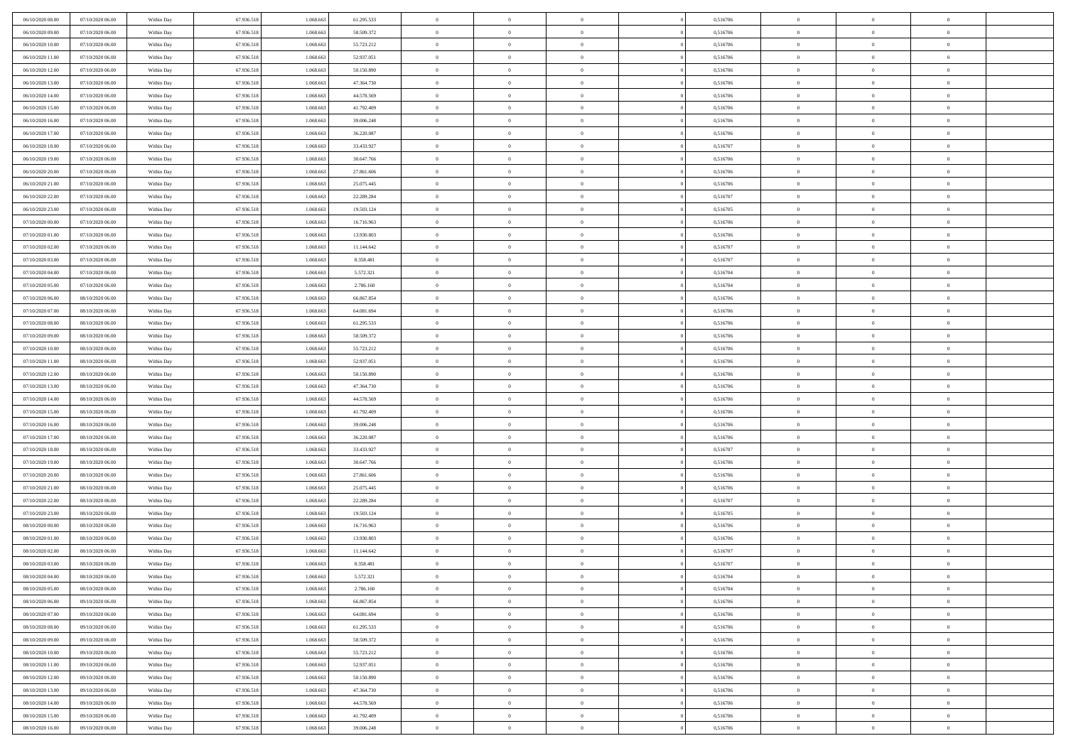| | | | | | | | | | | | | | | |
|---|---|---|---|---|---|---|---|---|---|---|---|---|---|---|
| 06/10/2020 08.00 | 07/10/2020 06.00 | Within Day | 67.936.518 | 1.068.663 | 61.295.533 | 0 | 0 | 0 | | 0,516706 | 0 | 0 | 0 | |
| 06/10/2020 09.00 | 07/10/2020 06.00 | Within Day | 67.936.518 | 1.068.663 | 58.509.372 | 0 | 0 | 0 | | 0,516706 | 0 | 0 | 0 | |
| 06/10/2020 10.00 | 07/10/2020 06.00 | Within Day | 67.936.518 | 1.068.663 | 55.723.212 | 0 | 0 | 0 | | 0,516706 | 0 | 0 | 0 | |
| 06/10/2020 11.00 | 07/10/2020 06.00 | Within Day | 67.936.518 | 1.068.663 | 52.937.051 | 0 | 0 | 0 | | 0,516706 | 0 | 0 | 0 | |
| 06/10/2020 12.00 | 07/10/2020 06.00 | Within Day | 67.936.518 | 1.068.663 | 50.150.890 | 0 | 0 | 0 | | 0,516706 | 0 | 0 | 0 | |
| 06/10/2020 13.00 | 07/10/2020 06.00 | Within Day | 67.936.518 | 1.068.663 | 47.364.730 | 0 | 0 | 0 | | 0,516706 | 0 | 0 | 0 | |
| 06/10/2020 14.00 | 07/10/2020 06.00 | Within Day | 67.936.518 | 1.068.663 | 44.578.569 | 0 | 0 | 0 | | 0,516706 | 0 | 0 | 0 | |
| 06/10/2020 15.00 | 07/10/2020 06.00 | Within Day | 67.936.518 | 1.068.663 | 41.792.409 | 0 | 0 | 0 | | 0,516706 | 0 | 0 | 0 | |
| 06/10/2020 16.00 | 07/10/2020 06.00 | Within Day | 67.936.518 | 1.068.663 | 39.006.248 | 0 | 0 | 0 | | 0,516706 | 0 | 0 | 0 | |
| 06/10/2020 17.00 | 07/10/2020 06.00 | Within Day | 67.936.518 | 1.068.663 | 36.220.087 | 0 | 0 | 0 | | 0,516706 | 0 | 0 | 0 | |
| 06/10/2020 18.00 | 07/10/2020 06.00 | Within Day | 67.936.518 | 1.068.663 | 33.433.927 | 0 | 0 | 0 | | 0,516707 | 0 | 0 | 0 | |
| 06/10/2020 19.00 | 07/10/2020 06.00 | Within Day | 67.936.518 | 1.068.663 | 30.647.766 | 0 | 0 | 0 | | 0,516706 | 0 | 0 | 0 | |
| 06/10/2020 20.00 | 07/10/2020 06.00 | Within Day | 67.936.518 | 1.068.663 | 27.861.606 | 0 | 0 | 0 | | 0,516706 | 0 | 0 | 0 | |
| 06/10/2020 21.00 | 07/10/2020 06.00 | Within Day | 67.936.518 | 1.068.663 | 25.075.445 | 0 | 0 | 0 | | 0,516706 | 0 | 0 | 0 | |
| 06/10/2020 22.00 | 07/10/2020 06.00 | Within Day | 67.936.518 | 1.068.663 | 22.289.284 | 0 | 0 | 0 | | 0,516707 | 0 | 0 | 0 | |
| 06/10/2020 23.00 | 07/10/2020 06.00 | Within Day | 67.936.518 | 1.068.663 | 19.503.124 | 0 | 0 | 0 | | 0,516705 | 0 | 0 | 0 | |
| 07/10/2020 00.00 | 07/10/2020 06.00 | Within Day | 67.936.518 | 1.068.663 | 16.716.963 | 0 | 0 | 0 | | 0,516706 | 0 | 0 | 0 | |
| 07/10/2020 01.00 | 07/10/2020 06.00 | Within Day | 67.936.518 | 1.068.663 | 13.930.803 | 0 | 0 | 0 | | 0,516706 | 0 | 0 | 0 | |
| 07/10/2020 02.00 | 07/10/2020 06.00 | Within Day | 67.936.518 | 1.068.663 | 11.144.642 | 0 | 0 | 0 | | 0,516707 | 0 | 0 | 0 | |
| 07/10/2020 03.00 | 07/10/2020 06.00 | Within Day | 67.936.518 | 1.068.663 | 8.358.481 | 0 | 0 | 0 | | 0,516707 | 0 | 0 | 0 | |
| 07/10/2020 04.00 | 07/10/2020 06.00 | Within Day | 67.936.518 | 1.068.663 | 5.572.321 | 0 | 0 | 0 | | 0,516704 | 0 | 0 | 0 | |
| 07/10/2020 05.00 | 07/10/2020 06.00 | Within Day | 67.936.518 | 1.068.663 | 2.786.160 | 0 | 0 | 0 | | 0,516704 | 0 | 0 | 0 | |
| 07/10/2020 06.00 | 08/10/2020 06.00 | Within Day | 67.936.518 | 1.068.663 | 66.867.854 | 0 | 0 | 0 | | 0,516706 | 0 | 0 | 0 | |
| 07/10/2020 07.00 | 08/10/2020 06.00 | Within Day | 67.936.518 | 1.068.663 | 64.081.694 | 0 | 0 | 0 | | 0,516706 | 0 | 0 | 0 | |
| 07/10/2020 08.00 | 08/10/2020 06.00 | Within Day | 67.936.518 | 1.068.663 | 61.295.533 | 0 | 0 | 0 | | 0,516706 | 0 | 0 | 0 | |
| 07/10/2020 09.00 | 08/10/2020 06.00 | Within Day | 67.936.518 | 1.068.663 | 58.509.372 | 0 | 0 | 0 | | 0,516706 | 0 | 0 | 0 | |
| 07/10/2020 10.00 | 08/10/2020 06.00 | Within Day | 67.936.518 | 1.068.663 | 55.723.212 | 0 | 0 | 0 | | 0,516706 | 0 | 0 | 0 | |
| 07/10/2020 11.00 | 08/10/2020 06.00 | Within Day | 67.936.518 | 1.068.663 | 52.937.051 | 0 | 0 | 0 | | 0,516706 | 0 | 0 | 0 | |
| 07/10/2020 12.00 | 08/10/2020 06.00 | Within Day | 67.936.518 | 1.068.663 | 50.150.890 | 0 | 0 | 0 | | 0,516706 | 0 | 0 | 0 | |
| 07/10/2020 13.00 | 08/10/2020 06.00 | Within Day | 67.936.518 | 1.068.663 | 47.364.730 | 0 | 0 | 0 | | 0,516706 | 0 | 0 | 0 | |
| 07/10/2020 14.00 | 08/10/2020 06.00 | Within Day | 67.936.518 | 1.068.663 | 44.578.569 | 0 | 0 | 0 | | 0,516706 | 0 | 0 | 0 | |
| 07/10/2020 15.00 | 08/10/2020 06.00 | Within Day | 67.936.518 | 1.068.663 | 41.792.409 | 0 | 0 | 0 | | 0,516706 | 0 | 0 | 0 | |
| 07/10/2020 16.00 | 08/10/2020 06.00 | Within Day | 67.936.518 | 1.068.663 | 39.006.248 | 0 | 0 | 0 | | 0,516706 | 0 | 0 | 0 | |
| 07/10/2020 17.00 | 08/10/2020 06.00 | Within Day | 67.936.518 | 1.068.663 | 36.220.087 | 0 | 0 | 0 | | 0,516706 | 0 | 0 | 0 | |
| 07/10/2020 18.00 | 08/10/2020 06.00 | Within Day | 67.936.518 | 1.068.663 | 33.433.927 | 0 | 0 | 0 | | 0,516707 | 0 | 0 | 0 | |
| 07/10/2020 19.00 | 08/10/2020 06.00 | Within Day | 67.936.518 | 1.068.663 | 30.647.766 | 0 | 0 | 0 | | 0,516706 | 0 | 0 | 0 | |
| 07/10/2020 20.00 | 08/10/2020 06.00 | Within Day | 67.936.518 | 1.068.663 | 27.861.606 | 0 | 0 | 0 | | 0,516706 | 0 | 0 | 0 | |
| 07/10/2020 21.00 | 08/10/2020 06.00 | Within Day | 67.936.518 | 1.068.663 | 25.075.445 | 0 | 0 | 0 | | 0,516706 | 0 | 0 | 0 | |
| 07/10/2020 22.00 | 08/10/2020 06.00 | Within Day | 67.936.518 | 1.068.663 | 22.289.284 | 0 | 0 | 0 | | 0,516707 | 0 | 0 | 0 | |
| 07/10/2020 23.00 | 08/10/2020 06.00 | Within Day | 67.936.518 | 1.068.663 | 19.503.124 | 0 | 0 | 0 | | 0,516705 | 0 | 0 | 0 | |
| 08/10/2020 00.00 | 08/10/2020 06.00 | Within Day | 67.936.518 | 1.068.663 | 16.716.963 | 0 | 0 | 0 | | 0,516706 | 0 | 0 | 0 | |
| 08/10/2020 01.00 | 08/10/2020 06.00 | Within Day | 67.936.518 | 1.068.663 | 13.930.803 | 0 | 0 | 0 | | 0,516706 | 0 | 0 | 0 | |
| 08/10/2020 02.00 | 08/10/2020 06.00 | Within Day | 67.936.518 | 1.068.663 | 11.144.642 | 0 | 0 | 0 | | 0,516707 | 0 | 0 | 0 | |
| 08/10/2020 03.00 | 08/10/2020 06.00 | Within Day | 67.936.518 | 1.068.663 | 8.358.481 | 0 | 0 | 0 | | 0,516707 | 0 | 0 | 0 | |
| 08/10/2020 04.00 | 08/10/2020 06.00 | Within Day | 67.936.518 | 1.068.663 | 5.572.321 | 0 | 0 | 0 | | 0,516704 | 0 | 0 | 0 | |
| 08/10/2020 05.00 | 08/10/2020 06.00 | Within Day | 67.936.518 | 1.068.663 | 2.786.160 | 0 | 0 | 0 | | 0,516704 | 0 | 0 | 0 | |
| 08/10/2020 06.00 | 09/10/2020 06.00 | Within Day | 67.936.518 | 1.068.663 | 66.867.854 | 0 | 0 | 0 | | 0,516706 | 0 | 0 | 0 | |
| 08/10/2020 07.00 | 09/10/2020 06.00 | Within Day | 67.936.518 | 1.068.663 | 64.081.694 | 0 | 0 | 0 | | 0,516706 | 0 | 0 | 0 | |
| 08/10/2020 08.00 | 09/10/2020 06.00 | Within Day | 67.936.518 | 1.068.663 | 61.295.533 | 0 | 0 | 0 | | 0,516706 | 0 | 0 | 0 | |
| 08/10/2020 09.00 | 09/10/2020 06.00 | Within Day | 67.936.518 | 1.068.663 | 58.509.372 | 0 | 0 | 0 | | 0,516706 | 0 | 0 | 0 | |
| 08/10/2020 10.00 | 09/10/2020 06.00 | Within Day | 67.936.518 | 1.068.663 | 55.723.212 | 0 | 0 | 0 | | 0,516706 | 0 | 0 | 0 | |
| 08/10/2020 11.00 | 09/10/2020 06.00 | Within Day | 67.936.518 | 1.068.663 | 52.937.051 | 0 | 0 | 0 | | 0,516706 | 0 | 0 | 0 | |
| 08/10/2020 12.00 | 09/10/2020 06.00 | Within Day | 67.936.518 | 1.068.663 | 50.150.890 | 0 | 0 | 0 | | 0,516706 | 0 | 0 | 0 | |
| 08/10/2020 13.00 | 09/10/2020 06.00 | Within Day | 67.936.518 | 1.068.663 | 47.364.730 | 0 | 0 | 0 | | 0,516706 | 0 | 0 | 0 | |
| 08/10/2020 14.00 | 09/10/2020 06.00 | Within Day | 67.936.518 | 1.068.663 | 44.578.569 | 0 | 0 | 0 | | 0,516706 | 0 | 0 | 0 | |
| 08/10/2020 15.00 | 09/10/2020 06.00 | Within Day | 67.936.518 | 1.068.663 | 41.792.409 | 0 | 0 | 0 | | 0,516706 | 0 | 0 | 0 | |
| 08/10/2020 16.00 | 09/10/2020 06.00 | Within Day | 67.936.518 | 1.068.663 | 39.006.248 | 0 | 0 | 0 | | 0,516706 | 0 | 0 | 0 | |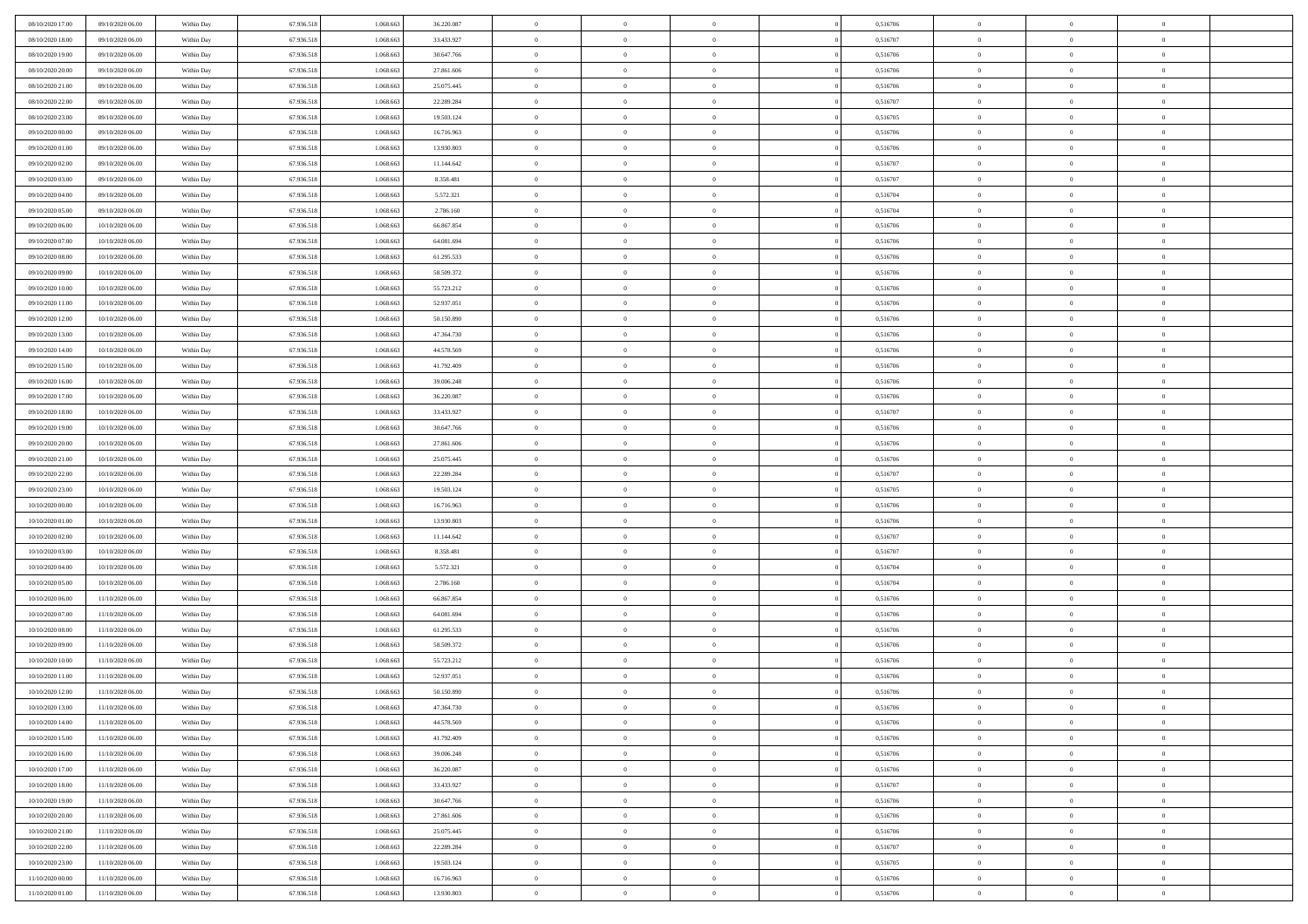| | | | | | | | | | | | | | | |
|---|---|---|---|---|---|---|---|---|---|---|---|---|---|---|
| 08/10/2020 17:00 | 09/10/2020 06:00 | Within Day | 67.936.518 | 1.068.663 | 36.220.087 | 0 | 0 | 0 | | 0 | 0,516706 | 0 | 0 | 0 |
| 08/10/2020 18:00 | 09/10/2020 06:00 | Within Day | 67.936.518 | 1.068.663 | 33.433.927 | 0 | 0 | 0 | | 0 | 0,516707 | 0 | 0 | 0 |
| 08/10/2020 19:00 | 09/10/2020 06:00 | Within Day | 67.936.518 | 1.068.663 | 30.647.766 | 0 | 0 | 0 | | 0 | 0,516706 | 0 | 0 | 0 |
| 08/10/2020 20:00 | 09/10/2020 06:00 | Within Day | 67.936.518 | 1.068.663 | 27.861.606 | 0 | 0 | 0 | | 0 | 0,516706 | 0 | 0 | 0 |
| 08/10/2020 21:00 | 09/10/2020 06:00 | Within Day | 67.936.518 | 1.068.663 | 25.075.445 | 0 | 0 | 0 | | 0 | 0,516706 | 0 | 0 | 0 |
| 08/10/2020 22:00 | 09/10/2020 06:00 | Within Day | 67.936.518 | 1.068.663 | 22.289.284 | 0 | 0 | 0 | | 0 | 0,516707 | 0 | 0 | 0 |
| 08/10/2020 23:00 | 09/10/2020 06:00 | Within Day | 67.936.518 | 1.068.663 | 19.503.124 | 0 | 0 | 0 | | 0 | 0,516705 | 0 | 0 | 0 |
| 09/10/2020 00:00 | 09/10/2020 06:00 | Within Day | 67.936.518 | 1.068.663 | 16.716.963 | 0 | 0 | 0 | | 0 | 0,516706 | 0 | 0 | 0 |
| 09/10/2020 01:00 | 09/10/2020 06:00 | Within Day | 67.936.518 | 1.068.663 | 13.930.803 | 0 | 0 | 0 | | 0 | 0,516706 | 0 | 0 | 0 |
| 09/10/2020 02:00 | 09/10/2020 06:00 | Within Day | 67.936.518 | 1.068.663 | 11.144.642 | 0 | 0 | 0 | | 0 | 0,516707 | 0 | 0 | 0 |
| 09/10/2020 03:00 | 09/10/2020 06:00 | Within Day | 67.936.518 | 1.068.663 | 8.358.481 | 0 | 0 | 0 | | 0 | 0,516707 | 0 | 0 | 0 |
| 09/10/2020 04:00 | 09/10/2020 06:00 | Within Day | 67.936.518 | 1.068.663 | 5.572.321 | 0 | 0 | 0 | | 0 | 0,516704 | 0 | 0 | 0 |
| 09/10/2020 05:00 | 09/10/2020 06:00 | Within Day | 67.936.518 | 1.068.663 | 2.786.160 | 0 | 0 | 0 | | 0 | 0,516704 | 0 | 0 | 0 |
| 09/10/2020 06:00 | 10/10/2020 06:00 | Within Day | 67.936.518 | 1.068.663 | 66.867.854 | 0 | 0 | 0 | | 0 | 0,516706 | 0 | 0 | 0 |
| 09/10/2020 07:00 | 10/10/2020 06:00 | Within Day | 67.936.518 | 1.068.663 | 64.081.694 | 0 | 0 | 0 | | 0 | 0,516706 | 0 | 0 | 0 |
| 09/10/2020 08:00 | 10/10/2020 06:00 | Within Day | 67.936.518 | 1.068.663 | 61.295.533 | 0 | 0 | 0 | | 0 | 0,516706 | 0 | 0 | 0 |
| 09/10/2020 09:00 | 10/10/2020 06:00 | Within Day | 67.936.518 | 1.068.663 | 58.509.372 | 0 | 0 | 0 | | 0 | 0,516706 | 0 | 0 | 0 |
| 09/10/2020 10:00 | 10/10/2020 06:00 | Within Day | 67.936.518 | 1.068.663 | 55.723.212 | 0 | 0 | 0 | | 0 | 0,516706 | 0 | 0 | 0 |
| 09/10/2020 11:00 | 10/10/2020 06:00 | Within Day | 67.936.518 | 1.068.663 | 52.937.051 | 0 | 0 | 0 | | 0 | 0,516706 | 0 | 0 | 0 |
| 09/10/2020 12:00 | 10/10/2020 06:00 | Within Day | 67.936.518 | 1.068.663 | 50.150.890 | 0 | 0 | 0 | | 0 | 0,516706 | 0 | 0 | 0 |
| 09/10/2020 13:00 | 10/10/2020 06:00 | Within Day | 67.936.518 | 1.068.663 | 47.364.730 | 0 | 0 | 0 | | 0 | 0,516706 | 0 | 0 | 0 |
| 09/10/2020 14:00 | 10/10/2020 06:00 | Within Day | 67.936.518 | 1.068.663 | 44.578.569 | 0 | 0 | 0 | | 0 | 0,516706 | 0 | 0 | 0 |
| 09/10/2020 15:00 | 10/10/2020 06:00 | Within Day | 67.936.518 | 1.068.663 | 41.792.409 | 0 | 0 | 0 | | 0 | 0,516706 | 0 | 0 | 0 |
| 09/10/2020 16:00 | 10/10/2020 06:00 | Within Day | 67.936.518 | 1.068.663 | 39.006.248 | 0 | 0 | 0 | | 0 | 0,516706 | 0 | 0 | 0 |
| 09/10/2020 17:00 | 10/10/2020 06:00 | Within Day | 67.936.518 | 1.068.663 | 36.220.087 | 0 | 0 | 0 | | 0 | 0,516706 | 0 | 0 | 0 |
| 09/10/2020 18:00 | 10/10/2020 06:00 | Within Day | 67.936.518 | 1.068.663 | 33.433.927 | 0 | 0 | 0 | | 0 | 0,516707 | 0 | 0 | 0 |
| 09/10/2020 19:00 | 10/10/2020 06:00 | Within Day | 67.936.518 | 1.068.663 | 30.647.766 | 0 | 0 | 0 | | 0 | 0,516706 | 0 | 0 | 0 |
| 09/10/2020 20:00 | 10/10/2020 06:00 | Within Day | 67.936.518 | 1.068.663 | 27.861.606 | 0 | 0 | 0 | | 0 | 0,516706 | 0 | 0 | 0 |
| 09/10/2020 21:00 | 10/10/2020 06:00 | Within Day | 67.936.518 | 1.068.663 | 25.075.445 | 0 | 0 | 0 | | 0 | 0,516706 | 0 | 0 | 0 |
| 09/10/2020 22:00 | 10/10/2020 06:00 | Within Day | 67.936.518 | 1.068.663 | 22.289.284 | 0 | 0 | 0 | | 0 | 0,516707 | 0 | 0 | 0 |
| 09/10/2020 23:00 | 10/10/2020 06:00 | Within Day | 67.936.518 | 1.068.663 | 19.503.124 | 0 | 0 | 0 | | 0 | 0,516705 | 0 | 0 | 0 |
| 10/10/2020 00:00 | 10/10/2020 06:00 | Within Day | 67.936.518 | 1.068.663 | 16.716.963 | 0 | 0 | 0 | | 0 | 0,516706 | 0 | 0 | 0 |
| 10/10/2020 01:00 | 10/10/2020 06:00 | Within Day | 67.936.518 | 1.068.663 | 13.930.803 | 0 | 0 | 0 | | 0 | 0,516706 | 0 | 0 | 0 |
| 10/10/2020 02:00 | 10/10/2020 06:00 | Within Day | 67.936.518 | 1.068.663 | 11.144.642 | 0 | 0 | 0 | | 0 | 0,516707 | 0 | 0 | 0 |
| 10/10/2020 03:00 | 10/10/2020 06:00 | Within Day | 67.936.518 | 1.068.663 | 8.358.481 | 0 | 0 | 0 | | 0 | 0,516707 | 0 | 0 | 0 |
| 10/10/2020 04:00 | 10/10/2020 06:00 | Within Day | 67.936.518 | 1.068.663 | 5.572.321 | 0 | 0 | 0 | | 0 | 0,516704 | 0 | 0 | 0 |
| 10/10/2020 05:00 | 10/10/2020 06:00 | Within Day | 67.936.518 | 1.068.663 | 2.786.160 | 0 | 0 | 0 | | 0 | 0,516704 | 0 | 0 | 0 |
| 10/10/2020 06:00 | 11/10/2020 06:00 | Within Day | 67.936.518 | 1.068.663 | 66.867.854 | 0 | 0 | 0 | | 0 | 0,516706 | 0 | 0 | 0 |
| 10/10/2020 07:00 | 11/10/2020 06:00 | Within Day | 67.936.518 | 1.068.663 | 64.081.694 | 0 | 0 | 0 | | 0 | 0,516706 | 0 | 0 | 0 |
| 10/10/2020 08:00 | 11/10/2020 06:00 | Within Day | 67.936.518 | 1.068.663 | 61.295.533 | 0 | 0 | 0 | | 0 | 0,516706 | 0 | 0 | 0 |
| 10/10/2020 09:00 | 11/10/2020 06:00 | Within Day | 67.936.518 | 1.068.663 | 58.509.372 | 0 | 0 | 0 | | 0 | 0,516706 | 0 | 0 | 0 |
| 10/10/2020 10:00 | 11/10/2020 06:00 | Within Day | 67.936.518 | 1.068.663 | 55.723.212 | 0 | 0 | 0 | | 0 | 0,516706 | 0 | 0 | 0 |
| 10/10/2020 11:00 | 11/10/2020 06:00 | Within Day | 67.936.518 | 1.068.663 | 52.937.051 | 0 | 0 | 0 | | 0 | 0,516706 | 0 | 0 | 0 |
| 10/10/2020 12:00 | 11/10/2020 06:00 | Within Day | 67.936.518 | 1.068.663 | 50.150.890 | 0 | 0 | 0 | | 0 | 0,516706 | 0 | 0 | 0 |
| 10/10/2020 13:00 | 11/10/2020 06:00 | Within Day | 67.936.518 | 1.068.663 | 47.364.730 | 0 | 0 | 0 | | 0 | 0,516706 | 0 | 0 | 0 |
| 10/10/2020 14:00 | 11/10/2020 06:00 | Within Day | 67.936.518 | 1.068.663 | 44.578.569 | 0 | 0 | 0 | | 0 | 0,516706 | 0 | 0 | 0 |
| 10/10/2020 15:00 | 11/10/2020 06:00 | Within Day | 67.936.518 | 1.068.663 | 41.792.409 | 0 | 0 | 0 | | 0 | 0,516706 | 0 | 0 | 0 |
| 10/10/2020 16:00 | 11/10/2020 06:00 | Within Day | 67.936.518 | 1.068.663 | 39.006.248 | 0 | 0 | 0 | | 0 | 0,516706 | 0 | 0 | 0 |
| 10/10/2020 17:00 | 11/10/2020 06:00 | Within Day | 67.936.518 | 1.068.663 | 36.220.087 | 0 | 0 | 0 | | 0 | 0,516706 | 0 | 0 | 0 |
| 10/10/2020 18:00 | 11/10/2020 06:00 | Within Day | 67.936.518 | 1.068.663 | 33.433.927 | 0 | 0 | 0 | | 0 | 0,516707 | 0 | 0 | 0 |
| 10/10/2020 19:00 | 11/10/2020 06:00 | Within Day | 67.936.518 | 1.068.663 | 30.647.766 | 0 | 0 | 0 | | 0 | 0,516706 | 0 | 0 | 0 |
| 10/10/2020 20:00 | 11/10/2020 06:00 | Within Day | 67.936.518 | 1.068.663 | 27.861.606 | 0 | 0 | 0 | | 0 | 0,516706 | 0 | 0 | 0 |
| 10/10/2020 21:00 | 11/10/2020 06:00 | Within Day | 67.936.518 | 1.068.663 | 25.075.445 | 0 | 0 | 0 | | 0 | 0,516706 | 0 | 0 | 0 |
| 10/10/2020 22:00 | 11/10/2020 06:00 | Within Day | 67.936.518 | 1.068.663 | 22.289.284 | 0 | 0 | 0 | | 0 | 0,516707 | 0 | 0 | 0 |
| 10/10/2020 23:00 | 11/10/2020 06:00 | Within Day | 67.936.518 | 1.068.663 | 19.503.124 | 0 | 0 | 0 | | 0 | 0,516705 | 0 | 0 | 0 |
| 11/10/2020 00:00 | 11/10/2020 06:00 | Within Day | 67.936.518 | 1.068.663 | 16.716.963 | 0 | 0 | 0 | | 0 | 0,516706 | 0 | 0 | 0 |
| 11/10/2020 01:00 | 11/10/2020 06:00 | Within Day | 67.936.518 | 1.068.663 | 13.930.803 | 0 | 0 | 0 | | 0 | 0,516706 | 0 | 0 | 0 |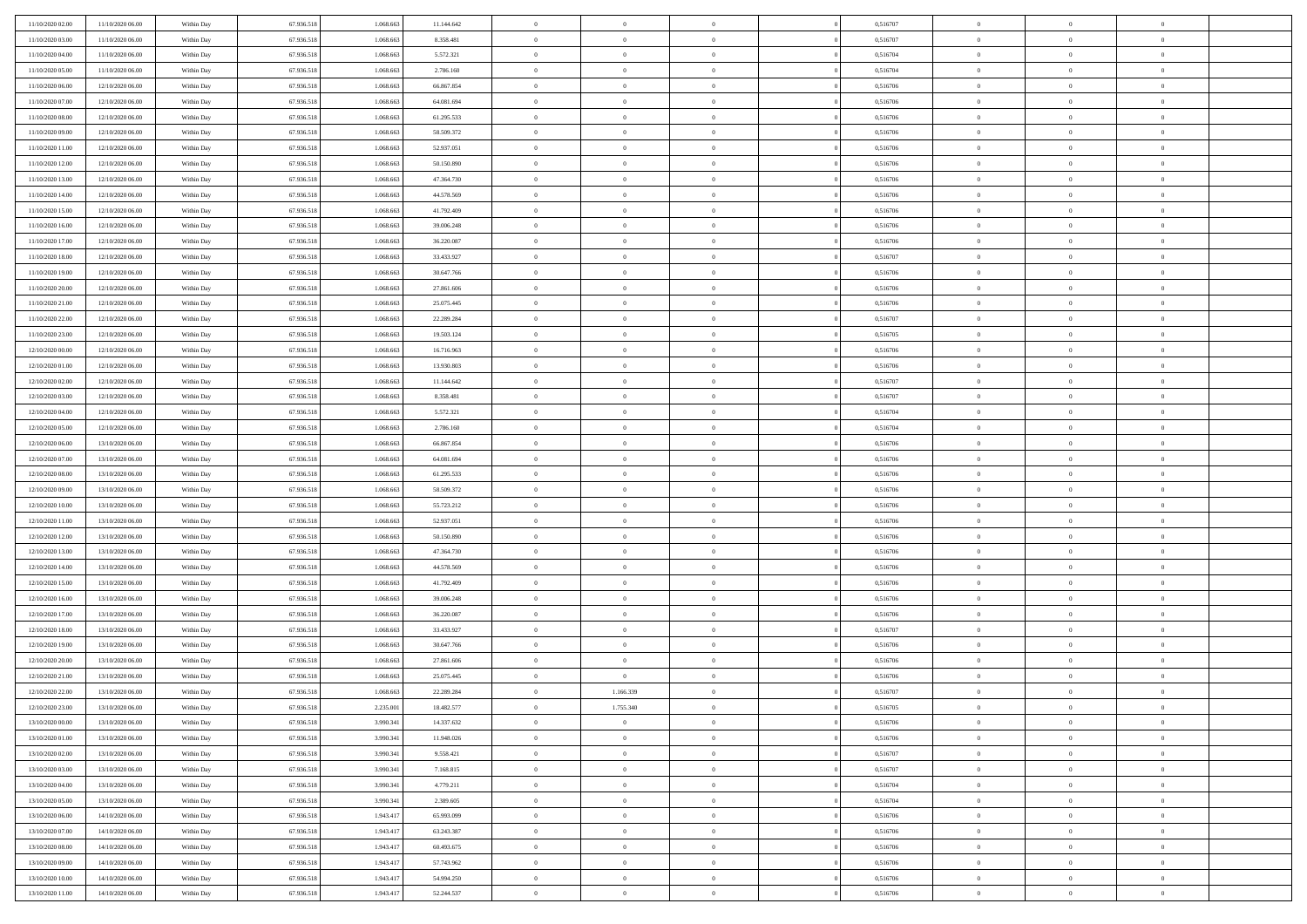| | | | | | | | | | | | | | | |
|---|---|---|---|---|---|---|---|---|---|---|---|---|---|---|
| 11/10/2020 02:00 | 11/10/2020 06:00 | Within Day | 67.936.518 | 1.068.663 | 11.144.642 | 0 | 0 | 0 | | 0,516707 | 0 | 0 | 0 | |
| 11/10/2020 03:00 | 11/10/2020 06:00 | Within Day | 67.936.518 | 1.068.663 | 8.358.481 | 0 | 0 | 0 | | 0,516707 | 0 | 0 | 0 | |
| 11/10/2020 04:00 | 11/10/2020 06:00 | Within Day | 67.936.518 | 1.068.663 | 5.572.321 | 0 | 0 | 0 | | 0,516704 | 0 | 0 | 0 | |
| 11/10/2020 05:00 | 11/10/2020 06:00 | Within Day | 67.936.518 | 1.068.663 | 2.786.160 | 0 | 0 | 0 | | 0,516704 | 0 | 0 | 0 | |
| 11/10/2020 06:00 | 12/10/2020 06:00 | Within Day | 67.936.518 | 1.068.663 | 66.867.854 | 0 | 0 | 0 | | 0,516706 | 0 | 0 | 0 | |
| 11/10/2020 07:00 | 12/10/2020 06:00 | Within Day | 67.936.518 | 1.068.663 | 64.081.694 | 0 | 0 | 0 | | 0,516706 | 0 | 0 | 0 | |
| 11/10/2020 08:00 | 12/10/2020 06:00 | Within Day | 67.936.518 | 1.068.663 | 61.295.533 | 0 | 0 | 0 | | 0,516706 | 0 | 0 | 0 | |
| 11/10/2020 09:00 | 12/10/2020 06:00 | Within Day | 67.936.518 | 1.068.663 | 58.509.372 | 0 | 0 | 0 | | 0,516706 | 0 | 0 | 0 | |
| 11/10/2020 11:00 | 12/10/2020 06:00 | Within Day | 67.936.518 | 1.068.663 | 52.937.051 | 0 | 0 | 0 | | 0,516706 | 0 | 0 | 0 | |
| 11/10/2020 12:00 | 12/10/2020 06:00 | Within Day | 67.936.518 | 1.068.663 | 50.150.890 | 0 | 0 | 0 | | 0,516706 | 0 | 0 | 0 | |
| 11/10/2020 13:00 | 12/10/2020 06:00 | Within Day | 67.936.518 | 1.068.663 | 47.364.730 | 0 | 0 | 0 | | 0,516706 | 0 | 0 | 0 | |
| 11/10/2020 14:00 | 12/10/2020 06:00 | Within Day | 67.936.518 | 1.068.663 | 44.578.569 | 0 | 0 | 0 | | 0,516706 | 0 | 0 | 0 | |
| 11/10/2020 15:00 | 12/10/2020 06:00 | Within Day | 67.936.518 | 1.068.663 | 41.792.409 | 0 | 0 | 0 | | 0,516706 | 0 | 0 | 0 | |
| 11/10/2020 16:00 | 12/10/2020 06:00 | Within Day | 67.936.518 | 1.068.663 | 39.006.248 | 0 | 0 | 0 | | 0,516706 | 0 | 0 | 0 | |
| 11/10/2020 17:00 | 12/10/2020 06:00 | Within Day | 67.936.518 | 1.068.663 | 36.220.087 | 0 | 0 | 0 | | 0,516706 | 0 | 0 | 0 | |
| 11/10/2020 18:00 | 12/10/2020 06:00 | Within Day | 67.936.518 | 1.068.663 | 33.433.927 | 0 | 0 | 0 | | 0,516707 | 0 | 0 | 0 | |
| 11/10/2020 19:00 | 12/10/2020 06:00 | Within Day | 67.936.518 | 1.068.663 | 30.647.766 | 0 | 0 | 0 | | 0,516706 | 0 | 0 | 0 | |
| 11/10/2020 20:00 | 12/10/2020 06:00 | Within Day | 67.936.518 | 1.068.663 | 27.861.606 | 0 | 0 | 0 | | 0,516706 | 0 | 0 | 0 | |
| 11/10/2020 21:00 | 12/10/2020 06:00 | Within Day | 67.936.518 | 1.068.663 | 25.075.445 | 0 | 0 | 0 | | 0,516706 | 0 | 0 | 0 | |
| 11/10/2020 22:00 | 12/10/2020 06:00 | Within Day | 67.936.518 | 1.068.663 | 22.289.284 | 0 | 0 | 0 | | 0,516707 | 0 | 0 | 0 | |
| 11/10/2020 23:00 | 12/10/2020 06:00 | Within Day | 67.936.518 | 1.068.663 | 19.503.124 | 0 | 0 | 0 | | 0,516705 | 0 | 0 | 0 | |
| 12/10/2020 00:00 | 12/10/2020 06:00 | Within Day | 67.936.518 | 1.068.663 | 16.716.963 | 0 | 0 | 0 | | 0,516706 | 0 | 0 | 0 | |
| 12/10/2020 01:00 | 12/10/2020 06:00 | Within Day | 67.936.518 | 1.068.663 | 13.930.803 | 0 | 0 | 0 | | 0,516706 | 0 | 0 | 0 | |
| 12/10/2020 02:00 | 12/10/2020 06:00 | Within Day | 67.936.518 | 1.068.663 | 11.144.642 | 0 | 0 | 0 | | 0,516707 | 0 | 0 | 0 | |
| 12/10/2020 03:00 | 12/10/2020 06:00 | Within Day | 67.936.518 | 1.068.663 | 8.358.481 | 0 | 0 | 0 | | 0,516707 | 0 | 0 | 0 | |
| 12/10/2020 04:00 | 12/10/2020 06:00 | Within Day | 67.936.518 | 1.068.663 | 5.572.321 | 0 | 0 | 0 | | 0,516704 | 0 | 0 | 0 | |
| 12/10/2020 05:00 | 12/10/2020 06:00 | Within Day | 67.936.518 | 1.068.663 | 2.786.160 | 0 | 0 | 0 | | 0,516704 | 0 | 0 | 0 | |
| 12/10/2020 06:00 | 13/10/2020 06:00 | Within Day | 67.936.518 | 1.068.663 | 66.867.854 | 0 | 0 | 0 | | 0,516706 | 0 | 0 | 0 | |
| 12/10/2020 07:00 | 13/10/2020 06:00 | Within Day | 67.936.518 | 1.068.663 | 64.081.694 | 0 | 0 | 0 | | 0,516706 | 0 | 0 | 0 | |
| 12/10/2020 08:00 | 13/10/2020 06:00 | Within Day | 67.936.518 | 1.068.663 | 61.295.533 | 0 | 0 | 0 | | 0,516706 | 0 | 0 | 0 | |
| 12/10/2020 09:00 | 13/10/2020 06:00 | Within Day | 67.936.518 | 1.068.663 | 58.509.372 | 0 | 0 | 0 | | 0,516706 | 0 | 0 | 0 | |
| 12/10/2020 10:00 | 13/10/2020 06:00 | Within Day | 67.936.518 | 1.068.663 | 55.723.212 | 0 | 0 | 0 | | 0,516706 | 0 | 0 | 0 | |
| 12/10/2020 11:00 | 13/10/2020 06:00 | Within Day | 67.936.518 | 1.068.663 | 52.937.051 | 0 | 0 | 0 | | 0,516706 | 0 | 0 | 0 | |
| 12/10/2020 12:00 | 13/10/2020 06:00 | Within Day | 67.936.518 | 1.068.663 | 50.150.890 | 0 | 0 | 0 | | 0,516706 | 0 | 0 | 0 | |
| 12/10/2020 13:00 | 13/10/2020 06:00 | Within Day | 67.936.518 | 1.068.663 | 47.364.730 | 0 | 0 | 0 | | 0,516706 | 0 | 0 | 0 | |
| 12/10/2020 14:00 | 13/10/2020 06:00 | Within Day | 67.936.518 | 1.068.663 | 44.578.569 | 0 | 0 | 0 | | 0,516706 | 0 | 0 | 0 | |
| 12/10/2020 15:00 | 13/10/2020 06:00 | Within Day | 67.936.518 | 1.068.663 | 41.792.409 | 0 | 0 | 0 | | 0,516706 | 0 | 0 | 0 | |
| 12/10/2020 16:00 | 13/10/2020 06:00 | Within Day | 67.936.518 | 1.068.663 | 39.006.248 | 0 | 0 | 0 | | 0,516706 | 0 | 0 | 0 | |
| 12/10/2020 17:00 | 13/10/2020 06:00 | Within Day | 67.936.518 | 1.068.663 | 36.220.087 | 0 | 0 | 0 | | 0,516706 | 0 | 0 | 0 | |
| 12/10/2020 18:00 | 13/10/2020 06:00 | Within Day | 67.936.518 | 1.068.663 | 33.433.927 | 0 | 0 | 0 | | 0,516707 | 0 | 0 | 0 | |
| 12/10/2020 19:00 | 13/10/2020 06:00 | Within Day | 67.936.518 | 1.068.663 | 30.647.766 | 0 | 0 | 0 | | 0,516706 | 0 | 0 | 0 | |
| 12/10/2020 20:00 | 13/10/2020 06:00 | Within Day | 67.936.518 | 1.068.663 | 27.861.606 | 0 | 0 | 0 | | 0,516706 | 0 | 0 | 0 | |
| 12/10/2020 21:00 | 13/10/2020 06:00 | Within Day | 67.936.518 | 1.068.663 | 25.075.445 | 0 | 0 | 0 | | 0,516706 | 0 | 0 | 0 | |
| 12/10/2020 22:00 | 13/10/2020 06:00 | Within Day | 67.936.518 | 1.068.663 | 22.289.284 | 0 | 1.166.339 | 0 | | 0,516707 | 0 | 0 | 0 | |
| 12/10/2020 23:00 | 13/10/2020 06:00 | Within Day | 67.936.518 | 2.235.001 | 18.482.577 | 0 | 1.755.340 | 0 | | 0,516705 | 0 | 0 | 0 | |
| 13/10/2020 00:00 | 13/10/2020 06:00 | Within Day | 67.936.518 | 3.990.341 | 14.337.632 | 0 | 0 | 0 | | 0,516706 | 0 | 0 | 0 | |
| 13/10/2020 01:00 | 13/10/2020 06:00 | Within Day | 67.936.518 | 3.990.341 | 11.948.026 | 0 | 0 | 0 | | 0,516706 | 0 | 0 | 0 | |
| 13/10/2020 02:00 | 13/10/2020 06:00 | Within Day | 67.936.518 | 3.990.341 | 9.558.421 | 0 | 0 | 0 | | 0,516707 | 0 | 0 | 0 | |
| 13/10/2020 03:00 | 13/10/2020 06:00 | Within Day | 67.936.518 | 3.990.341 | 7.168.815 | 0 | 0 | 0 | | 0,516707 | 0 | 0 | 0 | |
| 13/10/2020 04:00 | 13/10/2020 06:00 | Within Day | 67.936.518 | 3.990.341 | 4.779.211 | 0 | 0 | 0 | | 0,516704 | 0 | 0 | 0 | |
| 13/10/2020 05:00 | 13/10/2020 06:00 | Within Day | 67.936.518 | 3.990.341 | 2.389.605 | 0 | 0 | 0 | | 0,516704 | 0 | 0 | 0 | |
| 13/10/2020 06:00 | 14/10/2020 06:00 | Within Day | 67.936.518 | 1.943.417 | 65.993.099 | 0 | 0 | 0 | | 0,516706 | 0 | 0 | 0 | |
| 13/10/2020 07:00 | 14/10/2020 06:00 | Within Day | 67.936.518 | 1.943.417 | 63.243.387 | 0 | 0 | 0 | | 0,516706 | 0 | 0 | 0 | |
| 13/10/2020 08:00 | 14/10/2020 06:00 | Within Day | 67.936.518 | 1.943.417 | 60.493.675 | 0 | 0 | 0 | | 0,516706 | 0 | 0 | 0 | |
| 13/10/2020 09:00 | 14/10/2020 06:00 | Within Day | 67.936.518 | 1.943.417 | 57.743.962 | 0 | 0 | 0 | | 0,516706 | 0 | 0 | 0 | |
| 13/10/2020 10:00 | 14/10/2020 06:00 | Within Day | 67.936.518 | 1.943.417 | 54.994.250 | 0 | 0 | 0 | | 0,516706 | 0 | 0 | 0 | |
| 13/10/2020 11:00 | 14/10/2020 06:00 | Within Day | 67.936.518 | 1.943.417 | 52.244.537 | 0 | 0 | 0 | | 0,516706 | 0 | 0 | 0 | |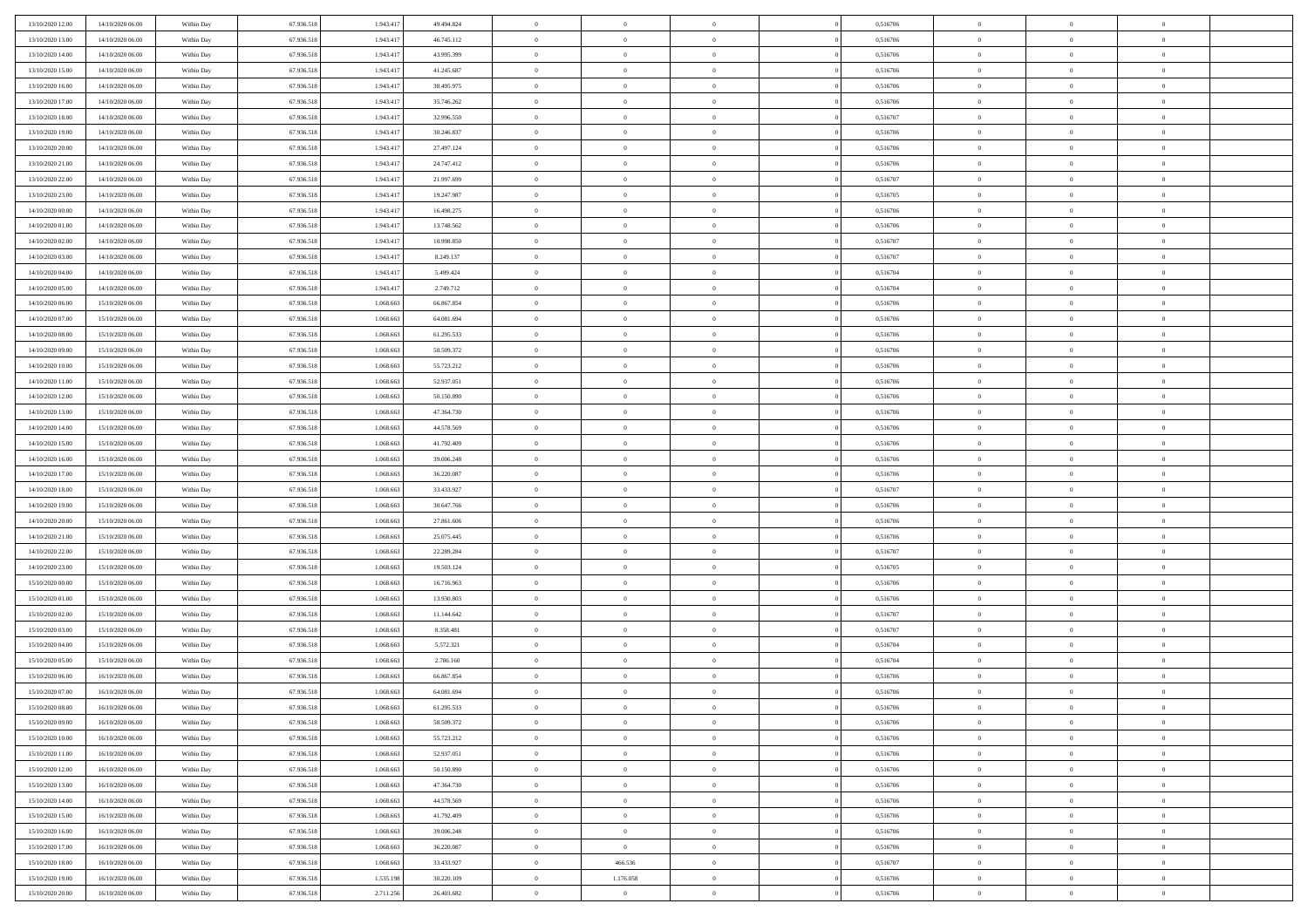| | | | | | | | | | | | | | | |
|---|---|---|---|---|---|---|---|---|---|---|---|---|---|---|
| 13/10/2020 12:00 | 14/10/2020 06:00 | Within Day | 67.936.518 | 1.943.417 | 49.494.824 | 0 | 0 | 0 | | 0,516706 | 0 | 0 | 0 | |
| 13/10/2020 13:00 | 14/10/2020 06:00 | Within Day | 67.936.518 | 1.943.417 | 46.745.112 | 0 | 0 | 0 | | 0,516706 | 0 | 0 | 0 | |
| 13/10/2020 14:00 | 14/10/2020 06:00 | Within Day | 67.936.518 | 1.943.417 | 43.995.399 | 0 | 0 | 0 | | 0,516706 | 0 | 0 | 0 | |
| 13/10/2020 15:00 | 14/10/2020 06:00 | Within Day | 67.936.518 | 1.943.417 | 41.245.687 | 0 | 0 | 0 | | 0,516706 | 0 | 0 | 0 | |
| 13/10/2020 16:00 | 14/10/2020 06:00 | Within Day | 67.936.518 | 1.943.417 | 38.495.975 | 0 | 0 | 0 | | 0,516706 | 0 | 0 | 0 | |
| 13/10/2020 17:00 | 14/10/2020 06:00 | Within Day | 67.936.518 | 1.943.417 | 35.746.262 | 0 | 0 | 0 | | 0,516706 | 0 | 0 | 0 | |
| 13/10/2020 18:00 | 14/10/2020 06:00 | Within Day | 67.936.518 | 1.943.417 | 32.996.550 | 0 | 0 | 0 | | 0,516707 | 0 | 0 | 0 | |
| 13/10/2020 19:00 | 14/10/2020 06:00 | Within Day | 67.936.518 | 1.943.417 | 30.246.837 | 0 | 0 | 0 | | 0,516706 | 0 | 0 | 0 | |
| 13/10/2020 20:00 | 14/10/2020 06:00 | Within Day | 67.936.518 | 1.943.417 | 27.497.124 | 0 | 0 | 0 | | 0,516706 | 0 | 0 | 0 | |
| 13/10/2020 21:00 | 14/10/2020 06:00 | Within Day | 67.936.518 | 1.943.417 | 24.747.412 | 0 | 0 | 0 | | 0,516706 | 0 | 0 | 0 | |
| 13/10/2020 22:00 | 14/10/2020 06:00 | Within Day | 67.936.518 | 1.943.417 | 21.997.699 | 0 | 0 | 0 | | 0,516707 | 0 | 0 | 0 | |
| 13/10/2020 23:00 | 14/10/2020 06:00 | Within Day | 67.936.518 | 1.943.417 | 19.247.987 | 0 | 0 | 0 | | 0,516705 | 0 | 0 | 0 | |
| 14/10/2020 00:00 | 14/10/2020 06:00 | Within Day | 67.936.518 | 1.943.417 | 16.498.275 | 0 | 0 | 0 | | 0,516706 | 0 | 0 | 0 | |
| 14/10/2020 01:00 | 14/10/2020 06:00 | Within Day | 67.936.518 | 1.943.417 | 13.748.562 | 0 | 0 | 0 | | 0,516706 | 0 | 0 | 0 | |
| 14/10/2020 02:00 | 14/10/2020 06:00 | Within Day | 67.936.518 | 1.943.417 | 10.998.850 | 0 | 0 | 0 | | 0,516707 | 0 | 0 | 0 | |
| 14/10/2020 03:00 | 14/10/2020 06:00 | Within Day | 67.936.518 | 1.943.417 | 8.249.137 | 0 | 0 | 0 | | 0,516707 | 0 | 0 | 0 | |
| 14/10/2020 04:00 | 14/10/2020 06:00 | Within Day | 67.936.518 | 1.943.417 | 5.499.424 | 0 | 0 | 0 | | 0,516704 | 0 | 0 | 0 | |
| 14/10/2020 05:00 | 14/10/2020 06:00 | Within Day | 67.936.518 | 1.943.417 | 2.749.712 | 0 | 0 | 0 | | 0,516704 | 0 | 0 | 0 | |
| 14/10/2020 06:00 | 15/10/2020 06:00 | Within Day | 67.936.518 | 1.068.663 | 66.867.854 | 0 | 0 | 0 | | 0,516706 | 0 | 0 | 0 | |
| 14/10/2020 07:00 | 15/10/2020 06:00 | Within Day | 67.936.518 | 1.068.663 | 64.081.694 | 0 | 0 | 0 | | 0,516706 | 0 | 0 | 0 | |
| 14/10/2020 08:00 | 15/10/2020 06:00 | Within Day | 67.936.518 | 1.068.663 | 61.295.533 | 0 | 0 | 0 | | 0,516706 | 0 | 0 | 0 | |
| 14/10/2020 09:00 | 15/10/2020 06:00 | Within Day | 67.936.518 | 1.068.663 | 58.509.372 | 0 | 0 | 0 | | 0,516706 | 0 | 0 | 0 | |
| 14/10/2020 10:00 | 15/10/2020 06:00 | Within Day | 67.936.518 | 1.068.663 | 55.723.212 | 0 | 0 | 0 | | 0,516706 | 0 | 0 | 0 | |
| 14/10/2020 11:00 | 15/10/2020 06:00 | Within Day | 67.936.518 | 1.068.663 | 52.937.051 | 0 | 0 | 0 | | 0,516706 | 0 | 0 | 0 | |
| 14/10/2020 12:00 | 15/10/2020 06:00 | Within Day | 67.936.518 | 1.068.663 | 50.150.890 | 0 | 0 | 0 | | 0,516706 | 0 | 0 | 0 | |
| 14/10/2020 13:00 | 15/10/2020 06:00 | Within Day | 67.936.518 | 1.068.663 | 47.364.730 | 0 | 0 | 0 | | 0,516706 | 0 | 0 | 0 | |
| 14/10/2020 14:00 | 15/10/2020 06:00 | Within Day | 67.936.518 | 1.068.663 | 44.578.569 | 0 | 0 | 0 | | 0,516706 | 0 | 0 | 0 | |
| 14/10/2020 15:00 | 15/10/2020 06:00 | Within Day | 67.936.518 | 1.068.663 | 41.792.409 | 0 | 0 | 0 | | 0,516706 | 0 | 0 | 0 | |
| 14/10/2020 16:00 | 15/10/2020 06:00 | Within Day | 67.936.518 | 1.068.663 | 39.006.248 | 0 | 0 | 0 | | 0,516706 | 0 | 0 | 0 | |
| 14/10/2020 17:00 | 15/10/2020 06:00 | Within Day | 67.936.518 | 1.068.663 | 36.220.087 | 0 | 0 | 0 | | 0,516706 | 0 | 0 | 0 | |
| 14/10/2020 18:00 | 15/10/2020 06:00 | Within Day | 67.936.518 | 1.068.663 | 33.433.927 | 0 | 0 | 0 | | 0,516707 | 0 | 0 | 0 | |
| 14/10/2020 19:00 | 15/10/2020 06:00 | Within Day | 67.936.518 | 1.068.663 | 30.647.766 | 0 | 0 | 0 | | 0,516706 | 0 | 0 | 0 | |
| 14/10/2020 20:00 | 15/10/2020 06:00 | Within Day | 67.936.518 | 1.068.663 | 27.861.606 | 0 | 0 | 0 | | 0,516706 | 0 | 0 | 0 | |
| 14/10/2020 21:00 | 15/10/2020 06:00 | Within Day | 67.936.518 | 1.068.663 | 25.075.445 | 0 | 0 | 0 | | 0,516706 | 0 | 0 | 0 | |
| 14/10/2020 22:00 | 15/10/2020 06:00 | Within Day | 67.936.518 | 1.068.663 | 22.289.284 | 0 | 0 | 0 | | 0,516707 | 0 | 0 | 0 | |
| 14/10/2020 23:00 | 15/10/2020 06:00 | Within Day | 67.936.518 | 1.068.663 | 19.503.124 | 0 | 0 | 0 | | 0,516705 | 0 | 0 | 0 | |
| 15/10/2020 00:00 | 15/10/2020 06:00 | Within Day | 67.936.518 | 1.068.663 | 16.716.963 | 0 | 0 | 0 | | 0,516706 | 0 | 0 | 0 | |
| 15/10/2020 01:00 | 15/10/2020 06:00 | Within Day | 67.936.518 | 1.068.663 | 13.930.803 | 0 | 0 | 0 | | 0,516706 | 0 | 0 | 0 | |
| 15/10/2020 02:00 | 15/10/2020 06:00 | Within Day | 67.936.518 | 1.068.663 | 11.144.642 | 0 | 0 | 0 | | 0,516707 | 0 | 0 | 0 | |
| 15/10/2020 03:00 | 15/10/2020 06:00 | Within Day | 67.936.518 | 1.068.663 | 8.358.481 | 0 | 0 | 0 | | 0,516707 | 0 | 0 | 0 | |
| 15/10/2020 04:00 | 15/10/2020 06:00 | Within Day | 67.936.518 | 1.068.663 | 5.572.321 | 0 | 0 | 0 | | 0,516704 | 0 | 0 | 0 | |
| 15/10/2020 05:00 | 15/10/2020 06:00 | Within Day | 67.936.518 | 1.068.663 | 2.786.160 | 0 | 0 | 0 | | 0,516704 | 0 | 0 | 0 | |
| 15/10/2020 06:00 | 16/10/2020 06:00 | Within Day | 67.936.518 | 1.068.663 | 66.867.854 | 0 | 0 | 0 | | 0,516706 | 0 | 0 | 0 | |
| 15/10/2020 07:00 | 16/10/2020 06:00 | Within Day | 67.936.518 | 1.068.663 | 64.081.694 | 0 | 0 | 0 | | 0,516706 | 0 | 0 | 0 | |
| 15/10/2020 08:00 | 16/10/2020 06:00 | Within Day | 67.936.518 | 1.068.663 | 61.295.533 | 0 | 0 | 0 | | 0,516706 | 0 | 0 | 0 | |
| 15/10/2020 09:00 | 16/10/2020 06:00 | Within Day | 67.936.518 | 1.068.663 | 58.509.372 | 0 | 0 | 0 | | 0,516706 | 0 | 0 | 0 | |
| 15/10/2020 10:00 | 16/10/2020 06:00 | Within Day | 67.936.518 | 1.068.663 | 55.723.212 | 0 | 0 | 0 | | 0,516706 | 0 | 0 | 0 | |
| 15/10/2020 11:00 | 16/10/2020 06:00 | Within Day | 67.936.518 | 1.068.663 | 52.937.051 | 0 | 0 | 0 | | 0,516706 | 0 | 0 | 0 | |
| 15/10/2020 12:00 | 16/10/2020 06:00 | Within Day | 67.936.518 | 1.068.663 | 50.150.890 | 0 | 0 | 0 | | 0,516706 | 0 | 0 | 0 | |
| 15/10/2020 13:00 | 16/10/2020 06:00 | Within Day | 67.936.518 | 1.068.663 | 47.364.730 | 0 | 0 | 0 | | 0,516706 | 0 | 0 | 0 | |
| 15/10/2020 14:00 | 16/10/2020 06:00 | Within Day | 67.936.518 | 1.068.663 | 44.578.569 | 0 | 0 | 0 | | 0,516706 | 0 | 0 | 0 | |
| 15/10/2020 15:00 | 16/10/2020 06:00 | Within Day | 67.936.518 | 1.068.663 | 41.792.409 | 0 | 0 | 0 | | 0,516706 | 0 | 0 | 0 | |
| 15/10/2020 16:00 | 16/10/2020 06:00 | Within Day | 67.936.518 | 1.068.663 | 39.006.248 | 0 | 0 | 0 | | 0,516706 | 0 | 0 | 0 | |
| 15/10/2020 17:00 | 16/10/2020 06:00 | Within Day | 67.936.518 | 1.068.663 | 36.220.087 | 0 | 0 | 0 | | 0,516706 | 0 | 0 | 0 | |
| 15/10/2020 18:00 | 16/10/2020 06:00 | Within Day | 67.936.518 | 1.068.663 | 33.433.927 | 0 | 466.536 | 0 | | 0,516707 | 0 | 0 | 0 | |
| 15/10/2020 19:00 | 16/10/2020 06:00 | Within Day | 67.936.518 | 1.535.198 | 30.220.109 | 0 | 1.176.058 | 0 | | 0,516706 | 0 | 0 | 0 | |
| 15/10/2020 20:00 | 16/10/2020 06:00 | Within Day | 67.936.518 | 2.711.256 | 26.403.682 | 0 | 0 | 0 | | 0,516706 | 0 | 0 | 0 | |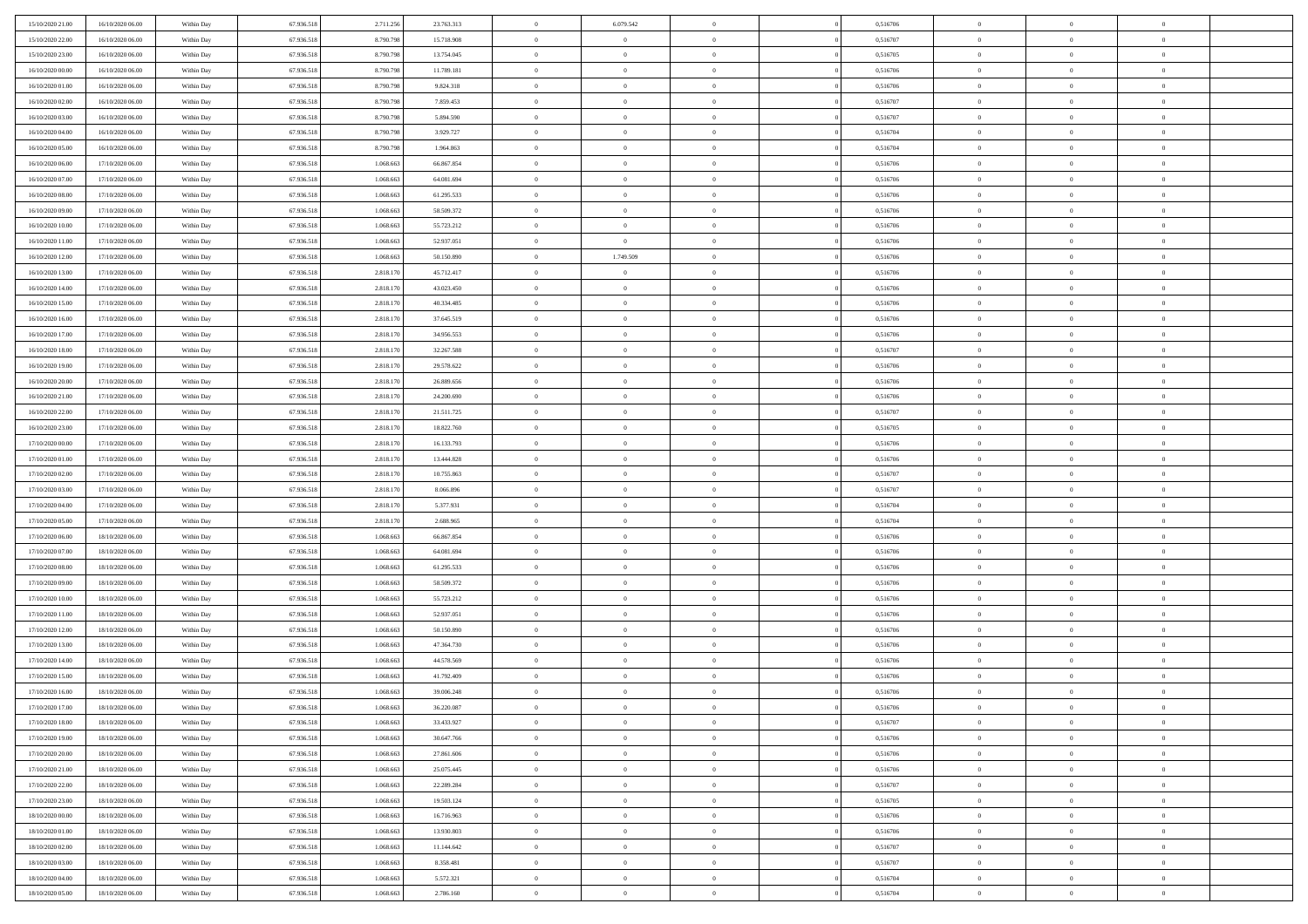| | | | | | | | | | | | | | | |
|---|---|---|---|---|---|---|---|---|---|---|---|---|---|---|
| 15/10/2020 21:00 | 16/10/2020 06:00 | Within Day | 67.936.518 | 2.711.256 | 23.763.313 | 0 | 6.079.542 | 0 | | 0 | 0,516706 | 0 | 0 | 0 |
| 15/10/2020 22:00 | 16/10/2020 06:00 | Within Day | 67.936.518 | 8.790.798 | 15.718.908 | 0 | 0 | 0 | | 0 | 0,516707 | 0 | 0 | 0 |
| 15/10/2020 23:00 | 16/10/2020 06:00 | Within Day | 67.936.518 | 8.790.798 | 13.754.045 | 0 | 0 | 0 | | 0 | 0,516705 | 0 | 0 | 0 |
| 16/10/2020 00:00 | 16/10/2020 06:00 | Within Day | 67.936.518 | 8.790.798 | 11.789.181 | 0 | 0 | 0 | | 0 | 0,516706 | 0 | 0 | 0 |
| 16/10/2020 01:00 | 16/10/2020 06:00 | Within Day | 67.936.518 | 8.790.798 | 9.824.318 | 0 | 0 | 0 | | 0 | 0,516706 | 0 | 0 | 0 |
| 16/10/2020 02:00 | 16/10/2020 06:00 | Within Day | 67.936.518 | 8.790.798 | 7.859.453 | 0 | 0 | 0 | | 0 | 0,516707 | 0 | 0 | 0 |
| 16/10/2020 03:00 | 16/10/2020 06:00 | Within Day | 67.936.518 | 8.790.798 | 5.894.590 | 0 | 0 | 0 | | 0 | 0,516707 | 0 | 0 | 0 |
| 16/10/2020 04:00 | 16/10/2020 06:00 | Within Day | 67.936.518 | 8.790.798 | 3.929.727 | 0 | 0 | 0 | | 0 | 0,516704 | 0 | 0 | 0 |
| 16/10/2020 05:00 | 16/10/2020 06:00 | Within Day | 67.936.518 | 8.790.798 | 1.964.863 | 0 | 0 | 0 | | 0 | 0,516704 | 0 | 0 | 0 |
| 16/10/2020 06:00 | 17/10/2020 06:00 | Within Day | 67.936.518 | 1.068.663 | 66.867.854 | 0 | 0 | 0 | | 0 | 0,516706 | 0 | 0 | 0 |
| 16/10/2020 07:00 | 17/10/2020 06:00 | Within Day | 67.936.518 | 1.068.663 | 64.081.694 | 0 | 0 | 0 | | 0 | 0,516706 | 0 | 0 | 0 |
| 16/10/2020 08:00 | 17/10/2020 06:00 | Within Day | 67.936.518 | 1.068.663 | 61.295.533 | 0 | 0 | 0 | | 0 | 0,516706 | 0 | 0 | 0 |
| 16/10/2020 09:00 | 17/10/2020 06:00 | Within Day | 67.936.518 | 1.068.663 | 58.509.372 | 0 | 0 | 0 | | 0 | 0,516706 | 0 | 0 | 0 |
| 16/10/2020 10:00 | 17/10/2020 06:00 | Within Day | 67.936.518 | 1.068.663 | 55.723.212 | 0 | 0 | 0 | | 0 | 0,516706 | 0 | 0 | 0 |
| 16/10/2020 11:00 | 17/10/2020 06:00 | Within Day | 67.936.518 | 1.068.663 | 52.937.051 | 0 | 0 | 0 | | 0 | 0,516706 | 0 | 0 | 0 |
| 16/10/2020 12:00 | 17/10/2020 06:00 | Within Day | 67.936.518 | 1.068.663 | 50.150.890 | 0 | 1.749.509 | 0 | | 0 | 0,516706 | 0 | 0 | 0 |
| 16/10/2020 13:00 | 17/10/2020 06:00 | Within Day | 67.936.518 | 2.818.170 | 45.712.417 | 0 | 0 | 0 | | 0 | 0,516706 | 0 | 0 | 0 |
| 16/10/2020 14:00 | 17/10/2020 06:00 | Within Day | 67.936.518 | 2.818.170 | 43.023.450 | 0 | 0 | 0 | | 0 | 0,516706 | 0 | 0 | 0 |
| 16/10/2020 15:00 | 17/10/2020 06:00 | Within Day | 67.936.518 | 2.818.170 | 40.334.485 | 0 | 0 | 0 | | 0 | 0,516706 | 0 | 0 | 0 |
| 16/10/2020 16:00 | 17/10/2020 06:00 | Within Day | 67.936.518 | 2.818.170 | 37.645.519 | 0 | 0 | 0 | | 0 | 0,516706 | 0 | 0 | 0 |
| 16/10/2020 17:00 | 17/10/2020 06:00 | Within Day | 67.936.518 | 2.818.170 | 34.956.553 | 0 | 0 | 0 | | 0 | 0,516706 | 0 | 0 | 0 |
| 16/10/2020 18:00 | 17/10/2020 06:00 | Within Day | 67.936.518 | 2.818.170 | 32.267.588 | 0 | 0 | 0 | | 0 | 0,516707 | 0 | 0 | 0 |
| 16/10/2020 19:00 | 17/10/2020 06:00 | Within Day | 67.936.518 | 2.818.170 | 29.578.622 | 0 | 0 | 0 | | 0 | 0,516706 | 0 | 0 | 0 |
| 16/10/2020 20:00 | 17/10/2020 06:00 | Within Day | 67.936.518 | 2.818.170 | 26.889.656 | 0 | 0 | 0 | | 0 | 0,516706 | 0 | 0 | 0 |
| 16/10/2020 21:00 | 17/10/2020 06:00 | Within Day | 67.936.518 | 2.818.170 | 24.200.690 | 0 | 0 | 0 | | 0 | 0,516706 | 0 | 0 | 0 |
| 16/10/2020 22:00 | 17/10/2020 06:00 | Within Day | 67.936.518 | 2.818.170 | 21.511.725 | 0 | 0 | 0 | | 0 | 0,516707 | 0 | 0 | 0 |
| 16/10/2020 23:00 | 17/10/2020 06:00 | Within Day | 67.936.518 | 2.818.170 | 18.822.760 | 0 | 0 | 0 | | 0 | 0,516705 | 0 | 0 | 0 |
| 17/10/2020 00:00 | 17/10/2020 06:00 | Within Day | 67.936.518 | 2.818.170 | 16.133.793 | 0 | 0 | 0 | | 0 | 0,516706 | 0 | 0 | 0 |
| 17/10/2020 01:00 | 17/10/2020 06:00 | Within Day | 67.936.518 | 2.818.170 | 13.444.828 | 0 | 0 | 0 | | 0 | 0,516706 | 0 | 0 | 0 |
| 17/10/2020 02:00 | 17/10/2020 06:00 | Within Day | 67.936.518 | 2.818.170 | 10.755.863 | 0 | 0 | 0 | | 0 | 0,516707 | 0 | 0 | 0 |
| 17/10/2020 03:00 | 17/10/2020 06:00 | Within Day | 67.936.518 | 2.818.170 | 8.066.896 | 0 | 0 | 0 | | 0 | 0,516707 | 0 | 0 | 0 |
| 17/10/2020 04:00 | 17/10/2020 06:00 | Within Day | 67.936.518 | 2.818.170 | 5.377.931 | 0 | 0 | 0 | | 0 | 0,516704 | 0 | 0 | 0 |
| 17/10/2020 05:00 | 17/10/2020 06:00 | Within Day | 67.936.518 | 2.818.170 | 2.688.965 | 0 | 0 | 0 | | 0 | 0,516704 | 0 | 0 | 0 |
| 17/10/2020 06:00 | 18/10/2020 06:00 | Within Day | 67.936.518 | 1.068.663 | 66.867.854 | 0 | 0 | 0 | | 0 | 0,516706 | 0 | 0 | 0 |
| 17/10/2020 07:00 | 18/10/2020 06:00 | Within Day | 67.936.518 | 1.068.663 | 64.081.694 | 0 | 0 | 0 | | 0 | 0,516706 | 0 | 0 | 0 |
| 17/10/2020 08:00 | 18/10/2020 06:00 | Within Day | 67.936.518 | 1.068.663 | 61.295.533 | 0 | 0 | 0 | | 0 | 0,516706 | 0 | 0 | 0 |
| 17/10/2020 09:00 | 18/10/2020 06:00 | Within Day | 67.936.518 | 1.068.663 | 58.509.372 | 0 | 0 | 0 | | 0 | 0,516706 | 0 | 0 | 0 |
| 17/10/2020 10:00 | 18/10/2020 06:00 | Within Day | 67.936.518 | 1.068.663 | 55.723.212 | 0 | 0 | 0 | | 0 | 0,516706 | 0 | 0 | 0 |
| 17/10/2020 11:00 | 18/10/2020 06:00 | Within Day | 67.936.518 | 1.068.663 | 52.937.051 | 0 | 0 | 0 | | 0 | 0,516706 | 0 | 0 | 0 |
| 17/10/2020 12:00 | 18/10/2020 06:00 | Within Day | 67.936.518 | 1.068.663 | 50.150.890 | 0 | 0 | 0 | | 0 | 0,516706 | 0 | 0 | 0 |
| 17/10/2020 13:00 | 18/10/2020 06:00 | Within Day | 67.936.518 | 1.068.663 | 47.364.730 | 0 | 0 | 0 | | 0 | 0,516706 | 0 | 0 | 0 |
| 17/10/2020 14:00 | 18/10/2020 06:00 | Within Day | 67.936.518 | 1.068.663 | 44.578.569 | 0 | 0 | 0 | | 0 | 0,516706 | 0 | 0 | 0 |
| 17/10/2020 15:00 | 18/10/2020 06:00 | Within Day | 67.936.518 | 1.068.663 | 41.792.409 | 0 | 0 | 0 | | 0 | 0,516706 | 0 | 0 | 0 |
| 17/10/2020 16:00 | 18/10/2020 06:00 | Within Day | 67.936.518 | 1.068.663 | 39.006.248 | 0 | 0 | 0 | | 0 | 0,516706 | 0 | 0 | 0 |
| 17/10/2020 17:00 | 18/10/2020 06:00 | Within Day | 67.936.518 | 1.068.663 | 36.220.087 | 0 | 0 | 0 | | 0 | 0,516706 | 0 | 0 | 0 |
| 17/10/2020 18:00 | 18/10/2020 06:00 | Within Day | 67.936.518 | 1.068.663 | 33.433.927 | 0 | 0 | 0 | | 0 | 0,516707 | 0 | 0 | 0 |
| 17/10/2020 19:00 | 18/10/2020 06:00 | Within Day | 67.936.518 | 1.068.663 | 30.647.766 | 0 | 0 | 0 | | 0 | 0,516706 | 0 | 0 | 0 |
| 17/10/2020 20:00 | 18/10/2020 06:00 | Within Day | 67.936.518 | 1.068.663 | 27.861.606 | 0 | 0 | 0 | | 0 | 0,516706 | 0 | 0 | 0 |
| 17/10/2020 21:00 | 18/10/2020 06:00 | Within Day | 67.936.518 | 1.068.663 | 25.075.445 | 0 | 0 | 0 | | 0 | 0,516706 | 0 | 0 | 0 |
| 17/10/2020 22:00 | 18/10/2020 06:00 | Within Day | 67.936.518 | 1.068.663 | 22.289.284 | 0 | 0 | 0 | | 0 | 0,516707 | 0 | 0 | 0 |
| 17/10/2020 23:00 | 18/10/2020 06:00 | Within Day | 67.936.518 | 1.068.663 | 19.503.124 | 0 | 0 | 0 | | 0 | 0,516705 | 0 | 0 | 0 |
| 18/10/2020 00:00 | 18/10/2020 06:00 | Within Day | 67.936.518 | 1.068.663 | 16.716.963 | 0 | 0 | 0 | | 0 | 0,516706 | 0 | 0 | 0 |
| 18/10/2020 01:00 | 18/10/2020 06:00 | Within Day | 67.936.518 | 1.068.663 | 13.930.803 | 0 | 0 | 0 | | 0 | 0,516706 | 0 | 0 | 0 |
| 18/10/2020 02:00 | 18/10/2020 06:00 | Within Day | 67.936.518 | 1.068.663 | 11.144.642 | 0 | 0 | 0 | | 0 | 0,516707 | 0 | 0 | 0 |
| 18/10/2020 03:00 | 18/10/2020 06:00 | Within Day | 67.936.518 | 1.068.663 | 8.358.481 | 0 | 0 | 0 | | 0 | 0,516707 | 0 | 0 | 0 |
| 18/10/2020 04:00 | 18/10/2020 06:00 | Within Day | 67.936.518 | 1.068.663 | 5.572.321 | 0 | 0 | 0 | | 0 | 0,516704 | 0 | 0 | 0 |
| 18/10/2020 05:00 | 18/10/2020 06:00 | Within Day | 67.936.518 | 1.068.663 | 2.786.160 | 0 | 0 | 0 | | 0 | 0,516704 | 0 | 0 | 0 |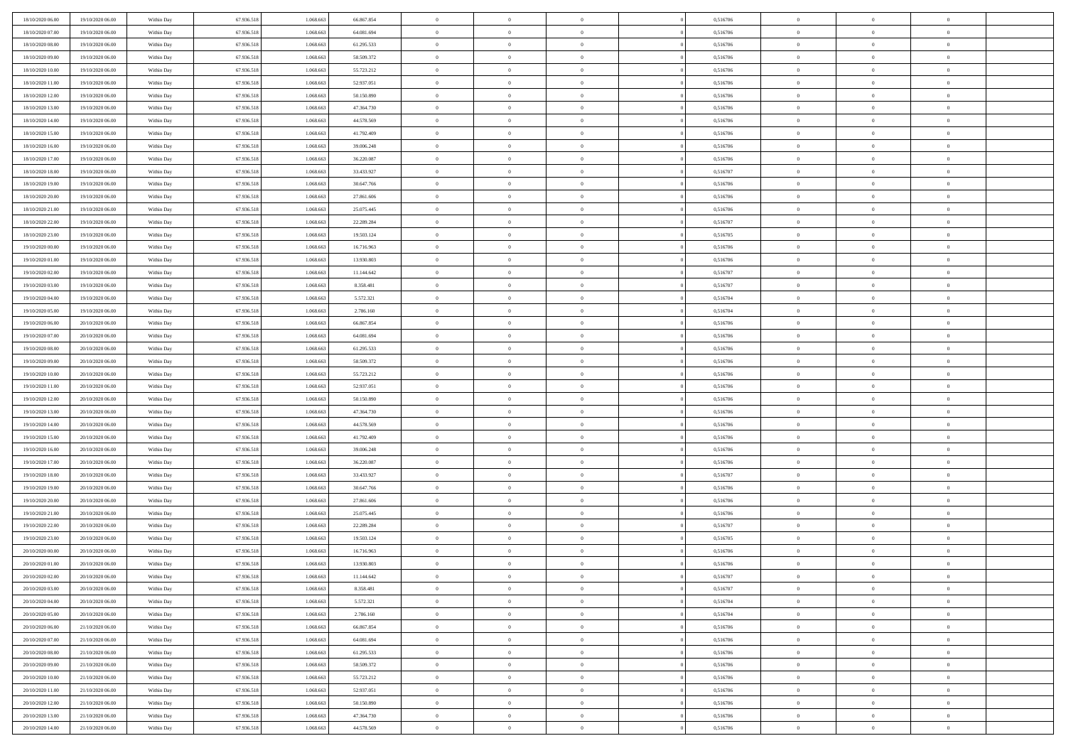| | | | | | | | | | | | | | | |
|---|---|---|---|---|---|---|---|---|---|---|---|---|---|---|
| 18/10/2020 06.00 | 19/10/2020 06.00 | Within Day | 67.936.518 | 1.068.663 | 66.867.854 | 0 | 0 | 0 | | 0 | 0,516706 | 0 | 0 | 0 |
| 18/10/2020 07.00 | 19/10/2020 06.00 | Within Day | 67.936.518 | 1.068.663 | 64.081.694 | 0 | 0 | 0 | | 0 | 0,516706 | 0 | 0 | 0 |
| 18/10/2020 08.00 | 19/10/2020 06.00 | Within Day | 67.936.518 | 1.068.663 | 61.295.533 | 0 | 0 | 0 | | 0 | 0,516706 | 0 | 0 | 0 |
| 18/10/2020 09.00 | 19/10/2020 06.00 | Within Day | 67.936.518 | 1.068.663 | 58.509.372 | 0 | 0 | 0 | | 0 | 0,516706 | 0 | 0 | 0 |
| 18/10/2020 10.00 | 19/10/2020 06.00 | Within Day | 67.936.518 | 1.068.663 | 55.723.212 | 0 | 0 | 0 | | 0 | 0,516706 | 0 | 0 | 0 |
| 18/10/2020 11.00 | 19/10/2020 06.00 | Within Day | 67.936.518 | 1.068.663 | 52.937.051 | 0 | 0 | 0 | | 0 | 0,516706 | 0 | 0 | 0 |
| 18/10/2020 12.00 | 19/10/2020 06.00 | Within Day | 67.936.518 | 1.068.663 | 50.150.890 | 0 | 0 | 0 | | 0 | 0,516706 | 0 | 0 | 0 |
| 18/10/2020 13.00 | 19/10/2020 06.00 | Within Day | 67.936.518 | 1.068.663 | 47.364.730 | 0 | 0 | 0 | | 0 | 0,516706 | 0 | 0 | 0 |
| 18/10/2020 14.00 | 19/10/2020 06.00 | Within Day | 67.936.518 | 1.068.663 | 44.578.569 | 0 | 0 | 0 | | 0 | 0,516706 | 0 | 0 | 0 |
| 18/10/2020 15.00 | 19/10/2020 06.00 | Within Day | 67.936.518 | 1.068.663 | 41.792.409 | 0 | 0 | 0 | | 0 | 0,516706 | 0 | 0 | 0 |
| 18/10/2020 16.00 | 19/10/2020 06.00 | Within Day | 67.936.518 | 1.068.663 | 39.006.248 | 0 | 0 | 0 | | 0 | 0,516706 | 0 | 0 | 0 |
| 18/10/2020 17.00 | 19/10/2020 06.00 | Within Day | 67.936.518 | 1.068.663 | 36.220.087 | 0 | 0 | 0 | | 0 | 0,516706 | 0 | 0 | 0 |
| 18/10/2020 18.00 | 19/10/2020 06.00 | Within Day | 67.936.518 | 1.068.663 | 33.433.927 | 0 | 0 | 0 | | 0 | 0,516707 | 0 | 0 | 0 |
| 18/10/2020 19.00 | 19/10/2020 06.00 | Within Day | 67.936.518 | 1.068.663 | 30.647.766 | 0 | 0 | 0 | | 0 | 0,516706 | 0 | 0 | 0 |
| 18/10/2020 20.00 | 19/10/2020 06.00 | Within Day | 67.936.518 | 1.068.663 | 27.861.606 | 0 | 0 | 0 | | 0 | 0,516706 | 0 | 0 | 0 |
| 18/10/2020 21.00 | 19/10/2020 06.00 | Within Day | 67.936.518 | 1.068.663 | 25.075.445 | 0 | 0 | 0 | | 0 | 0,516706 | 0 | 0 | 0 |
| 18/10/2020 22.00 | 19/10/2020 06.00 | Within Day | 67.936.518 | 1.068.663 | 22.289.284 | 0 | 0 | 0 | | 0 | 0,516707 | 0 | 0 | 0 |
| 18/10/2020 23.00 | 19/10/2020 06.00 | Within Day | 67.936.518 | 1.068.663 | 19.503.124 | 0 | 0 | 0 | | 0 | 0,516705 | 0 | 0 | 0 |
| 19/10/2020 00.00 | 19/10/2020 06.00 | Within Day | 67.936.518 | 1.068.663 | 16.716.963 | 0 | 0 | 0 | | 0 | 0,516706 | 0 | 0 | 0 |
| 19/10/2020 01.00 | 19/10/2020 06.00 | Within Day | 67.936.518 | 1.068.663 | 13.930.803 | 0 | 0 | 0 | | 0 | 0,516706 | 0 | 0 | 0 |
| 19/10/2020 02.00 | 19/10/2020 06.00 | Within Day | 67.936.518 | 1.068.663 | 11.144.642 | 0 | 0 | 0 | | 0 | 0,516707 | 0 | 0 | 0 |
| 19/10/2020 03.00 | 19/10/2020 06.00 | Within Day | 67.936.518 | 1.068.663 | 8.358.481 | 0 | 0 | 0 | | 0 | 0,516707 | 0 | 0 | 0 |
| 19/10/2020 04.00 | 19/10/2020 06.00 | Within Day | 67.936.518 | 1.068.663 | 5.572.321 | 0 | 0 | 0 | | 0 | 0,516704 | 0 | 0 | 0 |
| 19/10/2020 05.00 | 19/10/2020 06.00 | Within Day | 67.936.518 | 1.068.663 | 2.786.160 | 0 | 0 | 0 | | 0 | 0,516704 | 0 | 0 | 0 |
| 19/10/2020 06.00 | 20/10/2020 06.00 | Within Day | 67.936.518 | 1.068.663 | 66.867.854 | 0 | 0 | 0 | | 0 | 0,516706 | 0 | 0 | 0 |
| 19/10/2020 07.00 | 20/10/2020 06.00 | Within Day | 67.936.518 | 1.068.663 | 64.081.694 | 0 | 0 | 0 | | 0 | 0,516706 | 0 | 0 | 0 |
| 19/10/2020 08.00 | 20/10/2020 06.00 | Within Day | 67.936.518 | 1.068.663 | 61.295.533 | 0 | 0 | 0 | | 0 | 0,516706 | 0 | 0 | 0 |
| 19/10/2020 09.00 | 20/10/2020 06.00 | Within Day | 67.936.518 | 1.068.663 | 58.509.372 | 0 | 0 | 0 | | 0 | 0,516706 | 0 | 0 | 0 |
| 19/10/2020 10.00 | 20/10/2020 06.00 | Within Day | 67.936.518 | 1.068.663 | 55.723.212 | 0 | 0 | 0 | | 0 | 0,516706 | 0 | 0 | 0 |
| 19/10/2020 11.00 | 20/10/2020 06.00 | Within Day | 67.936.518 | 1.068.663 | 52.937.051 | 0 | 0 | 0 | | 0 | 0,516706 | 0 | 0 | 0 |
| 19/10/2020 12.00 | 20/10/2020 06.00 | Within Day | 67.936.518 | 1.068.663 | 50.150.890 | 0 | 0 | 0 | | 0 | 0,516706 | 0 | 0 | 0 |
| 19/10/2020 13.00 | 20/10/2020 06.00 | Within Day | 67.936.518 | 1.068.663 | 47.364.730 | 0 | 0 | 0 | | 0 | 0,516706 | 0 | 0 | 0 |
| 19/10/2020 14.00 | 20/10/2020 06.00 | Within Day | 67.936.518 | 1.068.663 | 44.578.569 | 0 | 0 | 0 | | 0 | 0,516706 | 0 | 0 | 0 |
| 19/10/2020 15.00 | 20/10/2020 06.00 | Within Day | 67.936.518 | 1.068.663 | 41.792.409 | 0 | 0 | 0 | | 0 | 0,516706 | 0 | 0 | 0 |
| 19/10/2020 16.00 | 20/10/2020 06.00 | Within Day | 67.936.518 | 1.068.663 | 39.006.248 | 0 | 0 | 0 | | 0 | 0,516706 | 0 | 0 | 0 |
| 19/10/2020 17.00 | 20/10/2020 06.00 | Within Day | 67.936.518 | 1.068.663 | 36.220.087 | 0 | 0 | 0 | | 0 | 0,516706 | 0 | 0 | 0 |
| 19/10/2020 18.00 | 20/10/2020 06.00 | Within Day | 67.936.518 | 1.068.663 | 33.433.927 | 0 | 0 | 0 | | 0 | 0,516707 | 0 | 0 | 0 |
| 19/10/2020 19.00 | 20/10/2020 06.00 | Within Day | 67.936.518 | 1.068.663 | 30.647.766 | 0 | 0 | 0 | | 0 | 0,516706 | 0 | 0 | 0 |
| 19/10/2020 20.00 | 20/10/2020 06.00 | Within Day | 67.936.518 | 1.068.663 | 27.861.606 | 0 | 0 | 0 | | 0 | 0,516706 | 0 | 0 | 0 |
| 19/10/2020 21.00 | 20/10/2020 06.00 | Within Day | 67.936.518 | 1.068.663 | 25.075.445 | 0 | 0 | 0 | | 0 | 0,516706 | 0 | 0 | 0 |
| 19/10/2020 22.00 | 20/10/2020 06.00 | Within Day | 67.936.518 | 1.068.663 | 22.289.284 | 0 | 0 | 0 | | 0 | 0,516707 | 0 | 0 | 0 |
| 19/10/2020 23.00 | 20/10/2020 06.00 | Within Day | 67.936.518 | 1.068.663 | 19.503.124 | 0 | 0 | 0 | | 0 | 0,516705 | 0 | 0 | 0 |
| 20/10/2020 00.00 | 20/10/2020 06.00 | Within Day | 67.936.518 | 1.068.663 | 16.716.963 | 0 | 0 | 0 | | 0 | 0,516706 | 0 | 0 | 0 |
| 20/10/2020 01.00 | 20/10/2020 06.00 | Within Day | 67.936.518 | 1.068.663 | 13.930.803 | 0 | 0 | 0 | | 0 | 0,516706 | 0 | 0 | 0 |
| 20/10/2020 02.00 | 20/10/2020 06.00 | Within Day | 67.936.518 | 1.068.663 | 11.144.642 | 0 | 0 | 0 | | 0 | 0,516707 | 0 | 0 | 0 |
| 20/10/2020 03.00 | 20/10/2020 06.00 | Within Day | 67.936.518 | 1.068.663 | 8.358.481 | 0 | 0 | 0 | | 0 | 0,516707 | 0 | 0 | 0 |
| 20/10/2020 04.00 | 20/10/2020 06.00 | Within Day | 67.936.518 | 1.068.663 | 5.572.321 | 0 | 0 | 0 | | 0 | 0,516704 | 0 | 0 | 0 |
| 20/10/2020 05.00 | 20/10/2020 06.00 | Within Day | 67.936.518 | 1.068.663 | 2.786.160 | 0 | 0 | 0 | | 0 | 0,516704 | 0 | 0 | 0 |
| 20/10/2020 06.00 | 21/10/2020 06.00 | Within Day | 67.936.518 | 1.068.663 | 66.867.854 | 0 | 0 | 0 | | 0 | 0,516706 | 0 | 0 | 0 |
| 20/10/2020 07.00 | 21/10/2020 06.00 | Within Day | 67.936.518 | 1.068.663 | 64.081.694 | 0 | 0 | 0 | | 0 | 0,516706 | 0 | 0 | 0 |
| 20/10/2020 08.00 | 21/10/2020 06.00 | Within Day | 67.936.518 | 1.068.663 | 61.295.533 | 0 | 0 | 0 | | 0 | 0,516706 | 0 | 0 | 0 |
| 20/10/2020 09.00 | 21/10/2020 06.00 | Within Day | 67.936.518 | 1.068.663 | 58.509.372 | 0 | 0 | 0 | | 0 | 0,516706 | 0 | 0 | 0 |
| 20/10/2020 10.00 | 21/10/2020 06.00 | Within Day | 67.936.518 | 1.068.663 | 55.723.212 | 0 | 0 | 0 | | 0 | 0,516706 | 0 | 0 | 0 |
| 20/10/2020 11.00 | 21/10/2020 06.00 | Within Day | 67.936.518 | 1.068.663 | 52.937.051 | 0 | 0 | 0 | | 0 | 0,516706 | 0 | 0 | 0 |
| 20/10/2020 12.00 | 21/10/2020 06.00 | Within Day | 67.936.518 | 1.068.663 | 50.150.890 | 0 | 0 | 0 | | 0 | 0,516706 | 0 | 0 | 0 |
| 20/10/2020 13.00 | 21/10/2020 06.00 | Within Day | 67.936.518 | 1.068.663 | 47.364.730 | 0 | 0 | 0 | | 0 | 0,516706 | 0 | 0 | 0 |
| 20/10/2020 14.00 | 21/10/2020 06.00 | Within Day | 67.936.518 | 1.068.663 | 44.578.569 | 0 | 0 | 0 | | 0 | 0,516706 | 0 | 0 | 0 |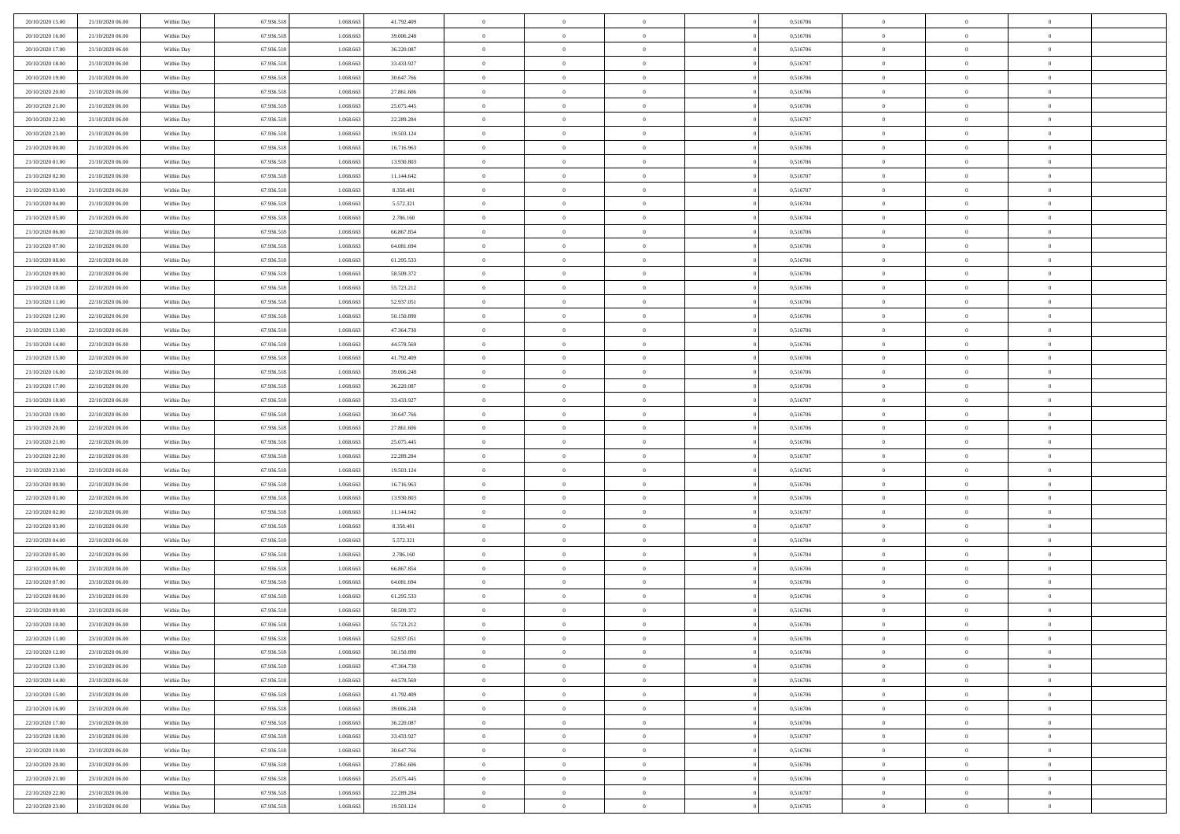| | | | | | | | | | | | | | | |
|---|---|---|---|---|---|---|---|---|---|---|---|---|---|---|
| 20/10/2020 15:00 | 21/10/2020 06:00 | Within Day | 67.936.518 | 1.068.663 | 41.792.409 | 0 | 0 | 0 | | 0,516706 | 0 | 0 | 0 | |
| 20/10/2020 16:00 | 21/10/2020 06:00 | Within Day | 67.936.518 | 1.068.663 | 39.006.248 | 0 | 0 | 0 | | 0,516706 | 0 | 0 | 0 | |
| 20/10/2020 17:00 | 21/10/2020 06:00 | Within Day | 67.936.518 | 1.068.663 | 36.220.087 | 0 | 0 | 0 | | 0,516706 | 0 | 0 | 0 | |
| 20/10/2020 18:00 | 21/10/2020 06:00 | Within Day | 67.936.518 | 1.068.663 | 33.433.927 | 0 | 0 | 0 | | 0,516707 | 0 | 0 | 0 | |
| 20/10/2020 19:00 | 21/10/2020 06:00 | Within Day | 67.936.518 | 1.068.663 | 30.647.766 | 0 | 0 | 0 | | 0,516706 | 0 | 0 | 0 | |
| 20/10/2020 20:00 | 21/10/2020 06:00 | Within Day | 67.936.518 | 1.068.663 | 27.861.606 | 0 | 0 | 0 | | 0,516706 | 0 | 0 | 0 | |
| 20/10/2020 21:00 | 21/10/2020 06:00 | Within Day | 67.936.518 | 1.068.663 | 25.075.445 | 0 | 0 | 0 | | 0,516706 | 0 | 0 | 0 | |
| 20/10/2020 22:00 | 21/10/2020 06:00 | Within Day | 67.936.518 | 1.068.663 | 22.289.284 | 0 | 0 | 0 | | 0,516707 | 0 | 0 | 0 | |
| 20/10/2020 23:00 | 21/10/2020 06:00 | Within Day | 67.936.518 | 1.068.663 | 19.503.124 | 0 | 0 | 0 | | 0,516705 | 0 | 0 | 0 | |
| 21/10/2020 00:00 | 21/10/2020 06:00 | Within Day | 67.936.518 | 1.068.663 | 16.716.963 | 0 | 0 | 0 | | 0,516706 | 0 | 0 | 0 | |
| 21/10/2020 01:00 | 21/10/2020 06:00 | Within Day | 67.936.518 | 1.068.663 | 13.930.803 | 0 | 0 | 0 | | 0,516706 | 0 | 0 | 0 | |
| 21/10/2020 02:00 | 21/10/2020 06:00 | Within Day | 67.936.518 | 1.068.663 | 11.144.642 | 0 | 0 | 0 | | 0,516707 | 0 | 0 | 0 | |
| 21/10/2020 03:00 | 21/10/2020 06:00 | Within Day | 67.936.518 | 1.068.663 | 8.358.481 | 0 | 0 | 0 | | 0,516707 | 0 | 0 | 0 | |
| 21/10/2020 04:00 | 21/10/2020 06:00 | Within Day | 67.936.518 | 1.068.663 | 5.572.321 | 0 | 0 | 0 | | 0,516704 | 0 | 0 | 0 | |
| 21/10/2020 05:00 | 21/10/2020 06:00 | Within Day | 67.936.518 | 1.068.663 | 2.786.160 | 0 | 0 | 0 | | 0,516704 | 0 | 0 | 0 | |
| 21/10/2020 06:00 | 22/10/2020 06:00 | Within Day | 67.936.518 | 1.068.663 | 66.867.854 | 0 | 0 | 0 | | 0,516706 | 0 | 0 | 0 | |
| 21/10/2020 07:00 | 22/10/2020 06:00 | Within Day | 67.936.518 | 1.068.663 | 64.081.694 | 0 | 0 | 0 | | 0,516706 | 0 | 0 | 0 | |
| 21/10/2020 08:00 | 22/10/2020 06:00 | Within Day | 67.936.518 | 1.068.663 | 61.295.533 | 0 | 0 | 0 | | 0,516706 | 0 | 0 | 0 | |
| 21/10/2020 09:00 | 22/10/2020 06:00 | Within Day | 67.936.518 | 1.068.663 | 58.509.372 | 0 | 0 | 0 | | 0,516706 | 0 | 0 | 0 | |
| 21/10/2020 10:00 | 22/10/2020 06:00 | Within Day | 67.936.518 | 1.068.663 | 55.723.212 | 0 | 0 | 0 | | 0,516706 | 0 | 0 | 0 | |
| 21/10/2020 11:00 | 22/10/2020 06:00 | Within Day | 67.936.518 | 1.068.663 | 52.937.051 | 0 | 0 | 0 | | 0,516706 | 0 | 0 | 0 | |
| 21/10/2020 12:00 | 22/10/2020 06:00 | Within Day | 67.936.518 | 1.068.663 | 50.150.890 | 0 | 0 | 0 | | 0,516706 | 0 | 0 | 0 | |
| 21/10/2020 13:00 | 22/10/2020 06:00 | Within Day | 67.936.518 | 1.068.663 | 47.364.730 | 0 | 0 | 0 | | 0,516706 | 0 | 0 | 0 | |
| 21/10/2020 14:00 | 22/10/2020 06:00 | Within Day | 67.936.518 | 1.068.663 | 44.578.569 | 0 | 0 | 0 | | 0,516706 | 0 | 0 | 0 | |
| 21/10/2020 15:00 | 22/10/2020 06:00 | Within Day | 67.936.518 | 1.068.663 | 41.792.409 | 0 | 0 | 0 | | 0,516706 | 0 | 0 | 0 | |
| 21/10/2020 16:00 | 22/10/2020 06:00 | Within Day | 67.936.518 | 1.068.663 | 39.006.248 | 0 | 0 | 0 | | 0,516706 | 0 | 0 | 0 | |
| 21/10/2020 17:00 | 22/10/2020 06:00 | Within Day | 67.936.518 | 1.068.663 | 36.220.087 | 0 | 0 | 0 | | 0,516706 | 0 | 0 | 0 | |
| 21/10/2020 18:00 | 22/10/2020 06:00 | Within Day | 67.936.518 | 1.068.663 | 33.433.927 | 0 | 0 | 0 | | 0,516707 | 0 | 0 | 0 | |
| 21/10/2020 19:00 | 22/10/2020 06:00 | Within Day | 67.936.518 | 1.068.663 | 30.647.766 | 0 | 0 | 0 | | 0,516706 | 0 | 0 | 0 | |
| 21/10/2020 20:00 | 22/10/2020 06:00 | Within Day | 67.936.518 | 1.068.663 | 27.861.606 | 0 | 0 | 0 | | 0,516706 | 0 | 0 | 0 | |
| 21/10/2020 21:00 | 22/10/2020 06:00 | Within Day | 67.936.518 | 1.068.663 | 25.075.445 | 0 | 0 | 0 | | 0,516706 | 0 | 0 | 0 | |
| 21/10/2020 22:00 | 22/10/2020 06:00 | Within Day | 67.936.518 | 1.068.663 | 22.289.284 | 0 | 0 | 0 | | 0,516707 | 0 | 0 | 0 | |
| 21/10/2020 23:00 | 22/10/2020 06:00 | Within Day | 67.936.518 | 1.068.663 | 19.503.124 | 0 | 0 | 0 | | 0,516705 | 0 | 0 | 0 | |
| 22/10/2020 00:00 | 22/10/2020 06:00 | Within Day | 67.936.518 | 1.068.663 | 16.716.963 | 0 | 0 | 0 | | 0,516706 | 0 | 0 | 0 | |
| 22/10/2020 01:00 | 22/10/2020 06:00 | Within Day | 67.936.518 | 1.068.663 | 13.930.803 | 0 | 0 | 0 | | 0,516706 | 0 | 0 | 0 | |
| 22/10/2020 02:00 | 22/10/2020 06:00 | Within Day | 67.936.518 | 1.068.663 | 11.144.642 | 0 | 0 | 0 | | 0,516707 | 0 | 0 | 0 | |
| 22/10/2020 03:00 | 22/10/2020 06:00 | Within Day | 67.936.518 | 1.068.663 | 8.358.481 | 0 | 0 | 0 | | 0,516707 | 0 | 0 | 0 | |
| 22/10/2020 04:00 | 22/10/2020 06:00 | Within Day | 67.936.518 | 1.068.663 | 5.572.321 | 0 | 0 | 0 | | 0,516704 | 0 | 0 | 0 | |
| 22/10/2020 05:00 | 22/10/2020 06:00 | Within Day | 67.936.518 | 1.068.663 | 2.786.160 | 0 | 0 | 0 | | 0,516704 | 0 | 0 | 0 | |
| 22/10/2020 06:00 | 23/10/2020 06:00 | Within Day | 67.936.518 | 1.068.663 | 66.867.854 | 0 | 0 | 0 | | 0,516706 | 0 | 0 | 0 | |
| 22/10/2020 07:00 | 23/10/2020 06:00 | Within Day | 67.936.518 | 1.068.663 | 64.081.694 | 0 | 0 | 0 | | 0,516706 | 0 | 0 | 0 | |
| 22/10/2020 08:00 | 23/10/2020 06:00 | Within Day | 67.936.518 | 1.068.663 | 61.295.533 | 0 | 0 | 0 | | 0,516706 | 0 | 0 | 0 | |
| 22/10/2020 09:00 | 23/10/2020 06:00 | Within Day | 67.936.518 | 1.068.663 | 58.509.372 | 0 | 0 | 0 | | 0,516706 | 0 | 0 | 0 | |
| 22/10/2020 10:00 | 23/10/2020 06:00 | Within Day | 67.936.518 | 1.068.663 | 55.723.212 | 0 | 0 | 0 | | 0,516706 | 0 | 0 | 0 | |
| 22/10/2020 11:00 | 23/10/2020 06:00 | Within Day | 67.936.518 | 1.068.663 | 52.937.051 | 0 | 0 | 0 | | 0,516706 | 0 | 0 | 0 | |
| 22/10/2020 12:00 | 23/10/2020 06:00 | Within Day | 67.936.518 | 1.068.663 | 50.150.890 | 0 | 0 | 0 | | 0,516706 | 0 | 0 | 0 | |
| 22/10/2020 13:00 | 23/10/2020 06:00 | Within Day | 67.936.518 | 1.068.663 | 47.364.730 | 0 | 0 | 0 | | 0,516706 | 0 | 0 | 0 | |
| 22/10/2020 14:00 | 23/10/2020 06:00 | Within Day | 67.936.518 | 1.068.663 | 44.578.569 | 0 | 0 | 0 | | 0,516706 | 0 | 0 | 0 | |
| 22/10/2020 15:00 | 23/10/2020 06:00 | Within Day | 67.936.518 | 1.068.663 | 41.792.409 | 0 | 0 | 0 | | 0,516706 | 0 | 0 | 0 | |
| 22/10/2020 16:00 | 23/10/2020 06:00 | Within Day | 67.936.518 | 1.068.663 | 39.006.248 | 0 | 0 | 0 | | 0,516706 | 0 | 0 | 0 | |
| 22/10/2020 17:00 | 23/10/2020 06:00 | Within Day | 67.936.518 | 1.068.663 | 36.220.087 | 0 | 0 | 0 | | 0,516706 | 0 | 0 | 0 | |
| 22/10/2020 18:00 | 23/10/2020 06:00 | Within Day | 67.936.518 | 1.068.663 | 33.433.927 | 0 | 0 | 0 | | 0,516707 | 0 | 0 | 0 | |
| 22/10/2020 19:00 | 23/10/2020 06:00 | Within Day | 67.936.518 | 1.068.663 | 30.647.766 | 0 | 0 | 0 | | 0,516706 | 0 | 0 | 0 | |
| 22/10/2020 20:00 | 23/10/2020 06:00 | Within Day | 67.936.518 | 1.068.663 | 27.861.606 | 0 | 0 | 0 | | 0,516706 | 0 | 0 | 0 | |
| 22/10/2020 21:00 | 23/10/2020 06:00 | Within Day | 67.936.518 | 1.068.663 | 25.075.445 | 0 | 0 | 0 | | 0,516706 | 0 | 0 | 0 | |
| 22/10/2020 22:00 | 23/10/2020 06:00 | Within Day | 67.936.518 | 1.068.663 | 22.289.284 | 0 | 0 | 0 | | 0,516707 | 0 | 0 | 0 | |
| 22/10/2020 23:00 | 23/10/2020 06:00 | Within Day | 67.936.518 | 1.068.663 | 19.503.124 | 0 | 0 | 0 | | 0,516705 | 0 | 0 | 0 | |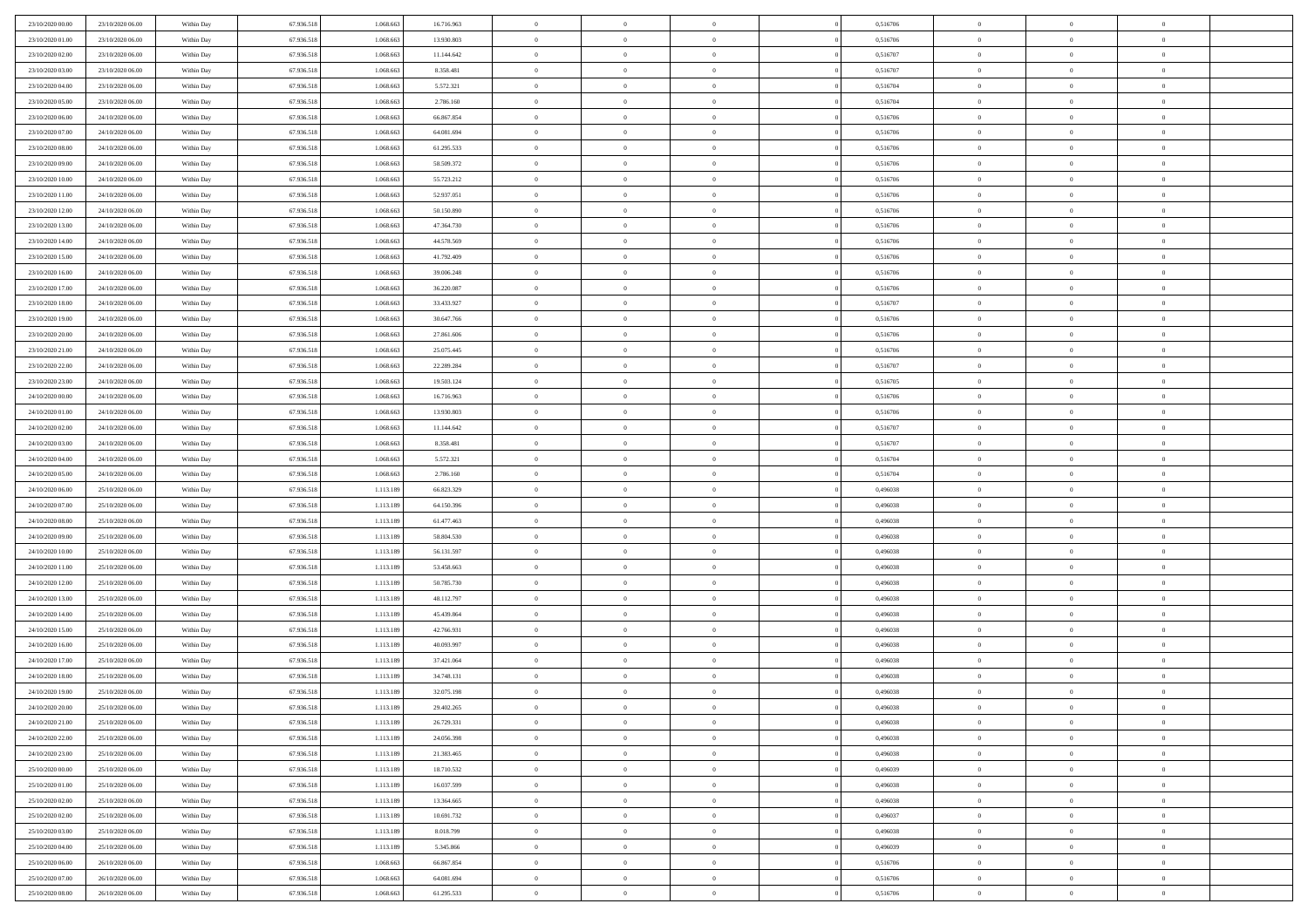| | | | | | | | | | | | | | | |
|---|---|---|---|---|---|---|---|---|---|---|---|---|---|---|
| 23/10/2020 00:00 | 23/10/2020 06:00 | Within Day | 67.936.518 | 1.068.663 | 16.716.963 | 0 | 0 | 0 | 0 | 0,516706 | 0 | 0 | 0 | |
| 23/10/2020 01:00 | 23/10/2020 06:00 | Within Day | 67.936.518 | 1.068.663 | 13.930.803 | 0 | 0 | 0 | 0 | 0,516706 | 0 | 0 | 0 | |
| 23/10/2020 02:00 | 23/10/2020 06:00 | Within Day | 67.936.518 | 1.068.663 | 11.144.642 | 0 | 0 | 0 | 0 | 0,516707 | 0 | 0 | 0 | |
| 23/10/2020 03:00 | 23/10/2020 06:00 | Within Day | 67.936.518 | 1.068.663 | 8.358.481 | 0 | 0 | 0 | 0 | 0,516707 | 0 | 0 | 0 | |
| 23/10/2020 04:00 | 23/10/2020 06:00 | Within Day | 67.936.518 | 1.068.663 | 5.572.321 | 0 | 0 | 0 | 0 | 0,516704 | 0 | 0 | 0 | |
| 23/10/2020 05:00 | 23/10/2020 06:00 | Within Day | 67.936.518 | 1.068.663 | 2.786.160 | 0 | 0 | 0 | 0 | 0,516704 | 0 | 0 | 0 | |
| 23/10/2020 06:00 | 24/10/2020 06:00 | Within Day | 67.936.518 | 1.068.663 | 66.867.854 | 0 | 0 | 0 | 0 | 0,516706 | 0 | 0 | 0 | |
| 23/10/2020 07:00 | 24/10/2020 06:00 | Within Day | 67.936.518 | 1.068.663 | 64.081.694 | 0 | 0 | 0 | 0 | 0,516706 | 0 | 0 | 0 | |
| 23/10/2020 08:00 | 24/10/2020 06:00 | Within Day | 67.936.518 | 1.068.663 | 61.295.533 | 0 | 0 | 0 | 0 | 0,516706 | 0 | 0 | 0 | |
| 23/10/2020 09:00 | 24/10/2020 06:00 | Within Day | 67.936.518 | 1.068.663 | 58.509.372 | 0 | 0 | 0 | 0 | 0,516706 | 0 | 0 | 0 | |
| 23/10/2020 10:00 | 24/10/2020 06:00 | Within Day | 67.936.518 | 1.068.663 | 55.723.212 | 0 | 0 | 0 | 0 | 0,516706 | 0 | 0 | 0 | |
| 23/10/2020 11:00 | 24/10/2020 06:00 | Within Day | 67.936.518 | 1.068.663 | 52.937.051 | 0 | 0 | 0 | 0 | 0,516706 | 0 | 0 | 0 | |
| 23/10/2020 12:00 | 24/10/2020 06:00 | Within Day | 67.936.518 | 1.068.663 | 50.150.890 | 0 | 0 | 0 | 0 | 0,516706 | 0 | 0 | 0 | |
| 23/10/2020 13:00 | 24/10/2020 06:00 | Within Day | 67.936.518 | 1.068.663 | 47.364.730 | 0 | 0 | 0 | 0 | 0,516706 | 0 | 0 | 0 | |
| 23/10/2020 14:00 | 24/10/2020 06:00 | Within Day | 67.936.518 | 1.068.663 | 44.578.569 | 0 | 0 | 0 | 0 | 0,516706 | 0 | 0 | 0 | |
| 23/10/2020 15:00 | 24/10/2020 06:00 | Within Day | 67.936.518 | 1.068.663 | 41.792.409 | 0 | 0 | 0 | 0 | 0,516706 | 0 | 0 | 0 | |
| 23/10/2020 16:00 | 24/10/2020 06:00 | Within Day | 67.936.518 | 1.068.663 | 39.006.248 | 0 | 0 | 0 | 0 | 0,516706 | 0 | 0 | 0 | |
| 23/10/2020 17:00 | 24/10/2020 06:00 | Within Day | 67.936.518 | 1.068.663 | 36.220.087 | 0 | 0 | 0 | 0 | 0,516706 | 0 | 0 | 0 | |
| 23/10/2020 18:00 | 24/10/2020 06:00 | Within Day | 67.936.518 | 1.068.663 | 33.433.927 | 0 | 0 | 0 | 0 | 0,516707 | 0 | 0 | 0 | |
| 23/10/2020 19:00 | 24/10/2020 06:00 | Within Day | 67.936.518 | 1.068.663 | 30.647.766 | 0 | 0 | 0 | 0 | 0,516706 | 0 | 0 | 0 | |
| 23/10/2020 20:00 | 24/10/2020 06:00 | Within Day | 67.936.518 | 1.068.663 | 27.861.606 | 0 | 0 | 0 | 0 | 0,516706 | 0 | 0 | 0 | |
| 23/10/2020 21:00 | 24/10/2020 06:00 | Within Day | 67.936.518 | 1.068.663 | 25.075.445 | 0 | 0 | 0 | 0 | 0,516706 | 0 | 0 | 0 | |
| 23/10/2020 22:00 | 24/10/2020 06:00 | Within Day | 67.936.518 | 1.068.663 | 22.289.284 | 0 | 0 | 0 | 0 | 0,516707 | 0 | 0 | 0 | |
| 23/10/2020 23:00 | 24/10/2020 06:00 | Within Day | 67.936.518 | 1.068.663 | 19.503.124 | 0 | 0 | 0 | 0 | 0,516705 | 0 | 0 | 0 | |
| 24/10/2020 00:00 | 24/10/2020 06:00 | Within Day | 67.936.518 | 1.068.663 | 16.716.963 | 0 | 0 | 0 | 0 | 0,516706 | 0 | 0 | 0 | |
| 24/10/2020 01:00 | 24/10/2020 06:00 | Within Day | 67.936.518 | 1.068.663 | 13.930.803 | 0 | 0 | 0 | 0 | 0,516706 | 0 | 0 | 0 | |
| 24/10/2020 02:00 | 24/10/2020 06:00 | Within Day | 67.936.518 | 1.068.663 | 11.144.642 | 0 | 0 | 0 | 0 | 0,516707 | 0 | 0 | 0 | |
| 24/10/2020 03:00 | 24/10/2020 06:00 | Within Day | 67.936.518 | 1.068.663 | 8.358.481 | 0 | 0 | 0 | 0 | 0,516707 | 0 | 0 | 0 | |
| 24/10/2020 04:00 | 24/10/2020 06:00 | Within Day | 67.936.518 | 1.068.663 | 5.572.321 | 0 | 0 | 0 | 0 | 0,516704 | 0 | 0 | 0 | |
| 24/10/2020 05:00 | 24/10/2020 06:00 | Within Day | 67.936.518 | 1.068.663 | 2.786.160 | 0 | 0 | 0 | 0 | 0,516704 | 0 | 0 | 0 | |
| 24/10/2020 06:00 | 25/10/2020 06:00 | Within Day | 67.936.518 | 1.113.189 | 66.823.329 | 0 | 0 | 0 | 0 | 0,496038 | 0 | 0 | 0 | |
| 24/10/2020 07:00 | 25/10/2020 06:00 | Within Day | 67.936.518 | 1.113.189 | 64.150.396 | 0 | 0 | 0 | 0 | 0,496038 | 0 | 0 | 0 | |
| 24/10/2020 08:00 | 25/10/2020 06:00 | Within Day | 67.936.518 | 1.113.189 | 61.477.463 | 0 | 0 | 0 | 0 | 0,496038 | 0 | 0 | 0 | |
| 24/10/2020 09:00 | 25/10/2020 06:00 | Within Day | 67.936.518 | 1.113.189 | 58.804.530 | 0 | 0 | 0 | 0 | 0,496038 | 0 | 0 | 0 | |
| 24/10/2020 10:00 | 25/10/2020 06:00 | Within Day | 67.936.518 | 1.113.189 | 56.131.597 | 0 | 0 | 0 | 0 | 0,496038 | 0 | 0 | 0 | |
| 24/10/2020 11:00 | 25/10/2020 06:00 | Within Day | 67.936.518 | 1.113.189 | 53.458.663 | 0 | 0 | 0 | 0 | 0,496038 | 0 | 0 | 0 | |
| 24/10/2020 12:00 | 25/10/2020 06:00 | Within Day | 67.936.518 | 1.113.189 | 50.785.730 | 0 | 0 | 0 | 0 | 0,496038 | 0 | 0 | 0 | |
| 24/10/2020 13:00 | 25/10/2020 06:00 | Within Day | 67.936.518 | 1.113.189 | 48.112.797 | 0 | 0 | 0 | 0 | 0,496038 | 0 | 0 | 0 | |
| 24/10/2020 14:00 | 25/10/2020 06:00 | Within Day | 67.936.518 | 1.113.189 | 45.439.864 | 0 | 0 | 0 | 0 | 0,496038 | 0 | 0 | 0 | |
| 24/10/2020 15:00 | 25/10/2020 06:00 | Within Day | 67.936.518 | 1.113.189 | 42.766.931 | 0 | 0 | 0 | 0 | 0,496038 | 0 | 0 | 0 | |
| 24/10/2020 16:00 | 25/10/2020 06:00 | Within Day | 67.936.518 | 1.113.189 | 40.093.997 | 0 | 0 | 0 | 0 | 0,496038 | 0 | 0 | 0 | |
| 24/10/2020 17:00 | 25/10/2020 06:00 | Within Day | 67.936.518 | 1.113.189 | 37.421.064 | 0 | 0 | 0 | 0 | 0,496038 | 0 | 0 | 0 | |
| 24/10/2020 18:00 | 25/10/2020 06:00 | Within Day | 67.936.518 | 1.113.189 | 34.748.131 | 0 | 0 | 0 | 0 | 0,496038 | 0 | 0 | 0 | |
| 24/10/2020 19:00 | 25/10/2020 06:00 | Within Day | 67.936.518 | 1.113.189 | 32.075.198 | 0 | 0 | 0 | 0 | 0,496038 | 0 | 0 | 0 | |
| 24/10/2020 20:00 | 25/10/2020 06:00 | Within Day | 67.936.518 | 1.113.189 | 29.402.265 | 0 | 0 | 0 | 0 | 0,496038 | 0 | 0 | 0 | |
| 24/10/2020 21:00 | 25/10/2020 06:00 | Within Day | 67.936.518 | 1.113.189 | 26.729.331 | 0 | 0 | 0 | 0 | 0,496038 | 0 | 0 | 0 | |
| 24/10/2020 22:00 | 25/10/2020 06:00 | Within Day | 67.936.518 | 1.113.189 | 24.056.398 | 0 | 0 | 0 | 0 | 0,496038 | 0 | 0 | 0 | |
| 24/10/2020 23:00 | 25/10/2020 06:00 | Within Day | 67.936.518 | 1.113.189 | 21.383.465 | 0 | 0 | 0 | 0 | 0,496038 | 0 | 0 | 0 | |
| 25/10/2020 00:00 | 25/10/2020 06:00 | Within Day | 67.936.518 | 1.113.189 | 18.710.532 | 0 | 0 | 0 | 0 | 0,496039 | 0 | 0 | 0 | |
| 25/10/2020 01:00 | 25/10/2020 06:00 | Within Day | 67.936.518 | 1.113.189 | 16.037.599 | 0 | 0 | 0 | 0 | 0,496038 | 0 | 0 | 0 | |
| 25/10/2020 02:00 | 25/10/2020 06:00 | Within Day | 67.936.518 | 1.113.189 | 13.364.665 | 0 | 0 | 0 | 0 | 0,496038 | 0 | 0 | 0 | |
| 25/10/2020 02:00 | 25/10/2020 06:00 | Within Day | 67.936.518 | 1.113.189 | 10.691.732 | 0 | 0 | 0 | 0 | 0,496037 | 0 | 0 | 0 | |
| 25/10/2020 03:00 | 25/10/2020 06:00 | Within Day | 67.936.518 | 1.113.189 | 8.018.799 | 0 | 0 | 0 | 0 | 0,496038 | 0 | 0 | 0 | |
| 25/10/2020 04:00 | 25/10/2020 06:00 | Within Day | 67.936.518 | 1.113.189 | 5.345.866 | 0 | 0 | 0 | 0 | 0,496039 | 0 | 0 | 0 | |
| 25/10/2020 06:00 | 26/10/2020 06:00 | Within Day | 67.936.518 | 1.068.663 | 66.867.854 | 0 | 0 | 0 | 0 | 0,516706 | 0 | 0 | 0 | |
| 25/10/2020 07:00 | 26/10/2020 06:00 | Within Day | 67.936.518 | 1.068.663 | 64.081.694 | 0 | 0 | 0 | 0 | 0,516706 | 0 | 0 | 0 | |
| 25/10/2020 08:00 | 26/10/2020 06:00 | Within Day | 67.936.518 | 1.068.663 | 61.295.533 | 0 | 0 | 0 | 0 | 0,516706 | 0 | 0 | 0 | |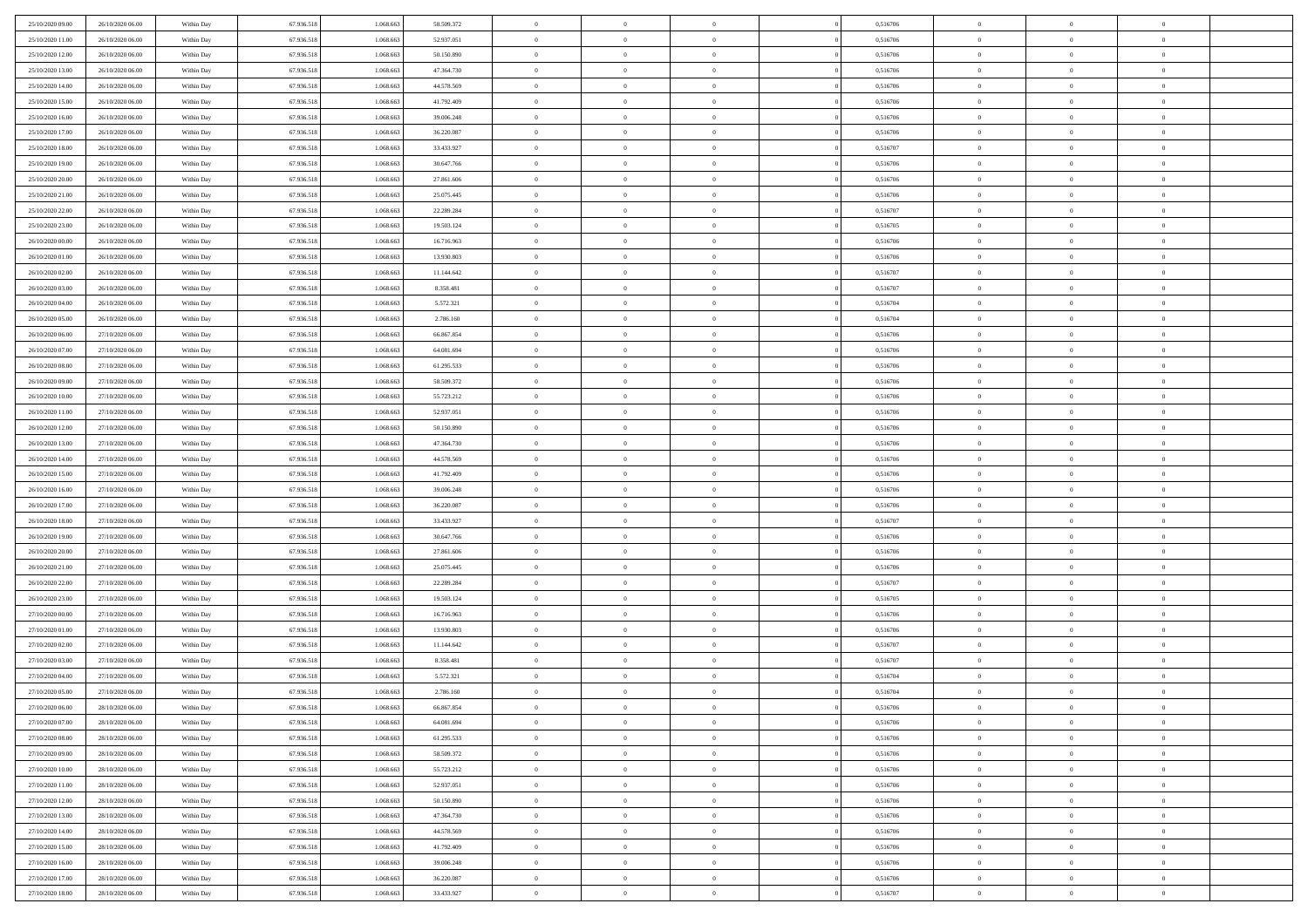| | | | | | | | | | | | | | | |
|---|---|---|---|---|---|---|---|---|---|---|---|---|---|---|
| 25/10/2020 09.00 | 26/10/2020 06.00 | Within Day | 67.936.518 | 1.068.663 | 58.509.372 | 0 | 0 | 0 | | 0,516706 | 0 | 0 | 0 | |
| 25/10/2020 11.00 | 26/10/2020 06.00 | Within Day | 67.936.518 | 1.068.663 | 52.937.051 | 0 | 0 | 0 | | 0,516706 | 0 | 0 | 0 | |
| 25/10/2020 12.00 | 26/10/2020 06.00 | Within Day | 67.936.518 | 1.068.663 | 50.150.890 | 0 | 0 | 0 | | 0,516706 | 0 | 0 | 0 | |
| 25/10/2020 13.00 | 26/10/2020 06.00 | Within Day | 67.936.518 | 1.068.663 | 47.364.730 | 0 | 0 | 0 | | 0,516706 | 0 | 0 | 0 | |
| 25/10/2020 14.00 | 26/10/2020 06.00 | Within Day | 67.936.518 | 1.068.663 | 44.578.569 | 0 | 0 | 0 | | 0,516706 | 0 | 0 | 0 | |
| 25/10/2020 15.00 | 26/10/2020 06.00 | Within Day | 67.936.518 | 1.068.663 | 41.792.409 | 0 | 0 | 0 | | 0,516706 | 0 | 0 | 0 | |
| 25/10/2020 16.00 | 26/10/2020 06.00 | Within Day | 67.936.518 | 1.068.663 | 39.006.248 | 0 | 0 | 0 | | 0,516706 | 0 | 0 | 0 | |
| 25/10/2020 17.00 | 26/10/2020 06.00 | Within Day | 67.936.518 | 1.068.663 | 36.220.087 | 0 | 0 | 0 | | 0,516706 | 0 | 0 | 0 | |
| 25/10/2020 18.00 | 26/10/2020 06.00 | Within Day | 67.936.518 | 1.068.663 | 33.433.927 | 0 | 0 | 0 | | 0,516707 | 0 | 0 | 0 | |
| 25/10/2020 19.00 | 26/10/2020 06.00 | Within Day | 67.936.518 | 1.068.663 | 30.647.766 | 0 | 0 | 0 | | 0,516706 | 0 | 0 | 0 | |
| 25/10/2020 20.00 | 26/10/2020 06.00 | Within Day | 67.936.518 | 1.068.663 | 27.861.606 | 0 | 0 | 0 | | 0,516706 | 0 | 0 | 0 | |
| 25/10/2020 21.00 | 26/10/2020 06.00 | Within Day | 67.936.518 | 1.068.663 | 25.075.445 | 0 | 0 | 0 | | 0,516706 | 0 | 0 | 0 | |
| 25/10/2020 22.00 | 26/10/2020 06.00 | Within Day | 67.936.518 | 1.068.663 | 22.289.284 | 0 | 0 | 0 | | 0,516707 | 0 | 0 | 0 | |
| 25/10/2020 23.00 | 26/10/2020 06.00 | Within Day | 67.936.518 | 1.068.663 | 19.503.124 | 0 | 0 | 0 | | 0,516705 | 0 | 0 | 0 | |
| 26/10/2020 00.00 | 26/10/2020 06.00 | Within Day | 67.936.518 | 1.068.663 | 16.716.963 | 0 | 0 | 0 | | 0,516706 | 0 | 0 | 0 | |
| 26/10/2020 01.00 | 26/10/2020 06.00 | Within Day | 67.936.518 | 1.068.663 | 13.930.803 | 0 | 0 | 0 | | 0,516706 | 0 | 0 | 0 | |
| 26/10/2020 02.00 | 26/10/2020 06.00 | Within Day | 67.936.518 | 1.068.663 | 11.144.642 | 0 | 0 | 0 | | 0,516707 | 0 | 0 | 0 | |
| 26/10/2020 03.00 | 26/10/2020 06.00 | Within Day | 67.936.518 | 1.068.663 | 8.358.481 | 0 | 0 | 0 | | 0,516707 | 0 | 0 | 0 | |
| 26/10/2020 04.00 | 26/10/2020 06.00 | Within Day | 67.936.518 | 1.068.663 | 5.572.321 | 0 | 0 | 0 | | 0,516704 | 0 | 0 | 0 | |
| 26/10/2020 05.00 | 26/10/2020 06.00 | Within Day | 67.936.518 | 1.068.663 | 2.786.160 | 0 | 0 | 0 | | 0,516704 | 0 | 0 | 0 | |
| 26/10/2020 06.00 | 27/10/2020 06.00 | Within Day | 67.936.518 | 1.068.663 | 66.867.854 | 0 | 0 | 0 | | 0,516706 | 0 | 0 | 0 | |
| 26/10/2020 07.00 | 27/10/2020 06.00 | Within Day | 67.936.518 | 1.068.663 | 64.081.694 | 0 | 0 | 0 | | 0,516706 | 0 | 0 | 0 | |
| 26/10/2020 08.00 | 27/10/2020 06.00 | Within Day | 67.936.518 | 1.068.663 | 61.295.533 | 0 | 0 | 0 | | 0,516706 | 0 | 0 | 0 | |
| 26/10/2020 09.00 | 27/10/2020 06.00 | Within Day | 67.936.518 | 1.068.663 | 58.509.372 | 0 | 0 | 0 | | 0,516706 | 0 | 0 | 0 | |
| 26/10/2020 10.00 | 27/10/2020 06.00 | Within Day | 67.936.518 | 1.068.663 | 55.723.212 | 0 | 0 | 0 | | 0,516706 | 0 | 0 | 0 | |
| 26/10/2020 11.00 | 27/10/2020 06.00 | Within Day | 67.936.518 | 1.068.663 | 52.937.051 | 0 | 0 | 0 | | 0,516706 | 0 | 0 | 0 | |
| 26/10/2020 12.00 | 27/10/2020 06.00 | Within Day | 67.936.518 | 1.068.663 | 50.150.890 | 0 | 0 | 0 | | 0,516706 | 0 | 0 | 0 | |
| 26/10/2020 13.00 | 27/10/2020 06.00 | Within Day | 67.936.518 | 1.068.663 | 47.364.730 | 0 | 0 | 0 | | 0,516706 | 0 | 0 | 0 | |
| 26/10/2020 14.00 | 27/10/2020 06.00 | Within Day | 67.936.518 | 1.068.663 | 44.578.569 | 0 | 0 | 0 | | 0,516706 | 0 | 0 | 0 | |
| 26/10/2020 15.00 | 27/10/2020 06.00 | Within Day | 67.936.518 | 1.068.663 | 41.792.409 | 0 | 0 | 0 | | 0,516706 | 0 | 0 | 0 | |
| 26/10/2020 16.00 | 27/10/2020 06.00 | Within Day | 67.936.518 | 1.068.663 | 39.006.248 | 0 | 0 | 0 | | 0,516706 | 0 | 0 | 0 | |
| 26/10/2020 17.00 | 27/10/2020 06.00 | Within Day | 67.936.518 | 1.068.663 | 36.220.087 | 0 | 0 | 0 | | 0,516706 | 0 | 0 | 0 | |
| 26/10/2020 18.00 | 27/10/2020 06.00 | Within Day | 67.936.518 | 1.068.663 | 33.433.927 | 0 | 0 | 0 | | 0,516707 | 0 | 0 | 0 | |
| 26/10/2020 19.00 | 27/10/2020 06.00 | Within Day | 67.936.518 | 1.068.663 | 30.647.766 | 0 | 0 | 0 | | 0,516706 | 0 | 0 | 0 | |
| 26/10/2020 20.00 | 27/10/2020 06.00 | Within Day | 67.936.518 | 1.068.663 | 27.861.606 | 0 | 0 | 0 | | 0,516706 | 0 | 0 | 0 | |
| 26/10/2020 21.00 | 27/10/2020 06.00 | Within Day | 67.936.518 | 1.068.663 | 25.075.445 | 0 | 0 | 0 | | 0,516706 | 0 | 0 | 0 | |
| 26/10/2020 22.00 | 27/10/2020 06.00 | Within Day | 67.936.518 | 1.068.663 | 22.289.284 | 0 | 0 | 0 | | 0,516707 | 0 | 0 | 0 | |
| 26/10/2020 23.00 | 27/10/2020 06.00 | Within Day | 67.936.518 | 1.068.663 | 19.503.124 | 0 | 0 | 0 | | 0,516705 | 0 | 0 | 0 | |
| 27/10/2020 00.00 | 27/10/2020 06.00 | Within Day | 67.936.518 | 1.068.663 | 16.716.963 | 0 | 0 | 0 | | 0,516706 | 0 | 0 | 0 | |
| 27/10/2020 01.00 | 27/10/2020 06.00 | Within Day | 67.936.518 | 1.068.663 | 13.930.803 | 0 | 0 | 0 | | 0,516706 | 0 | 0 | 0 | |
| 27/10/2020 02.00 | 27/10/2020 06.00 | Within Day | 67.936.518 | 1.068.663 | 11.144.642 | 0 | 0 | 0 | | 0,516707 | 0 | 0 | 0 | |
| 27/10/2020 03.00 | 27/10/2020 06.00 | Within Day | 67.936.518 | 1.068.663 | 8.358.481 | 0 | 0 | 0 | | 0,516707 | 0 | 0 | 0 | |
| 27/10/2020 04.00 | 27/10/2020 06.00 | Within Day | 67.936.518 | 1.068.663 | 5.572.321 | 0 | 0 | 0 | | 0,516704 | 0 | 0 | 0 | |
| 27/10/2020 05.00 | 27/10/2020 06.00 | Within Day | 67.936.518 | 1.068.663 | 2.786.160 | 0 | 0 | 0 | | 0,516704 | 0 | 0 | 0 | |
| 27/10/2020 06.00 | 28/10/2020 06.00 | Within Day | 67.936.518 | 1.068.663 | 66.867.854 | 0 | 0 | 0 | | 0,516706 | 0 | 0 | 0 | |
| 27/10/2020 07.00 | 28/10/2020 06.00 | Within Day | 67.936.518 | 1.068.663 | 64.081.694 | 0 | 0 | 0 | | 0,516706 | 0 | 0 | 0 | |
| 27/10/2020 08.00 | 28/10/2020 06.00 | Within Day | 67.936.518 | 1.068.663 | 61.295.533 | 0 | 0 | 0 | | 0,516706 | 0 | 0 | 0 | |
| 27/10/2020 09.00 | 28/10/2020 06.00 | Within Day | 67.936.518 | 1.068.663 | 58.509.372 | 0 | 0 | 0 | | 0,516706 | 0 | 0 | 0 | |
| 27/10/2020 10.00 | 28/10/2020 06.00 | Within Day | 67.936.518 | 1.068.663 | 55.723.212 | 0 | 0 | 0 | | 0,516706 | 0 | 0 | 0 | |
| 27/10/2020 11.00 | 28/10/2020 06.00 | Within Day | 67.936.518 | 1.068.663 | 52.937.051 | 0 | 0 | 0 | | 0,516706 | 0 | 0 | 0 | |
| 27/10/2020 12.00 | 28/10/2020 06.00 | Within Day | 67.936.518 | 1.068.663 | 50.150.890 | 0 | 0 | 0 | | 0,516706 | 0 | 0 | 0 | |
| 27/10/2020 13.00 | 28/10/2020 06.00 | Within Day | 67.936.518 | 1.068.663 | 47.364.730 | 0 | 0 | 0 | | 0,516706 | 0 | 0 | 0 | |
| 27/10/2020 14.00 | 28/10/2020 06.00 | Within Day | 67.936.518 | 1.068.663 | 44.578.569 | 0 | 0 | 0 | | 0,516706 | 0 | 0 | 0 | |
| 27/10/2020 15.00 | 28/10/2020 06.00 | Within Day | 67.936.518 | 1.068.663 | 41.792.409 | 0 | 0 | 0 | | 0,516706 | 0 | 0 | 0 | |
| 27/10/2020 16.00 | 28/10/2020 06.00 | Within Day | 67.936.518 | 1.068.663 | 39.006.248 | 0 | 0 | 0 | | 0,516706 | 0 | 0 | 0 | |
| 27/10/2020 17.00 | 28/10/2020 06.00 | Within Day | 67.936.518 | 1.068.663 | 36.220.087 | 0 | 0 | 0 | | 0,516706 | 0 | 0 | 0 | |
| 27/10/2020 18.00 | 28/10/2020 06.00 | Within Day | 67.936.518 | 1.068.663 | 33.433.927 | 0 | 0 | 0 | | 0,516707 | 0 | 0 | 0 | |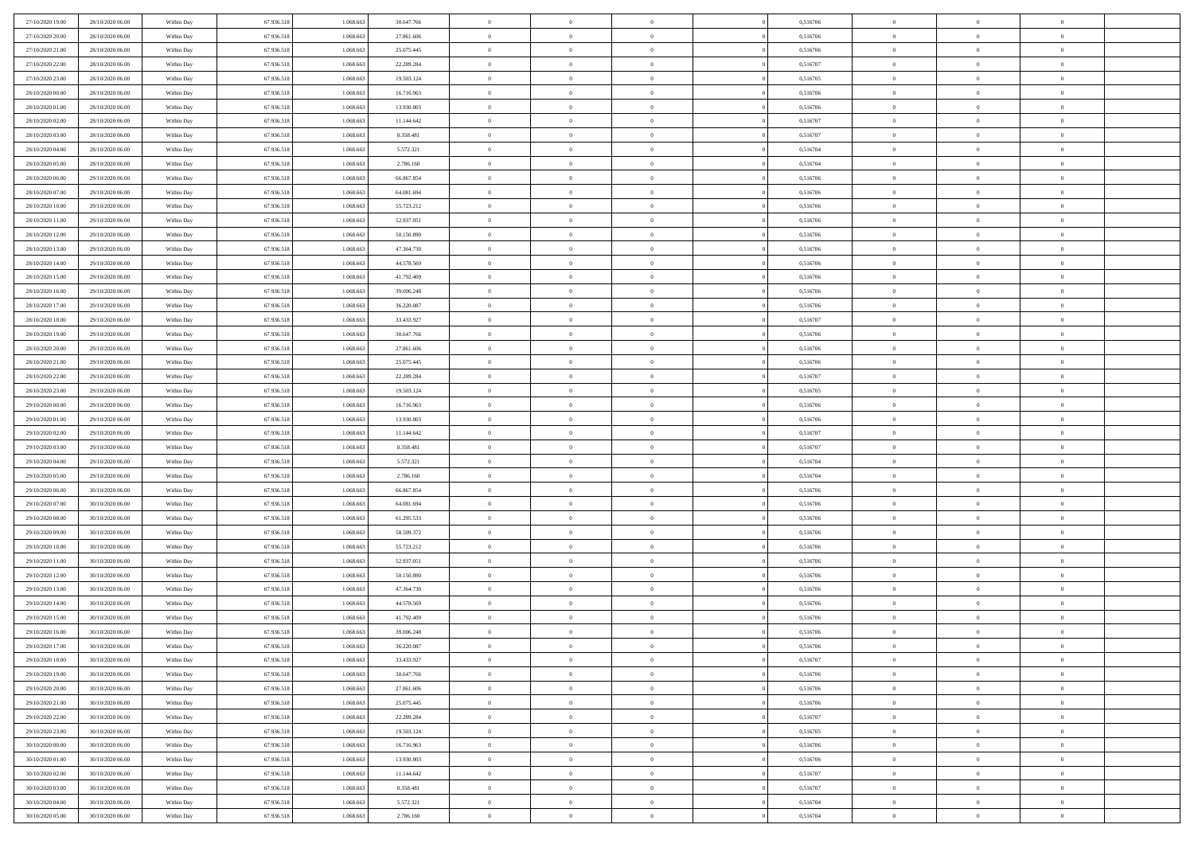| | | | | | | | | | | | | | | |
|---|---|---|---|---|---|---|---|---|---|---|---|---|---|---|
| 27/10/2020 19:00 | 28/10/2020 06:00 | Within Day | 67.936.518 | 1.068.663 | 30.647.766 | 0 | 0 | 0 | 0 | 0,516706 | 0 | 0 | 0 | |
| 27/10/2020 20:00 | 28/10/2020 06:00 | Within Day | 67.936.518 | 1.068.663 | 27.861.606 | 0 | 0 | 0 | 0 | 0,516706 | 0 | 0 | 0 | |
| 27/10/2020 21:00 | 28/10/2020 06:00 | Within Day | 67.936.518 | 1.068.663 | 25.075.445 | 0 | 0 | 0 | 0 | 0,516706 | 0 | 0 | 0 | |
| 27/10/2020 22:00 | 28/10/2020 06:00 | Within Day | 67.936.518 | 1.068.663 | 22.289.284 | 0 | 0 | 0 | 0 | 0,516707 | 0 | 0 | 0 | |
| 27/10/2020 23:00 | 28/10/2020 06:00 | Within Day | 67.936.518 | 1.068.663 | 19.503.124 | 0 | 0 | 0 | 0 | 0,516705 | 0 | 0 | 0 | |
| 28/10/2020 00:00 | 28/10/2020 06:00 | Within Day | 67.936.518 | 1.068.663 | 16.716.963 | 0 | 0 | 0 | 0 | 0,516706 | 0 | 0 | 0 | |
| 28/10/2020 01:00 | 28/10/2020 06:00 | Within Day | 67.936.518 | 1.068.663 | 13.930.803 | 0 | 0 | 0 | 0 | 0,516706 | 0 | 0 | 0 | |
| 28/10/2020 02:00 | 28/10/2020 06:00 | Within Day | 67.936.518 | 1.068.663 | 11.144.642 | 0 | 0 | 0 | 0 | 0,516707 | 0 | 0 | 0 | |
| 28/10/2020 03:00 | 28/10/2020 06:00 | Within Day | 67.936.518 | 1.068.663 | 8.358.481 | 0 | 0 | 0 | 0 | 0,516707 | 0 | 0 | 0 | |
| 28/10/2020 04:00 | 28/10/2020 06:00 | Within Day | 67.936.518 | 1.068.663 | 5.572.321 | 0 | 0 | 0 | 0 | 0,516704 | 0 | 0 | 0 | |
| 28/10/2020 05:00 | 28/10/2020 06:00 | Within Day | 67.936.518 | 1.068.663 | 2.786.160 | 0 | 0 | 0 | 0 | 0,516704 | 0 | 0 | 0 | |
| 28/10/2020 06:00 | 29/10/2020 06:00 | Within Day | 67.936.518 | 1.068.663 | 66.867.854 | 0 | 0 | 0 | 0 | 0,516706 | 0 | 0 | 0 | |
| 28/10/2020 07:00 | 29/10/2020 06:00 | Within Day | 67.936.518 | 1.068.663 | 64.081.694 | 0 | 0 | 0 | 0 | 0,516706 | 0 | 0 | 0 | |
| 28/10/2020 10:00 | 29/10/2020 06:00 | Within Day | 67.936.518 | 1.068.663 | 55.723.212 | 0 | 0 | 0 | 0 | 0,516706 | 0 | 0 | 0 | |
| 28/10/2020 11:00 | 29/10/2020 06:00 | Within Day | 67.936.518 | 1.068.663 | 52.937.051 | 0 | 0 | 0 | 0 | 0,516706 | 0 | 0 | 0 | |
| 28/10/2020 12:00 | 29/10/2020 06:00 | Within Day | 67.936.518 | 1.068.663 | 50.150.890 | 0 | 0 | 0 | 0 | 0,516706 | 0 | 0 | 0 | |
| 28/10/2020 13:00 | 29/10/2020 06:00 | Within Day | 67.936.518 | 1.068.663 | 47.364.730 | 0 | 0 | 0 | 0 | 0,516706 | 0 | 0 | 0 | |
| 28/10/2020 14:00 | 29/10/2020 06:00 | Within Day | 67.936.518 | 1.068.663 | 44.578.569 | 0 | 0 | 0 | 0 | 0,516706 | 0 | 0 | 0 | |
| 28/10/2020 15:00 | 29/10/2020 06:00 | Within Day | 67.936.518 | 1.068.663 | 41.792.409 | 0 | 0 | 0 | 0 | 0,516706 | 0 | 0 | 0 | |
| 28/10/2020 16:00 | 29/10/2020 06:00 | Within Day | 67.936.518 | 1.068.663 | 39.006.248 | 0 | 0 | 0 | 0 | 0,516706 | 0 | 0 | 0 | |
| 28/10/2020 17:00 | 29/10/2020 06:00 | Within Day | 67.936.518 | 1.068.663 | 36.220.087 | 0 | 0 | 0 | 0 | 0,516706 | 0 | 0 | 0 | |
| 28/10/2020 18:00 | 29/10/2020 06:00 | Within Day | 67.936.518 | 1.068.663 | 33.433.927 | 0 | 0 | 0 | 0 | 0,516707 | 0 | 0 | 0 | |
| 28/10/2020 19:00 | 29/10/2020 06:00 | Within Day | 67.936.518 | 1.068.663 | 30.647.766 | 0 | 0 | 0 | 0 | 0,516706 | 0 | 0 | 0 | |
| 28/10/2020 20:00 | 29/10/2020 06:00 | Within Day | 67.936.518 | 1.068.663 | 27.861.606 | 0 | 0 | 0 | 0 | 0,516706 | 0 | 0 | 0 | |
| 28/10/2020 21:00 | 29/10/2020 06:00 | Within Day | 67.936.518 | 1.068.663 | 25.075.445 | 0 | 0 | 0 | 0 | 0,516706 | 0 | 0 | 0 | |
| 28/10/2020 22:00 | 29/10/2020 06:00 | Within Day | 67.936.518 | 1.068.663 | 22.289.284 | 0 | 0 | 0 | 0 | 0,516707 | 0 | 0 | 0 | |
| 28/10/2020 23:00 | 29/10/2020 06:00 | Within Day | 67.936.518 | 1.068.663 | 19.503.124 | 0 | 0 | 0 | 0 | 0,516705 | 0 | 0 | 0 | |
| 29/10/2020 00:00 | 29/10/2020 06:00 | Within Day | 67.936.518 | 1.068.663 | 16.716.963 | 0 | 0 | 0 | 0 | 0,516706 | 0 | 0 | 0 | |
| 29/10/2020 01:00 | 29/10/2020 06:00 | Within Day | 67.936.518 | 1.068.663 | 13.930.803 | 0 | 0 | 0 | 0 | 0,516706 | 0 | 0 | 0 | |
| 29/10/2020 02:00 | 29/10/2020 06:00 | Within Day | 67.936.518 | 1.068.663 | 11.144.642 | 0 | 0 | 0 | 0 | 0,516707 | 0 | 0 | 0 | |
| 29/10/2020 03:00 | 29/10/2020 06:00 | Within Day | 67.936.518 | 1.068.663 | 8.358.481 | 0 | 0 | 0 | 0 | 0,516707 | 0 | 0 | 0 | |
| 29/10/2020 04:00 | 29/10/2020 06:00 | Within Day | 67.936.518 | 1.068.663 | 5.572.321 | 0 | 0 | 0 | 0 | 0,516704 | 0 | 0 | 0 | |
| 29/10/2020 05:00 | 29/10/2020 06:00 | Within Day | 67.936.518 | 1.068.663 | 2.786.160 | 0 | 0 | 0 | 0 | 0,516704 | 0 | 0 | 0 | |
| 29/10/2020 06:00 | 30/10/2020 06:00 | Within Day | 67.936.518 | 1.068.663 | 66.867.854 | 0 | 0 | 0 | 0 | 0,516706 | 0 | 0 | 0 | |
| 29/10/2020 07:00 | 30/10/2020 06:00 | Within Day | 67.936.518 | 1.068.663 | 64.081.694 | 0 | 0 | 0 | 0 | 0,516706 | 0 | 0 | 0 | |
| 29/10/2020 08:00 | 30/10/2020 06:00 | Within Day | 67.936.518 | 1.068.663 | 61.295.533 | 0 | 0 | 0 | 0 | 0,516706 | 0 | 0 | 0 | |
| 29/10/2020 09:00 | 30/10/2020 06:00 | Within Day | 67.936.518 | 1.068.663 | 58.509.372 | 0 | 0 | 0 | 0 | 0,516706 | 0 | 0 | 0 | |
| 29/10/2020 10:00 | 30/10/2020 06:00 | Within Day | 67.936.518 | 1.068.663 | 55.723.212 | 0 | 0 | 0 | 0 | 0,516706 | 0 | 0 | 0 | |
| 29/10/2020 11:00 | 30/10/2020 06:00 | Within Day | 67.936.518 | 1.068.663 | 52.937.051 | 0 | 0 | 0 | 0 | 0,516706 | 0 | 0 | 0 | |
| 29/10/2020 12:00 | 30/10/2020 06:00 | Within Day | 67.936.518 | 1.068.663 | 50.150.890 | 0 | 0 | 0 | 0 | 0,516706 | 0 | 0 | 0 | |
| 29/10/2020 13:00 | 30/10/2020 06:00 | Within Day | 67.936.518 | 1.068.663 | 47.364.730 | 0 | 0 | 0 | 0 | 0,516706 | 0 | 0 | 0 | |
| 29/10/2020 14:00 | 30/10/2020 06:00 | Within Day | 67.936.518 | 1.068.663 | 44.578.569 | 0 | 0 | 0 | 0 | 0,516706 | 0 | 0 | 0 | |
| 29/10/2020 15:00 | 30/10/2020 06:00 | Within Day | 67.936.518 | 1.068.663 | 41.792.409 | 0 | 0 | 0 | 0 | 0,516706 | 0 | 0 | 0 | |
| 29/10/2020 16:00 | 30/10/2020 06:00 | Within Day | 67.936.518 | 1.068.663 | 39.006.248 | 0 | 0 | 0 | 0 | 0,516706 | 0 | 0 | 0 | |
| 29/10/2020 17:00 | 30/10/2020 06:00 | Within Day | 67.936.518 | 1.068.663 | 36.220.087 | 0 | 0 | 0 | 0 | 0,516706 | 0 | 0 | 0 | |
| 29/10/2020 18:00 | 30/10/2020 06:00 | Within Day | 67.936.518 | 1.068.663 | 33.433.927 | 0 | 0 | 0 | 0 | 0,516707 | 0 | 0 | 0 | |
| 29/10/2020 19:00 | 30/10/2020 06:00 | Within Day | 67.936.518 | 1.068.663 | 30.647.766 | 0 | 0 | 0 | 0 | 0,516706 | 0 | 0 | 0 | |
| 29/10/2020 20:00 | 30/10/2020 06:00 | Within Day | 67.936.518 | 1.068.663 | 27.861.606 | 0 | 0 | 0 | 0 | 0,516706 | 0 | 0 | 0 | |
| 29/10/2020 21:00 | 30/10/2020 06:00 | Within Day | 67.936.518 | 1.068.663 | 25.075.445 | 0 | 0 | 0 | 0 | 0,516706 | 0 | 0 | 0 | |
| 29/10/2020 22:00 | 30/10/2020 06:00 | Within Day | 67.936.518 | 1.068.663 | 22.289.284 | 0 | 0 | 0 | 0 | 0,516707 | 0 | 0 | 0 | |
| 29/10/2020 23:00 | 30/10/2020 06:00 | Within Day | 67.936.518 | 1.068.663 | 19.503.124 | 0 | 0 | 0 | 0 | 0,516705 | 0 | 0 | 0 | |
| 30/10/2020 00:00 | 30/10/2020 06:00 | Within Day | 67.936.518 | 1.068.663 | 16.716.963 | 0 | 0 | 0 | 0 | 0,516706 | 0 | 0 | 0 | |
| 30/10/2020 01:00 | 30/10/2020 06:00 | Within Day | 67.936.518 | 1.068.663 | 13.930.803 | 0 | 0 | 0 | 0 | 0,516706 | 0 | 0 | 0 | |
| 30/10/2020 02:00 | 30/10/2020 06:00 | Within Day | 67.936.518 | 1.068.663 | 11.144.642 | 0 | 0 | 0 | 0 | 0,516707 | 0 | 0 | 0 | |
| 30/10/2020 03:00 | 30/10/2020 06:00 | Within Day | 67.936.518 | 1.068.663 | 8.358.481 | 0 | 0 | 0 | 0 | 0,516707 | 0 | 0 | 0 | |
| 30/10/2020 04:00 | 30/10/2020 06:00 | Within Day | 67.936.518 | 1.068.663 | 5.572.321 | 0 | 0 | 0 | 0 | 0,516704 | 0 | 0 | 0 | |
| 30/10/2020 05:00 | 30/10/2020 06:00 | Within Day | 67.936.518 | 1.068.663 | 2.786.160 | 0 | 0 | 0 | 0 | 0,516704 | 0 | 0 | 0 | |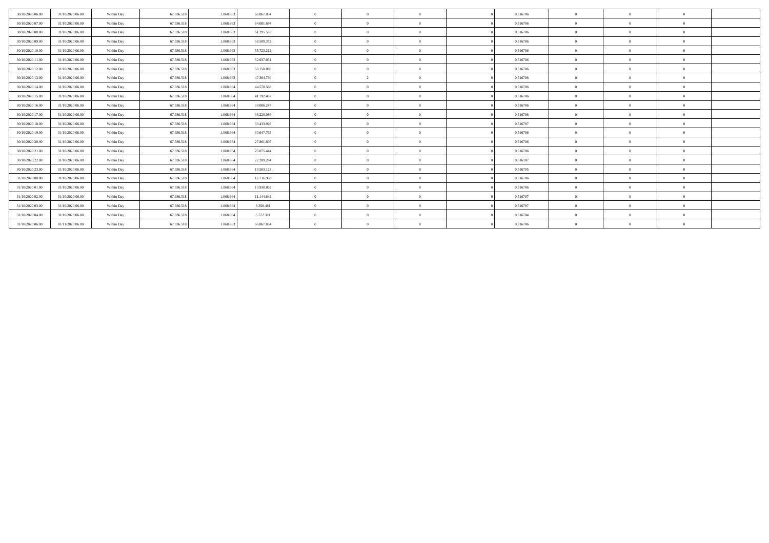| | | | | | | | | | | | | | | |
|---|---|---|---|---|---|---|---|---|---|---|---|---|---|---|
| 30/10/2020 06.00 | 31/10/2020 06.00 | Within Day | 67.936.518 | 1.068.663 | 66.867.854 | 0 | 0 | 0 | 0 | 0,516706 | 0 | 0 | 0 | |
| 30/10/2020 07.00 | 31/10/2020 06.00 | Within Day | 67.936.518 | 1.068.663 | 64.081.694 | 0 | 0 | 0 | 0 | 0,516706 | 0 | 0 | 0 | |
| 30/10/2020 08.00 | 31/10/2020 06.00 | Within Day | 67.936.518 | 1.068.663 | 61.295.533 | 0 | 0 | 0 | 0 | 0,516706 | 0 | 0 | 0 | |
| 30/10/2020 09.00 | 31/10/2020 06.00 | Within Day | 67.936.518 | 1.068.663 | 58.509.372 | 0 | 0 | 0 | 0 | 0,516706 | 0 | 0 | 0 | |
| 30/10/2020 10.00 | 31/10/2020 06.00 | Within Day | 67.936.518 | 1.068.663 | 55.723.212 | 0 | 0 | 0 | 0 | 0,516706 | 0 | 0 | 0 | |
| 30/10/2020 11.00 | 31/10/2020 06.00 | Within Day | 67.936.518 | 1.068.663 | 52.937.051 | 0 | 0 | 0 | 0 | 0,516706 | 0 | 0 | 0 | |
| 30/10/2020 12.00 | 31/10/2020 06.00 | Within Day | 67.936.518 | 1.068.663 | 50.150.890 | 0 | 0 | 0 | 0 | 0,516706 | 0 | 0 | 0 | |
| 30/10/2020 13.00 | 31/10/2020 06.00 | Within Day | 67.936.518 | 1.068.663 | 47.364.730 | 0 | 2 | 0 | 0 | 0,516706 | 0 | 0 | 0 | |
| 30/10/2020 14.00 | 31/10/2020 06.00 | Within Day | 67.936.518 | 1.068.664 | 44.578.568 | 0 | 0 | 0 | 0 | 0,516706 | 0 | 0 | 0 | |
| 30/10/2020 15.00 | 31/10/2020 06.00 | Within Day | 67.936.518 | 1.068.664 | 41.792.407 | 0 | 0 | 0 | 0 | 0,516706 | 0 | 0 | 0 | |
| 30/10/2020 16.00 | 31/10/2020 06.00 | Within Day | 67.936.518 | 1.068.664 | 39.006.247 | 0 | 0 | 0 | 0 | 0,516706 | 0 | 0 | 0 | |
| 30/10/2020 17.00 | 31/10/2020 06.00 | Within Day | 67.936.518 | 1.068.664 | 36.220.086 | 0 | 0 | 0 | 0 | 0,516706 | 0 | 0 | 0 | |
| 30/10/2020 18.00 | 31/10/2020 06.00 | Within Day | 67.936.518 | 1.068.664 | 33.433.926 | 0 | 0 | 0 | 0 | 0,516707 | 0 | 0 | 0 | |
| 30/10/2020 19.00 | 31/10/2020 06.00 | Within Day | 67.936.518 | 1.068.664 | 30.647.765 | 0 | 0 | 0 | 0 | 0,516706 | 0 | 0 | 0 | |
| 30/10/2020 20.00 | 31/10/2020 06.00 | Within Day | 67.936.518 | 1.068.664 | 27.861.605 | 0 | 0 | 0 | 0 | 0,516706 | 0 | 0 | 0 | |
| 30/10/2020 21.00 | 31/10/2020 06.00 | Within Day | 67.936.518 | 1.068.664 | 25.075.444 | 0 | 0 | 0 | 0 | 0,516706 | 0 | 0 | 0 | |
| 30/10/2020 22.00 | 31/10/2020 06.00 | Within Day | 67.936.518 | 1.068.664 | 22.289.284 | 0 | 0 | 0 | 0 | 0,516707 | 0 | 0 | 0 | |
| 30/10/2020 23.00 | 31/10/2020 06.00 | Within Day | 67.936.518 | 1.068.664 | 19.503.123 | 0 | 0 | 0 | 0 | 0,516705 | 0 | 0 | 0 | |
| 31/10/2020 00.00 | 31/10/2020 06.00 | Within Day | 67.936.518 | 1.068.664 | 16.716.963 | 0 | 0 | 0 | 0 | 0,516706 | 0 | 0 | 0 | |
| 31/10/2020 01.00 | 31/10/2020 06.00 | Within Day | 67.936.518 | 1.068.664 | 13.930.802 | 0 | 0 | 0 | 0 | 0,516706 | 0 | 0 | 0 | |
| 31/10/2020 02.00 | 31/10/2020 06.00 | Within Day | 67.936.518 | 1.068.664 | 11.144.642 | 0 | 0 | 0 | 0 | 0,516707 | 0 | 0 | 0 | |
| 31/10/2020 03.00 | 31/10/2020 06.00 | Within Day | 67.936.518 | 1.068.664 | 8.358.481 | 0 | 0 | 0 | 0 | 0,516707 | 0 | 0 | 0 | |
| 31/10/2020 04.00 | 31/10/2020 06.00 | Within Day | 67.936.518 | 1.068.664 | 5.572.321 | 0 | 0 | 0 | 0 | 0,516704 | 0 | 0 | 0 | |
| 31/10/2020 06.00 | 01/11/2020 06.00 | Within Day | 67.936.518 | 1.068.663 | 66.867.854 | 0 | 0 | 0 | 0 | 0,516706 | 0 | 0 | 0 | |